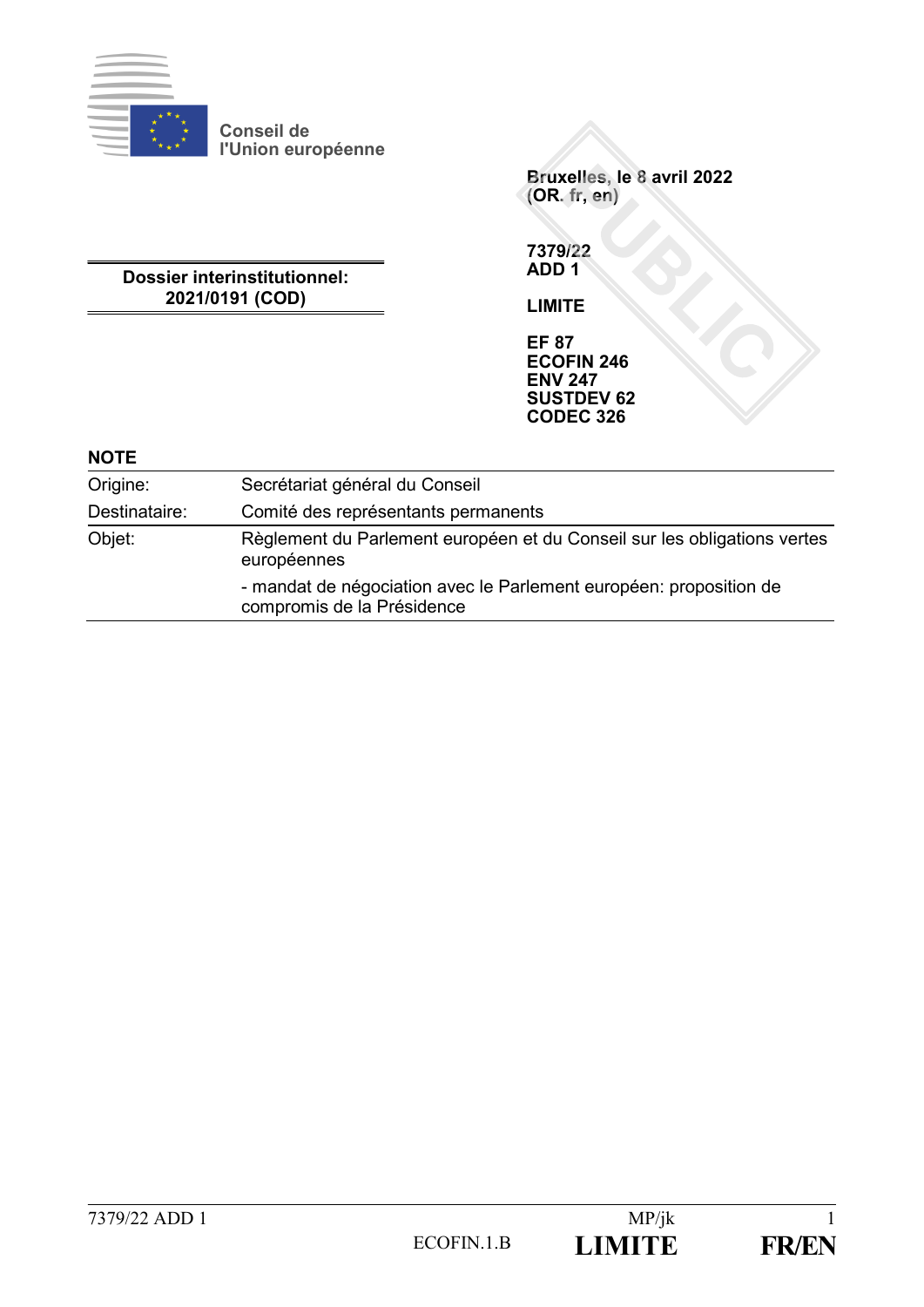Conseil de l'Union européenne

Bruxelles, le 8 avril 2022
(OR. fr, en)

**Dossier interinstitutionnel:**
**2021/0191 (COD)**

**7379/22**
**ADD 1**

**LIMITE**

**EF 87**
**ECOFIN 246**
**ENV 247**
**SUSTDEV 62**
**CODEC 326**

**NOTE**

| | |
|---|---|
| Origine: | Secrétariat général du Conseil |
| Destinataire: | Comité des représentants permanents |
| Objet: | Règlement du Parlement européen et du Conseil sur les obligations vertes européennes<br>- mandat de négociation avec le Parlement européen: proposition de compromis de la Présidence |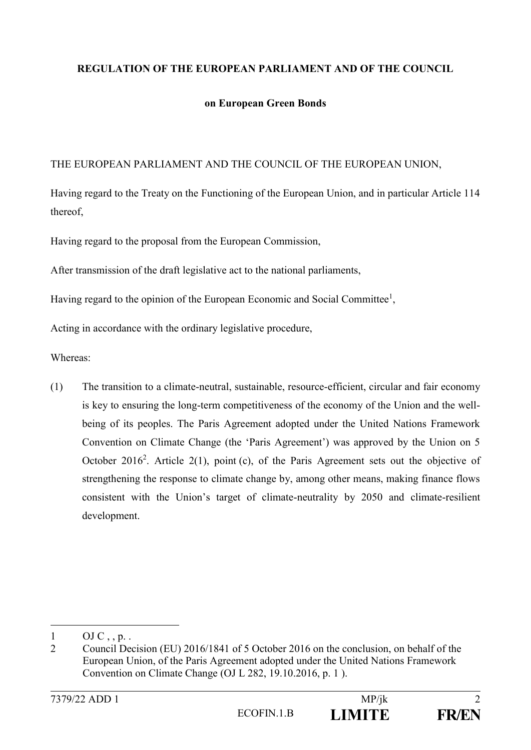**REGULATION OF THE EUROPEAN PARLIAMENT AND OF THE COUNCIL**

**on European Green Bonds**

THE EUROPEAN PARLIAMENT AND THE COUNCIL OF THE EUROPEAN UNION,

Having regard to the Treaty on the Functioning of the European Union, and in particular Article 114 thereof,

Having regard to the proposal from the European Commission,

After transmission of the draft legislative act to the national parliaments,

Having regard to the opinion of the European Economic and Social Committee[1],

Acting in accordance with the ordinary legislative procedure,

Whereas:

(1) The transition to a climate-neutral, sustainable, resource-efficient, circular and fair economy is key to ensuring the long-term competitiveness of the economy of the Union and the well-being of its peoples. The Paris Agreement adopted under the United Nations Framework Convention on Climate Change (the 'Paris Agreement') was approved by the Union on 5 October 2016[2]. Article 2(1), point (c), of the Paris Agreement sets out the objective of strengthening the response to climate change by, among other means, making finance flows consistent with the Union's target of climate-neutrality by 2050 and climate-resilient development.

---

1 OJ C , , p. .

2 Council Decision (EU) 2016/1841 of 5 October 2016 on the conclusion, on behalf of the European Union, of the Paris Agreement adopted under the United Nations Framework Convention on Climate Change (OJ L 282, 19.10.2016, p. 1 ).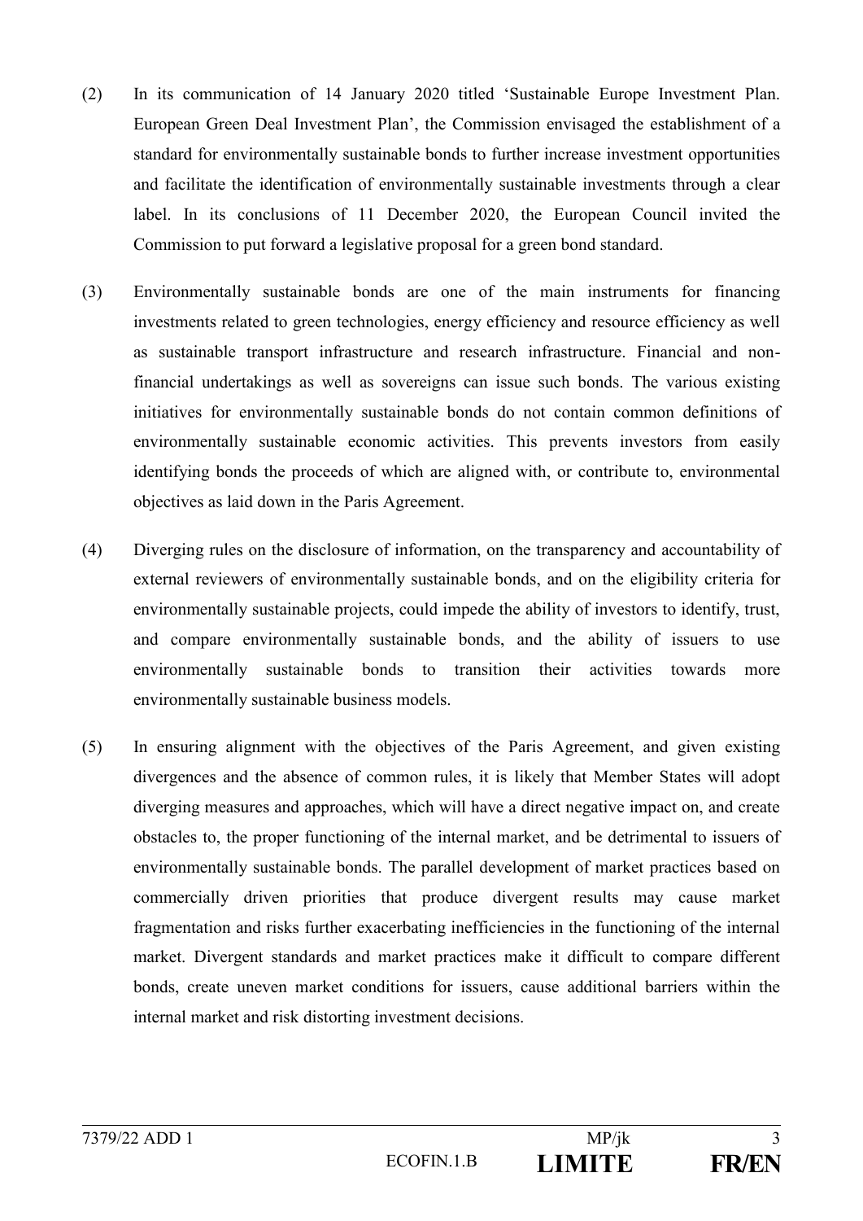(2) In its communication of 14 January 2020 titled 'Sustainable Europe Investment Plan. European Green Deal Investment Plan', the Commission envisaged the establishment of a standard for environmentally sustainable bonds to further increase investment opportunities and facilitate the identification of environmentally sustainable investments through a clear label. In its conclusions of 11 December 2020, the European Council invited the Commission to put forward a legislative proposal for a green bond standard.

(3) Environmentally sustainable bonds are one of the main instruments for financing investments related to green technologies, energy efficiency and resource efficiency as well as sustainable transport infrastructure and research infrastructure. Financial and non-financial undertakings as well as sovereigns can issue such bonds. The various existing initiatives for environmentally sustainable bonds do not contain common definitions of environmentally sustainable economic activities. This prevents investors from easily identifying bonds the proceeds of which are aligned with, or contribute to, environmental objectives as laid down in the Paris Agreement.

(4) Diverging rules on the disclosure of information, on the transparency and accountability of external reviewers of environmentally sustainable bonds, and on the eligibility criteria for environmentally sustainable projects, could impede the ability of investors to identify, trust, and compare environmentally sustainable bonds, and the ability of issuers to use environmentally sustainable bonds to transition their activities towards more environmentally sustainable business models.

(5) In ensuring alignment with the objectives of the Paris Agreement, and given existing divergences and the absence of common rules, it is likely that Member States will adopt diverging measures and approaches, which will have a direct negative impact on, and create obstacles to, the proper functioning of the internal market, and be detrimental to issuers of environmentally sustainable bonds. The parallel development of market practices based on commercially driven priorities that produce divergent results may cause market fragmentation and risks further exacerbating inefficiencies in the functioning of the internal market. Divergent standards and market practices make it difficult to compare different bonds, create uneven market conditions for issuers, cause additional barriers within the internal market and risk distorting investment decisions.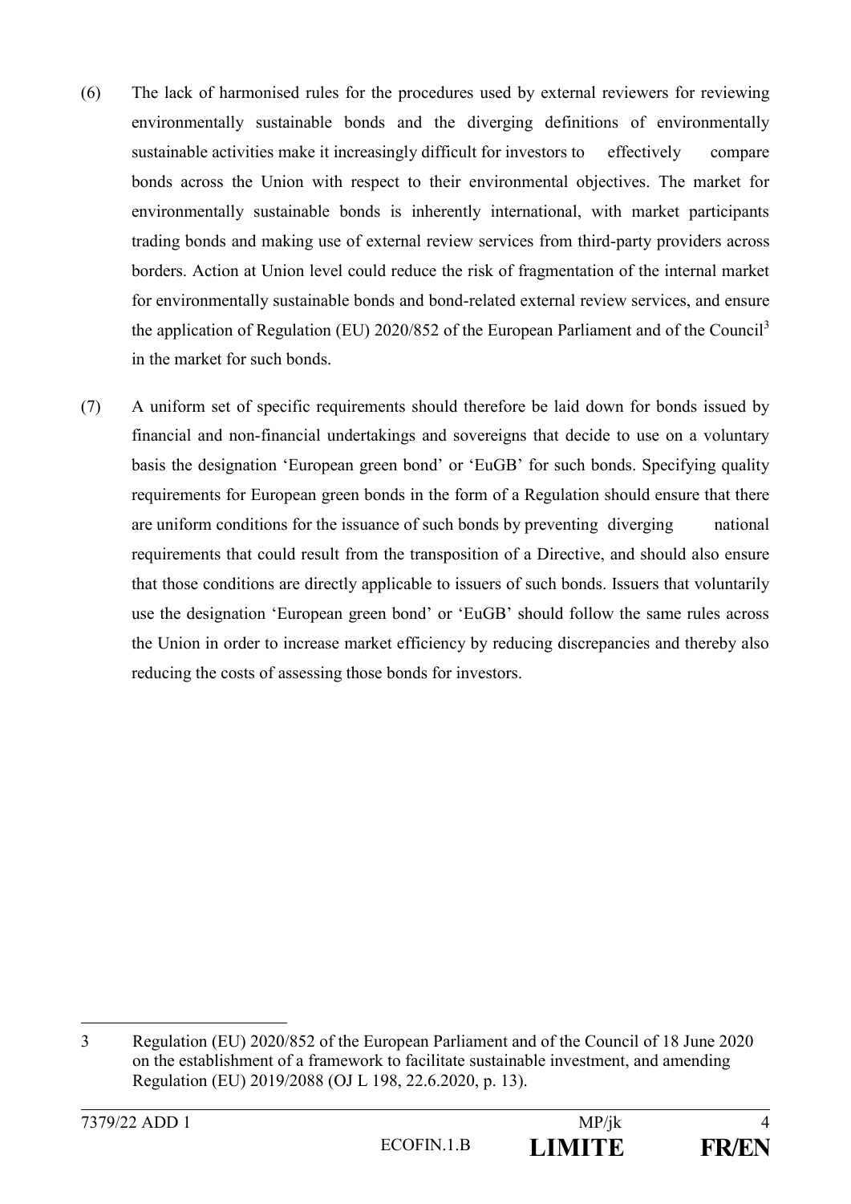(6) The lack of harmonised rules for the procedures used by external reviewers for reviewing environmentally sustainable bonds and the diverging definitions of environmentally sustainable activities make it increasingly difficult for investors to effectively compare bonds across the Union with respect to their environmental objectives. The market for environmentally sustainable bonds is inherently international, with market participants trading bonds and making use of external review services from third-party providers across borders. Action at Union level could reduce the risk of fragmentation of the internal market for environmentally sustainable bonds and bond-related external review services, and ensure the application of Regulation (EU) 2020/852 of the European Parliament and of the Council[3] in the market for such bonds.

(7) A uniform set of specific requirements should therefore be laid down for bonds issued by financial and non-financial undertakings and sovereigns that decide to use on a voluntary basis the designation 'European green bond' or 'EuGB' for such bonds. Specifying quality requirements for European green bonds in the form of a Regulation should ensure that there are uniform conditions for the issuance of such bonds by preventing diverging national requirements that could result from the transposition of a Directive, and should also ensure that those conditions are directly applicable to issuers of such bonds. Issuers that voluntarily use the designation 'European green bond' or 'EuGB' should follow the same rules across the Union in order to increase market efficiency by reducing discrepancies and thereby also reducing the costs of assessing those bonds for investors.

---

3 Regulation (EU) 2020/852 of the European Parliament and of the Council of 18 June 2020 on the establishment of a framework to facilitate sustainable investment, and amending Regulation (EU) 2019/2088 (OJ L 198, 22.6.2020, p. 13).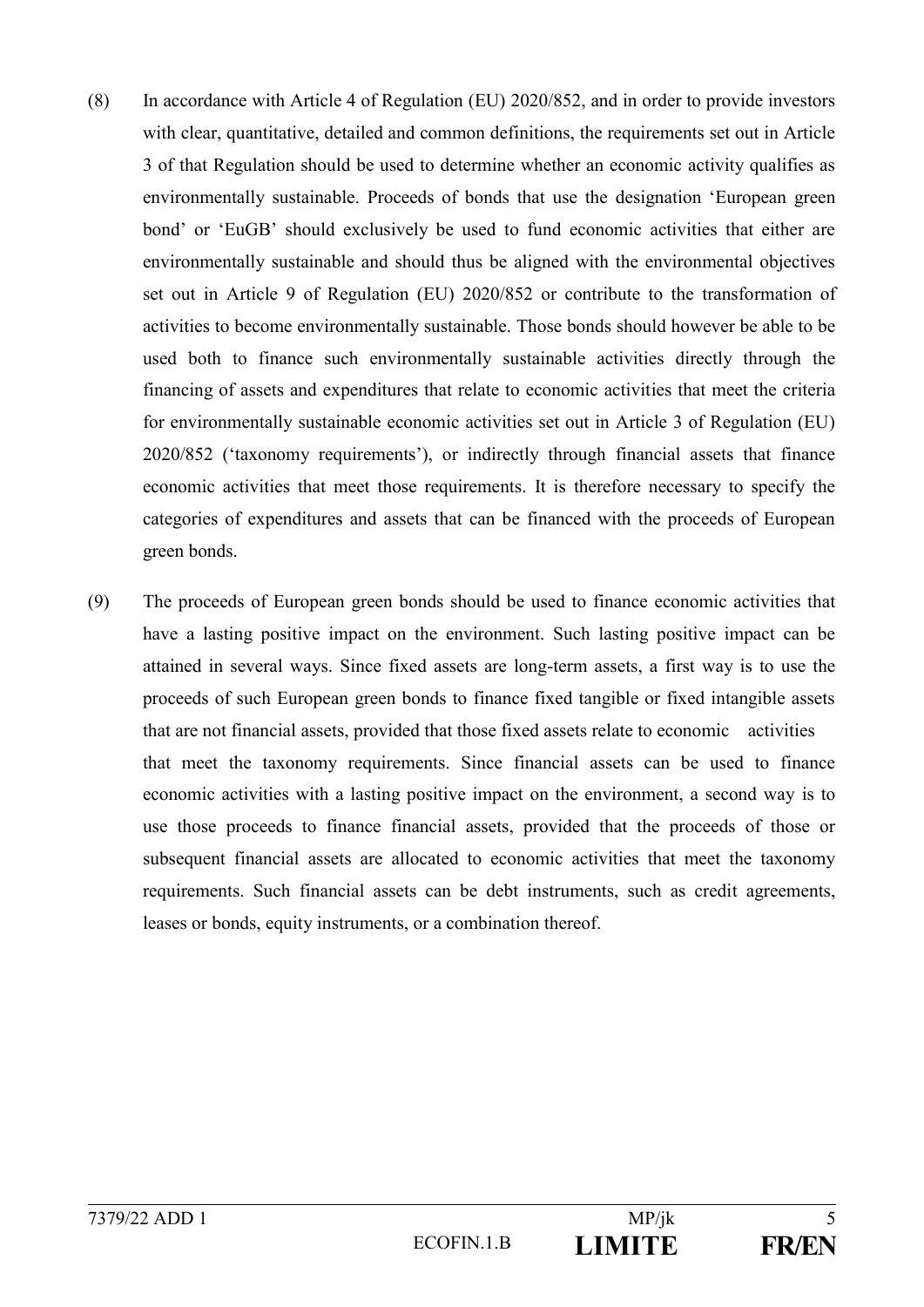(8) In accordance with Article 4 of Regulation (EU) 2020/852, and in order to provide investors with clear, quantitative, detailed and common definitions, the requirements set out in Article 3 of that Regulation should be used to determine whether an economic activity qualifies as environmentally sustainable. Proceeds of bonds that use the designation 'European green bond' or 'EuGB' should exclusively be used to fund economic activities that either are environmentally sustainable and should thus be aligned with the environmental objectives set out in Article 9 of Regulation (EU) 2020/852 or contribute to the transformation of activities to become environmentally sustainable. Those bonds should however be able to be used both to finance such environmentally sustainable activities directly through the financing of assets and expenditures that relate to economic activities that meet the criteria for environmentally sustainable economic activities set out in Article 3 of Regulation (EU) 2020/852 ('taxonomy requirements'), or indirectly through financial assets that finance economic activities that meet those requirements. It is therefore necessary to specify the categories of expenditures and assets that can be financed with the proceeds of European green bonds.

(9) The proceeds of European green bonds should be used to finance economic activities that have a lasting positive impact on the environment. Such lasting positive impact can be attained in several ways. Since fixed assets are long-term assets, a first way is to use the proceeds of such European green bonds to finance fixed tangible or fixed intangible assets that are not financial assets, provided that those fixed assets relate to economic activities that meet the taxonomy requirements. Since financial assets can be used to finance economic activities with a lasting positive impact on the environment, a second way is to use those proceeds to finance financial assets, provided that the proceeds of those or subsequent financial assets are allocated to economic activities that meet the taxonomy requirements. Such financial assets can be debt instruments, such as credit agreements, leases or bonds, equity instruments, or a combination thereof.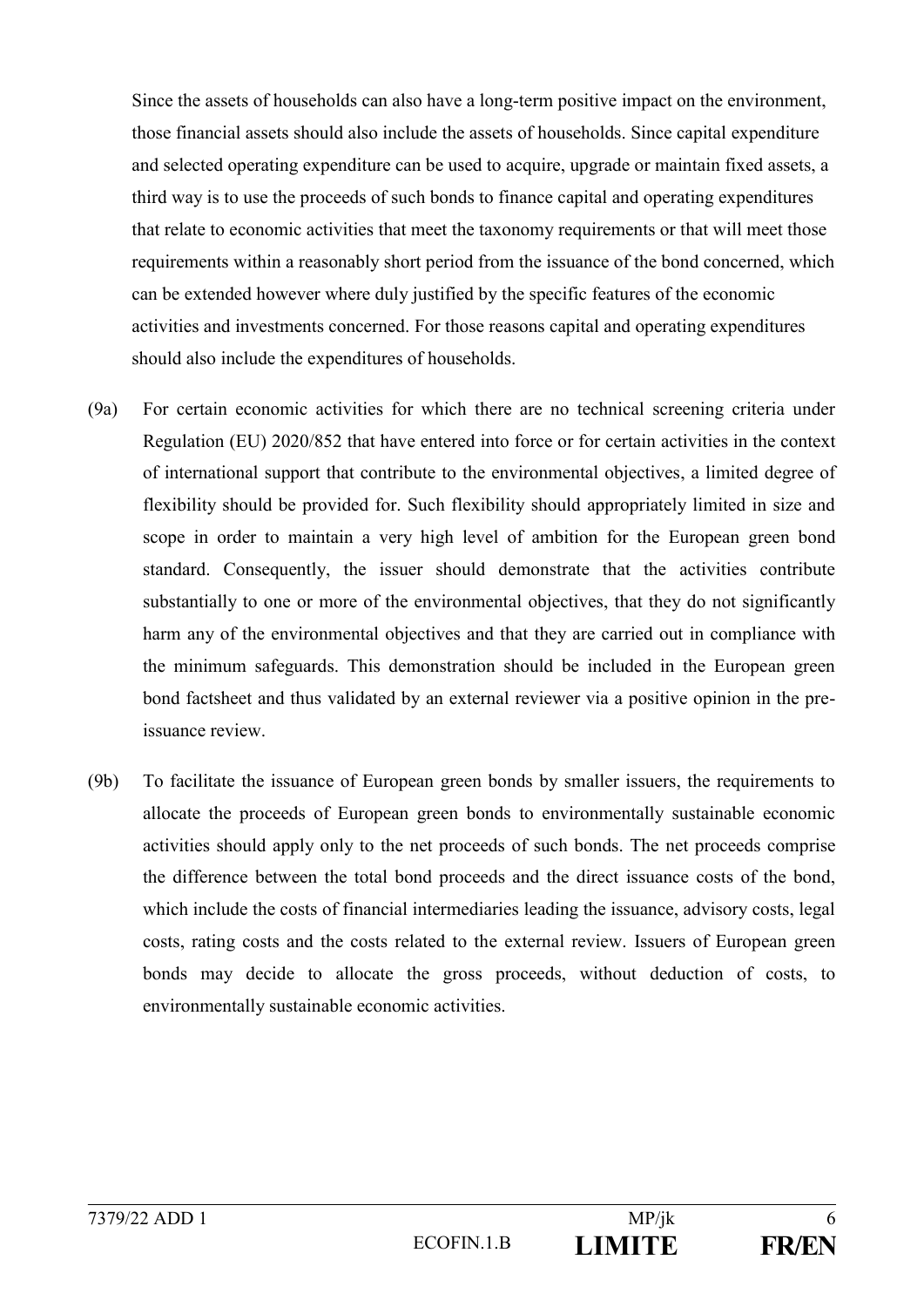Since the assets of households can also have a long-term positive impact on the environment, those financial assets should also include the assets of households. Since capital expenditure and selected operating expenditure can be used to acquire, upgrade or maintain fixed assets, a third way is to use the proceeds of such bonds to finance capital and operating expenditures that relate to economic activities that meet the taxonomy requirements or that will meet those requirements within a reasonably short period from the issuance of the bond concerned, which can be extended however where duly justified by the specific features of the economic activities and investments concerned. For those reasons capital and operating expenditures should also include the expenditures of households.

(9a) For certain economic activities for which there are no technical screening criteria under Regulation (EU) 2020/852 that have entered into force or for certain activities in the context of international support that contribute to the environmental objectives, a limited degree of flexibility should be provided for. Such flexibility should appropriately limited in size and scope in order to maintain a very high level of ambition for the European green bond standard. Consequently, the issuer should demonstrate that the activities contribute substantially to one or more of the environmental objectives, that they do not significantly harm any of the environmental objectives and that they are carried out in compliance with the minimum safeguards. This demonstration should be included in the European green bond factsheet and thus validated by an external reviewer via a positive opinion in the pre-issuance review.

(9b) To facilitate the issuance of European green bonds by smaller issuers, the requirements to allocate the proceeds of European green bonds to environmentally sustainable economic activities should apply only to the net proceeds of such bonds. The net proceeds comprise the difference between the total bond proceeds and the direct issuance costs of the bond, which include the costs of financial intermediaries leading the issuance, advisory costs, legal costs, rating costs and the costs related to the external review. Issuers of European green bonds may decide to allocate the gross proceeds, without deduction of costs, to environmentally sustainable economic activities.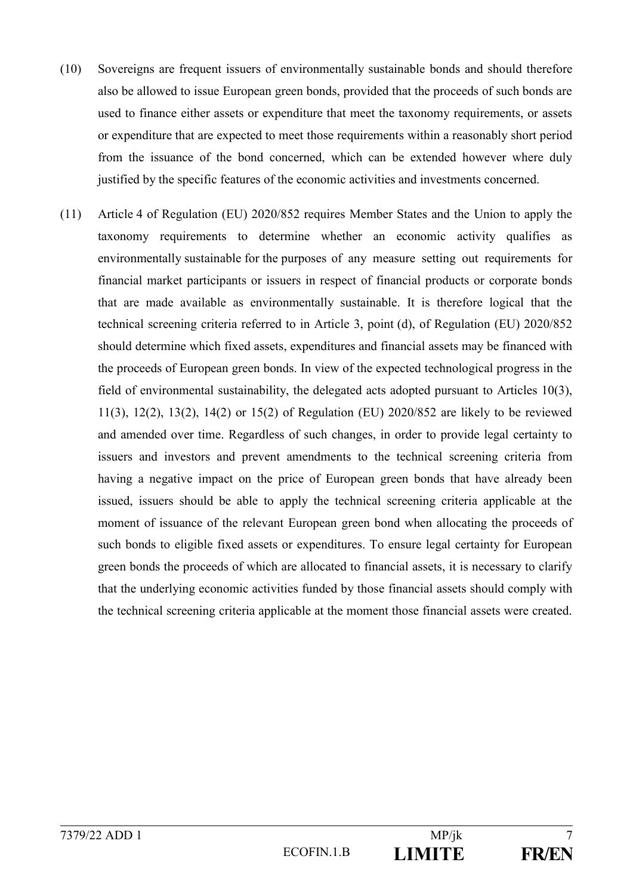(10) Sovereigns are frequent issuers of environmentally sustainable bonds and should therefore also be allowed to issue European green bonds, provided that the proceeds of such bonds are used to finance either assets or expenditure that meet the taxonomy requirements, or assets or expenditure that are expected to meet those requirements within a reasonably short period from the issuance of the bond concerned, which can be extended however where duly justified by the specific features of the economic activities and investments concerned.

(11) Article 4 of Regulation (EU) 2020/852 requires Member States and the Union to apply the taxonomy requirements to determine whether an economic activity qualifies as environmentally sustainable for the purposes of any measure setting out requirements for financial market participants or issuers in respect of financial products or corporate bonds that are made available as environmentally sustainable. It is therefore logical that the technical screening criteria referred to in Article 3, point (d), of Regulation (EU) 2020/852 should determine which fixed assets, expenditures and financial assets may be financed with the proceeds of European green bonds. In view of the expected technological progress in the field of environmental sustainability, the delegated acts adopted pursuant to Articles 10(3), 11(3), 12(2), 13(2), 14(2) or 15(2) of Regulation (EU) 2020/852 are likely to be reviewed and amended over time. Regardless of such changes, in order to provide legal certainty to issuers and investors and prevent amendments to the technical screening criteria from having a negative impact on the price of European green bonds that have already been issued, issuers should be able to apply the technical screening criteria applicable at the moment of issuance of the relevant European green bond when allocating the proceeds of such bonds to eligible fixed assets or expenditures. To ensure legal certainty for European green bonds the proceeds of which are allocated to financial assets, it is necessary to clarify that the underlying economic activities funded by those financial assets should comply with the technical screening criteria applicable at the moment those financial assets were created.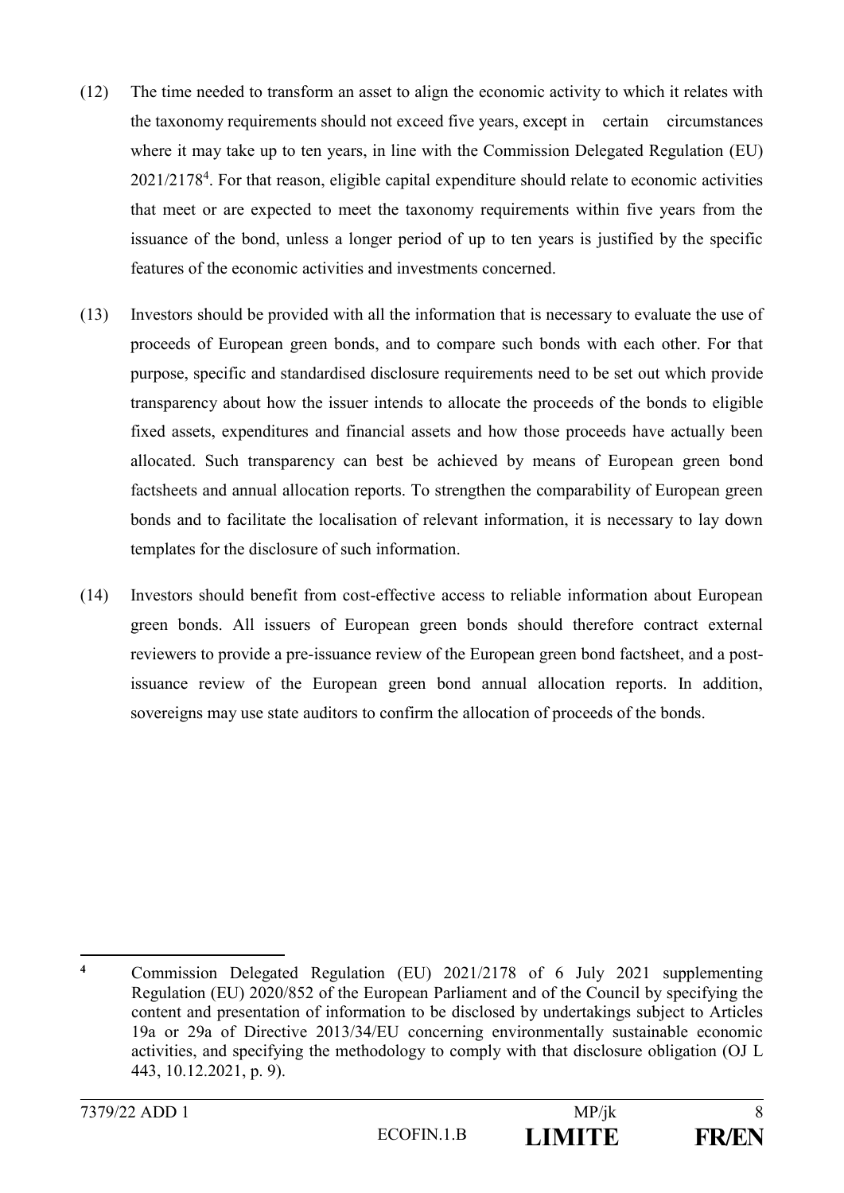(12) The time needed to transform an asset to align the economic activity to which it relates with the taxonomy requirements should not exceed five years, except in certain circumstances where it may take up to ten years, in line with the Commission Delegated Regulation (EU) 2021/2178[4]. For that reason, eligible capital expenditure should relate to economic activities that meet or are expected to meet the taxonomy requirements within five years from the issuance of the bond, unless a longer period of up to ten years is justified by the specific features of the economic activities and investments concerned.

(13) Investors should be provided with all the information that is necessary to evaluate the use of proceeds of European green bonds, and to compare such bonds with each other. For that purpose, specific and standardised disclosure requirements need to be set out which provide transparency about how the issuer intends to allocate the proceeds of the bonds to eligible fixed assets, expenditures and financial assets and how those proceeds have actually been allocated. Such transparency can best be achieved by means of European green bond factsheets and annual allocation reports. To strengthen the comparability of European green bonds and to facilitate the localisation of relevant information, it is necessary to lay down templates for the disclosure of such information.

(14) Investors should benefit from cost-effective access to reliable information about European green bonds. All issuers of European green bonds should therefore contract external reviewers to provide a pre-issuance review of the European green bond factsheet, and a post-issuance review of the European green bond annual allocation reports. In addition, sovereigns may use state auditors to confirm the allocation of proceeds of the bonds.

---

[4] Commission Delegated Regulation (EU) 2021/2178 of 6 July 2021 supplementing Regulation (EU) 2020/852 of the European Parliament and of the Council by specifying the content and presentation of information to be disclosed by undertakings subject to Articles 19a or 29a of Directive 2013/34/EU concerning environmentally sustainable economic activities, and specifying the methodology to comply with that disclosure obligation (OJ L 443, 10.12.2021, p. 9).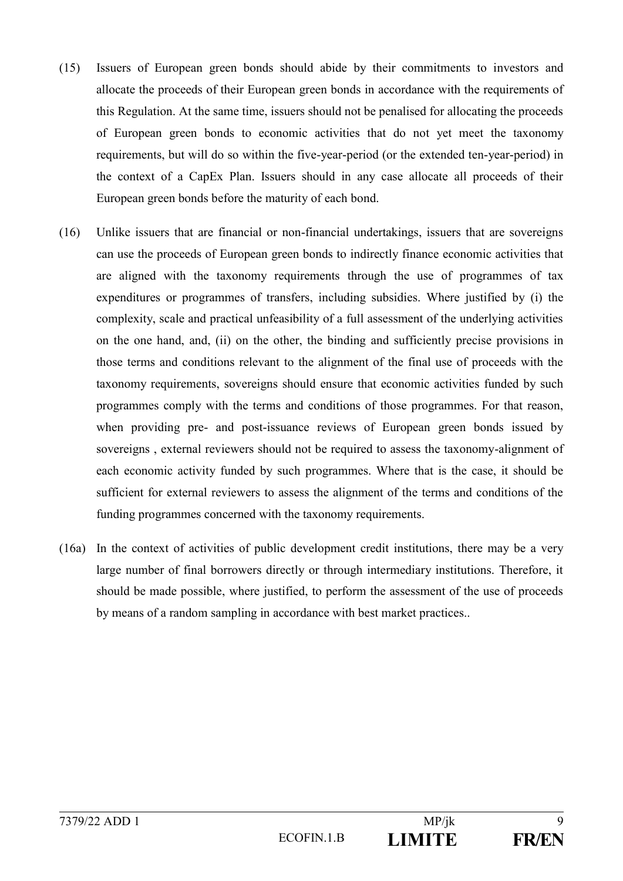(15) Issuers of European green bonds should abide by their commitments to investors and allocate the proceeds of their European green bonds in accordance with the requirements of this Regulation. At the same time, issuers should not be penalised for allocating the proceeds of European green bonds to economic activities that do not yet meet the taxonomy requirements, but will do so within the five-year-period (or the extended ten-year-period) in the context of a CapEx Plan. Issuers should in any case allocate all proceeds of their European green bonds before the maturity of each bond.

(16) Unlike issuers that are financial or non-financial undertakings, issuers that are sovereigns can use the proceeds of European green bonds to indirectly finance economic activities that are aligned with the taxonomy requirements through the use of programmes of tax expenditures or programmes of transfers, including subsidies. Where justified by (i) the complexity, scale and practical unfeasibility of a full assessment of the underlying activities on the one hand, and, (ii) on the other, the binding and sufficiently precise provisions in those terms and conditions relevant to the alignment of the final use of proceeds with the taxonomy requirements, sovereigns should ensure that economic activities funded by such programmes comply with the terms and conditions of those programmes. For that reason, when providing pre- and post-issuance reviews of European green bonds issued by sovereigns , external reviewers should not be required to assess the taxonomy-alignment of each economic activity funded by such programmes. Where that is the case, it should be sufficient for external reviewers to assess the alignment of the terms and conditions of the funding programmes concerned with the taxonomy requirements.

(16a) In the context of activities of public development credit institutions, there may be a very large number of final borrowers directly or through intermediary institutions. Therefore, it should be made possible, where justified, to perform the assessment of the use of proceeds by means of a random sampling in accordance with best market practices..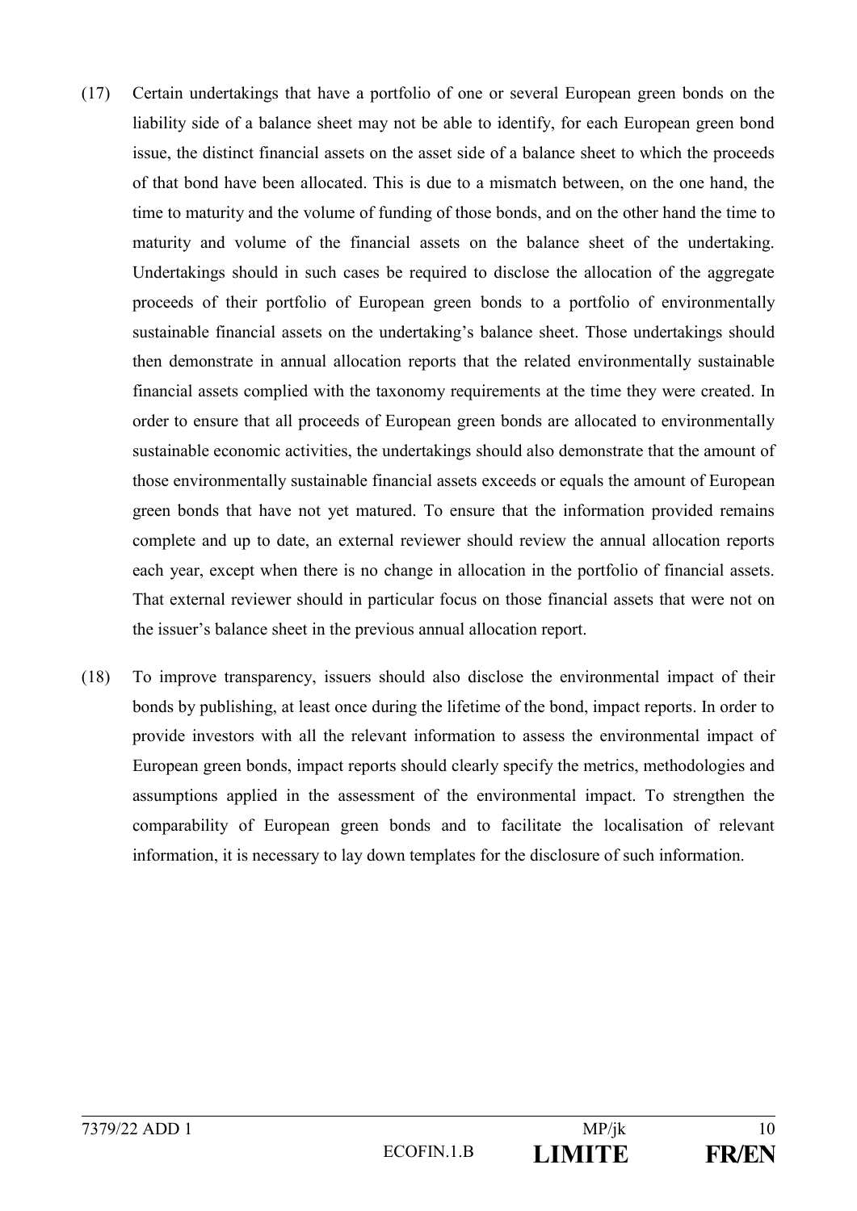(17) Certain undertakings that have a portfolio of one or several European green bonds on the liability side of a balance sheet may not be able to identify, for each European green bond issue, the distinct financial assets on the asset side of a balance sheet to which the proceeds of that bond have been allocated. This is due to a mismatch between, on the one hand, the time to maturity and the volume of funding of those bonds, and on the other hand the time to maturity and volume of the financial assets on the balance sheet of the undertaking. Undertakings should in such cases be required to disclose the allocation of the aggregate proceeds of their portfolio of European green bonds to a portfolio of environmentally sustainable financial assets on the undertaking's balance sheet. Those undertakings should then demonstrate in annual allocation reports that the related environmentally sustainable financial assets complied with the taxonomy requirements at the time they were created. In order to ensure that all proceeds of European green bonds are allocated to environmentally sustainable economic activities, the undertakings should also demonstrate that the amount of those environmentally sustainable financial assets exceeds or equals the amount of European green bonds that have not yet matured. To ensure that the information provided remains complete and up to date, an external reviewer should review the annual allocation reports each year, except when there is no change in allocation in the portfolio of financial assets. That external reviewer should in particular focus on those financial assets that were not on the issuer's balance sheet in the previous annual allocation report.

(18) To improve transparency, issuers should also disclose the environmental impact of their bonds by publishing, at least once during the lifetime of the bond, impact reports. In order to provide investors with all the relevant information to assess the environmental impact of European green bonds, impact reports should clearly specify the metrics, methodologies and assumptions applied in the assessment of the environmental impact. To strengthen the comparability of European green bonds and to facilitate the localisation of relevant information, it is necessary to lay down templates for the disclosure of such information.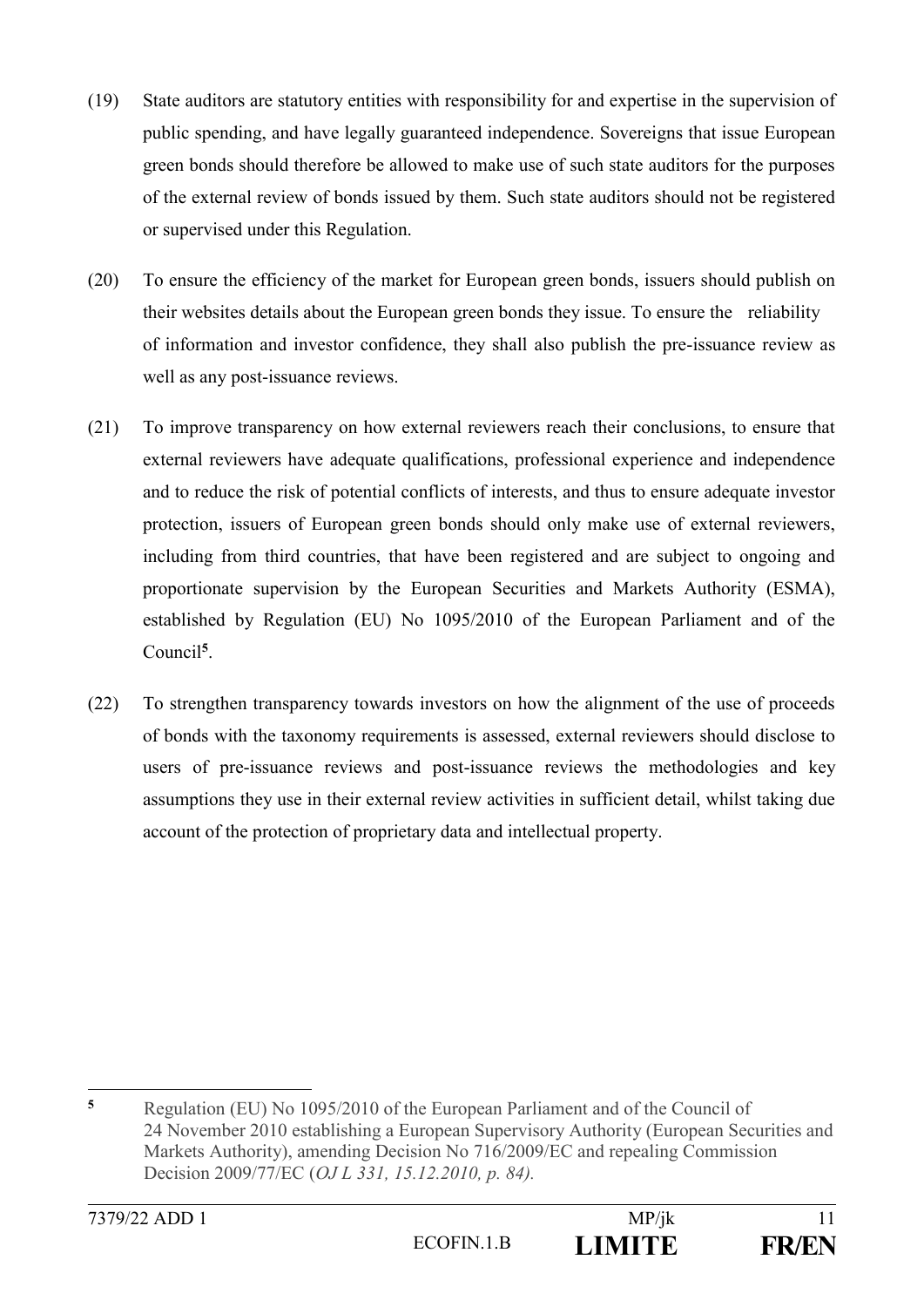(19) State auditors are statutory entities with responsibility for and expertise in the supervision of public spending, and have legally guaranteed independence. Sovereigns that issue European green bonds should therefore be allowed to make use of such state auditors for the purposes of the external review of bonds issued by them. Such state auditors should not be registered or supervised under this Regulation.

(20) To ensure the efficiency of the market for European green bonds, issuers should publish on their websites details about the European green bonds they issue. To ensure the reliability of information and investor confidence, they shall also publish the pre-issuance review as well as any post-issuance reviews.

(21) To improve transparency on how external reviewers reach their conclusions, to ensure that external reviewers have adequate qualifications, professional experience and independence and to reduce the risk of potential conflicts of interests, and thus to ensure adequate investor protection, issuers of European green bonds should only make use of external reviewers, including from third countries, that have been registered and are subject to ongoing and proportionate supervision by the European Securities and Markets Authority (ESMA), established by Regulation (EU) No 1095/2010 of the European Parliament and of the Council[5].

(22) To strengthen transparency towards investors on how the alignment of the use of proceeds of bonds with the taxonomy requirements is assessed, external reviewers should disclose to users of pre-issuance reviews and post-issuance reviews the methodologies and key assumptions they use in their external review activities in sufficient detail, whilst taking due account of the protection of proprietary data and intellectual property.

---

[5] Regulation (EU) No 1095/2010 of the European Parliament and of the Council of 24 November 2010 establishing a European Supervisory Authority (European Securities and Markets Authority), amending Decision No 716/2009/EC and repealing Commission Decision 2009/77/EC (*OJ L 331, 15.12.2010, p. 84).*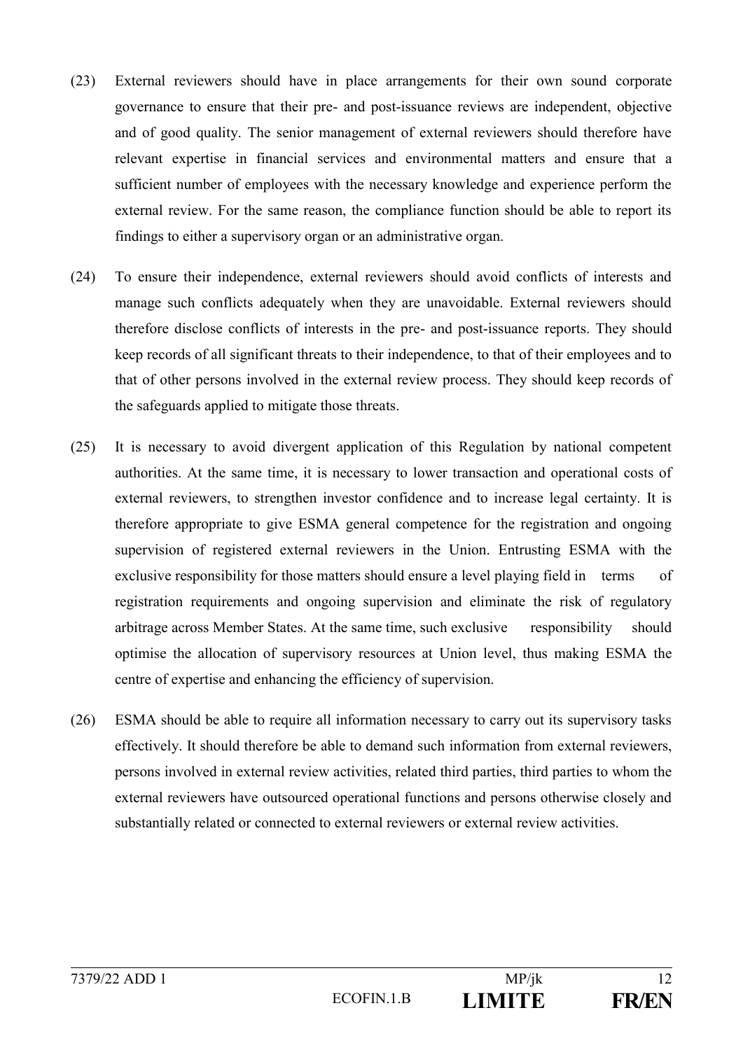(23) External reviewers should have in place arrangements for their own sound corporate governance to ensure that their pre- and post-issuance reviews are independent, objective and of good quality. The senior management of external reviewers should therefore have relevant expertise in financial services and environmental matters and ensure that a sufficient number of employees with the necessary knowledge and experience perform the external review. For the same reason, the compliance function should be able to report its findings to either a supervisory organ or an administrative organ.

(24) To ensure their independence, external reviewers should avoid conflicts of interests and manage such conflicts adequately when they are unavoidable. External reviewers should therefore disclose conflicts of interests in the pre- and post-issuance reports. They should keep records of all significant threats to their independence, to that of their employees and to that of other persons involved in the external review process. They should keep records of the safeguards applied to mitigate those threats.

(25) It is necessary to avoid divergent application of this Regulation by national competent authorities. At the same time, it is necessary to lower transaction and operational costs of external reviewers, to strengthen investor confidence and to increase legal certainty. It is therefore appropriate to give ESMA general competence for the registration and ongoing supervision of registered external reviewers in the Union. Entrusting ESMA with the exclusive responsibility for those matters should ensure a level playing field in terms of registration requirements and ongoing supervision and eliminate the risk of regulatory arbitrage across Member States. At the same time, such exclusive responsibility should optimise the allocation of supervisory resources at Union level, thus making ESMA the centre of expertise and enhancing the efficiency of supervision.

(26) ESMA should be able to require all information necessary to carry out its supervisory tasks effectively. It should therefore be able to demand such information from external reviewers, persons involved in external review activities, related third parties, third parties to whom the external reviewers have outsourced operational functions and persons otherwise closely and substantially related or connected to external reviewers or external review activities.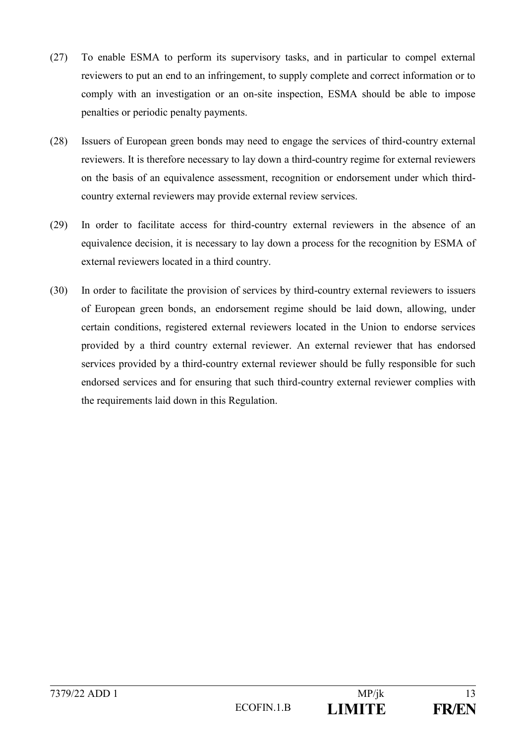(27) To enable ESMA to perform its supervisory tasks, and in particular to compel external reviewers to put an end to an infringement, to supply complete and correct information or to comply with an investigation or an on-site inspection, ESMA should be able to impose penalties or periodic penalty payments.

(28) Issuers of European green bonds may need to engage the services of third-country external reviewers. It is therefore necessary to lay down a third-country regime for external reviewers on the basis of an equivalence assessment, recognition or endorsement under which third-country external reviewers may provide external review services.

(29) In order to facilitate access for third-country external reviewers in the absence of an equivalence decision, it is necessary to lay down a process for the recognition by ESMA of external reviewers located in a third country.

(30) In order to facilitate the provision of services by third-country external reviewers to issuers of European green bonds, an endorsement regime should be laid down, allowing, under certain conditions, registered external reviewers located in the Union to endorse services provided by a third country external reviewer. An external reviewer that has endorsed services provided by a third-country external reviewer should be fully responsible for such endorsed services and for ensuring that such third-country external reviewer complies with the requirements laid down in this Regulation.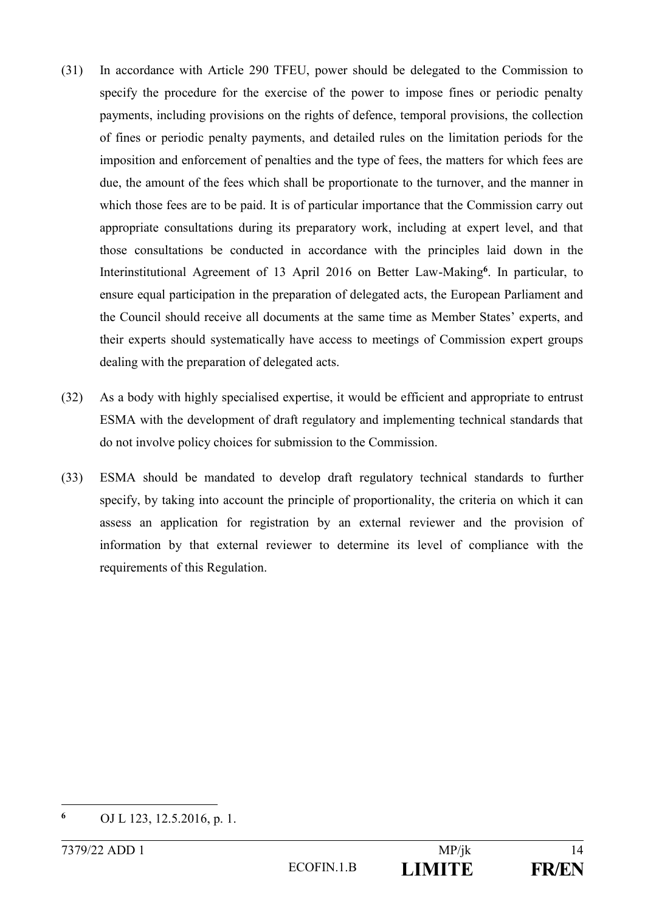(31) In accordance with Article 290 TFEU, power should be delegated to the Commission to specify the procedure for the exercise of the power to impose fines or periodic penalty payments, including provisions on the rights of defence, temporal provisions, the collection of fines or periodic penalty payments, and detailed rules on the limitation periods for the imposition and enforcement of penalties and the type of fees, the matters for which fees are due, the amount of the fees which shall be proportionate to the turnover, and the manner in which those fees are to be paid. It is of particular importance that the Commission carry out appropriate consultations during its preparatory work, including at expert level, and that those consultations be conducted in accordance with the principles laid down in the Interinstitutional Agreement of 13 April 2016 on Better Law-Making[6]. In particular, to ensure equal participation in the preparation of delegated acts, the European Parliament and the Council should receive all documents at the same time as Member States' experts, and their experts should systematically have access to meetings of Commission expert groups dealing with the preparation of delegated acts.

(32) As a body with highly specialised expertise, it would be efficient and appropriate to entrust ESMA with the development of draft regulatory and implementing technical standards that do not involve policy choices for submission to the Commission.

(33) ESMA should be mandated to develop draft regulatory technical standards to further specify, by taking into account the principle of proportionality, the criteria on which it can assess an application for registration by an external reviewer and the provision of information by that external reviewer to determine its level of compliance with the requirements of this Regulation.

---

[6] OJ L 123, 12.5.2016, p. 1.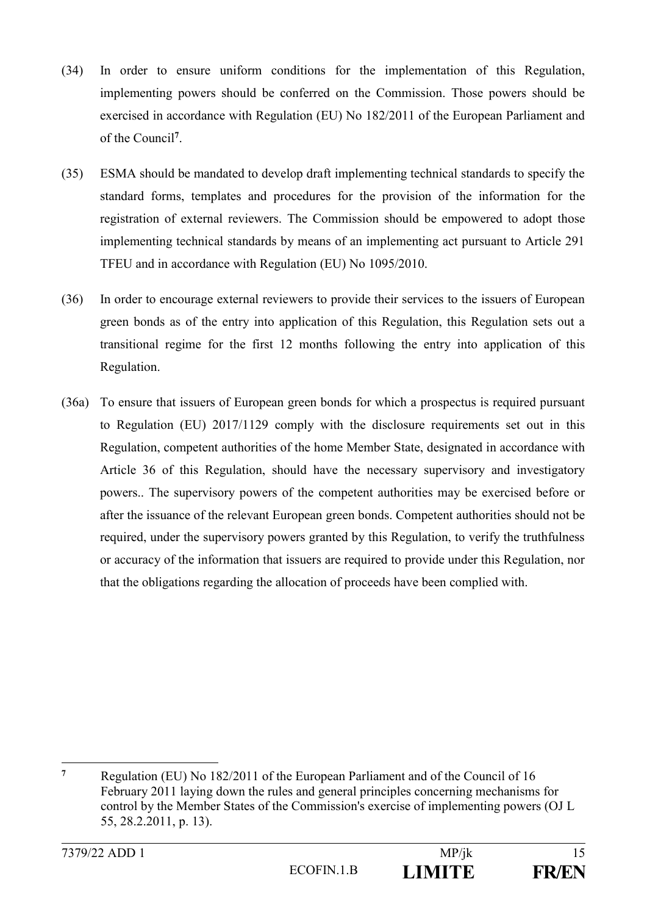(34) In order to ensure uniform conditions for the implementation of this Regulation, implementing powers should be conferred on the Commission. Those powers should be exercised in accordance with Regulation (EU) No 182/2011 of the European Parliament and of the Council[7].

(35) ESMA should be mandated to develop draft implementing technical standards to specify the standard forms, templates and procedures for the provision of the information for the registration of external reviewers. The Commission should be empowered to adopt those implementing technical standards by means of an implementing act pursuant to Article 291 TFEU and in accordance with Regulation (EU) No 1095/2010.

(36) In order to encourage external reviewers to provide their services to the issuers of European green bonds as of the entry into application of this Regulation, this Regulation sets out a transitional regime for the first 12 months following the entry into application of this Regulation.

(36a) To ensure that issuers of European green bonds for which a prospectus is required pursuant to Regulation (EU) 2017/1129 comply with the disclosure requirements set out in this Regulation, competent authorities of the home Member State, designated in accordance with Article 36 of this Regulation, should have the necessary supervisory and investigatory powers.. The supervisory powers of the competent authorities may be exercised before or after the issuance of the relevant European green bonds. Competent authorities should not be required, under the supervisory powers granted by this Regulation, to verify the truthfulness or accuracy of the information that issuers are required to provide under this Regulation, nor that the obligations regarding the allocation of proceeds have been complied with.

---

[7] Regulation (EU) No 182/2011 of the European Parliament and of the Council of 16 February 2011 laying down the rules and general principles concerning mechanisms for control by the Member States of the Commission's exercise of implementing powers (OJ L 55, 28.2.2011, p. 13).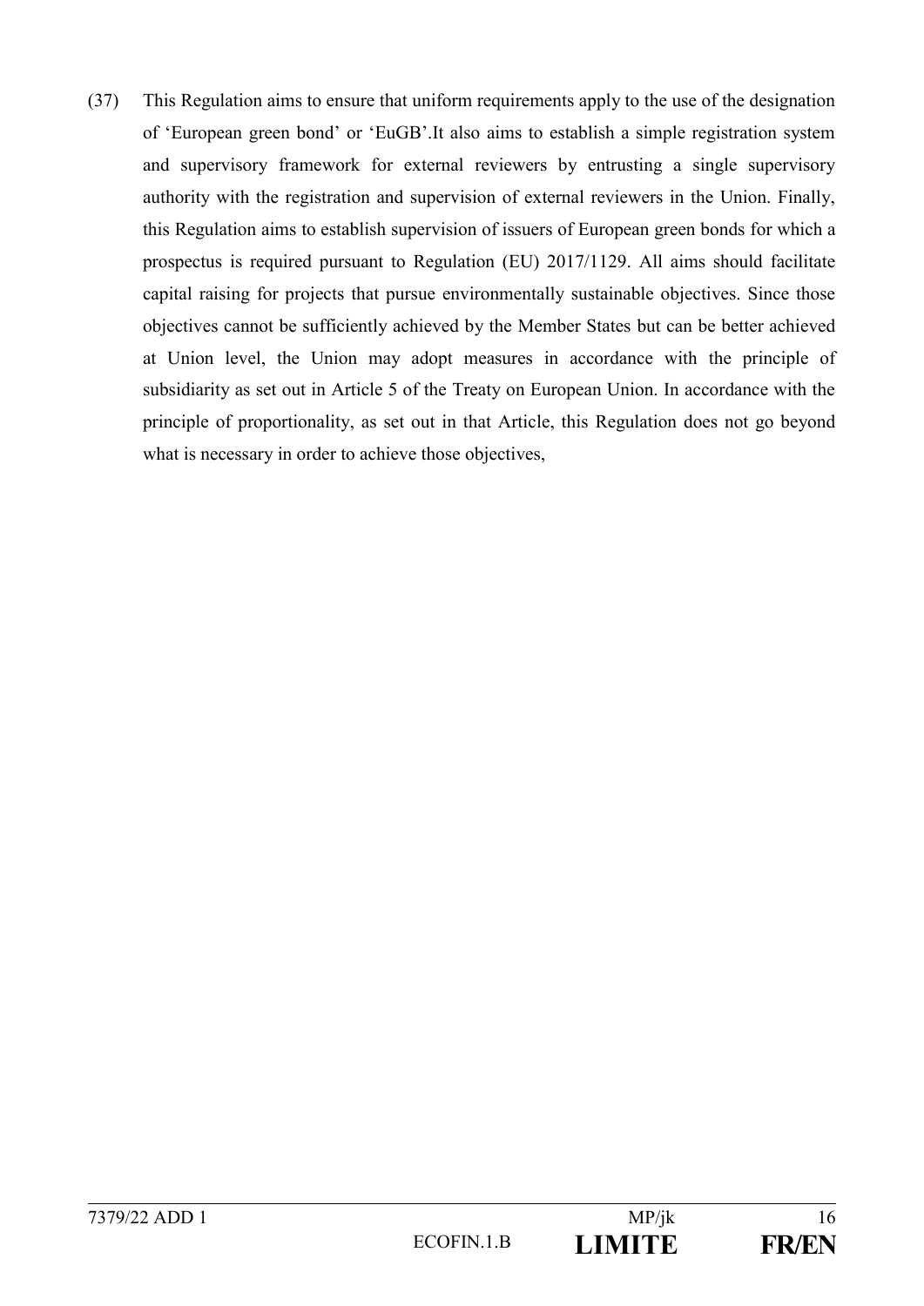(37) This Regulation aims to ensure that uniform requirements apply to the use of the designation of 'European green bond' or 'EuGB'.It also aims to establish a simple registration system and supervisory framework for external reviewers by entrusting a single supervisory authority with the registration and supervision of external reviewers in the Union. Finally, this Regulation aims to establish supervision of issuers of European green bonds for which a prospectus is required pursuant to Regulation (EU) 2017/1129. All aims should facilitate capital raising for projects that pursue environmentally sustainable objectives. Since those objectives cannot be sufficiently achieved by the Member States but can be better achieved at Union level, the Union may adopt measures in accordance with the principle of subsidiarity as set out in Article 5 of the Treaty on European Union. In accordance with the principle of proportionality, as set out in that Article, this Regulation does not go beyond what is necessary in order to achieve those objectives,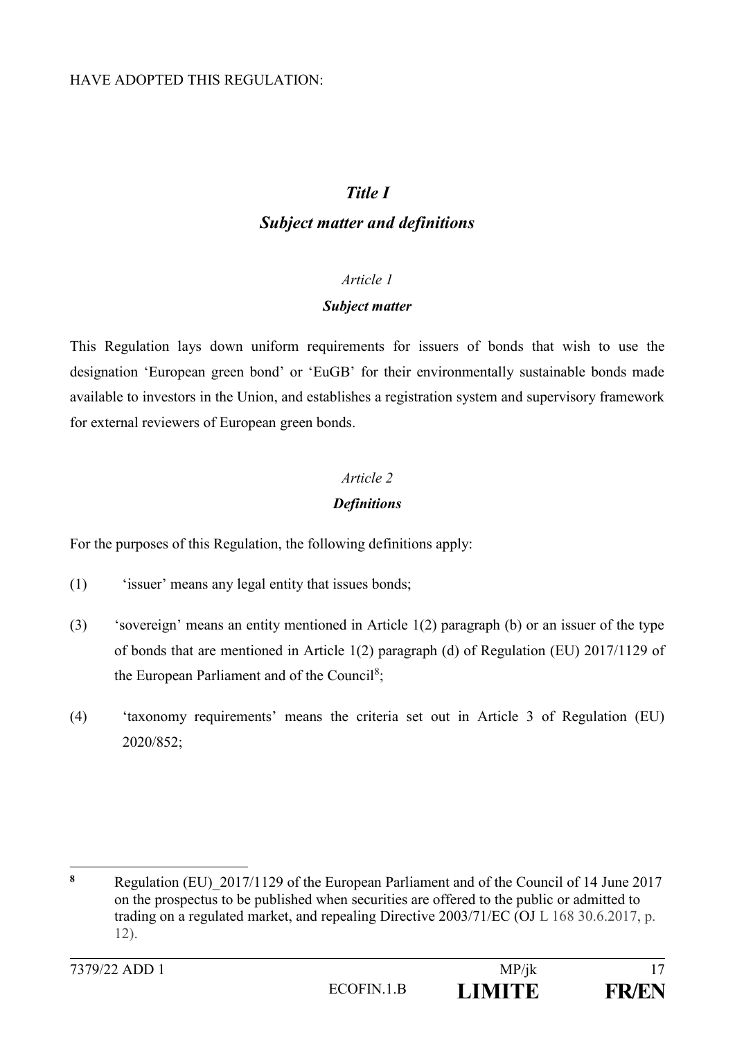HAVE ADOPTED THIS REGULATION:

## *Title I*
## *Subject matter and definitions*

### *Article 1*
### ***Subject matter***

This Regulation lays down uniform requirements for issuers of bonds that wish to use the designation 'European green bond' or 'EuGB' for their environmentally sustainable bonds made available to investors in the Union, and establishes a registration system and supervisory framework for external reviewers of European green bonds.

### *Article 2*
### ***Definitions***

For the purposes of this Regulation, the following definitions apply:

(1) 'issuer' means any legal entity that issues bonds;

(3) 'sovereign' means an entity mentioned in Article 1(2) paragraph (b) or an issuer of the type of bonds that are mentioned in Article 1(2) paragraph (d) of Regulation (EU) 2017/1129 of the European Parliament and of the Council[8];

(4) 'taxonomy requirements' means the criteria set out in Article 3 of Regulation (EU) 2020/852;

---

[8] Regulation (EU)_2017/1129 of the European Parliament and of the Council of 14 June 2017 on the prospectus to be published when securities are offered to the public or admitted to trading on a regulated market, and repealing Directive 2003/71/EC (OJ L 168 30.6.2017, p. 12).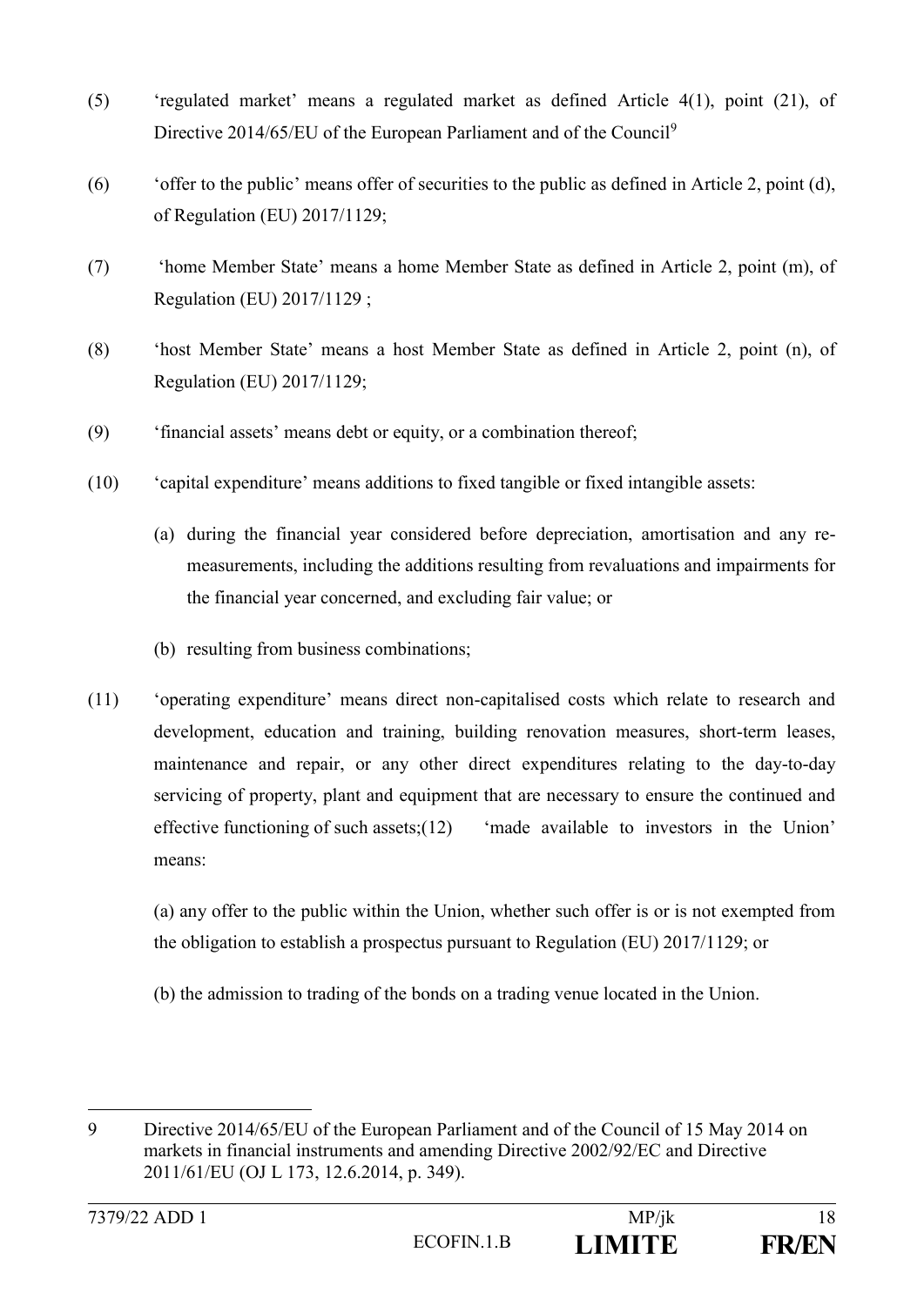(5) 'regulated market' means a regulated market as defined Article 4(1), point (21), of Directive 2014/65/EU of the European Parliament and of the Council[9]

(6) 'offer to the public' means offer of securities to the public as defined in Article 2, point (d), of Regulation (EU) 2017/1129;

(7) 'home Member State' means a home Member State as defined in Article 2, point (m), of Regulation (EU) 2017/1129 ;

(8) 'host Member State' means a host Member State as defined in Article 2, point (n), of Regulation (EU) 2017/1129;

(9) 'financial assets' means debt or equity, or a combination thereof;

(10) 'capital expenditure' means additions to fixed tangible or fixed intangible assets:

(a) during the financial year considered before depreciation, amortisation and any re-measurements, including the additions resulting from revaluations and impairments for the financial year concerned, and excluding fair value; or

(b) resulting from business combinations;

(11) 'operating expenditure' means direct non-capitalised costs which relate to research and development, education and training, building renovation measures, short-term leases, maintenance and repair, or any other direct expenditures relating to the day-to-day servicing of property, plant and equipment that are necessary to ensure the continued and effective functioning of such assets;(12) 'made available to investors in the Union' means:

(a) any offer to the public within the Union, whether such offer is or is not exempted from the obligation to establish a prospectus pursuant to Regulation (EU) 2017/1129; or

(b) the admission to trading of the bonds on a trading venue located in the Union.

---

9 Directive 2014/65/EU of the European Parliament and of the Council of 15 May 2014 on markets in financial instruments and amending Directive 2002/92/EC and Directive 2011/61/EU (OJ L 173, 12.6.2014, p. 349).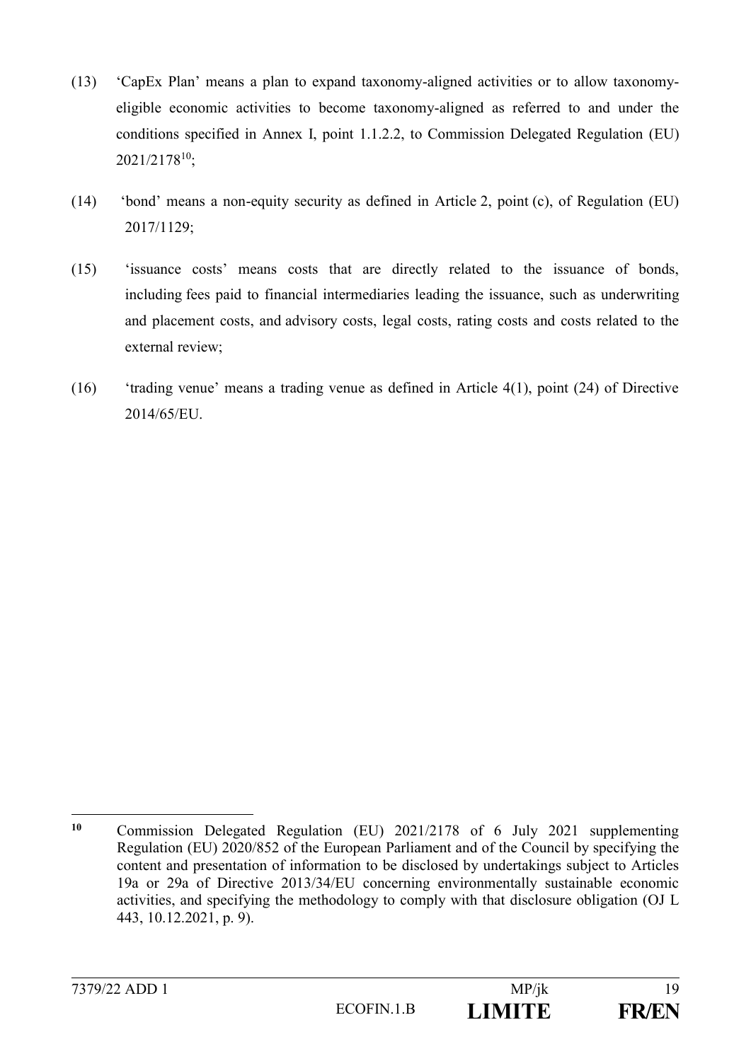(13) 'CapEx Plan' means a plan to expand taxonomy-aligned activities or to allow taxonomy-eligible economic activities to become taxonomy-aligned as referred to and under the conditions specified in Annex I, point 1.1.2.2, to Commission Delegated Regulation (EU) 2021/2178[10];

(14) 'bond' means a non-equity security as defined in Article 2, point (c), of Regulation (EU) 2017/1129;

(15) 'issuance costs' means costs that are directly related to the issuance of bonds, including fees paid to financial intermediaries leading the issuance, such as underwriting and placement costs, and advisory costs, legal costs, rating costs and costs related to the external review;

(16) 'trading venue' means a trading venue as defined in Article 4(1), point (24) of Directive 2014/65/EU.

---

[10] Commission Delegated Regulation (EU) 2021/2178 of 6 July 2021 supplementing Regulation (EU) 2020/852 of the European Parliament and of the Council by specifying the content and presentation of information to be disclosed by undertakings subject to Articles 19a or 29a of Directive 2013/34/EU concerning environmentally sustainable economic activities, and specifying the methodology to comply with that disclosure obligation (OJ L 443, 10.12.2021, p. 9).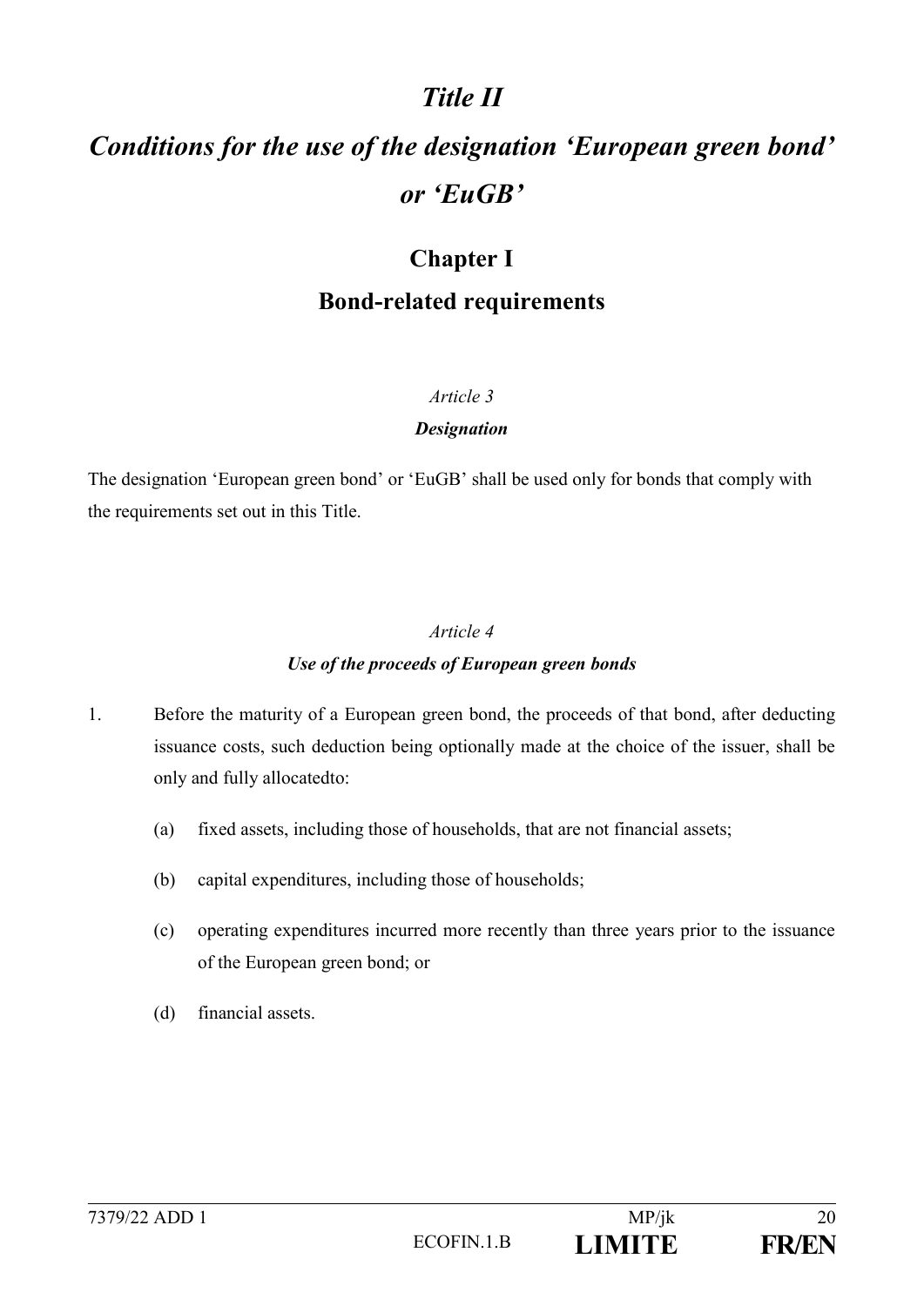# *Title II*

# *Conditions for the use of the designation 'European green bond' or 'EuGB'*

## Chapter I

## Bond-related requirements

*Article 3*

***Designation***

The designation 'European green bond' or 'EuGB' shall be used only for bonds that comply with the requirements set out in this Title.

*Article 4*

***Use of the proceeds of European green bonds***

1. Before the maturity of a European green bond, the proceeds of that bond, after deducting issuance costs, such deduction being optionally made at the choice of the issuer, shall be only and fully allocatedto:

   (a) fixed assets, including those of households, that are not financial assets;

   (b) capital expenditures, including those of households;

   (c) operating expenditures incurred more recently than three years prior to the issuance of the European green bond; or

   (d) financial assets.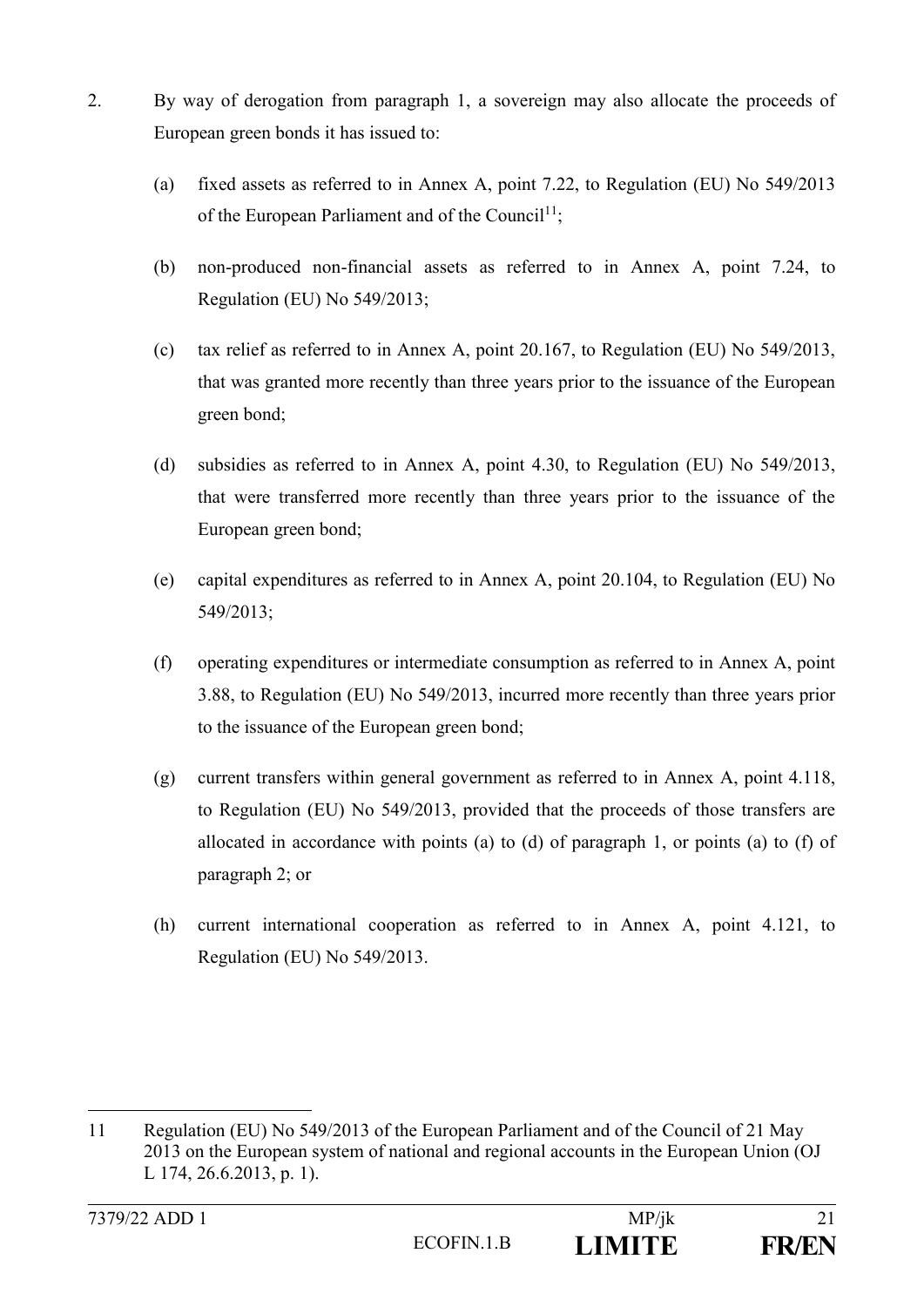2. By way of derogation from paragraph 1, a sovereign may also allocate the proceeds of European green bonds it has issued to:

   (a) fixed assets as referred to in Annex A, point 7.22, to Regulation (EU) No 549/2013 of the European Parliament and of the Council[11];

   (b) non-produced non-financial assets as referred to in Annex A, point 7.24, to Regulation (EU) No 549/2013;

   (c) tax relief as referred to in Annex A, point 20.167, to Regulation (EU) No 549/2013, that was granted more recently than three years prior to the issuance of the European green bond;

   (d) subsidies as referred to in Annex A, point 4.30, to Regulation (EU) No 549/2013, that were transferred more recently than three years prior to the issuance of the European green bond;

   (e) capital expenditures as referred to in Annex A, point 20.104, to Regulation (EU) No 549/2013;

   (f) operating expenditures or intermediate consumption as referred to in Annex A, point 3.88, to Regulation (EU) No 549/2013, incurred more recently than three years prior to the issuance of the European green bond;

   (g) current transfers within general government as referred to in Annex A, point 4.118, to Regulation (EU) No 549/2013, provided that the proceeds of those transfers are allocated in accordance with points (a) to (d) of paragraph 1, or points (a) to (f) of paragraph 2; or

   (h) current international cooperation as referred to in Annex A, point 4.121, to Regulation (EU) No 549/2013.

---

11 Regulation (EU) No 549/2013 of the European Parliament and of the Council of 21 May 2013 on the European system of national and regional accounts in the European Union (OJ L 174, 26.6.2013, p. 1).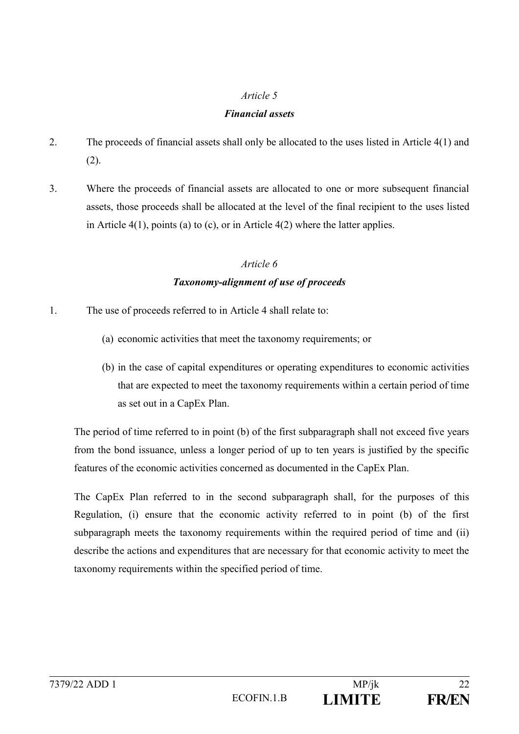*Article 5*

***Financial assets***

2. The proceeds of financial assets shall only be allocated to the uses listed in Article 4(1) and (2).

3. Where the proceeds of financial assets are allocated to one or more subsequent financial assets, those proceeds shall be allocated at the level of the final recipient to the uses listed in Article 4(1), points (a) to (c), or in Article 4(2) where the latter applies.

*Article 6*

***Taxonomy-alignment of use of proceeds***

1. The use of proceeds referred to in Article 4 shall relate to:

   (a) economic activities that meet the taxonomy requirements; or

   (b) in the case of capital expenditures or operating expenditures to economic activities that are expected to meet the taxonomy requirements within a certain period of time as set out in a CapEx Plan.

   The period of time referred to in point (b) of the first subparagraph shall not exceed five years from the bond issuance, unless a longer period of up to ten years is justified by the specific features of the economic activities concerned as documented in the CapEx Plan.

   The CapEx Plan referred to in the second subparagraph shall, for the purposes of this Regulation, (i) ensure that the economic activity referred to in point (b) of the first subparagraph meets the taxonomy requirements within the required period of time and (ii) describe the actions and expenditures that are necessary for that economic activity to meet the taxonomy requirements within the specified period of time.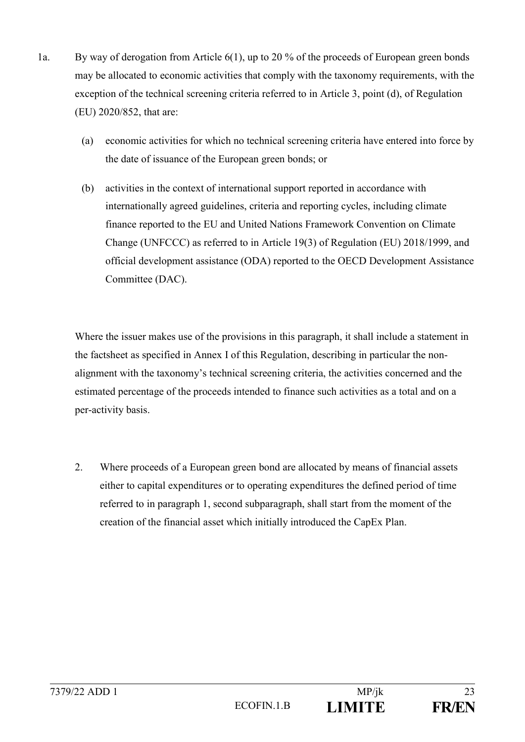1a. By way of derogation from Article 6(1), up to 20 % of the proceeds of European green bonds may be allocated to economic activities that comply with the taxonomy requirements, with the exception of the technical screening criteria referred to in Article 3, point (d), of Regulation (EU) 2020/852, that are:

(a) economic activities for which no technical screening criteria have entered into force by the date of issuance of the European green bonds; or

(b) activities in the context of international support reported in accordance with internationally agreed guidelines, criteria and reporting cycles, including climate finance reported to the EU and United Nations Framework Convention on Climate Change (UNFCCC) as referred to in Article 19(3) of Regulation (EU) 2018/1999, and official development assistance (ODA) reported to the OECD Development Assistance Committee (DAC).

Where the issuer makes use of the provisions in this paragraph, it shall include a statement in the factsheet as specified in Annex I of this Regulation, describing in particular the non-alignment with the taxonomy's technical screening criteria, the activities concerned and the estimated percentage of the proceeds intended to finance such activities as a total and on a per-activity basis.

2. Where proceeds of a European green bond are allocated by means of financial assets either to capital expenditures or to operating expenditures the defined period of time referred to in paragraph 1, second subparagraph, shall start from the moment of the creation of the financial asset which initially introduced the CapEx Plan.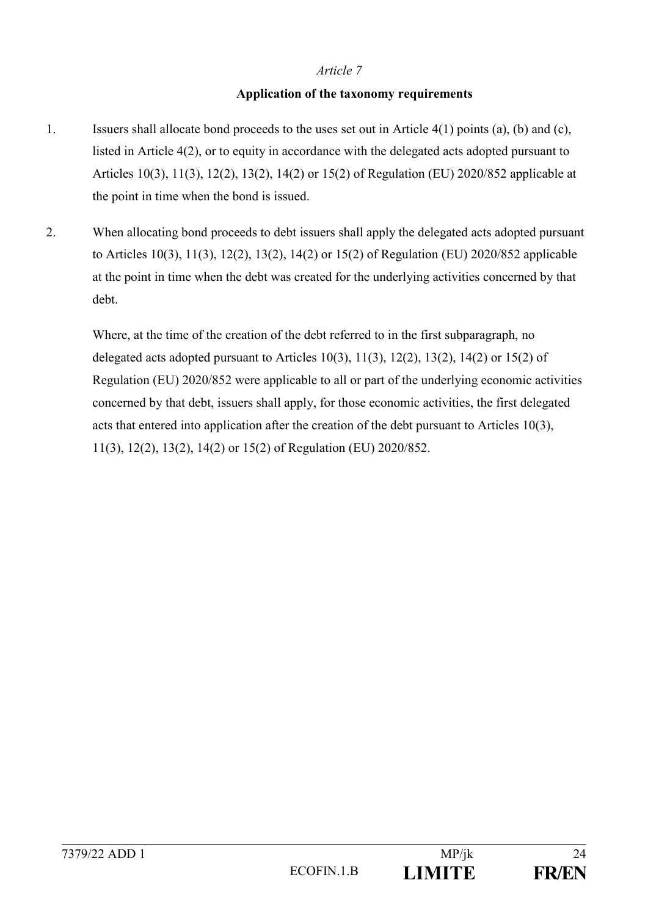*Article 7*

**Application of the taxonomy requirements**

1. Issuers shall allocate bond proceeds to the uses set out in Article 4(1) points (a), (b) and (c), listed in Article 4(2), or to equity in accordance with the delegated acts adopted pursuant to Articles 10(3), 11(3), 12(2), 13(2), 14(2) or 15(2) of Regulation (EU) 2020/852 applicable at the point in time when the bond is issued.

2. When allocating bond proceeds to debt issuers shall apply the delegated acts adopted pursuant to Articles 10(3), 11(3), 12(2), 13(2), 14(2) or 15(2) of Regulation (EU) 2020/852 applicable at the point in time when the debt was created for the underlying activities concerned by that debt.

   Where, at the time of the creation of the debt referred to in the first subparagraph, no delegated acts adopted pursuant to Articles 10(3), 11(3), 12(2), 13(2), 14(2) or 15(2) of Regulation (EU) 2020/852 were applicable to all or part of the underlying economic activities concerned by that debt, issuers shall apply, for those economic activities, the first delegated acts that entered into application after the creation of the debt pursuant to Articles 10(3), 11(3), 12(2), 13(2), 14(2) or 15(2) of Regulation (EU) 2020/852.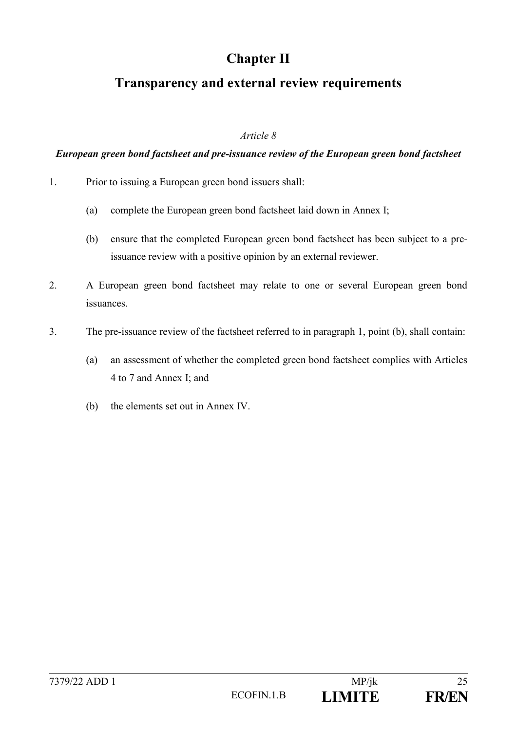# Chapter II

# Transparency and external review requirements

*Article 8*

***European green bond factsheet and pre-issuance review of the European green bond factsheet***

1. Prior to issuing a European green bond issuers shall:

   (a) complete the European green bond factsheet laid down in Annex I;

   (b) ensure that the completed European green bond factsheet has been subject to a pre-issuance review with a positive opinion by an external reviewer.

2. A European green bond factsheet may relate to one or several European green bond issuances.

3. The pre-issuance review of the factsheet referred to in paragraph 1, point (b), shall contain:

   (a) an assessment of whether the completed green bond factsheet complies with Articles 4 to 7 and Annex I; and

   (b) the elements set out in Annex IV.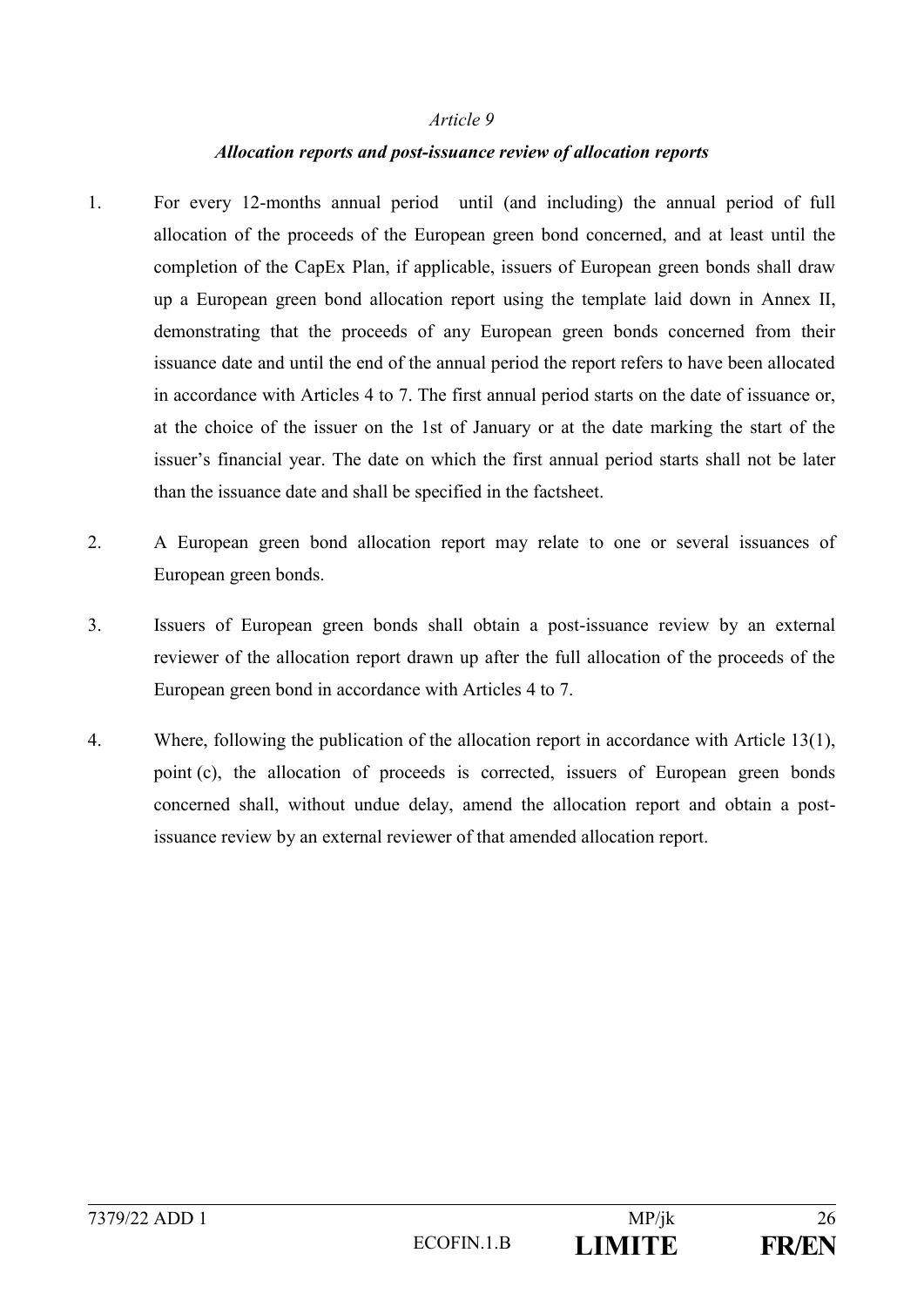*Article 9*

***Allocation reports and post-issuance review of allocation reports***

1. For every 12-months annual period until (and including) the annual period of full allocation of the proceeds of the European green bond concerned, and at least until the completion of the CapEx Plan, if applicable, issuers of European green bonds shall draw up a European green bond allocation report using the template laid down in Annex II, demonstrating that the proceeds of any European green bonds concerned from their issuance date and until the end of the annual period the report refers to have been allocated in accordance with Articles 4 to 7. The first annual period starts on the date of issuance or, at the choice of the issuer on the 1st of January or at the date marking the start of the issuer's financial year. The date on which the first annual period starts shall not be later than the issuance date and shall be specified in the factsheet.

2. A European green bond allocation report may relate to one or several issuances of European green bonds.

3. Issuers of European green bonds shall obtain a post-issuance review by an external reviewer of the allocation report drawn up after the full allocation of the proceeds of the European green bond in accordance with Articles 4 to 7.

4. Where, following the publication of the allocation report in accordance with Article 13(1), point (c), the allocation of proceeds is corrected, issuers of European green bonds concerned shall, without undue delay, amend the allocation report and obtain a post-issuance review by an external reviewer of that amended allocation report.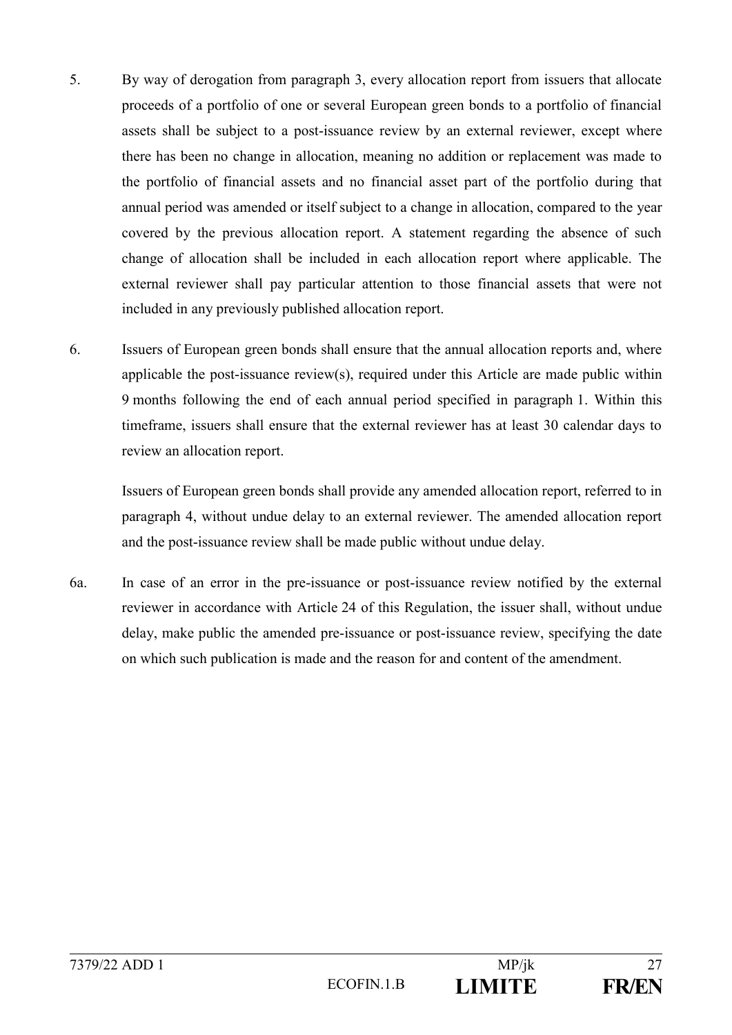5. By way of derogation from paragraph 3, every allocation report from issuers that allocate proceeds of a portfolio of one or several European green bonds to a portfolio of financial assets shall be subject to a post-issuance review by an external reviewer, except where there has been no change in allocation, meaning no addition or replacement was made to the portfolio of financial assets and no financial asset part of the portfolio during that annual period was amended or itself subject to a change in allocation, compared to the year covered by the previous allocation report. A statement regarding the absence of such change of allocation shall be included in each allocation report where applicable. The external reviewer shall pay particular attention to those financial assets that were not included in any previously published allocation report.

6. Issuers of European green bonds shall ensure that the annual allocation reports and, where applicable the post-issuance review(s), required under this Article are made public within 9 months following the end of each annual period specified in paragraph 1. Within this timeframe, issuers shall ensure that the external reviewer has at least 30 calendar days to review an allocation report.

   Issuers of European green bonds shall provide any amended allocation report, referred to in paragraph 4, without undue delay to an external reviewer. The amended allocation report and the post-issuance review shall be made public without undue delay.

6a. In case of an error in the pre-issuance or post-issuance review notified by the external reviewer in accordance with Article 24 of this Regulation, the issuer shall, without undue delay, make public the amended pre-issuance or post-issuance review, specifying the date on which such publication is made and the reason for and content of the amendment.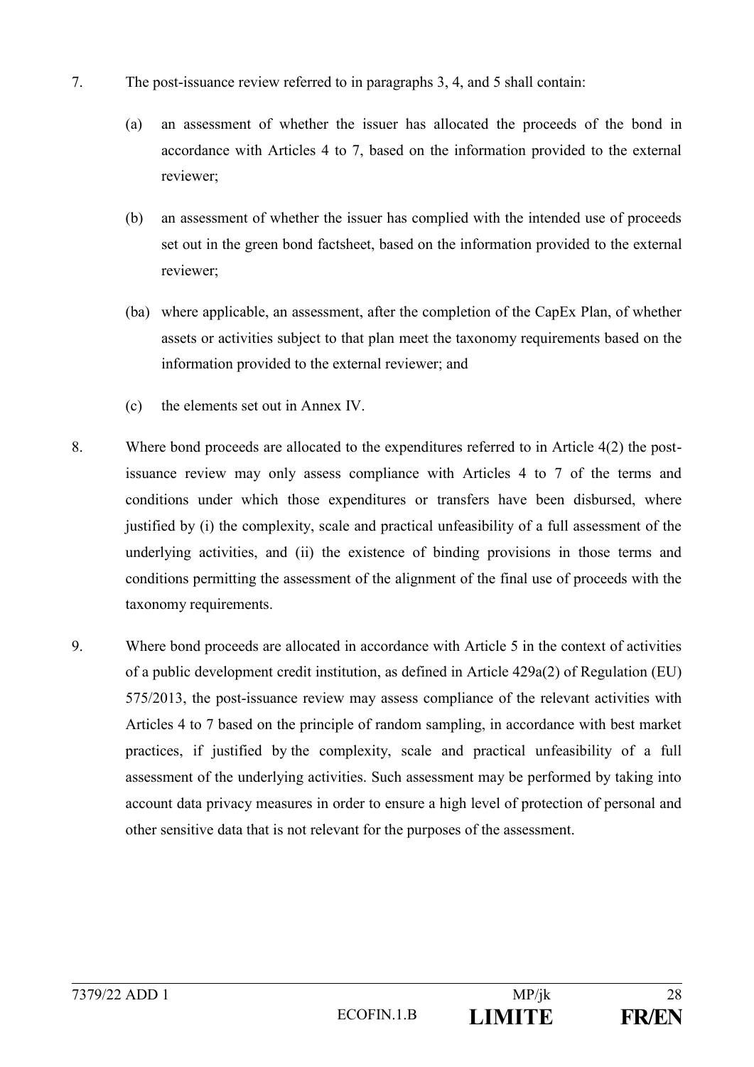7. The post-issuance review referred to in paragraphs 3, 4, and 5 shall contain:

   (a) an assessment of whether the issuer has allocated the proceeds of the bond in accordance with Articles 4 to 7, based on the information provided to the external reviewer;

   (b) an assessment of whether the issuer has complied with the intended use of proceeds set out in the green bond factsheet, based on the information provided to the external reviewer;

   (ba) where applicable, an assessment, after the completion of the CapEx Plan, of whether assets or activities subject to that plan meet the taxonomy requirements based on the information provided to the external reviewer; and

   (c) the elements set out in Annex IV.

8. Where bond proceeds are allocated to the expenditures referred to in Article 4(2) the post-issuance review may only assess compliance with Articles 4 to 7 of the terms and conditions under which those expenditures or transfers have been disbursed, where justified by (i) the complexity, scale and practical unfeasibility of a full assessment of the underlying activities, and (ii) the existence of binding provisions in those terms and conditions permitting the assessment of the alignment of the final use of proceeds with the taxonomy requirements.

9. Where bond proceeds are allocated in accordance with Article 5 in the context of activities of a public development credit institution, as defined in Article 429a(2) of Regulation (EU) 575/2013, the post-issuance review may assess compliance of the relevant activities with Articles 4 to 7 based on the principle of random sampling, in accordance with best market practices, if justified by the complexity, scale and practical unfeasibility of a full assessment of the underlying activities. Such assessment may be performed by taking into account data privacy measures in order to ensure a high level of protection of personal and other sensitive data that is not relevant for the purposes of the assessment.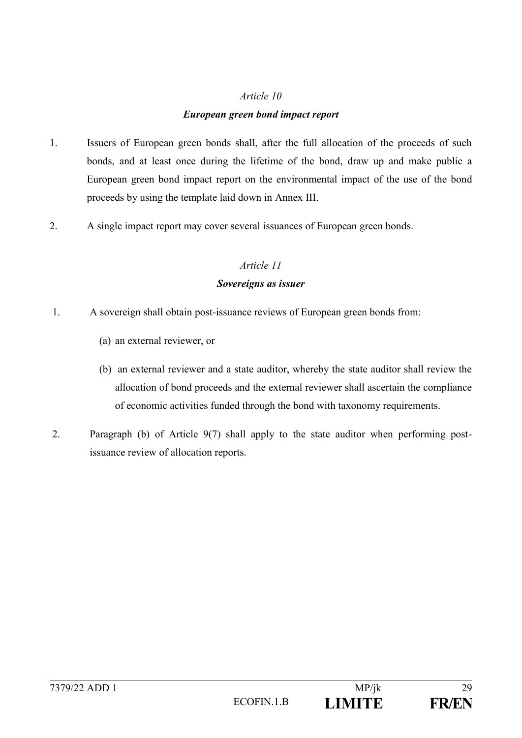*Article 10*

***European green bond impact report***

1. Issuers of European green bonds shall, after the full allocation of the proceeds of such bonds, and at least once during the lifetime of the bond, draw up and make public a European green bond impact report on the environmental impact of the use of the bond proceeds by using the template laid down in Annex III.

2. A single impact report may cover several issuances of European green bonds.

*Article 11*

***Sovereigns as issuer***

1. A sovereign shall obtain post-issuance reviews of European green bonds from:

   (a) an external reviewer, or

   (b) an external reviewer and a state auditor, whereby the state auditor shall review the allocation of bond proceeds and the external reviewer shall ascertain the compliance of economic activities funded through the bond with taxonomy requirements.

2. Paragraph (b) of Article 9(7) shall apply to the state auditor when performing post-issuance review of allocation reports.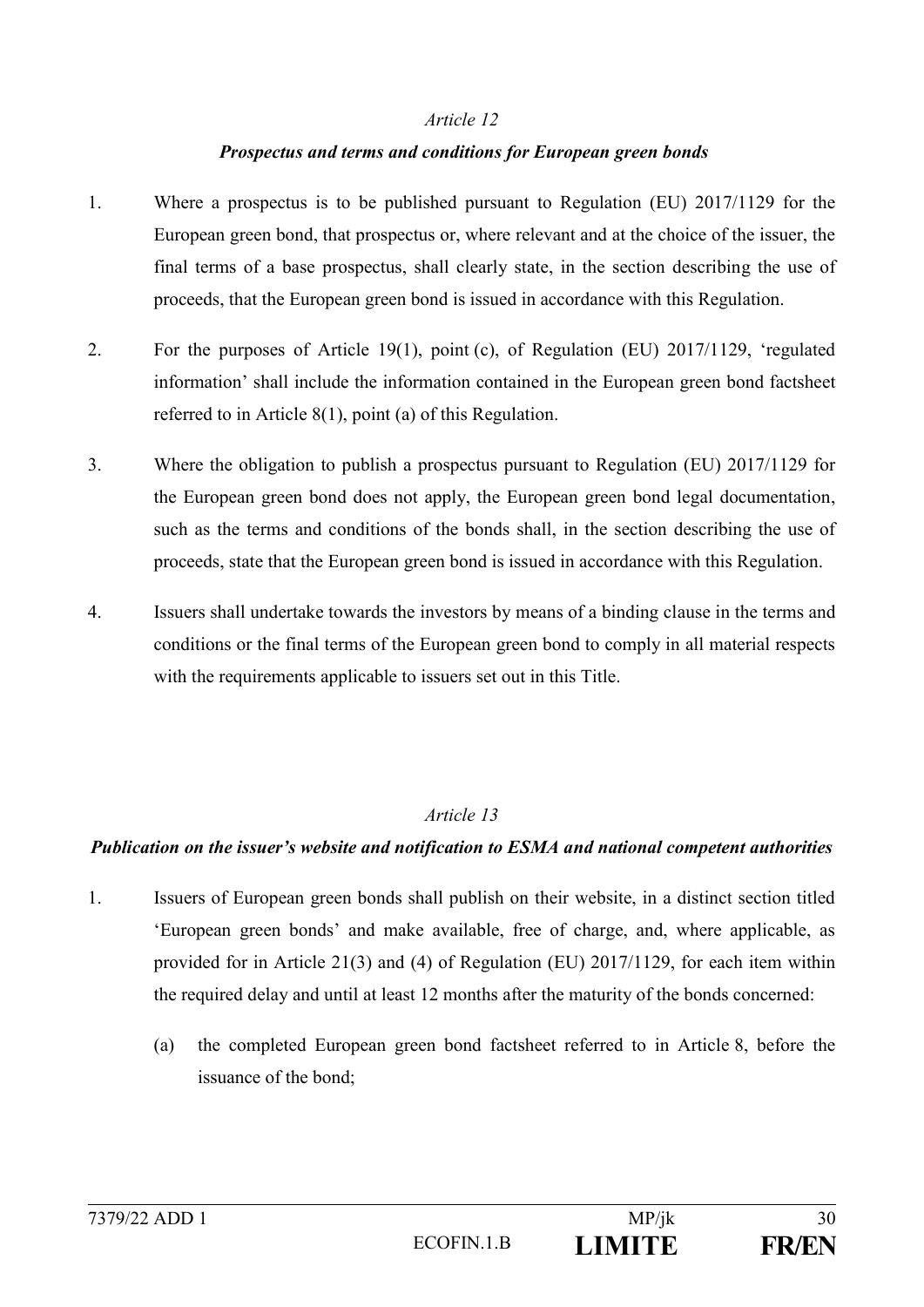*Article 12*

***Prospectus and terms and conditions for European green bonds***

1. Where a prospectus is to be published pursuant to Regulation (EU) 2017/1129 for the European green bond, that prospectus or, where relevant and at the choice of the issuer, the final terms of a base prospectus, shall clearly state, in the section describing the use of proceeds, that the European green bond is issued in accordance with this Regulation.

2. For the purposes of Article 19(1), point (c), of Regulation (EU) 2017/1129, 'regulated information' shall include the information contained in the European green bond factsheet referred to in Article 8(1), point (a) of this Regulation.

3. Where the obligation to publish a prospectus pursuant to Regulation (EU) 2017/1129 for the European green bond does not apply, the European green bond legal documentation, such as the terms and conditions of the bonds shall, in the section describing the use of proceeds, state that the European green bond is issued in accordance with this Regulation.

4. Issuers shall undertake towards the investors by means of a binding clause in the terms and conditions or the final terms of the European green bond to comply in all material respects with the requirements applicable to issuers set out in this Title.

*Article 13*

***Publication on the issuer's website and notification to ESMA and national competent authorities***

1. Issuers of European green bonds shall publish on their website, in a distinct section titled 'European green bonds' and make available, free of charge, and, where applicable, as provided for in Article 21(3) and (4) of Regulation (EU) 2017/1129, for each item within the required delay and until at least 12 months after the maturity of the bonds concerned:

   (a) the completed European green bond factsheet referred to in Article 8, before the issuance of the bond;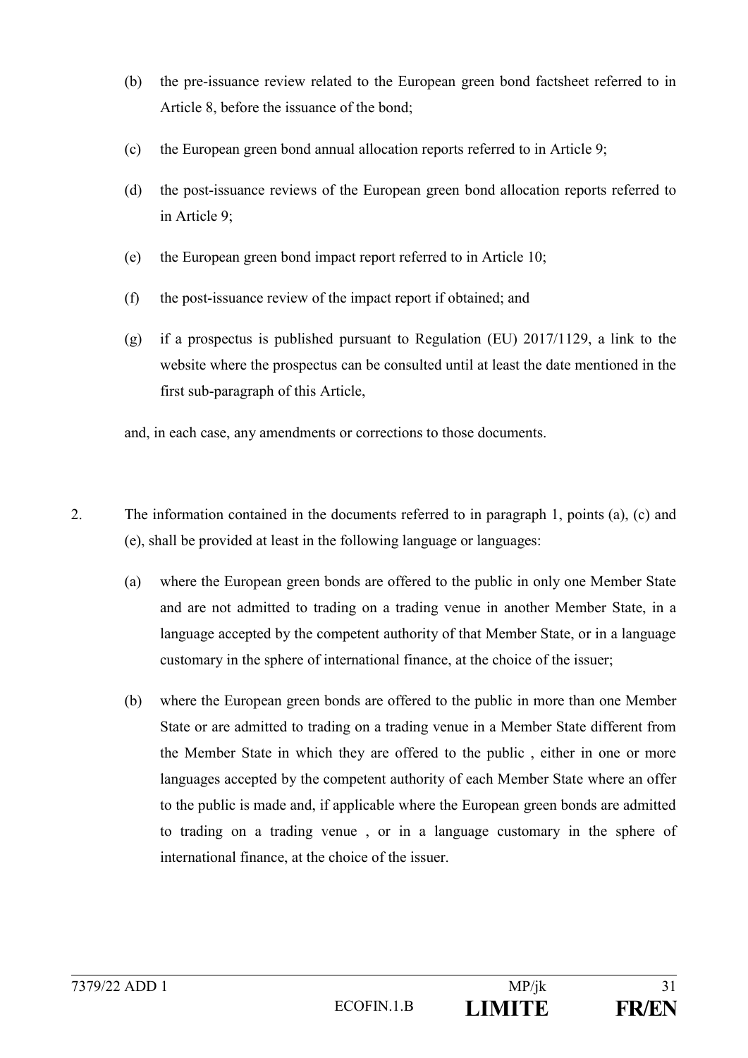(b) the pre-issuance review related to the European green bond factsheet referred to in Article 8, before the issuance of the bond;

(c) the European green bond annual allocation reports referred to in Article 9;

(d) the post-issuance reviews of the European green bond allocation reports referred to in Article 9;

(e) the European green bond impact report referred to in Article 10;

(f) the post-issuance review of the impact report if obtained; and

(g) if a prospectus is published pursuant to Regulation (EU) 2017/1129, a link to the website where the prospectus can be consulted until at least the date mentioned in the first sub-paragraph of this Article,

and, in each case, any amendments or corrections to those documents.

2. The information contained in the documents referred to in paragraph 1, points (a), (c) and (e), shall be provided at least in the following language or languages:

(a) where the European green bonds are offered to the public in only one Member State and are not admitted to trading on a trading venue in another Member State, in a language accepted by the competent authority of that Member State, or in a language customary in the sphere of international finance, at the choice of the issuer;

(b) where the European green bonds are offered to the public in more than one Member State or are admitted to trading on a trading venue in a Member State different from the Member State in which they are offered to the public , either in one or more languages accepted by the competent authority of each Member State where an offer to the public is made and, if applicable where the European green bonds are admitted to trading on a trading venue , or in a language customary in the sphere of international finance, at the choice of the issuer.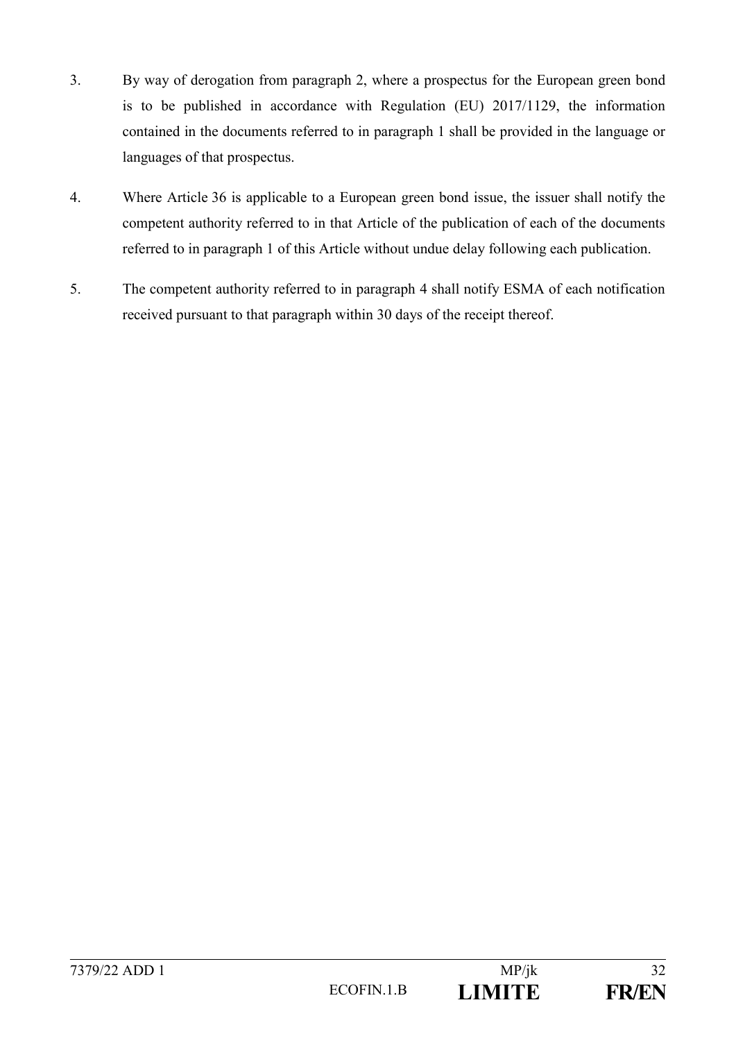3. By way of derogation from paragraph 2, where a prospectus for the European green bond is to be published in accordance with Regulation (EU) 2017/1129, the information contained in the documents referred to in paragraph 1 shall be provided in the language or languages of that prospectus.

4. Where Article 36 is applicable to a European green bond issue, the issuer shall notify the competent authority referred to in that Article of the publication of each of the documents referred to in paragraph 1 of this Article without undue delay following each publication.

5. The competent authority referred to in paragraph 4 shall notify ESMA of each notification received pursuant to that paragraph within 30 days of the receipt thereof.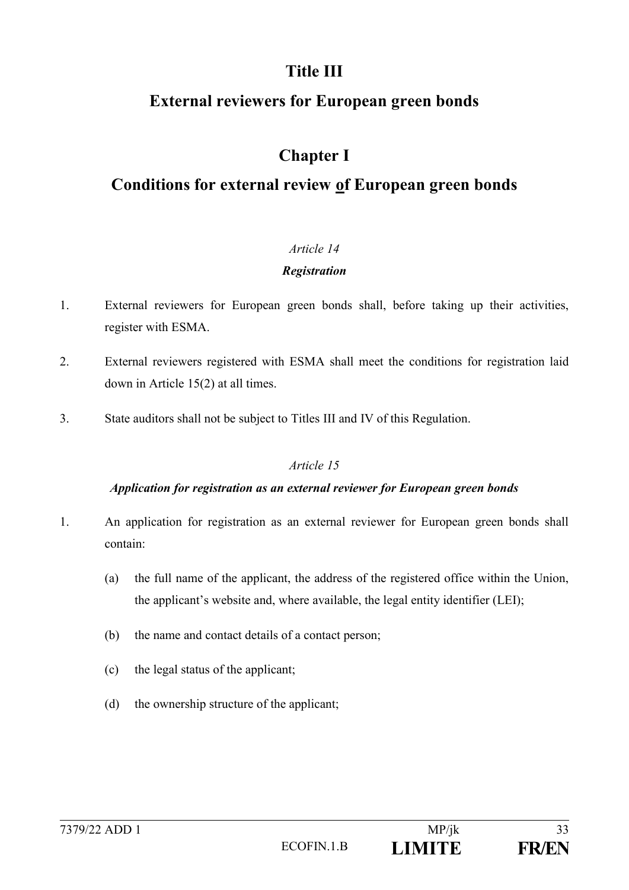# Title III

# External reviewers for European green bonds

## Chapter I

## Conditions for external review of European green bonds

### *Article 14*

### ***Registration***

1. External reviewers for European green bonds shall, before taking up their activities, register with ESMA.

2. External reviewers registered with ESMA shall meet the conditions for registration laid down in Article 15(2) at all times.

3. State auditors shall not be subject to Titles III and IV of this Regulation.

### *Article 15*

### ***Application for registration as an external reviewer for European green bonds***

1. An application for registration as an external reviewer for European green bonds shall contain:

   (a) the full name of the applicant, the address of the registered office within the Union, the applicant's website and, where available, the legal entity identifier (LEI);

   (b) the name and contact details of a contact person;

   (c) the legal status of the applicant;

   (d) the ownership structure of the applicant;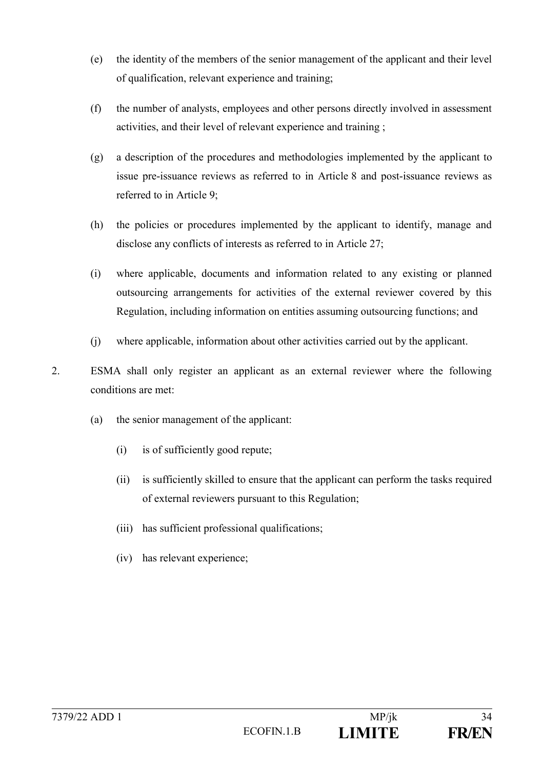(e) the identity of the members of the senior management of the applicant and their level of qualification, relevant experience and training;

(f) the number of analysts, employees and other persons directly involved in assessment activities, and their level of relevant experience and training ;

(g) a description of the procedures and methodologies implemented by the applicant to issue pre-issuance reviews as referred to in Article 8 and post-issuance reviews as referred to in Article 9;

(h) the policies or procedures implemented by the applicant to identify, manage and disclose any conflicts of interests as referred to in Article 27;

(i) where applicable, documents and information related to any existing or planned outsourcing arrangements for activities of the external reviewer covered by this Regulation, including information on entities assuming outsourcing functions; and

(j) where applicable, information about other activities carried out by the applicant.

2. ESMA shall only register an applicant as an external reviewer where the following conditions are met:

(a) the senior management of the applicant:

(i) is of sufficiently good repute;

(ii) is sufficiently skilled to ensure that the applicant can perform the tasks required of external reviewers pursuant to this Regulation;

(iii) has sufficient professional qualifications;

(iv) has relevant experience;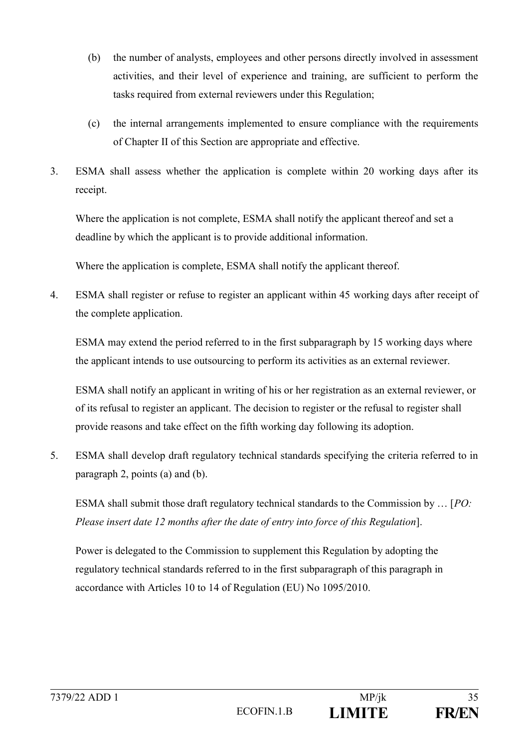(b) the number of analysts, employees and other persons directly involved in assessment activities, and their level of experience and training, are sufficient to perform the tasks required from external reviewers under this Regulation;

(c) the internal arrangements implemented to ensure compliance with the requirements of Chapter II of this Section are appropriate and effective.

3. ESMA shall assess whether the application is complete within 20 working days after its receipt.

   Where the application is not complete, ESMA shall notify the applicant thereof and set a deadline by which the applicant is to provide additional information.

   Where the application is complete, ESMA shall notify the applicant thereof.

4. ESMA shall register or refuse to register an applicant within 45 working days after receipt of the complete application.

   ESMA may extend the period referred to in the first subparagraph by 15 working days where the applicant intends to use outsourcing to perform its activities as an external reviewer.

   ESMA shall notify an applicant in writing of his or her registration as an external reviewer, or of its refusal to register an applicant. The decision to register or the refusal to register shall provide reasons and take effect on the fifth working day following its adoption.

5. ESMA shall develop draft regulatory technical standards specifying the criteria referred to in paragraph 2, points (a) and (b).

   ESMA shall submit those draft regulatory technical standards to the Commission by … [*PO: Please insert date 12 months after the date of entry into force of this Regulation*].

   Power is delegated to the Commission to supplement this Regulation by adopting the regulatory technical standards referred to in the first subparagraph of this paragraph in accordance with Articles 10 to 14 of Regulation (EU) No 1095/2010.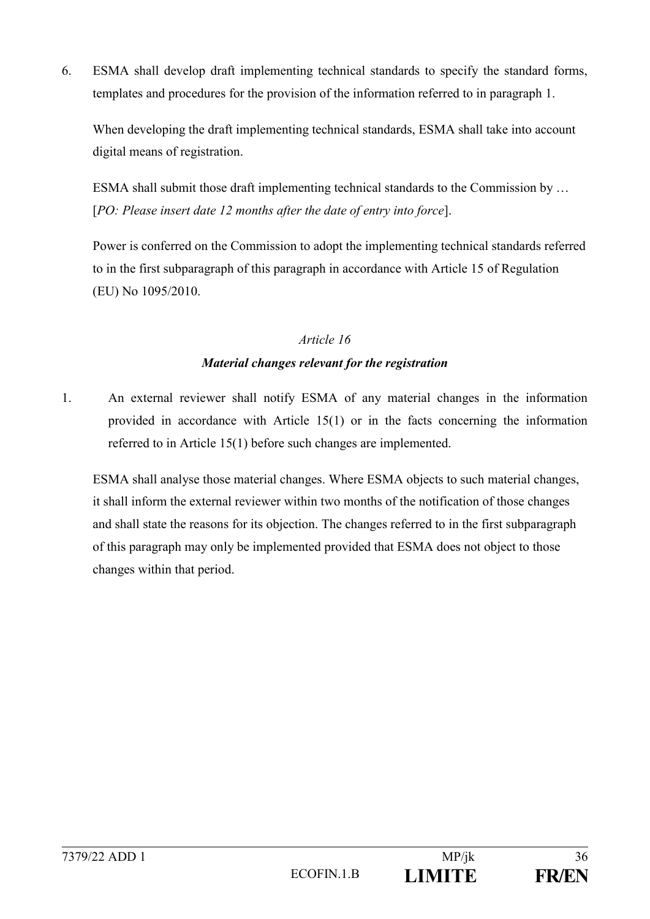6. ESMA shall develop draft implementing technical standards to specify the standard forms, templates and procedures for the provision of the information referred to in paragraph 1.

When developing the draft implementing technical standards, ESMA shall take into account digital means of registration.

ESMA shall submit those draft implementing technical standards to the Commission by … [*PO: Please insert date 12 months after the date of entry into force*].

Power is conferred on the Commission to adopt the implementing technical standards referred to in the first subparagraph of this paragraph in accordance with Article 15 of Regulation (EU) No 1095/2010.

*Article 16*

***Material changes relevant for the registration***

1. An external reviewer shall notify ESMA of any material changes in the information provided in accordance with Article 15(1) or in the facts concerning the information referred to in Article 15(1) before such changes are implemented.

ESMA shall analyse those material changes. Where ESMA objects to such material changes, it shall inform the external reviewer within two months of the notification of those changes and shall state the reasons for its objection. The changes referred to in the first subparagraph of this paragraph may only be implemented provided that ESMA does not object to those changes within that period.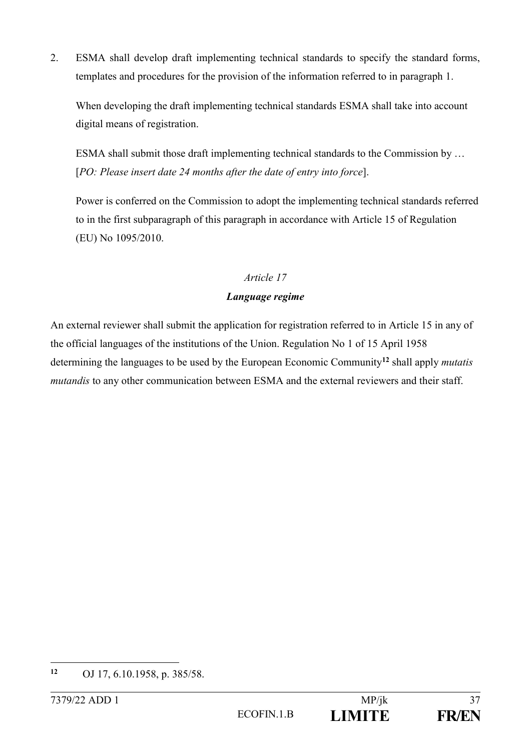2. ESMA shall develop draft implementing technical standards to specify the standard forms, templates and procedures for the provision of the information referred to in paragraph 1.

   When developing the draft implementing technical standards ESMA shall take into account digital means of registration.

   ESMA shall submit those draft implementing technical standards to the Commission by … [*PO: Please insert date 24 months after the date of entry into force*].

   Power is conferred on the Commission to adopt the implementing technical standards referred to in the first subparagraph of this paragraph in accordance with Article 15 of Regulation (EU) No 1095/2010.

*Article 17*

***Language regime***

An external reviewer shall submit the application for registration referred to in Article 15 in any of the official languages of the institutions of the Union. Regulation No 1 of 15 April 1958 determining the languages to be used by the European Economic Community[12] shall apply *mutatis mutandis* to any other communication between ESMA and the external reviewers and their staff.

---

[12] OJ 17, 6.10.1958, p. 385/58.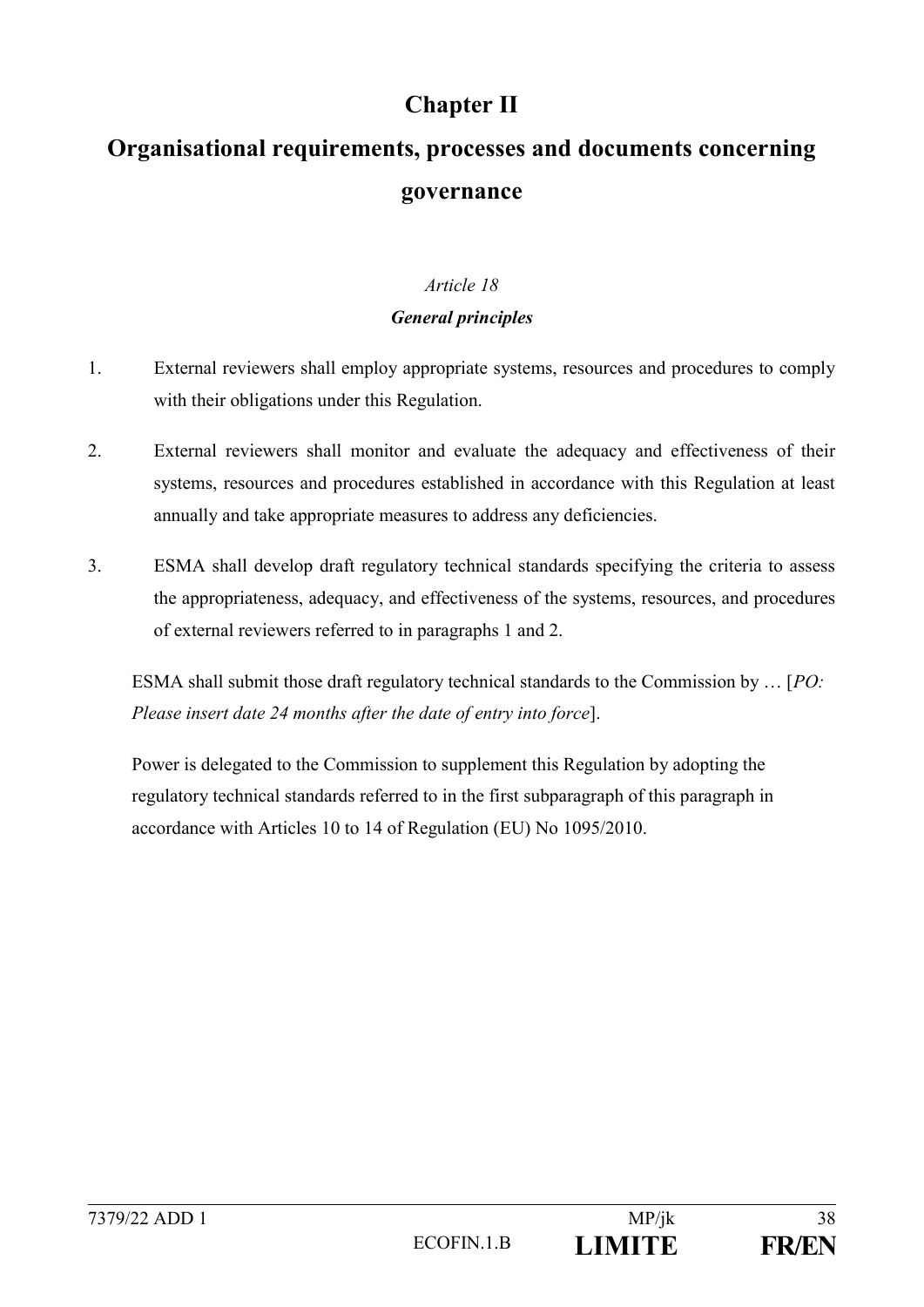# Chapter II

# Organisational requirements, processes and documents concerning governance

*Article 18*

***General principles***

1. External reviewers shall employ appropriate systems, resources and procedures to comply with their obligations under this Regulation.

2. External reviewers shall monitor and evaluate the adequacy and effectiveness of their systems, resources and procedures established in accordance with this Regulation at least annually and take appropriate measures to address any deficiencies.

3. ESMA shall develop draft regulatory technical standards specifying the criteria to assess the appropriateness, adequacy, and effectiveness of the systems, resources, and procedures of external reviewers referred to in paragraphs 1 and 2.

   ESMA shall submit those draft regulatory technical standards to the Commission by … [*PO: Please insert date 24 months after the date of entry into force*].

   Power is delegated to the Commission to supplement this Regulation by adopting the regulatory technical standards referred to in the first subparagraph of this paragraph in accordance with Articles 10 to 14 of Regulation (EU) No 1095/2010.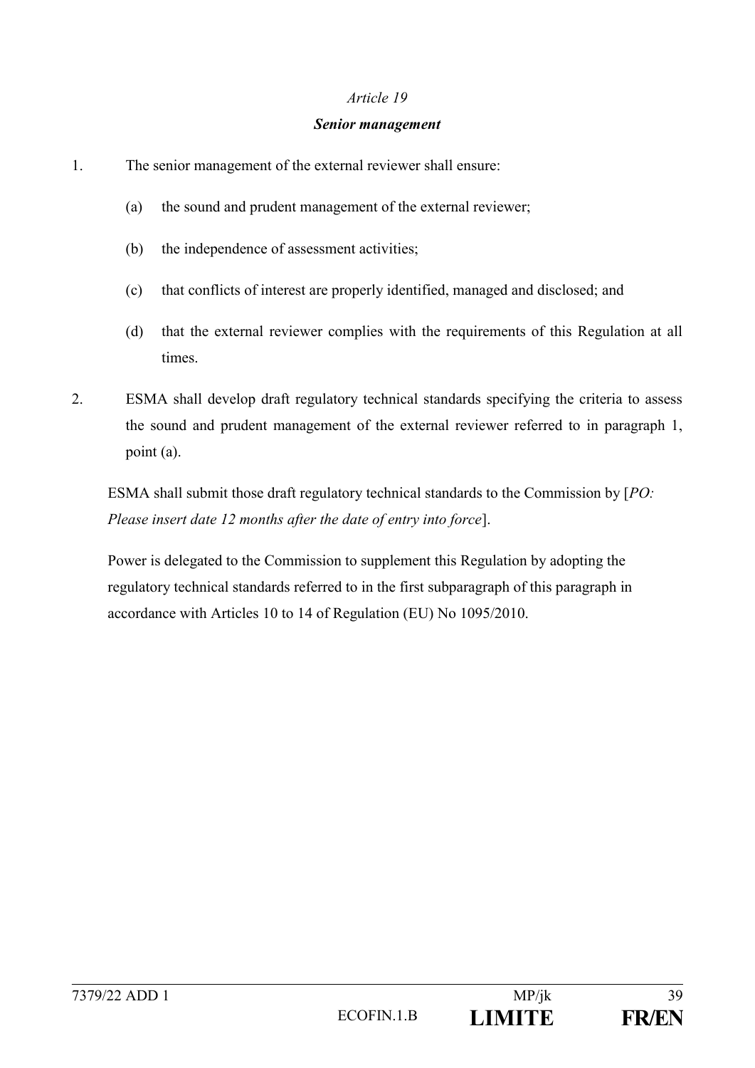*Article 19*

***Senior management***

1. The senior management of the external reviewer shall ensure:

   (a) the sound and prudent management of the external reviewer;

   (b) the independence of assessment activities;

   (c) that conflicts of interest are properly identified, managed and disclosed; and

   (d) that the external reviewer complies with the requirements of this Regulation at all times.

2. ESMA shall develop draft regulatory technical standards specifying the criteria to assess the sound and prudent management of the external reviewer referred to in paragraph 1, point (a).

   ESMA shall submit those draft regulatory technical standards to the Commission by [*PO: Please insert date 12 months after the date of entry into force*].

   Power is delegated to the Commission to supplement this Regulation by adopting the regulatory technical standards referred to in the first subparagraph of this paragraph in accordance with Articles 10 to 14 of Regulation (EU) No 1095/2010.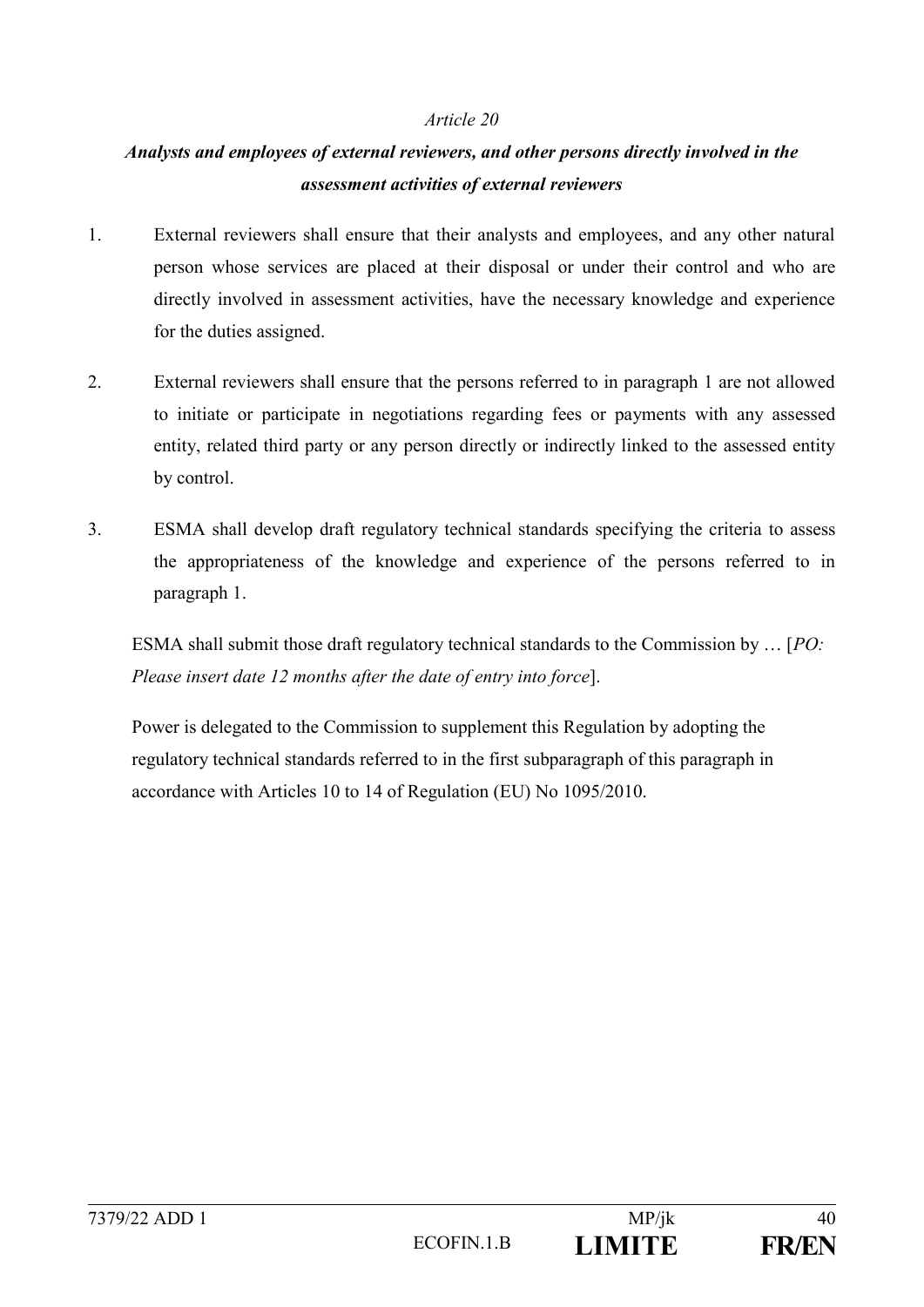*Article 20*

***Analysts and employees of external reviewers, and other persons directly involved in the assessment activities of external reviewers***

1. External reviewers shall ensure that their analysts and employees, and any other natural person whose services are placed at their disposal or under their control and who are directly involved in assessment activities, have the necessary knowledge and experience for the duties assigned.

2. External reviewers shall ensure that the persons referred to in paragraph 1 are not allowed to initiate or participate in negotiations regarding fees or payments with any assessed entity, related third party or any person directly or indirectly linked to the assessed entity by control.

3. ESMA shall develop draft regulatory technical standards specifying the criteria to assess the appropriateness of the knowledge and experience of the persons referred to in paragraph 1.

   ESMA shall submit those draft regulatory technical standards to the Commission by … [*PO: Please insert date 12 months after the date of entry into force*].

   Power is delegated to the Commission to supplement this Regulation by adopting the regulatory technical standards referred to in the first subparagraph of this paragraph in accordance with Articles 10 to 14 of Regulation (EU) No 1095/2010.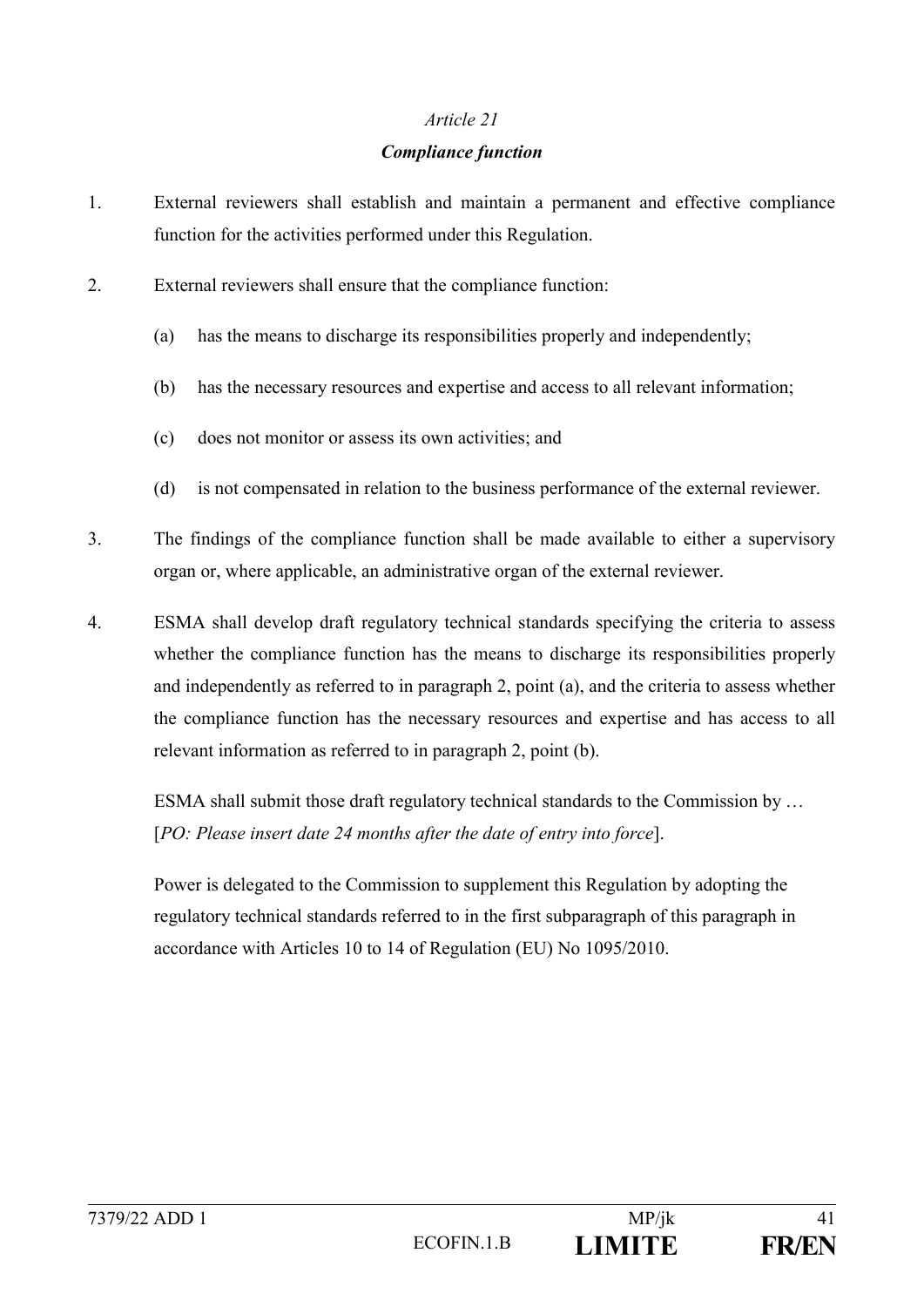*Article 21*

***Compliance function***

1. External reviewers shall establish and maintain a permanent and effective compliance function for the activities performed under this Regulation.

2. External reviewers shall ensure that the compliance function:

   (a) has the means to discharge its responsibilities properly and independently;

   (b) has the necessary resources and expertise and access to all relevant information;

   (c) does not monitor or assess its own activities; and

   (d) is not compensated in relation to the business performance of the external reviewer.

3. The findings of the compliance function shall be made available to either a supervisory organ or, where applicable, an administrative organ of the external reviewer.

4. ESMA shall develop draft regulatory technical standards specifying the criteria to assess whether the compliance function has the means to discharge its responsibilities properly and independently as referred to in paragraph 2, point (a), and the criteria to assess whether the compliance function has the necessary resources and expertise and has access to all relevant information as referred to in paragraph 2, point (b).

   ESMA shall submit those draft regulatory technical standards to the Commission by … [*PO: Please insert date 24 months after the date of entry into force*].

   Power is delegated to the Commission to supplement this Regulation by adopting the regulatory technical standards referred to in the first subparagraph of this paragraph in accordance with Articles 10 to 14 of Regulation (EU) No 1095/2010.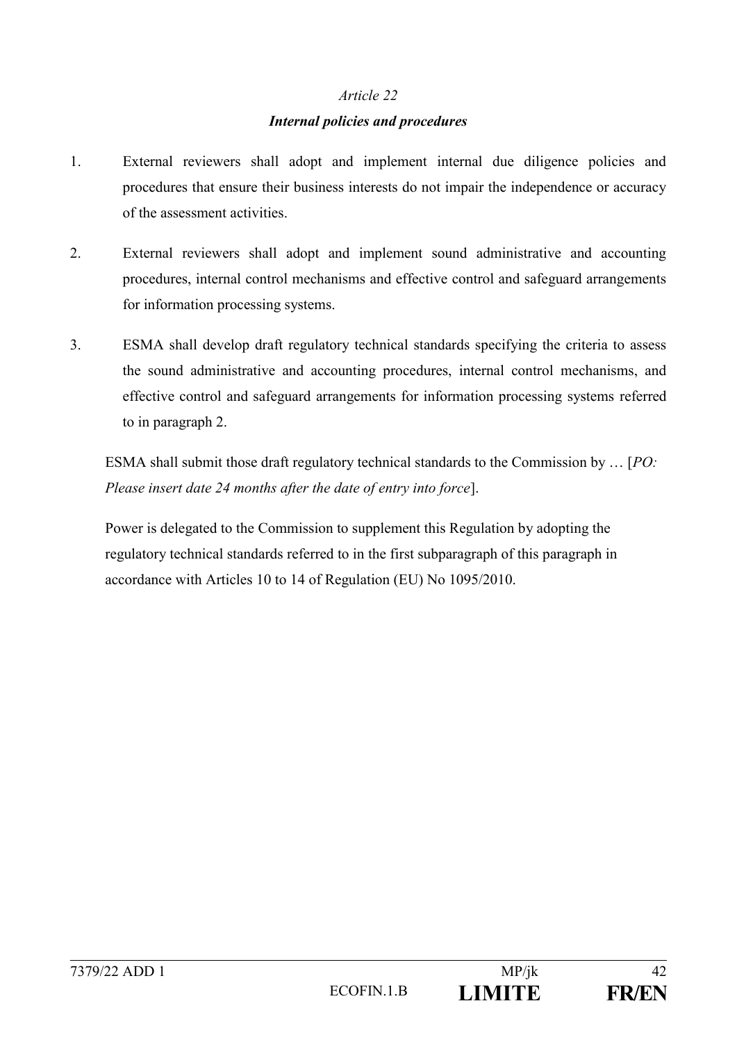*Article 22*

***Internal policies and procedures***

1. External reviewers shall adopt and implement internal due diligence policies and procedures that ensure their business interests do not impair the independence or accuracy of the assessment activities.

2. External reviewers shall adopt and implement sound administrative and accounting procedures, internal control mechanisms and effective control and safeguard arrangements for information processing systems.

3. ESMA shall develop draft regulatory technical standards specifying the criteria to assess the sound administrative and accounting procedures, internal control mechanisms, and effective control and safeguard arrangements for information processing systems referred to in paragraph 2.

   ESMA shall submit those draft regulatory technical standards to the Commission by … [*PO: Please insert date 24 months after the date of entry into force*].

   Power is delegated to the Commission to supplement this Regulation by adopting the regulatory technical standards referred to in the first subparagraph of this paragraph in accordance with Articles 10 to 14 of Regulation (EU) No 1095/2010.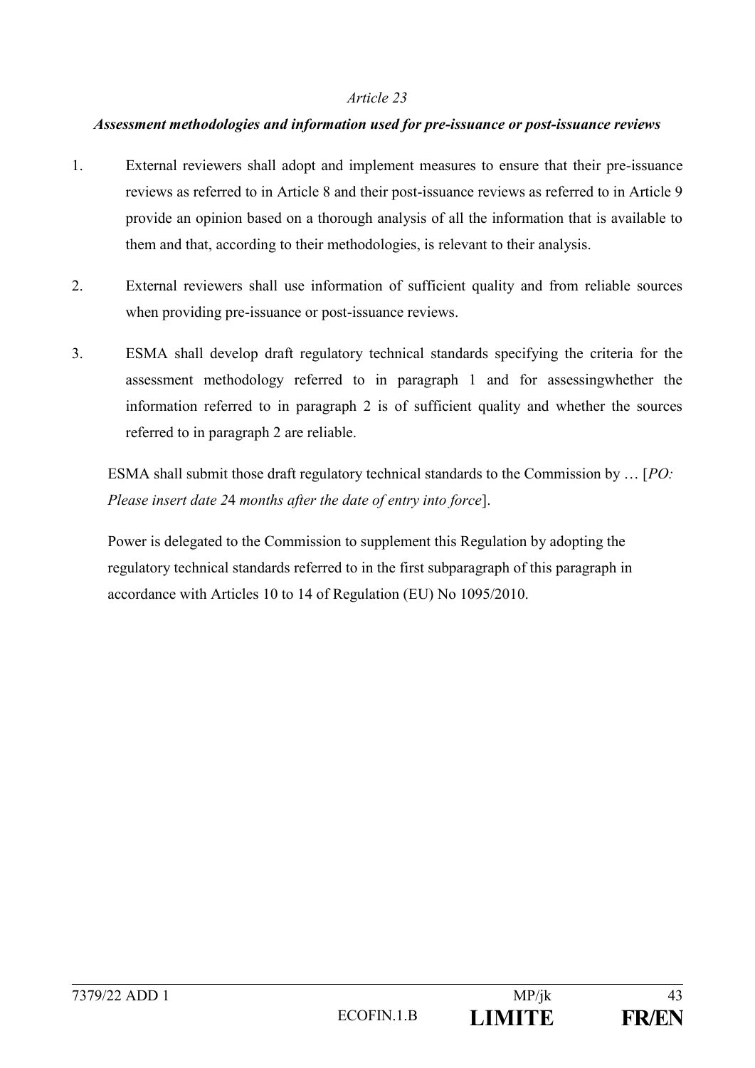*Article 23*

***Assessment methodologies and information used for pre-issuance or post-issuance reviews***

1. External reviewers shall adopt and implement measures to ensure that their pre-issuance reviews as referred to in Article 8 and their post-issuance reviews as referred to in Article 9 provide an opinion based on a thorough analysis of all the information that is available to them and that, according to their methodologies, is relevant to their analysis.

2. External reviewers shall use information of sufficient quality and from reliable sources when providing pre-issuance or post-issuance reviews.

3. ESMA shall develop draft regulatory technical standards specifying the criteria for the assessment methodology referred to in paragraph 1 and for assessingwhether the information referred to in paragraph 2 is of sufficient quality and whether the sources referred to in paragraph 2 are reliable.

   ESMA shall submit those draft regulatory technical standards to the Commission by … [*PO: Please insert date 24 months after the date of entry into force*].

   Power is delegated to the Commission to supplement this Regulation by adopting the regulatory technical standards referred to in the first subparagraph of this paragraph in accordance with Articles 10 to 14 of Regulation (EU) No 1095/2010.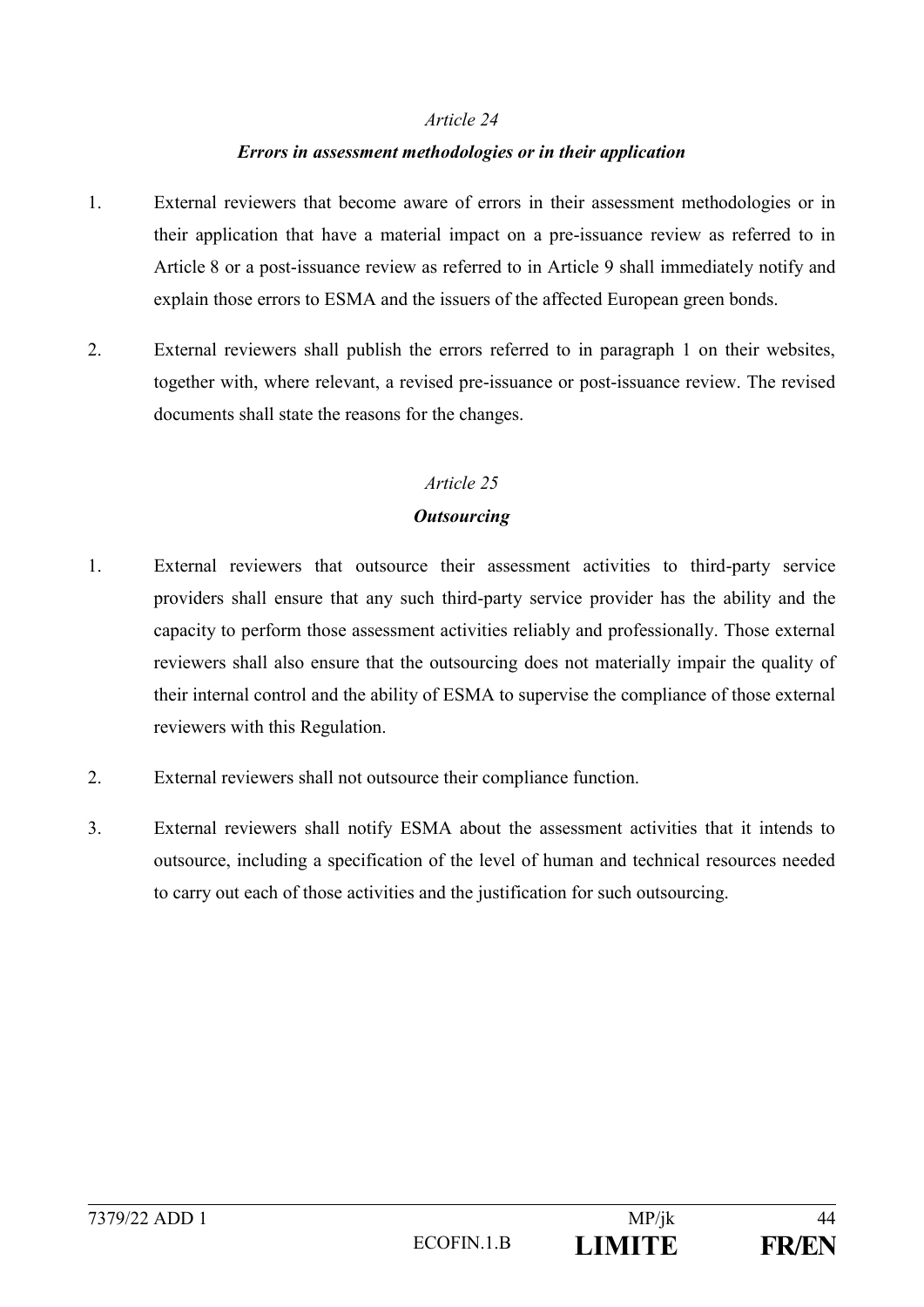*Article 24*

***Errors in assessment methodologies or in their application***

1. External reviewers that become aware of errors in their assessment methodologies or in their application that have a material impact on a pre-issuance review as referred to in Article 8 or a post-issuance review as referred to in Article 9 shall immediately notify and explain those errors to ESMA and the issuers of the affected European green bonds.

2. External reviewers shall publish the errors referred to in paragraph 1 on their websites, together with, where relevant, a revised pre-issuance or post-issuance review. The revised documents shall state the reasons for the changes.

*Article 25*

***Outsourcing***

1. External reviewers that outsource their assessment activities to third-party service providers shall ensure that any such third-party service provider has the ability and the capacity to perform those assessment activities reliably and professionally. Those external reviewers shall also ensure that the outsourcing does not materially impair the quality of their internal control and the ability of ESMA to supervise the compliance of those external reviewers with this Regulation.

2. External reviewers shall not outsource their compliance function.

3. External reviewers shall notify ESMA about the assessment activities that it intends to outsource, including a specification of the level of human and technical resources needed to carry out each of those activities and the justification for such outsourcing.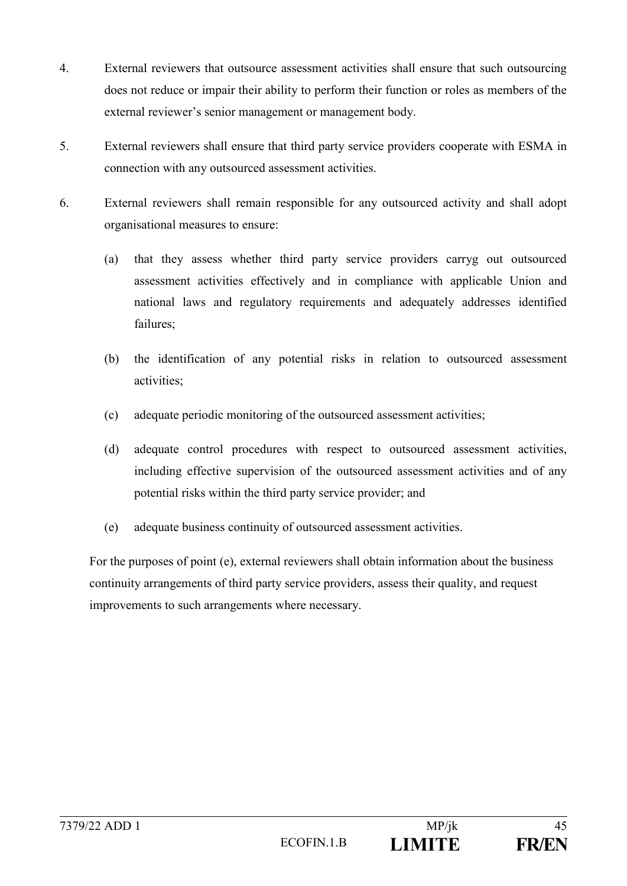4. External reviewers that outsource assessment activities shall ensure that such outsourcing does not reduce or impair their ability to perform their function or roles as members of the external reviewer's senior management or management body.

5. External reviewers shall ensure that third party service providers cooperate with ESMA in connection with any outsourced assessment activities.

6. External reviewers shall remain responsible for any outsourced activity and shall adopt organisational measures to ensure:

   (a) that they assess whether third party service providers carryg out outsourced assessment activities effectively and in compliance with applicable Union and national laws and regulatory requirements and adequately addresses identified failures;

   (b) the identification of any potential risks in relation to outsourced assessment activities;

   (c) adequate periodic monitoring of the outsourced assessment activities;

   (d) adequate control procedures with respect to outsourced assessment activities, including effective supervision of the outsourced assessment activities and of any potential risks within the third party service provider; and

   (e) adequate business continuity of outsourced assessment activities.

   For the purposes of point (e), external reviewers shall obtain information about the business continuity arrangements of third party service providers, assess their quality, and request improvements to such arrangements where necessary.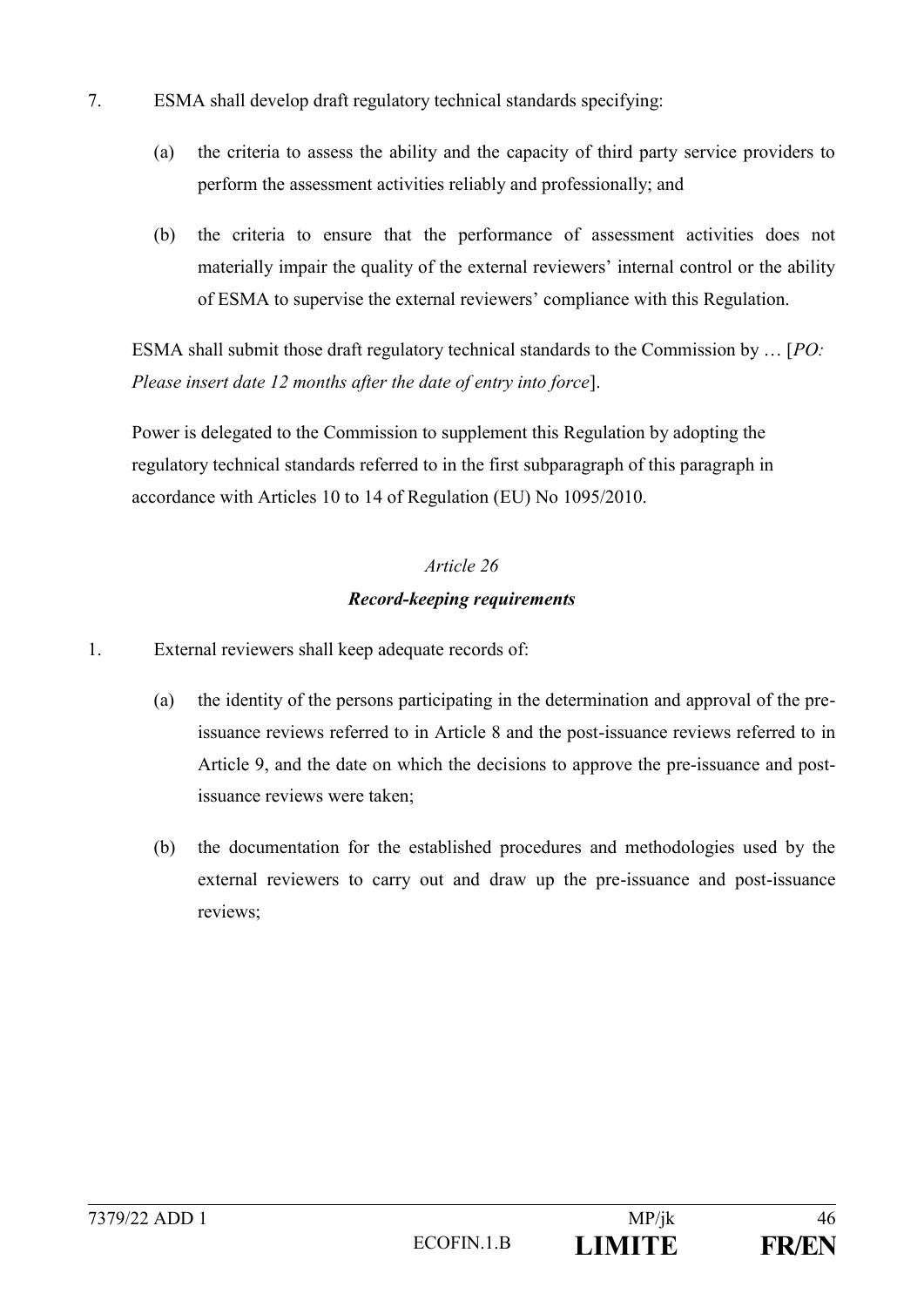7. ESMA shall develop draft regulatory technical standards specifying:

   (a) the criteria to assess the ability and the capacity of third party service providers to perform the assessment activities reliably and professionally; and

   (b) the criteria to ensure that the performance of assessment activities does not materially impair the quality of the external reviewers' internal control or the ability of ESMA to supervise the external reviewers' compliance with this Regulation.

   ESMA shall submit those draft regulatory technical standards to the Commission by … [*PO: Please insert date 12 months after the date of entry into force*].

   Power is delegated to the Commission to supplement this Regulation by adopting the regulatory technical standards referred to in the first subparagraph of this paragraph in accordance with Articles 10 to 14 of Regulation (EU) No 1095/2010.

*Article 26*

***Record-keeping requirements***

1. External reviewers shall keep adequate records of:

   (a) the identity of the persons participating in the determination and approval of the pre-issuance reviews referred to in Article 8 and the post-issuance reviews referred to in Article 9, and the date on which the decisions to approve the pre-issuance and post-issuance reviews were taken;

   (b) the documentation for the established procedures and methodologies used by the external reviewers to carry out and draw up the pre-issuance and post-issuance reviews;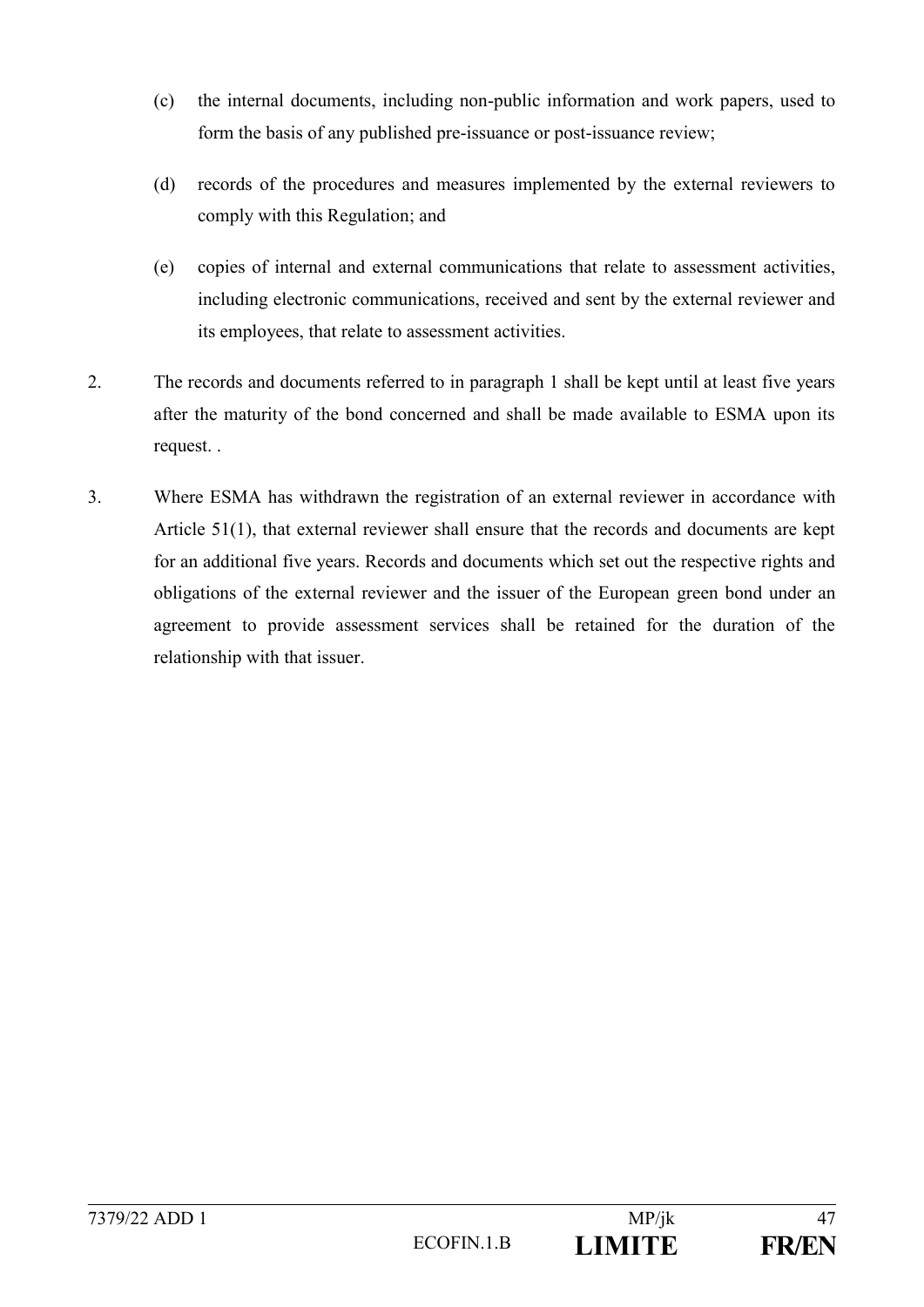(c) the internal documents, including non-public information and work papers, used to form the basis of any published pre-issuance or post-issuance review;

(d) records of the procedures and measures implemented by the external reviewers to comply with this Regulation; and

(e) copies of internal and external communications that relate to assessment activities, including electronic communications, received and sent by the external reviewer and its employees, that relate to assessment activities.

2. The records and documents referred to in paragraph 1 shall be kept until at least five years after the maturity of the bond concerned and shall be made available to ESMA upon its request. .

3. Where ESMA has withdrawn the registration of an external reviewer in accordance with Article 51(1), that external reviewer shall ensure that the records and documents are kept for an additional five years. Records and documents which set out the respective rights and obligations of the external reviewer and the issuer of the European green bond under an agreement to provide assessment services shall be retained for the duration of the relationship with that issuer.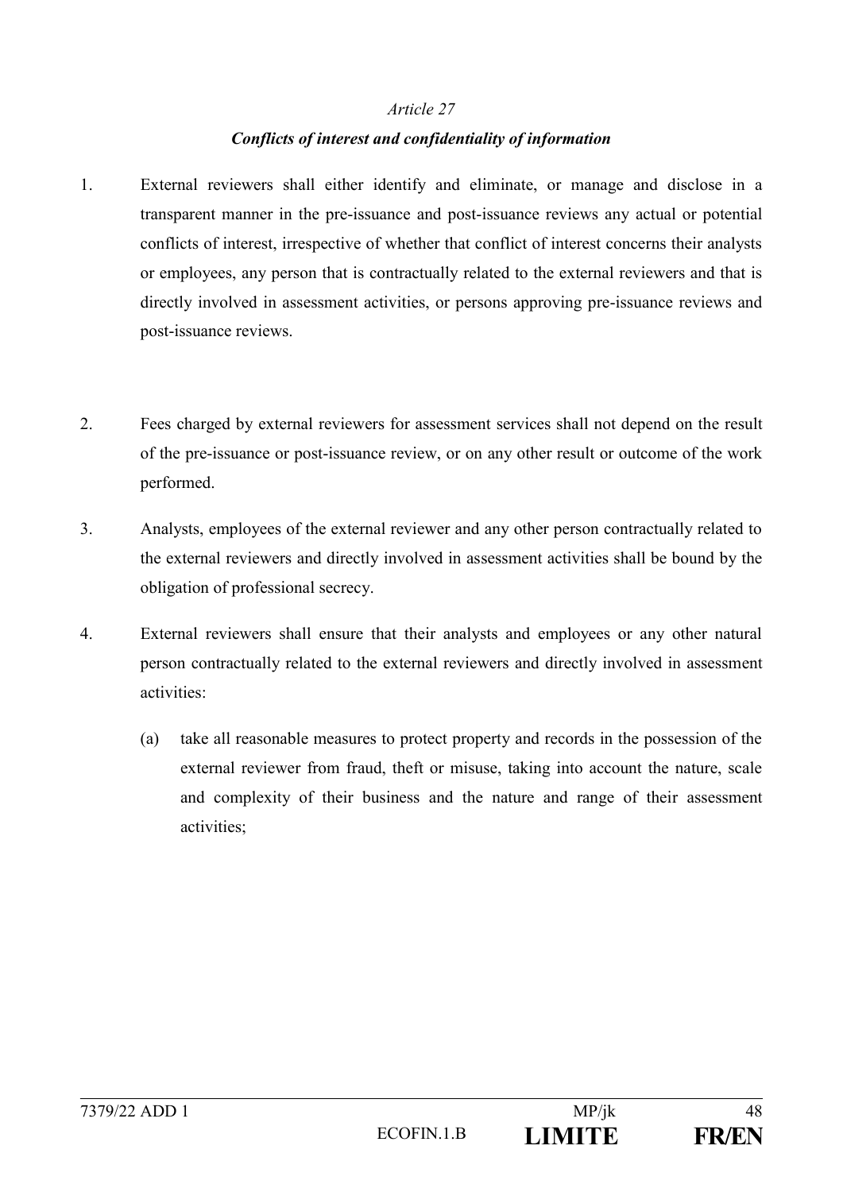*Article 27*

***Conflicts of interest and confidentiality of information***

1. External reviewers shall either identify and eliminate, or manage and disclose in a transparent manner in the pre-issuance and post-issuance reviews any actual or potential conflicts of interest, irrespective of whether that conflict of interest concerns their analysts or employees, any person that is contractually related to the external reviewers and that is directly involved in assessment activities, or persons approving pre-issuance reviews and post-issuance reviews.

2. Fees charged by external reviewers for assessment services shall not depend on the result of the pre-issuance or post-issuance review, or on any other result or outcome of the work performed.

3. Analysts, employees of the external reviewer and any other person contractually related to the external reviewers and directly involved in assessment activities shall be bound by the obligation of professional secrecy.

4. External reviewers shall ensure that their analysts and employees or any other natural person contractually related to the external reviewers and directly involved in assessment activities:

   (a) take all reasonable measures to protect property and records in the possession of the external reviewer from fraud, theft or misuse, taking into account the nature, scale and complexity of their business and the nature and range of their assessment activities;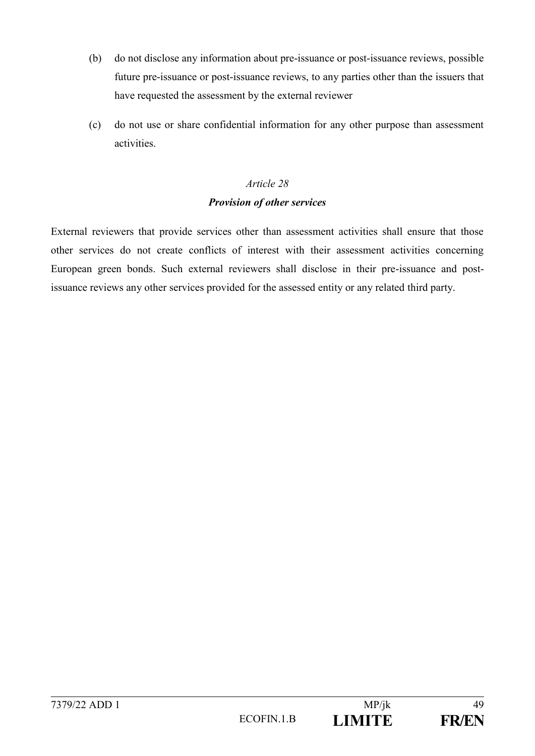(b) do not disclose any information about pre-issuance or post-issuance reviews, possible future pre-issuance or post-issuance reviews, to any parties other than the issuers that have requested the assessment by the external reviewer

(c) do not use or share confidential information for any other purpose than assessment activities.

*Article 28*

***Provision of other services***

External reviewers that provide services other than assessment activities shall ensure that those other services do not create conflicts of interest with their assessment activities concerning European green bonds. Such external reviewers shall disclose in their pre-issuance and post-issuance reviews any other services provided for the assessed entity or any related third party.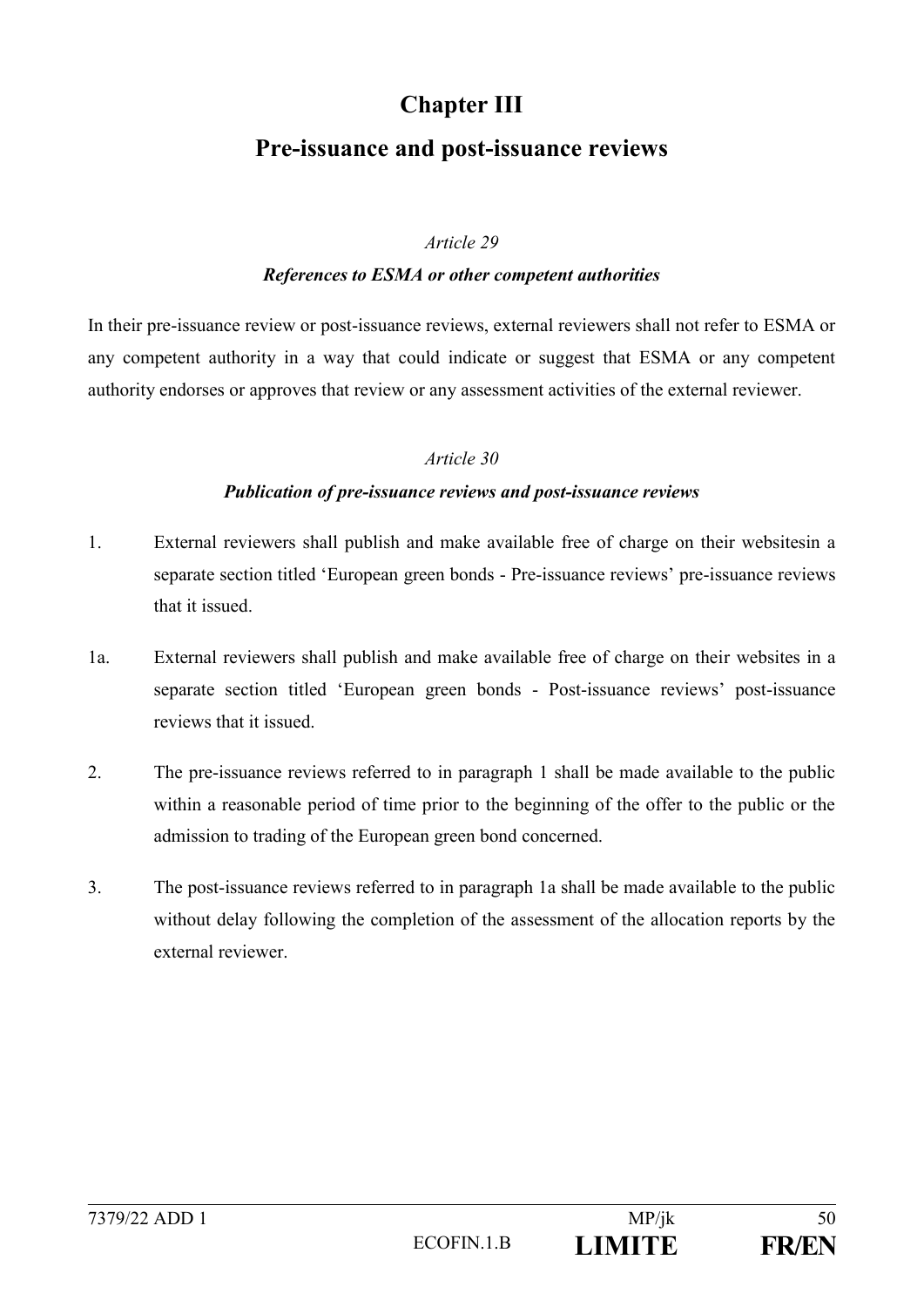# Chapter III

# Pre-issuance and post-issuance reviews

*Article 29*

***References to ESMA or other competent authorities***

In their pre-issuance review or post-issuance reviews, external reviewers shall not refer to ESMA or any competent authority in a way that could indicate or suggest that ESMA or any competent authority endorses or approves that review or any assessment activities of the external reviewer.

*Article 30*

***Publication of pre-issuance reviews and post-issuance reviews***

1. External reviewers shall publish and make available free of charge on their websitesin a separate section titled 'European green bonds - Pre-issuance reviews' pre-issuance reviews that it issued.

1a. External reviewers shall publish and make available free of charge on their websites in a separate section titled 'European green bonds - Post-issuance reviews' post-issuance reviews that it issued.

2. The pre-issuance reviews referred to in paragraph 1 shall be made available to the public within a reasonable period of time prior to the beginning of the offer to the public or the admission to trading of the European green bond concerned.

3. The post-issuance reviews referred to in paragraph 1a shall be made available to the public without delay following the completion of the assessment of the allocation reports by the external reviewer.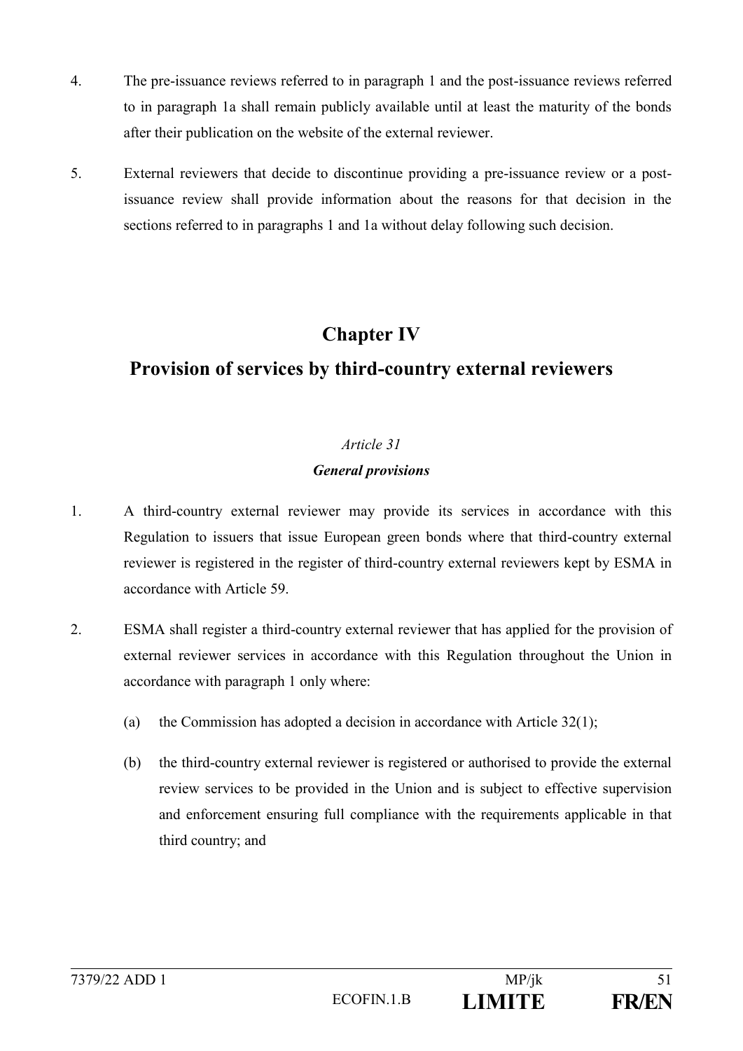4. The pre-issuance reviews referred to in paragraph 1 and the post-issuance reviews referred to in paragraph 1a shall remain publicly available until at least the maturity of the bonds after their publication on the website of the external reviewer.

5. External reviewers that decide to discontinue providing a pre-issuance review or a post-issuance review shall provide information about the reasons for that decision in the sections referred to in paragraphs 1 and 1a without delay following such decision.

## Chapter IV

## Provision of services by third-country external reviewers

*Article 31*

***General provisions***

1. A third-country external reviewer may provide its services in accordance with this Regulation to issuers that issue European green bonds where that third-country external reviewer is registered in the register of third-country external reviewers kept by ESMA in accordance with Article 59.

2. ESMA shall register a third-country external reviewer that has applied for the provision of external reviewer services in accordance with this Regulation throughout the Union in accordance with paragraph 1 only where:

   (a) the Commission has adopted a decision in accordance with Article 32(1);

   (b) the third-country external reviewer is registered or authorised to provide the external review services to be provided in the Union and is subject to effective supervision and enforcement ensuring full compliance with the requirements applicable in that third country; and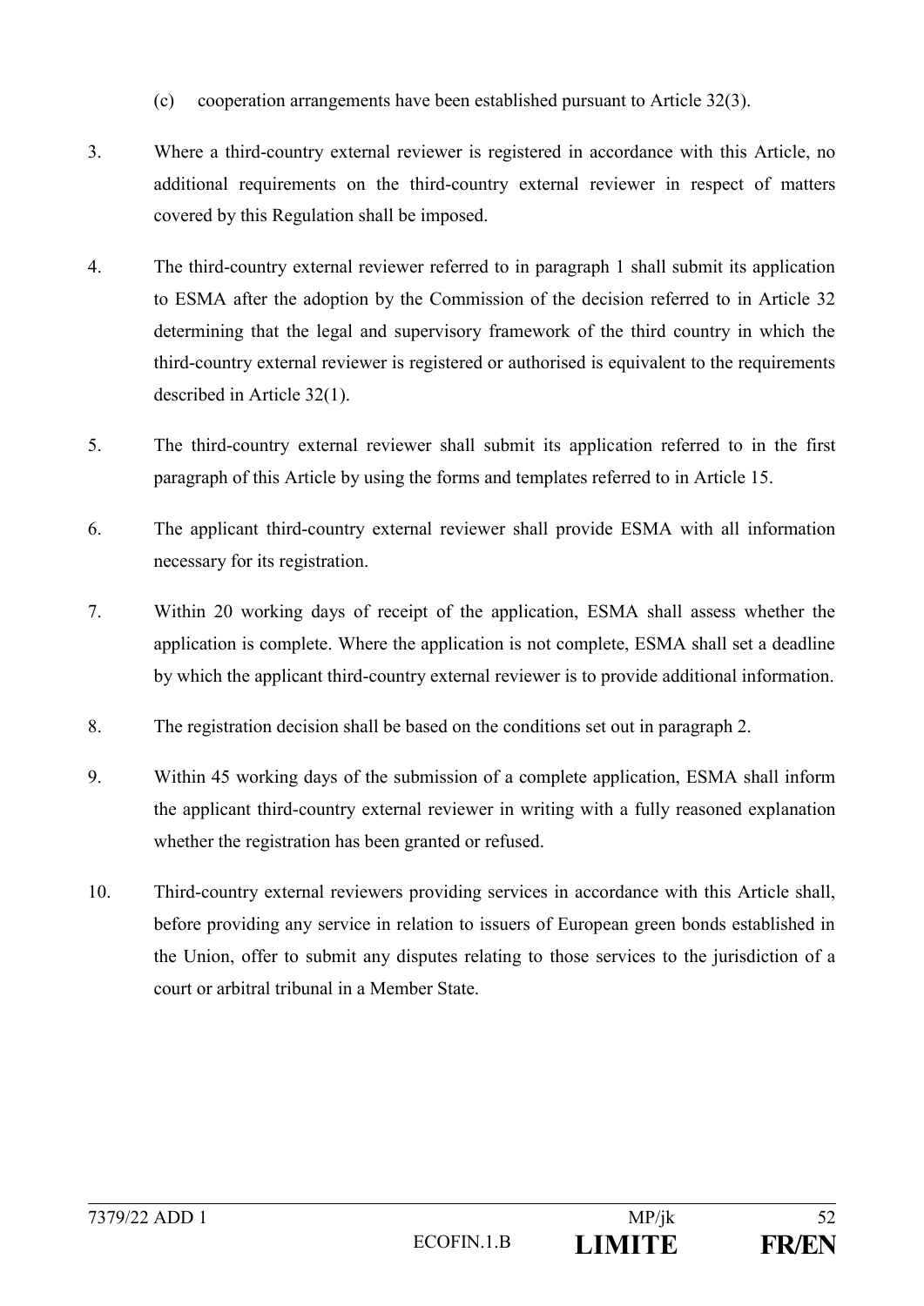(c) cooperation arrangements have been established pursuant to Article 32(3).

3. Where a third-country external reviewer is registered in accordance with this Article, no additional requirements on the third-country external reviewer in respect of matters covered by this Regulation shall be imposed.

4. The third-country external reviewer referred to in paragraph 1 shall submit its application to ESMA after the adoption by the Commission of the decision referred to in Article 32 determining that the legal and supervisory framework of the third country in which the third-country external reviewer is registered or authorised is equivalent to the requirements described in Article 32(1).

5. The third-country external reviewer shall submit its application referred to in the first paragraph of this Article by using the forms and templates referred to in Article 15.

6. The applicant third-country external reviewer shall provide ESMA with all information necessary for its registration.

7. Within 20 working days of receipt of the application, ESMA shall assess whether the application is complete. Where the application is not complete, ESMA shall set a deadline by which the applicant third-country external reviewer is to provide additional information.

8. The registration decision shall be based on the conditions set out in paragraph 2.

9. Within 45 working days of the submission of a complete application, ESMA shall inform the applicant third-country external reviewer in writing with a fully reasoned explanation whether the registration has been granted or refused.

10. Third-country external reviewers providing services in accordance with this Article shall, before providing any service in relation to issuers of European green bonds established in the Union, offer to submit any disputes relating to those services to the jurisdiction of a court or arbitral tribunal in a Member State.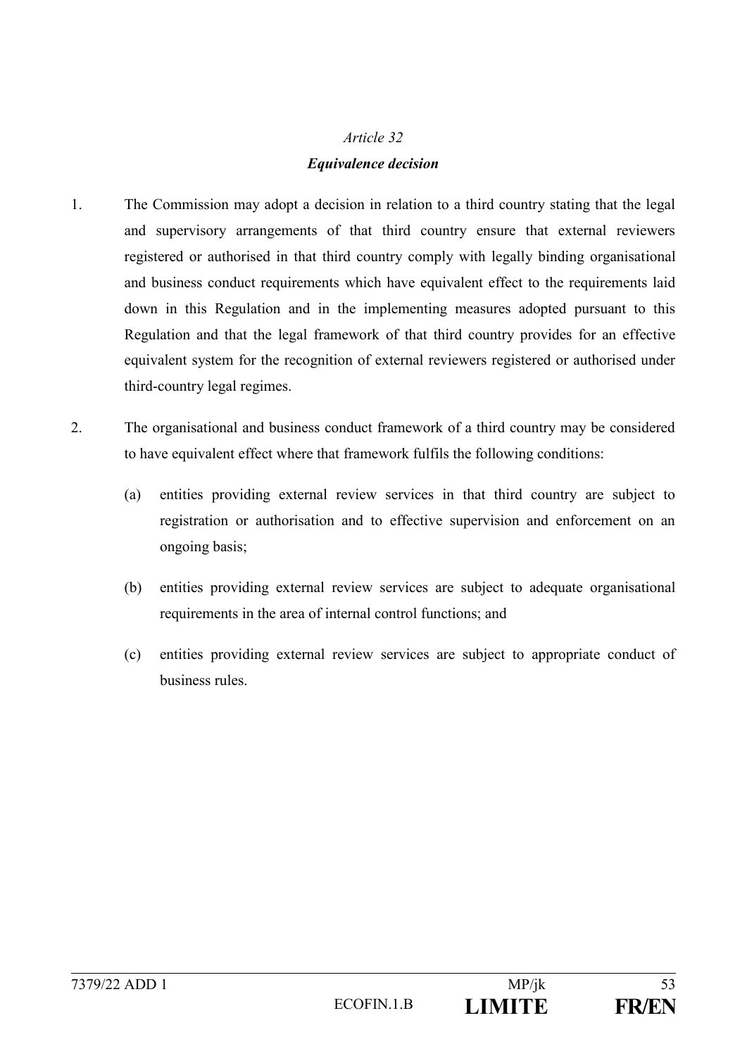*Article 32*

***Equivalence decision***

1. The Commission may adopt a decision in relation to a third country stating that the legal and supervisory arrangements of that third country ensure that external reviewers registered or authorised in that third country comply with legally binding organisational and business conduct requirements which have equivalent effect to the requirements laid down in this Regulation and in the implementing measures adopted pursuant to this Regulation and that the legal framework of that third country provides for an effective equivalent system for the recognition of external reviewers registered or authorised under third-country legal regimes.

2. The organisational and business conduct framework of a third country may be considered to have equivalent effect where that framework fulfils the following conditions:

   (a) entities providing external review services in that third country are subject to registration or authorisation and to effective supervision and enforcement on an ongoing basis;

   (b) entities providing external review services are subject to adequate organisational requirements in the area of internal control functions; and

   (c) entities providing external review services are subject to appropriate conduct of business rules.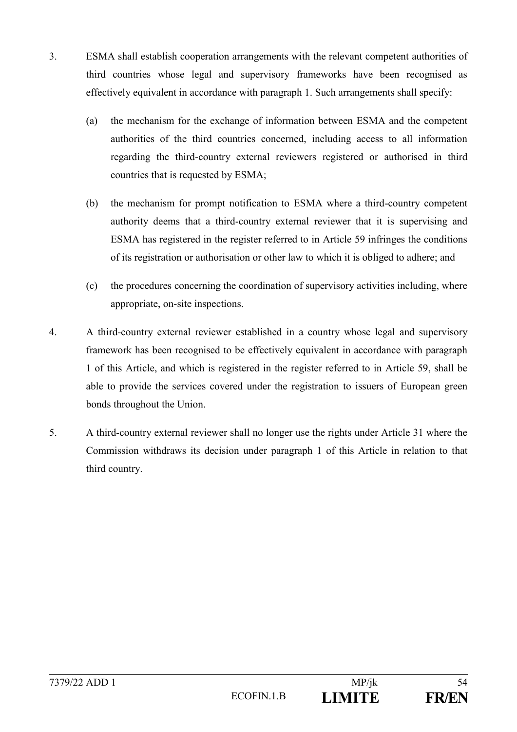3. ESMA shall establish cooperation arrangements with the relevant competent authorities of third countries whose legal and supervisory frameworks have been recognised as effectively equivalent in accordance with paragraph 1. Such arrangements shall specify:

   (a) the mechanism for the exchange of information between ESMA and the competent authorities of the third countries concerned, including access to all information regarding the third-country external reviewers registered or authorised in third countries that is requested by ESMA;

   (b) the mechanism for prompt notification to ESMA where a third-country competent authority deems that a third-country external reviewer that it is supervising and ESMA has registered in the register referred to in Article 59 infringes the conditions of its registration or authorisation or other law to which it is obliged to adhere; and

   (c) the procedures concerning the coordination of supervisory activities including, where appropriate, on-site inspections.

4. A third-country external reviewer established in a country whose legal and supervisory framework has been recognised to be effectively equivalent in accordance with paragraph 1 of this Article, and which is registered in the register referred to in Article 59, shall be able to provide the services covered under the registration to issuers of European green bonds throughout the Union.

5. A third-country external reviewer shall no longer use the rights under Article 31 where the Commission withdraws its decision under paragraph 1 of this Article in relation to that third country.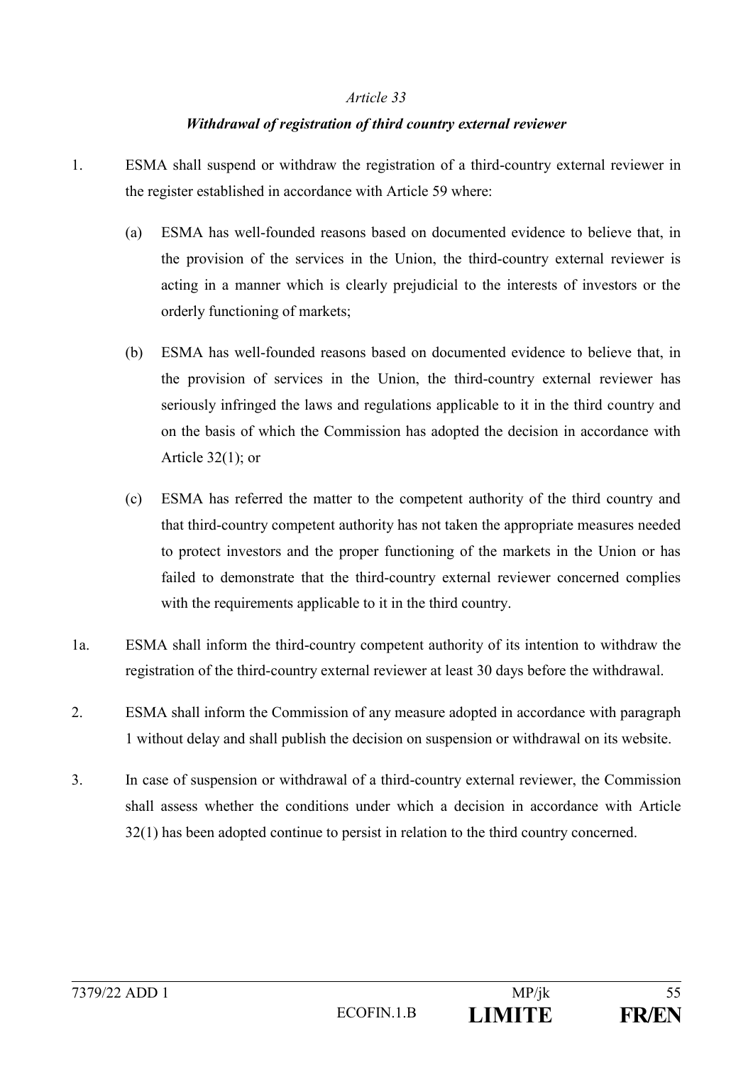*Article 33*

***Withdrawal of registration of third country external reviewer***

1. ESMA shall suspend or withdraw the registration of a third-country external reviewer in the register established in accordance with Article 59 where:

   (a) ESMA has well-founded reasons based on documented evidence to believe that, in the provision of the services in the Union, the third-country external reviewer is acting in a manner which is clearly prejudicial to the interests of investors or the orderly functioning of markets;

   (b) ESMA has well-founded reasons based on documented evidence to believe that, in the provision of services in the Union, the third-country external reviewer has seriously infringed the laws and regulations applicable to it in the third country and on the basis of which the Commission has adopted the decision in accordance with Article 32(1); or

   (c) ESMA has referred the matter to the competent authority of the third country and that third-country competent authority has not taken the appropriate measures needed to protect investors and the proper functioning of the markets in the Union or has failed to demonstrate that the third-country external reviewer concerned complies with the requirements applicable to it in the third country.

1a. ESMA shall inform the third-country competent authority of its intention to withdraw the registration of the third-country external reviewer at least 30 days before the withdrawal.

2. ESMA shall inform the Commission of any measure adopted in accordance with paragraph 1 without delay and shall publish the decision on suspension or withdrawal on its website.

3. In case of suspension or withdrawal of a third-country external reviewer, the Commission shall assess whether the conditions under which a decision in accordance with Article 32(1) has been adopted continue to persist in relation to the third country concerned.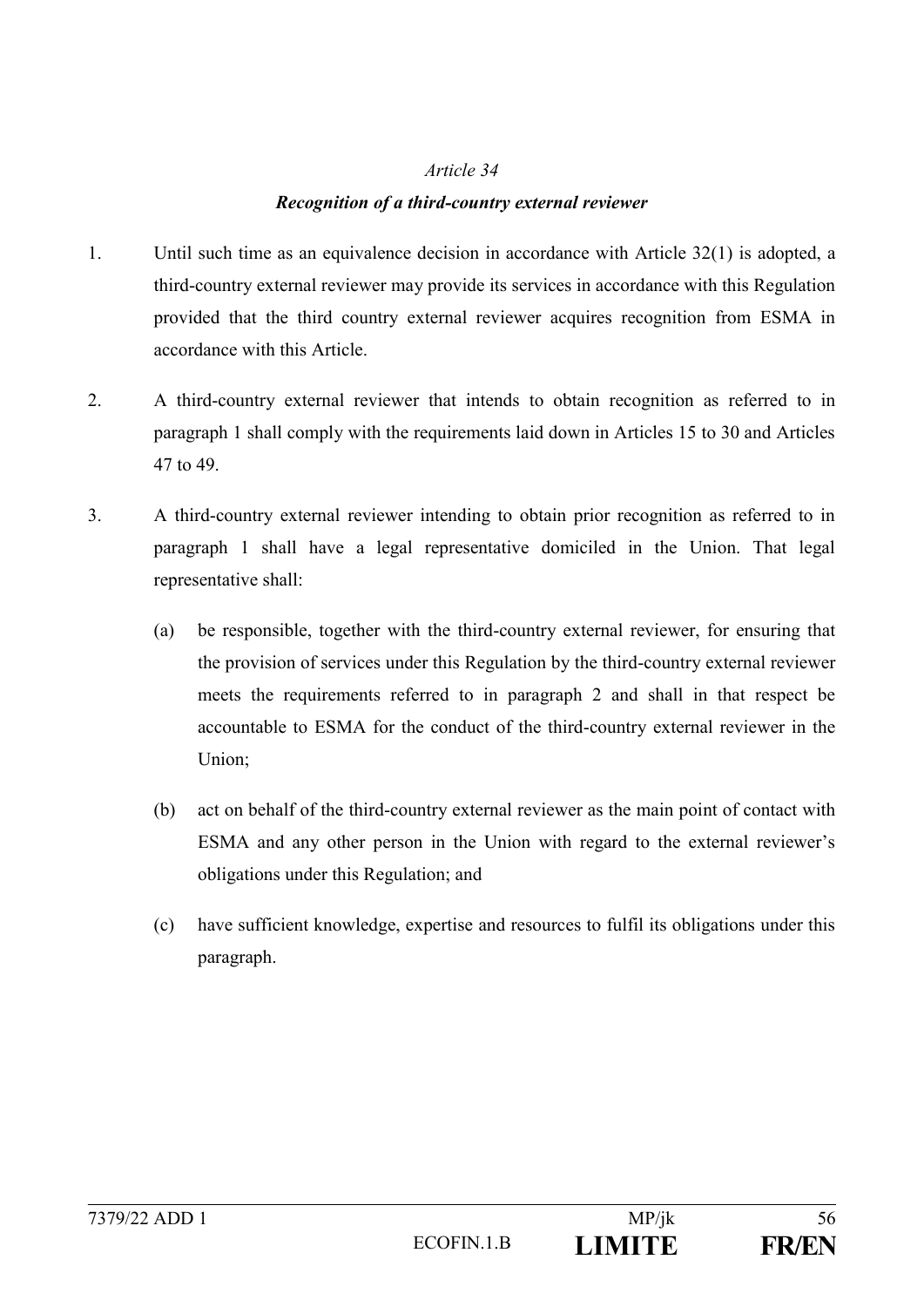*Article 34*

***Recognition of a third-country external reviewer***

1. Until such time as an equivalence decision in accordance with Article 32(1) is adopted, a third-country external reviewer may provide its services in accordance with this Regulation provided that the third country external reviewer acquires recognition from ESMA in accordance with this Article.

2. A third-country external reviewer that intends to obtain recognition as referred to in paragraph 1 shall comply with the requirements laid down in Articles 15 to 30 and Articles 47 to 49.

3. A third-country external reviewer intending to obtain prior recognition as referred to in paragraph 1 shall have a legal representative domiciled in the Union. That legal representative shall:

   (a) be responsible, together with the third-country external reviewer, for ensuring that the provision of services under this Regulation by the third-country external reviewer meets the requirements referred to in paragraph 2 and shall in that respect be accountable to ESMA for the conduct of the third-country external reviewer in the Union;

   (b) act on behalf of the third-country external reviewer as the main point of contact with ESMA and any other person in the Union with regard to the external reviewer's obligations under this Regulation; and

   (c) have sufficient knowledge, expertise and resources to fulfil its obligations under this paragraph.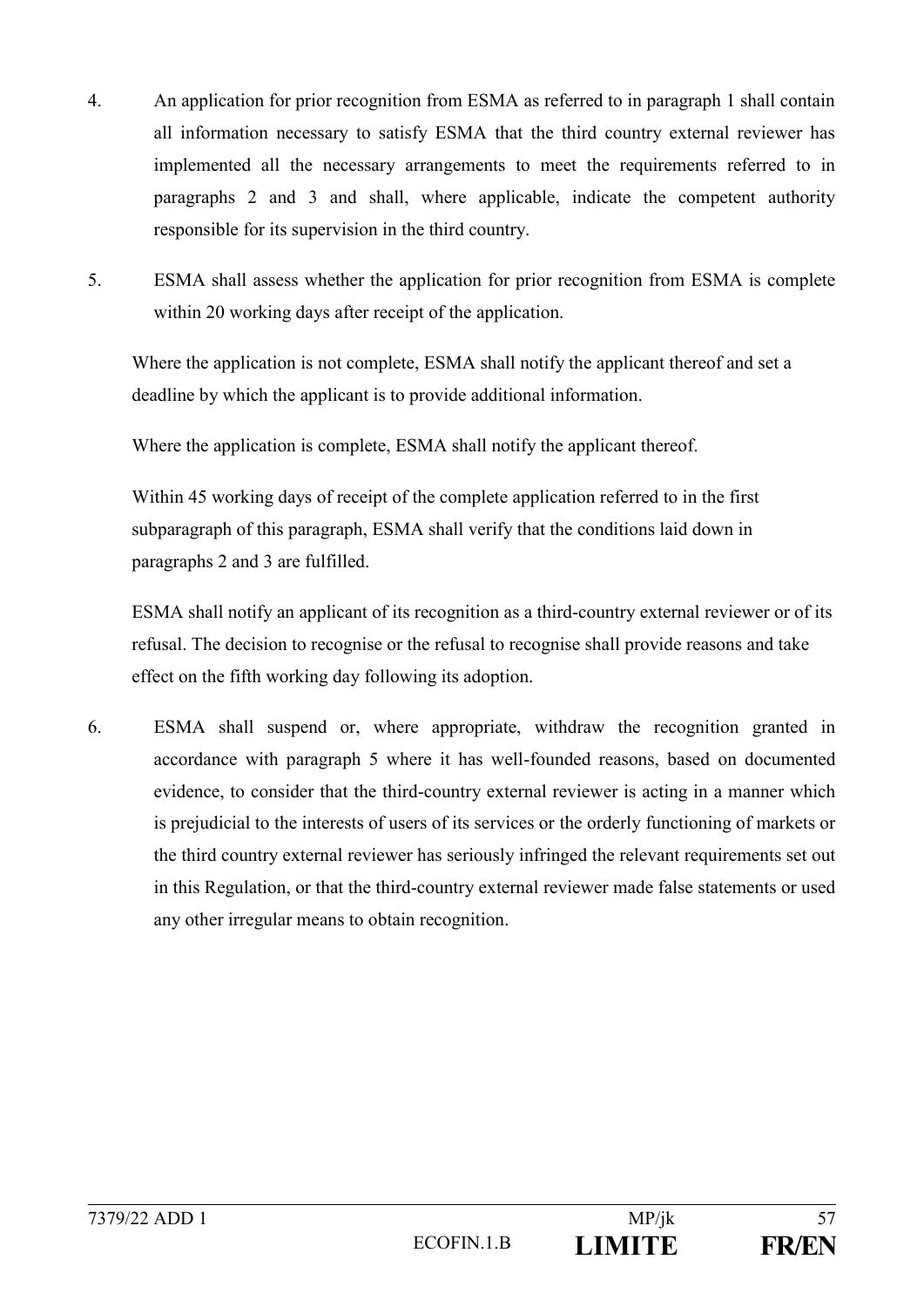4. An application for prior recognition from ESMA as referred to in paragraph 1 shall contain all information necessary to satisfy ESMA that the third country external reviewer has implemented all the necessary arrangements to meet the requirements referred to in paragraphs 2 and 3 and shall, where applicable, indicate the competent authority responsible for its supervision in the third country.

5. ESMA shall assess whether the application for prior recognition from ESMA is complete within 20 working days after receipt of the application.

   Where the application is not complete, ESMA shall notify the applicant thereof and set a deadline by which the applicant is to provide additional information.

   Where the application is complete, ESMA shall notify the applicant thereof.

   Within 45 working days of receipt of the complete application referred to in the first subparagraph of this paragraph, ESMA shall verify that the conditions laid down in paragraphs 2 and 3 are fulfilled.

   ESMA shall notify an applicant of its recognition as a third-country external reviewer or of its refusal. The decision to recognise or the refusal to recognise shall provide reasons and take effect on the fifth working day following its adoption.

6. ESMA shall suspend or, where appropriate, withdraw the recognition granted in accordance with paragraph 5 where it has well-founded reasons, based on documented evidence, to consider that the third-country external reviewer is acting in a manner which is prejudicial to the interests of users of its services or the orderly functioning of markets or the third country external reviewer has seriously infringed the relevant requirements set out in this Regulation, or that the third-country external reviewer made false statements or used any other irregular means to obtain recognition.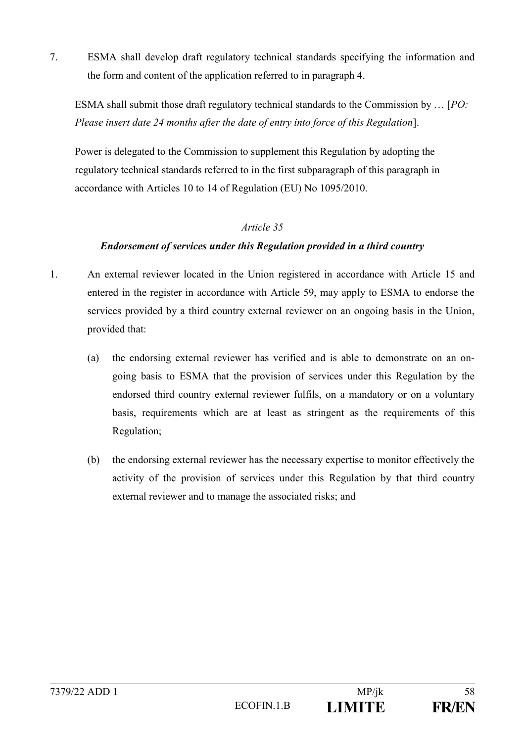7. ESMA shall develop draft regulatory technical standards specifying the information and the form and content of the application referred to in paragraph 4.

ESMA shall submit those draft regulatory technical standards to the Commission by … [*PO: Please insert date 24 months after the date of entry into force of this Regulation*].

Power is delegated to the Commission to supplement this Regulation by adopting the regulatory technical standards referred to in the first subparagraph of this paragraph in accordance with Articles 10 to 14 of Regulation (EU) No 1095/2010.

*Article 35*

***Endorsement of services under this Regulation provided in a third country***

1. An external reviewer located in the Union registered in accordance with Article 15 and entered in the register in accordance with Article 59, may apply to ESMA to endorse the services provided by a third country external reviewer on an ongoing basis in the Union, provided that:

   (a) the endorsing external reviewer has verified and is able to demonstrate on an on-going basis to ESMA that the provision of services under this Regulation by the endorsed third country external reviewer fulfils, on a mandatory or on a voluntary basis, requirements which are at least as stringent as the requirements of this Regulation;

   (b) the endorsing external reviewer has the necessary expertise to monitor effectively the activity of the provision of services under this Regulation by that third country external reviewer and to manage the associated risks; and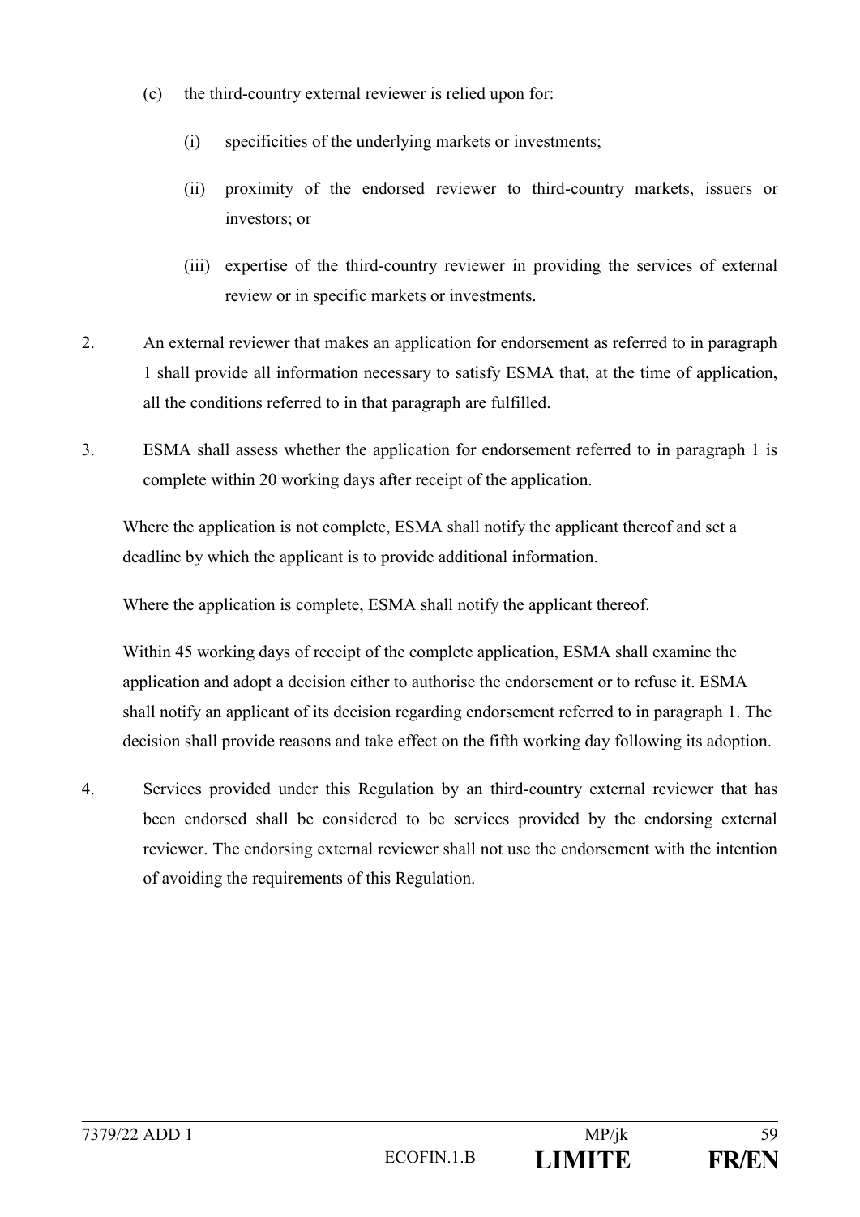(c) the third-country external reviewer is relied upon for:

   (i) specificities of the underlying markets or investments;

   (ii) proximity of the endorsed reviewer to third-country markets, issuers or investors; or

   (iii) expertise of the third-country reviewer in providing the services of external review or in specific markets or investments.

2. An external reviewer that makes an application for endorsement as referred to in paragraph 1 shall provide all information necessary to satisfy ESMA that, at the time of application, all the conditions referred to in that paragraph are fulfilled.

3. ESMA shall assess whether the application for endorsement referred to in paragraph 1 is complete within 20 working days after receipt of the application.

Where the application is not complete, ESMA shall notify the applicant thereof and set a deadline by which the applicant is to provide additional information.

Where the application is complete, ESMA shall notify the applicant thereof.

Within 45 working days of receipt of the complete application, ESMA shall examine the application and adopt a decision either to authorise the endorsement or to refuse it. ESMA shall notify an applicant of its decision regarding endorsement referred to in paragraph 1. The decision shall provide reasons and take effect on the fifth working day following its adoption.

4. Services provided under this Regulation by an third-country external reviewer that has been endorsed shall be considered to be services provided by the endorsing external reviewer. The endorsing external reviewer shall not use the endorsement with the intention of avoiding the requirements of this Regulation.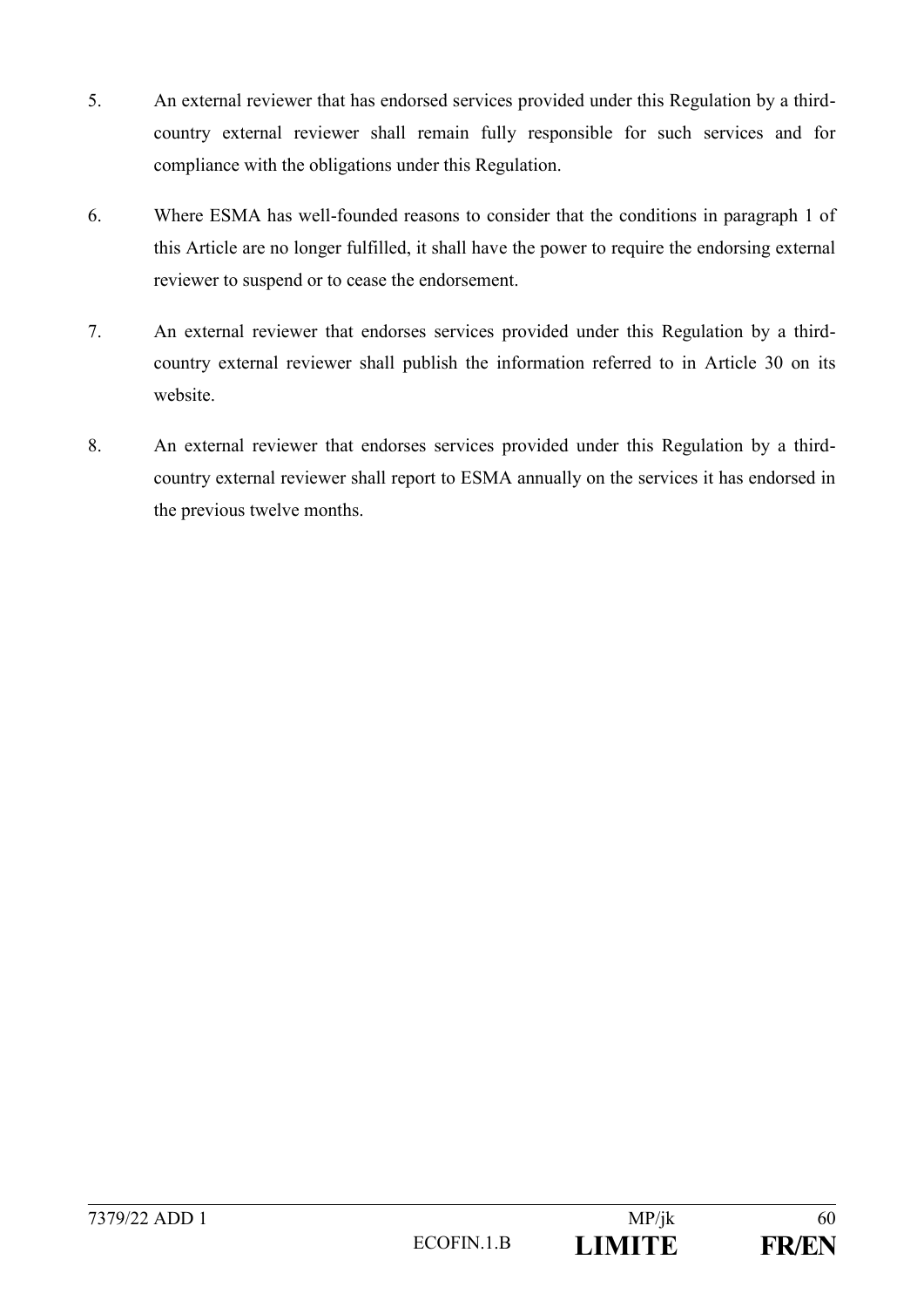5. An external reviewer that has endorsed services provided under this Regulation by a third-country external reviewer shall remain fully responsible for such services and for compliance with the obligations under this Regulation.

6. Where ESMA has well-founded reasons to consider that the conditions in paragraph 1 of this Article are no longer fulfilled, it shall have the power to require the endorsing external reviewer to suspend or to cease the endorsement.

7. An external reviewer that endorses services provided under this Regulation by a third-country external reviewer shall publish the information referred to in Article 30 on its website.

8. An external reviewer that endorses services provided under this Regulation by a third-country external reviewer shall report to ESMA annually on the services it has endorsed in the previous twelve months.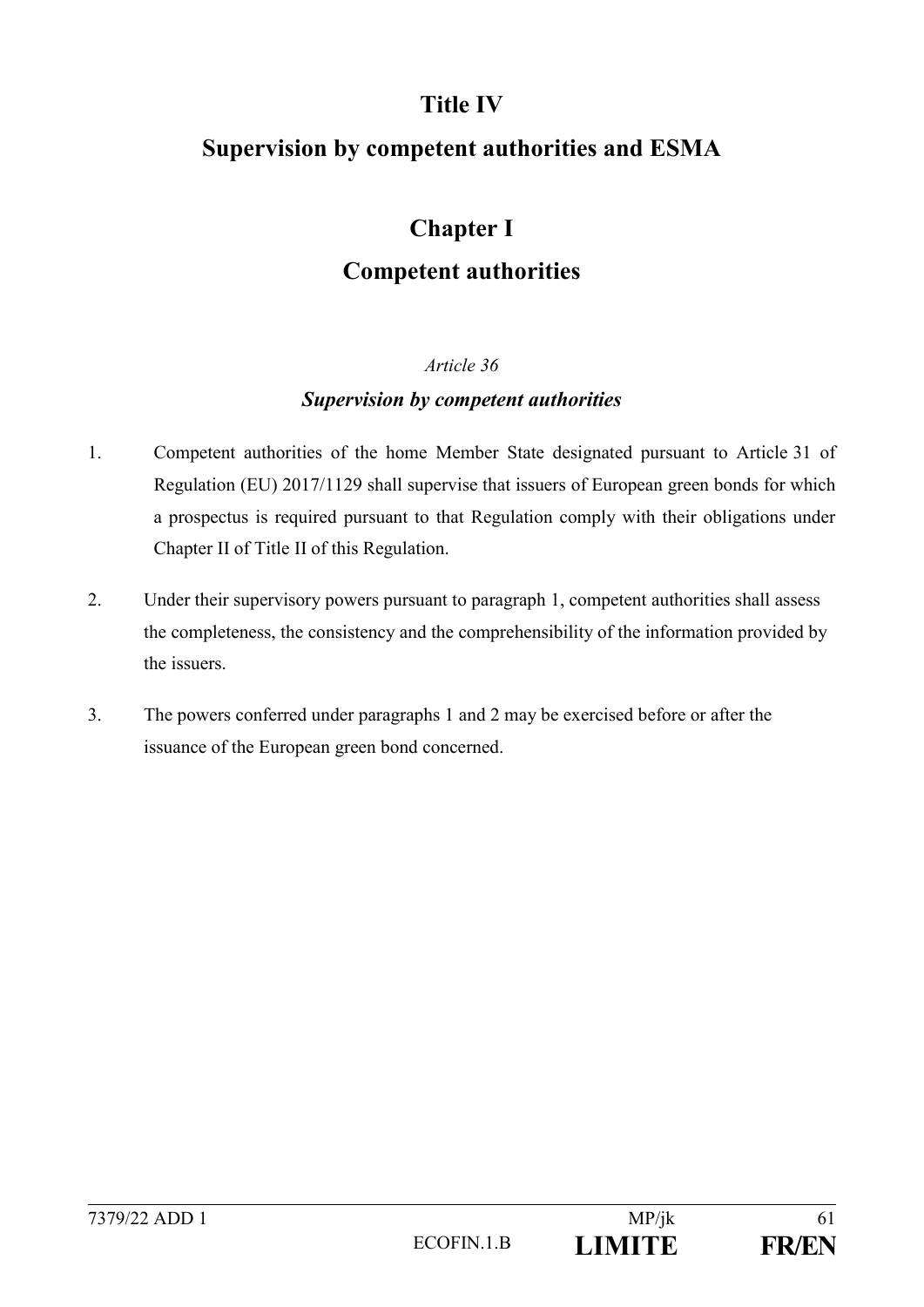# Title IV

# Supervision by competent authorities and ESMA

## Chapter I

## Competent authorities

*Article 36*

***Supervision by competent authorities***

1. Competent authorities of the home Member State designated pursuant to Article 31 of Regulation (EU) 2017/1129 shall supervise that issuers of European green bonds for which a prospectus is required pursuant to that Regulation comply with their obligations under Chapter II of Title II of this Regulation.

2. Under their supervisory powers pursuant to paragraph 1, competent authorities shall assess the completeness, the consistency and the comprehensibility of the information provided by the issuers.

3. The powers conferred under paragraphs 1 and 2 may be exercised before or after the issuance of the European green bond concerned.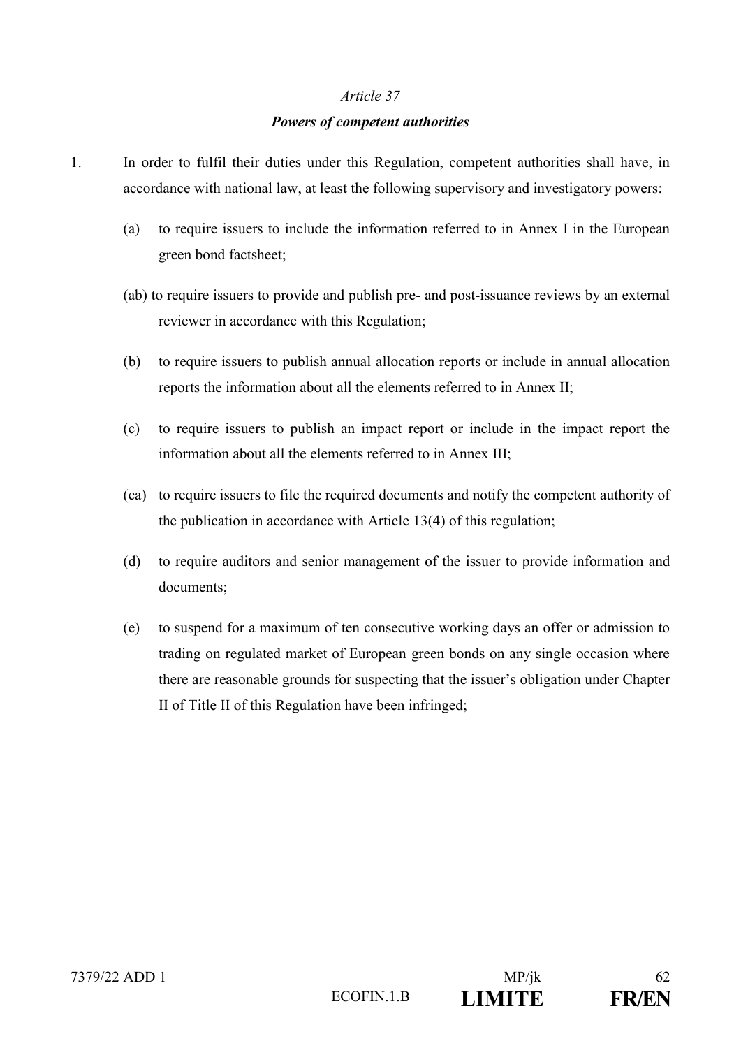*Article 37*

***Powers of competent authorities***

1. In order to fulfil their duties under this Regulation, competent authorities shall have, in accordance with national law, at least the following supervisory and investigatory powers:

   (a) to require issuers to include the information referred to in Annex I in the European green bond factsheet;

   (ab) to require issuers to provide and publish pre- and post-issuance reviews by an external reviewer in accordance with this Regulation;

   (b) to require issuers to publish annual allocation reports or include in annual allocation reports the information about all the elements referred to in Annex II;

   (c) to require issuers to publish an impact report or include in the impact report the information about all the elements referred to in Annex III;

   (ca) to require issuers to file the required documents and notify the competent authority of the publication in accordance with Article 13(4) of this regulation;

   (d) to require auditors and senior management of the issuer to provide information and documents;

   (e) to suspend for a maximum of ten consecutive working days an offer or admission to trading on regulated market of European green bonds on any single occasion where there are reasonable grounds for suspecting that the issuer's obligation under Chapter II of Title II of this Regulation have been infringed;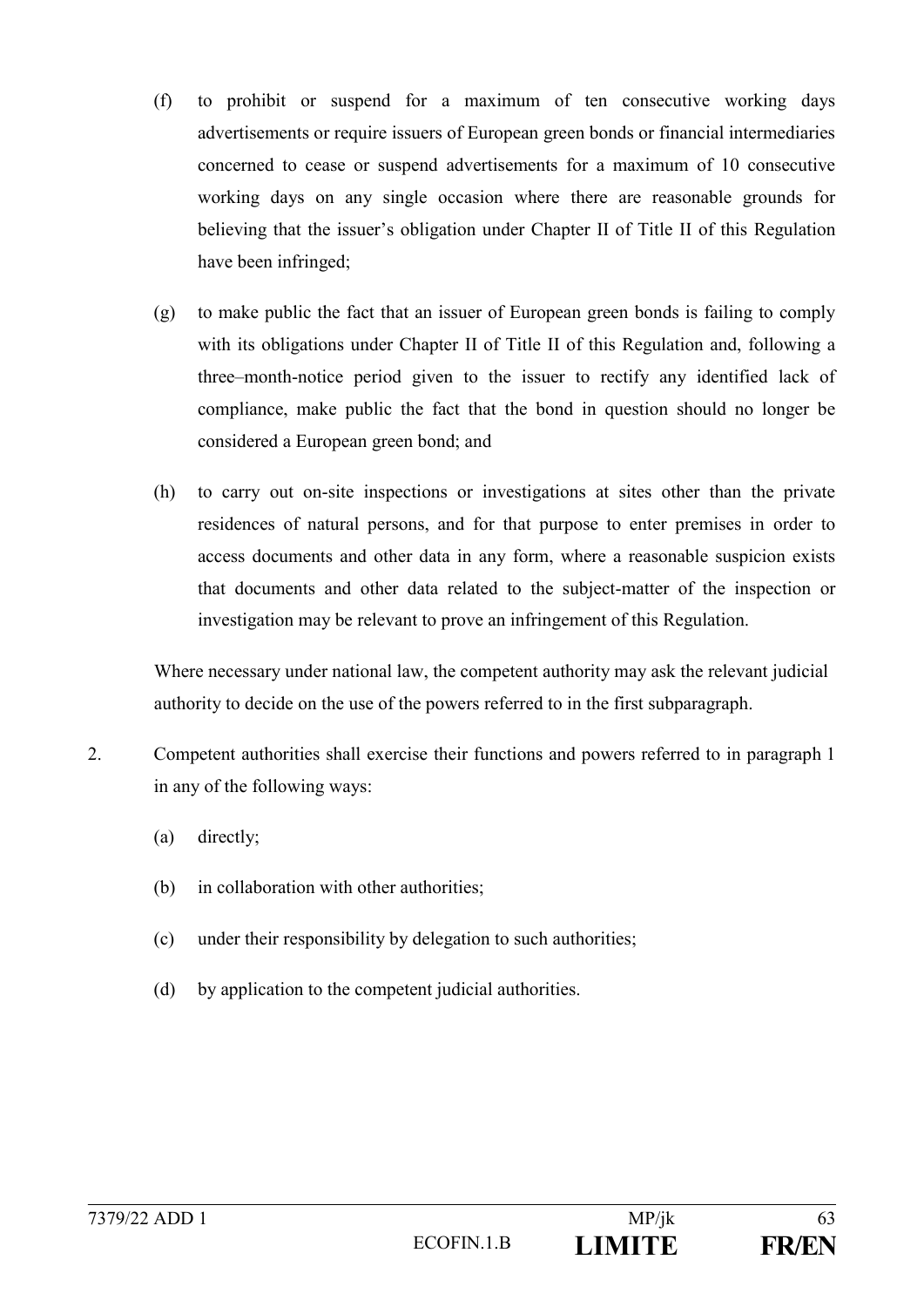(f) to prohibit or suspend for a maximum of ten consecutive working days advertisements or require issuers of European green bonds or financial intermediaries concerned to cease or suspend advertisements for a maximum of 10 consecutive working days on any single occasion where there are reasonable grounds for believing that the issuer's obligation under Chapter II of Title II of this Regulation have been infringed;

(g) to make public the fact that an issuer of European green bonds is failing to comply with its obligations under Chapter II of Title II of this Regulation and, following a three–month-notice period given to the issuer to rectify any identified lack of compliance, make public the fact that the bond in question should no longer be considered a European green bond; and

(h) to carry out on-site inspections or investigations at sites other than the private residences of natural persons, and for that purpose to enter premises in order to access documents and other data in any form, where a reasonable suspicion exists that documents and other data related to the subject-matter of the inspection or investigation may be relevant to prove an infringement of this Regulation.

Where necessary under national law, the competent authority may ask the relevant judicial authority to decide on the use of the powers referred to in the first subparagraph.

2. Competent authorities shall exercise their functions and powers referred to in paragraph 1 in any of the following ways:

   (a) directly;

   (b) in collaboration with other authorities;

   (c) under their responsibility by delegation to such authorities;

   (d) by application to the competent judicial authorities.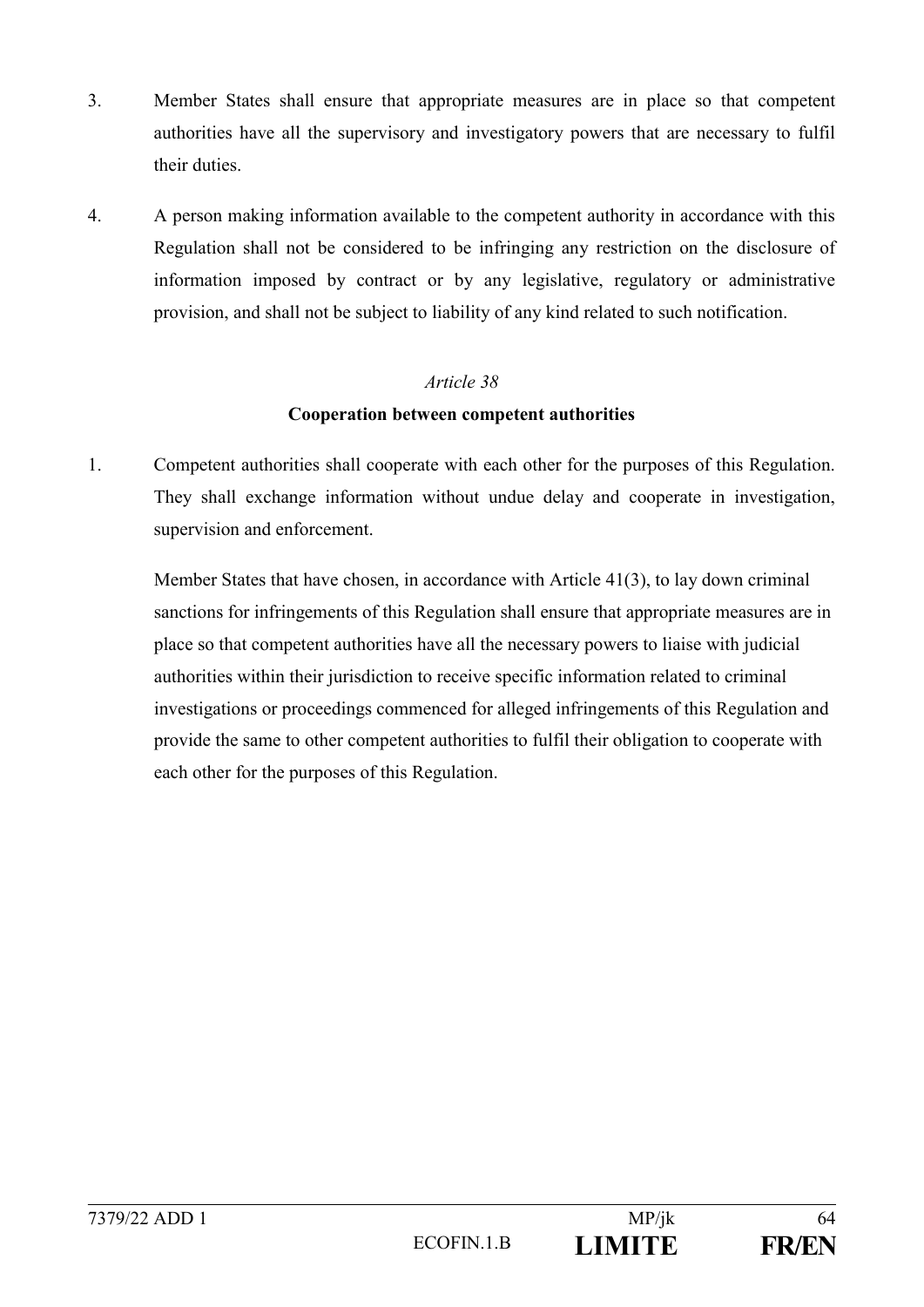3. Member States shall ensure that appropriate measures are in place so that competent authorities have all the supervisory and investigatory powers that are necessary to fulfil their duties.

4. A person making information available to the competent authority in accordance with this Regulation shall not be considered to be infringing any restriction on the disclosure of information imposed by contract or by any legislative, regulatory or administrative provision, and shall not be subject to liability of any kind related to such notification.

*Article 38*

**Cooperation between competent authorities**

1. Competent authorities shall cooperate with each other for the purposes of this Regulation. They shall exchange information without undue delay and cooperate in investigation, supervision and enforcement.

   Member States that have chosen, in accordance with Article 41(3), to lay down criminal sanctions for infringements of this Regulation shall ensure that appropriate measures are in place so that competent authorities have all the necessary powers to liaise with judicial authorities within their jurisdiction to receive specific information related to criminal investigations or proceedings commenced for alleged infringements of this Regulation and provide the same to other competent authorities to fulfil their obligation to cooperate with each other for the purposes of this Regulation.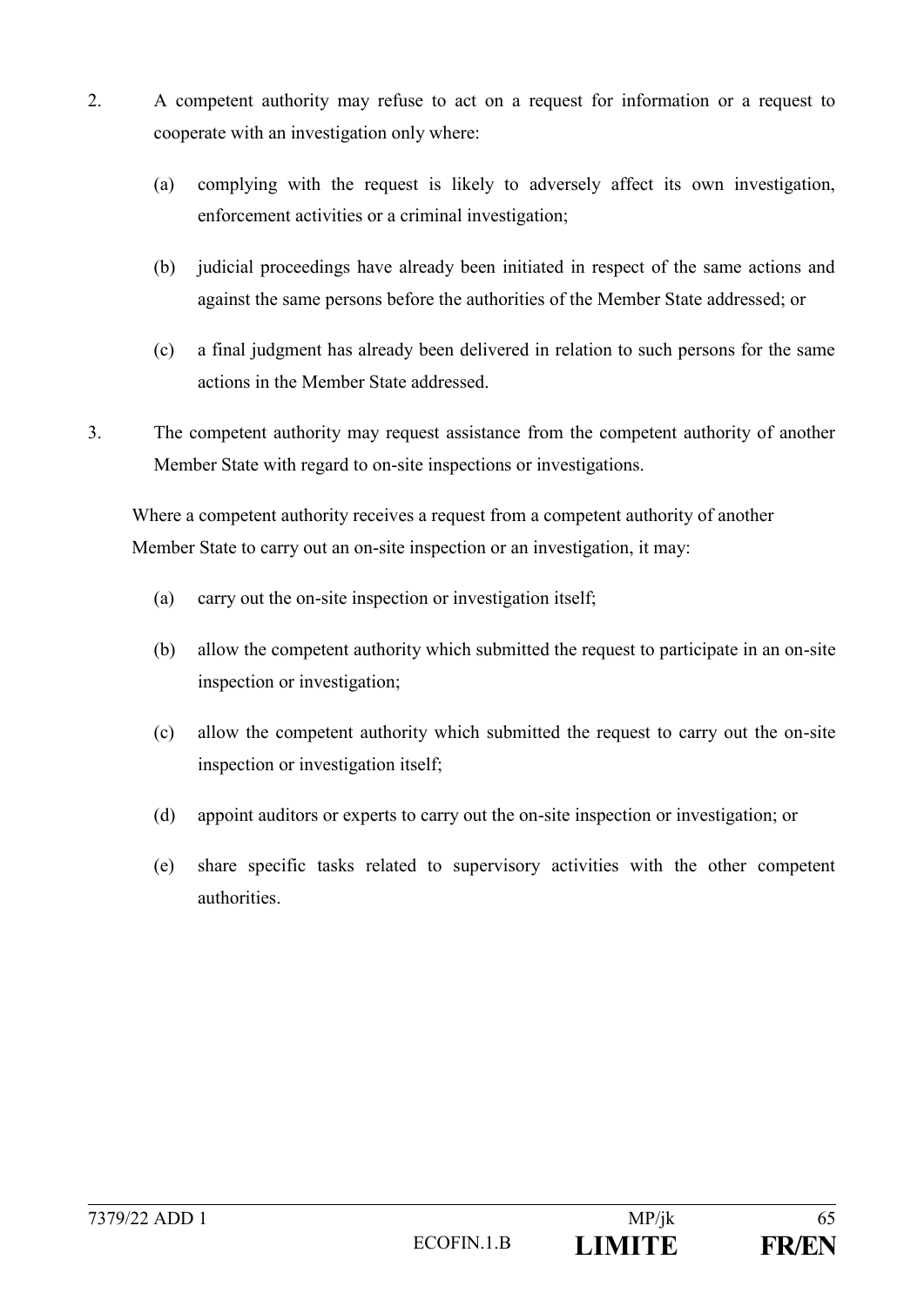2. A competent authority may refuse to act on a request for information or a request to cooperate with an investigation only where:

   (a) complying with the request is likely to adversely affect its own investigation, enforcement activities or a criminal investigation;

   (b) judicial proceedings have already been initiated in respect of the same actions and against the same persons before the authorities of the Member State addressed; or

   (c) a final judgment has already been delivered in relation to such persons for the same actions in the Member State addressed.

3. The competent authority may request assistance from the competent authority of another Member State with regard to on-site inspections or investigations.

   Where a competent authority receives a request from a competent authority of another Member State to carry out an on-site inspection or an investigation, it may:

   (a) carry out the on-site inspection or investigation itself;

   (b) allow the competent authority which submitted the request to participate in an on-site inspection or investigation;

   (c) allow the competent authority which submitted the request to carry out the on-site inspection or investigation itself;

   (d) appoint auditors or experts to carry out the on-site inspection or investigation; or

   (e) share specific tasks related to supervisory activities with the other competent authorities.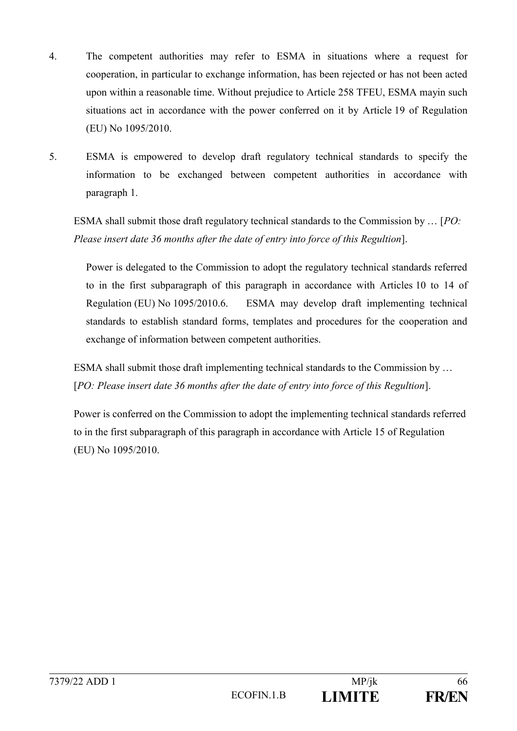4. The competent authorities may refer to ESMA in situations where a request for cooperation, in particular to exchange information, has been rejected or has not been acted upon within a reasonable time. Without prejudice to Article 258 TFEU, ESMA mayin such situations act in accordance with the power conferred on it by Article 19 of Regulation (EU) No 1095/2010.

5. ESMA is empowered to develop draft regulatory technical standards to specify the information to be exchanged between competent authorities in accordance with paragraph 1.

ESMA shall submit those draft regulatory technical standards to the Commission by … [*PO: Please insert date 36 months after the date of entry into force of this Regultion*].

Power is delegated to the Commission to adopt the regulatory technical standards referred to in the first subparagraph of this paragraph in accordance with Articles 10 to 14 of Regulation (EU) No 1095/2010.6. ESMA may develop draft implementing technical standards to establish standard forms, templates and procedures for the cooperation and exchange of information between competent authorities.

ESMA shall submit those draft implementing technical standards to the Commission by … [*PO: Please insert date 36 months after the date of entry into force of this Regultion*].

Power is conferred on the Commission to adopt the implementing technical standards referred to in the first subparagraph of this paragraph in accordance with Article 15 of Regulation (EU) No 1095/2010.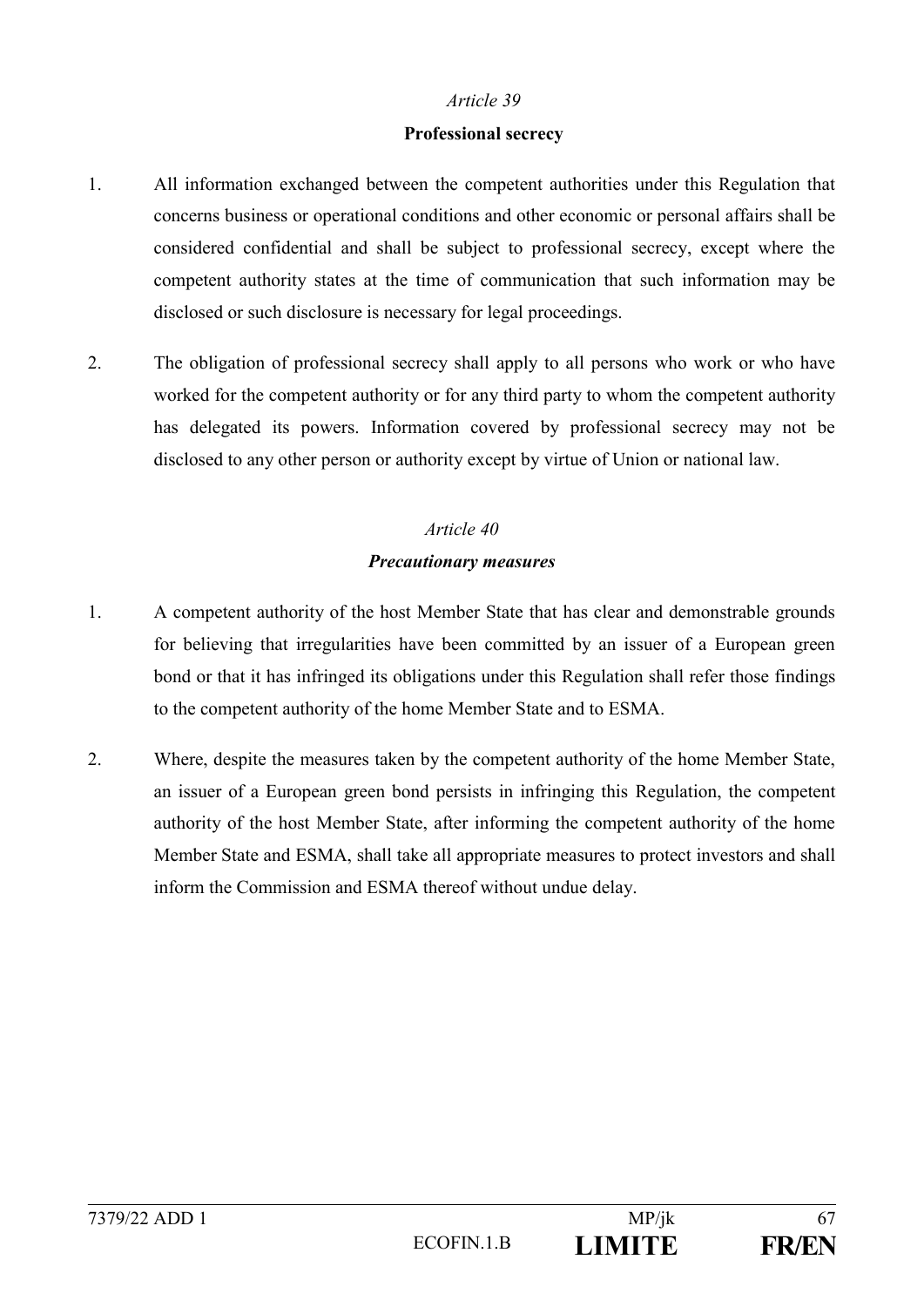*Article 39*

**Professional secrecy**

1. All information exchanged between the competent authorities under this Regulation that concerns business or operational conditions and other economic or personal affairs shall be considered confidential and shall be subject to professional secrecy, except where the competent authority states at the time of communication that such information may be disclosed or such disclosure is necessary for legal proceedings.

2. The obligation of professional secrecy shall apply to all persons who work or who have worked for the competent authority or for any third party to whom the competent authority has delegated its powers. Information covered by professional secrecy may not be disclosed to any other person or authority except by virtue of Union or national law.

*Article 40*

***Precautionary measures***

1. A competent authority of the host Member State that has clear and demonstrable grounds for believing that irregularities have been committed by an issuer of a European green bond or that it has infringed its obligations under this Regulation shall refer those findings to the competent authority of the home Member State and to ESMA.

2. Where, despite the measures taken by the competent authority of the home Member State, an issuer of a European green bond persists in infringing this Regulation, the competent authority of the host Member State, after informing the competent authority of the home Member State and ESMA, shall take all appropriate measures to protect investors and shall inform the Commission and ESMA thereof without undue delay.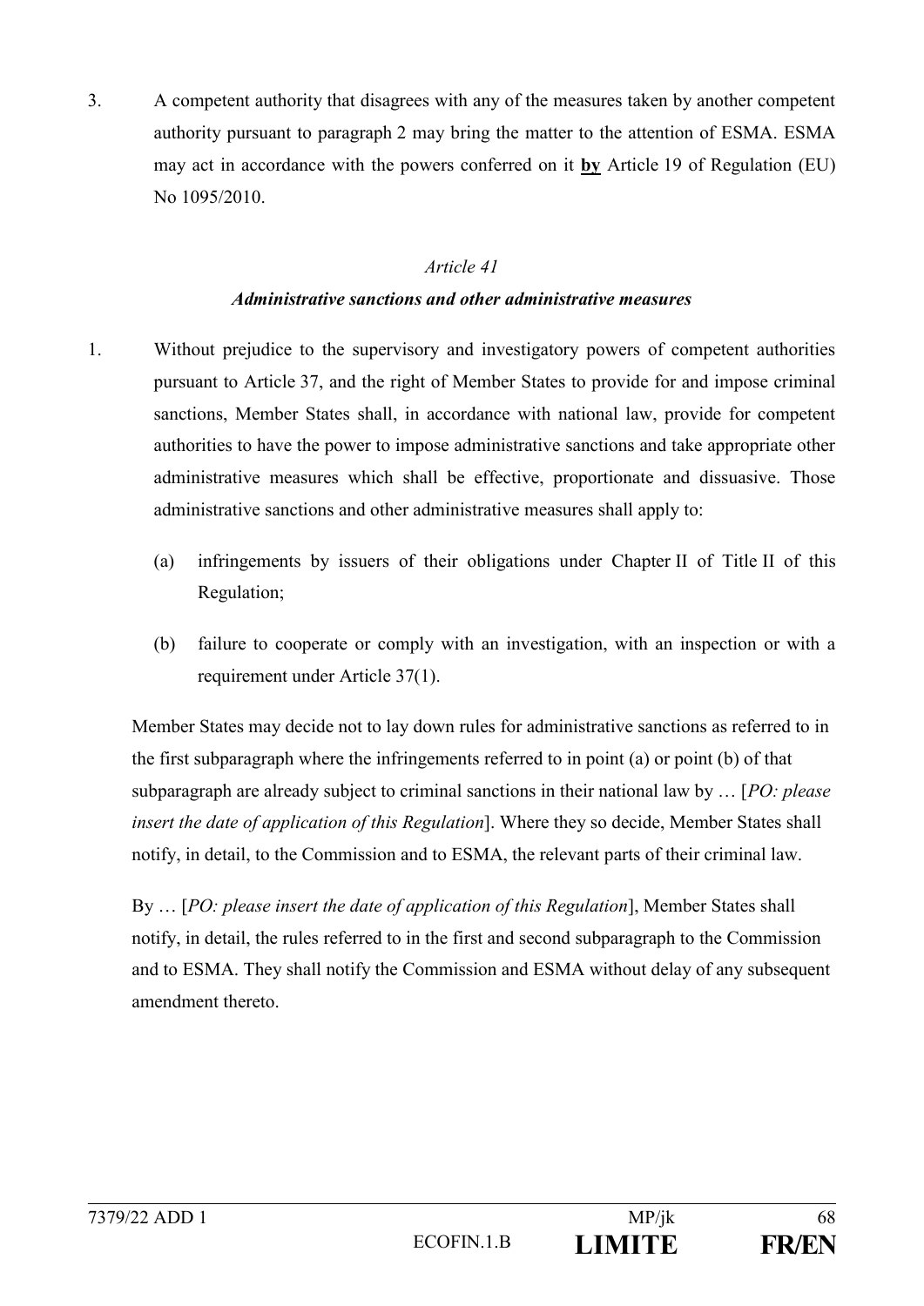3. A competent authority that disagrees with any of the measures taken by another competent authority pursuant to paragraph 2 may bring the matter to the attention of ESMA. ESMA may act in accordance with the powers conferred on it **by** Article 19 of Regulation (EU) No 1095/2010.

*Article 41*

***Administrative sanctions and other administrative measures***

1. Without prejudice to the supervisory and investigatory powers of competent authorities pursuant to Article 37, and the right of Member States to provide for and impose criminal sanctions, Member States shall, in accordance with national law, provide for competent authorities to have the power to impose administrative sanctions and take appropriate other administrative measures which shall be effective, proportionate and dissuasive. Those administrative sanctions and other administrative measures shall apply to:

   (a) infringements by issuers of their obligations under Chapter II of Title II of this Regulation;

   (b) failure to cooperate or comply with an investigation, with an inspection or with a requirement under Article 37(1).

   Member States may decide not to lay down rules for administrative sanctions as referred to in the first subparagraph where the infringements referred to in point (a) or point (b) of that subparagraph are already subject to criminal sanctions in their national law by … [*PO: please insert the date of application of this Regulation*]. Where they so decide, Member States shall notify, in detail, to the Commission and to ESMA, the relevant parts of their criminal law.

   By … [*PO: please insert the date of application of this Regulation*], Member States shall notify, in detail, the rules referred to in the first and second subparagraph to the Commission and to ESMA. They shall notify the Commission and ESMA without delay of any subsequent amendment thereto.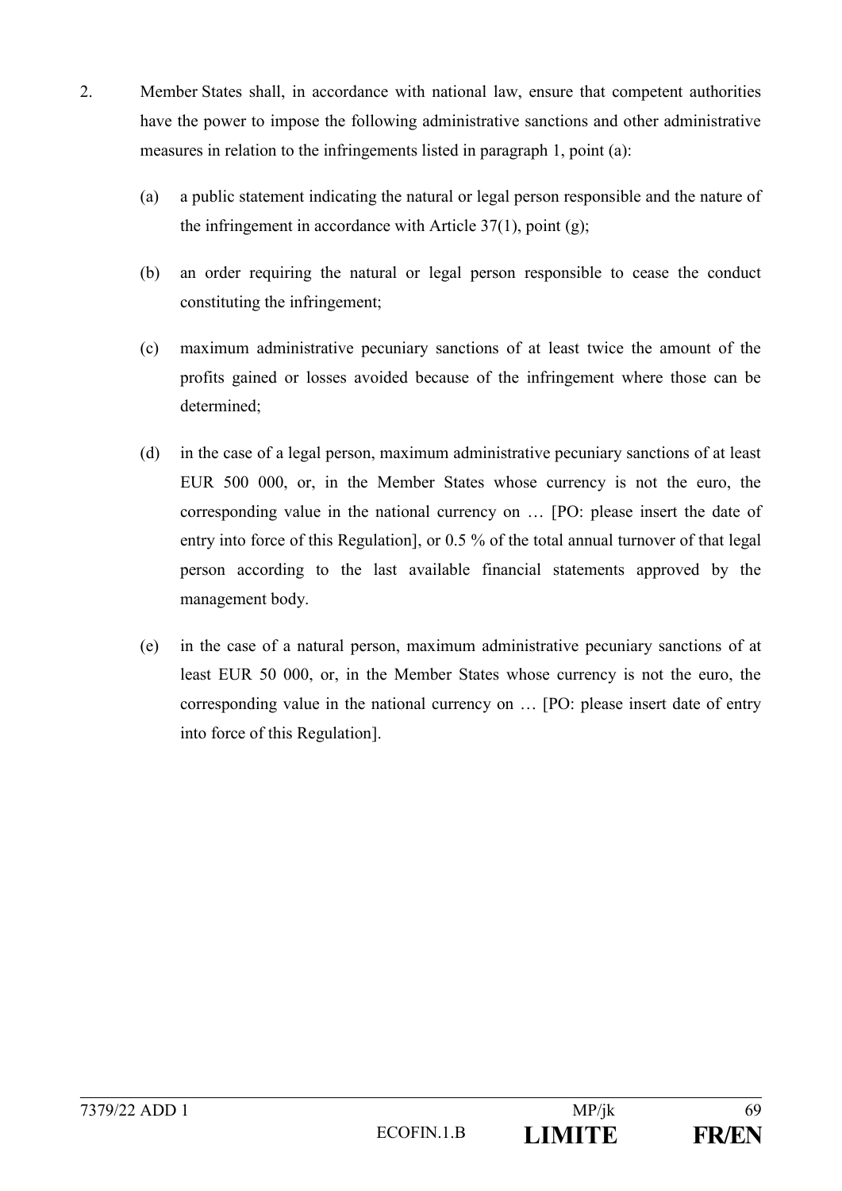2. Member States shall, in accordance with national law, ensure that competent authorities have the power to impose the following administrative sanctions and other administrative measures in relation to the infringements listed in paragraph 1, point (a):

   (a) a public statement indicating the natural or legal person responsible and the nature of the infringement in accordance with Article 37(1), point (g);

   (b) an order requiring the natural or legal person responsible to cease the conduct constituting the infringement;

   (c) maximum administrative pecuniary sanctions of at least twice the amount of the profits gained or losses avoided because of the infringement where those can be determined;

   (d) in the case of a legal person, maximum administrative pecuniary sanctions of at least EUR 500 000, or, in the Member States whose currency is not the euro, the corresponding value in the national currency on … [PO: please insert the date of entry into force of this Regulation], or 0.5 % of the total annual turnover of that legal person according to the last available financial statements approved by the management body.

   (e) in the case of a natural person, maximum administrative pecuniary sanctions of at least EUR 50 000, or, in the Member States whose currency is not the euro, the corresponding value in the national currency on … [PO: please insert date of entry into force of this Regulation].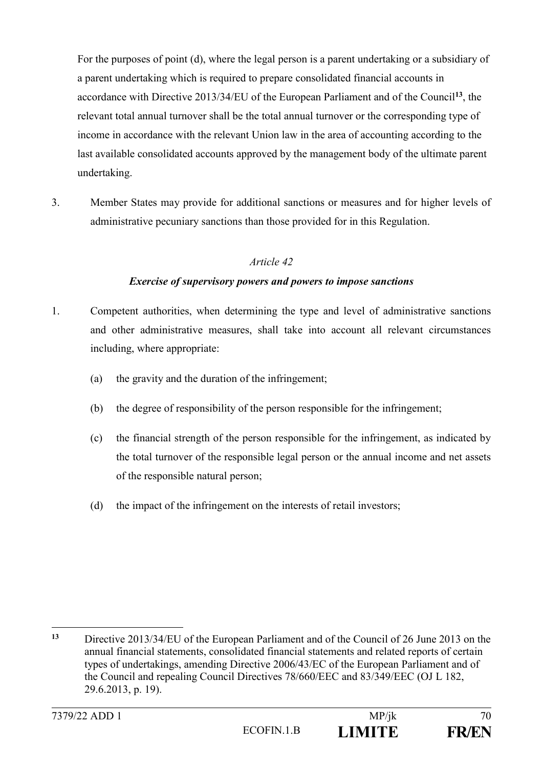For the purposes of point (d), where the legal person is a parent undertaking or a subsidiary of a parent undertaking which is required to prepare consolidated financial accounts in accordance with Directive 2013/34/EU of the European Parliament and of the Council[13], the relevant total annual turnover shall be the total annual turnover or the corresponding type of income in accordance with the relevant Union law in the area of accounting according to the last available consolidated accounts approved by the management body of the ultimate parent undertaking.

3. Member States may provide for additional sanctions or measures and for higher levels of administrative pecuniary sanctions than those provided for in this Regulation.

*Article 42*

***Exercise of supervisory powers and powers to impose sanctions***

1. Competent authorities, when determining the type and level of administrative sanctions and other administrative measures, shall take into account all relevant circumstances including, where appropriate:

   (a) the gravity and the duration of the infringement;

   (b) the degree of responsibility of the person responsible for the infringement;

   (c) the financial strength of the person responsible for the infringement, as indicated by the total turnover of the responsible legal person or the annual income and net assets of the responsible natural person;

   (d) the impact of the infringement on the interests of retail investors;

---

[13] Directive 2013/34/EU of the European Parliament and of the Council of 26 June 2013 on the annual financial statements, consolidated financial statements and related reports of certain types of undertakings, amending Directive 2006/43/EC of the European Parliament and of the Council and repealing Council Directives 78/660/EEC and 83/349/EEC (OJ L 182, 29.6.2013, p. 19).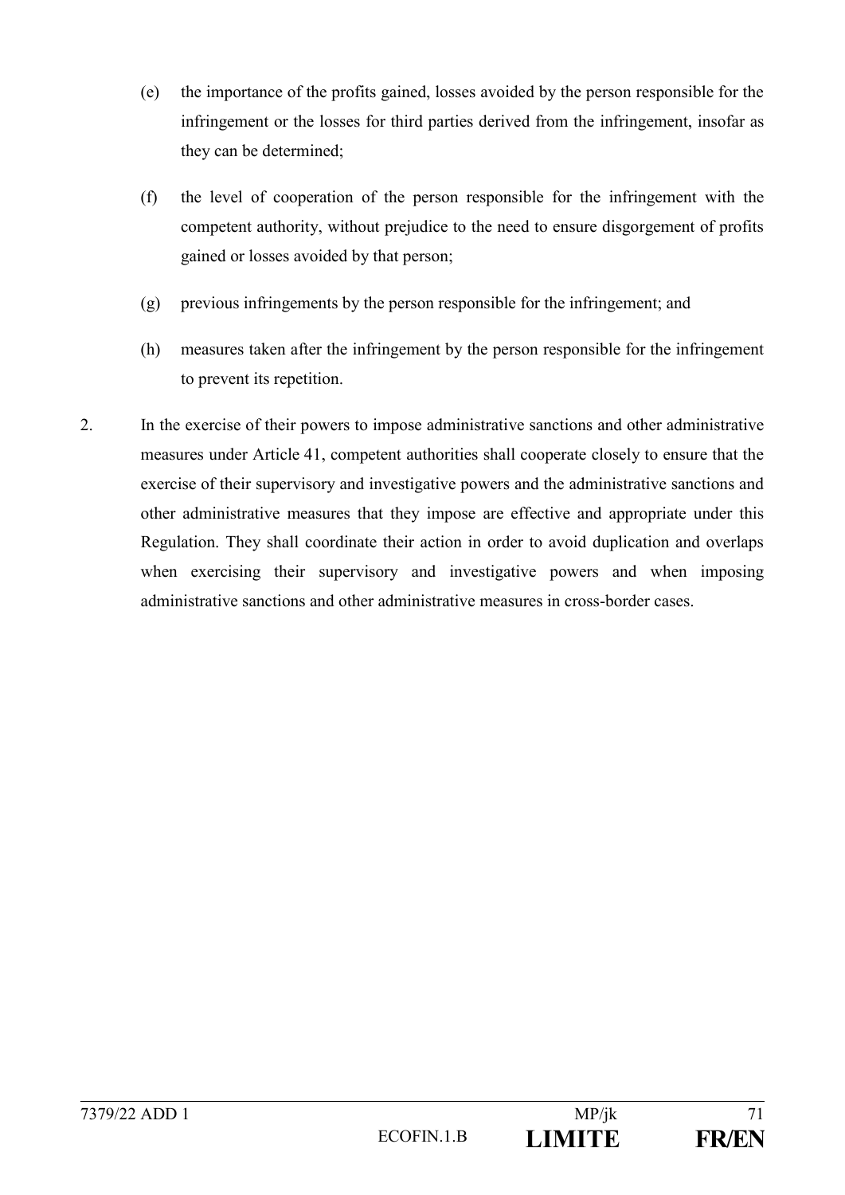(e) the importance of the profits gained, losses avoided by the person responsible for the infringement or the losses for third parties derived from the infringement, insofar as they can be determined;

(f) the level of cooperation of the person responsible for the infringement with the competent authority, without prejudice to the need to ensure disgorgement of profits gained or losses avoided by that person;

(g) previous infringements by the person responsible for the infringement; and

(h) measures taken after the infringement by the person responsible for the infringement to prevent its repetition.

2. In the exercise of their powers to impose administrative sanctions and other administrative measures under Article 41, competent authorities shall cooperate closely to ensure that the exercise of their supervisory and investigative powers and the administrative sanctions and other administrative measures that they impose are effective and appropriate under this Regulation. They shall coordinate their action in order to avoid duplication and overlaps when exercising their supervisory and investigative powers and when imposing administrative sanctions and other administrative measures in cross-border cases.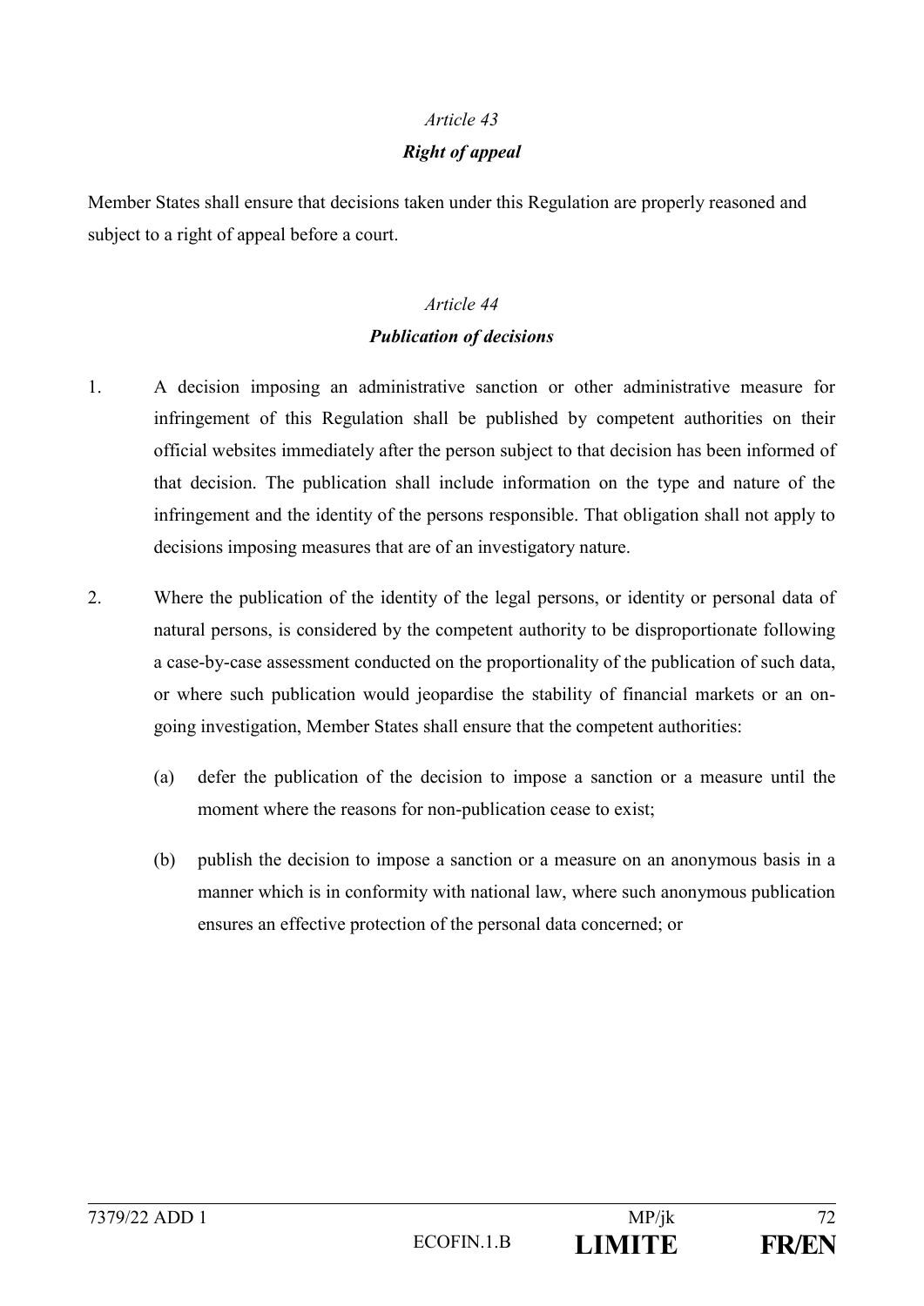*Article 43*

***Right of appeal***

Member States shall ensure that decisions taken under this Regulation are properly reasoned and subject to a right of appeal before a court.

*Article 44*

***Publication of decisions***

1. A decision imposing an administrative sanction or other administrative measure for infringement of this Regulation shall be published by competent authorities on their official websites immediately after the person subject to that decision has been informed of that decision. The publication shall include information on the type and nature of the infringement and the identity of the persons responsible. That obligation shall not apply to decisions imposing measures that are of an investigatory nature.

2. Where the publication of the identity of the legal persons, or identity or personal data of natural persons, is considered by the competent authority to be disproportionate following a case-by-case assessment conducted on the proportionality of the publication of such data, or where such publication would jeopardise the stability of financial markets or an on-going investigation, Member States shall ensure that the competent authorities:

   (a) defer the publication of the decision to impose a sanction or a measure until the moment where the reasons for non-publication cease to exist;

   (b) publish the decision to impose a sanction or a measure on an anonymous basis in a manner which is in conformity with national law, where such anonymous publication ensures an effective protection of the personal data concerned; or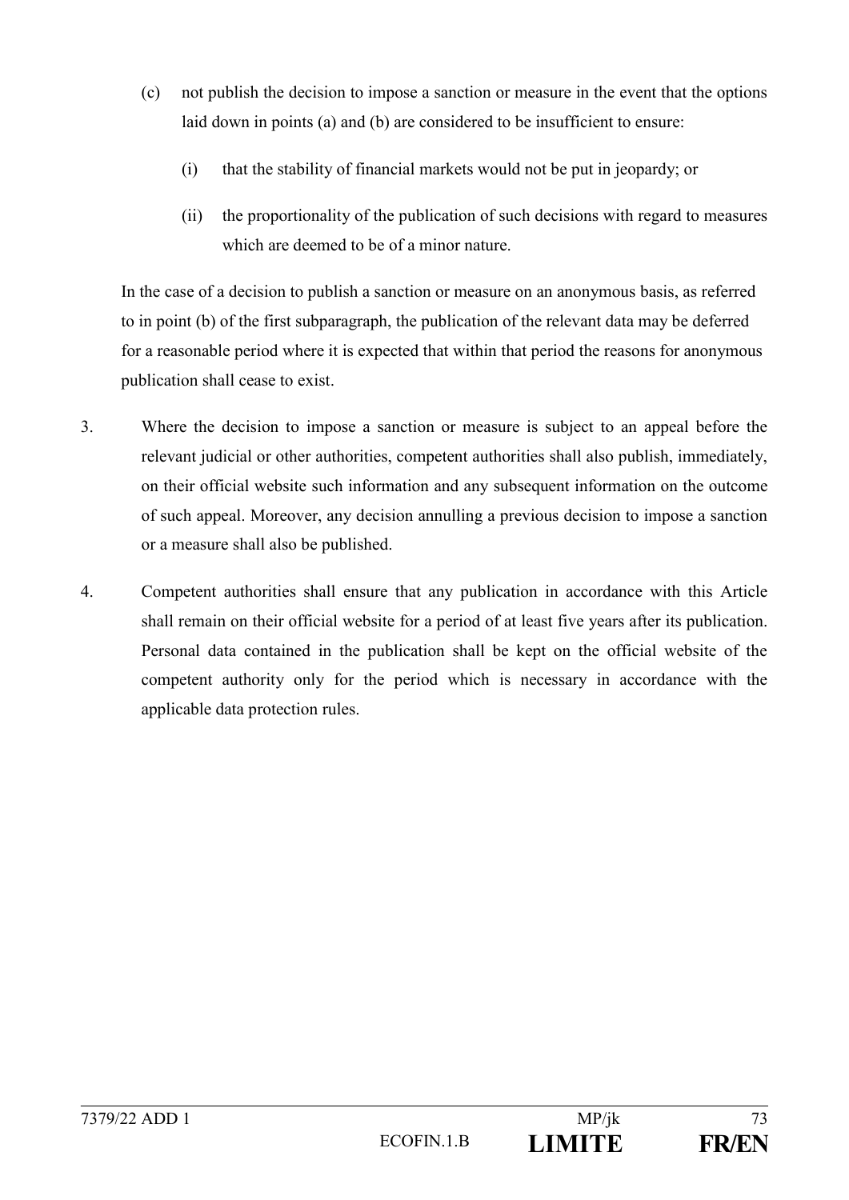(c) not publish the decision to impose a sanction or measure in the event that the options laid down in points (a) and (b) are considered to be insufficient to ensure:

   (i) that the stability of financial markets would not be put in jeopardy; or

   (ii) the proportionality of the publication of such decisions with regard to measures which are deemed to be of a minor nature.

In the case of a decision to publish a sanction or measure on an anonymous basis, as referred to in point (b) of the first subparagraph, the publication of the relevant data may be deferred for a reasonable period where it is expected that within that period the reasons for anonymous publication shall cease to exist.

3. Where the decision to impose a sanction or measure is subject to an appeal before the relevant judicial or other authorities, competent authorities shall also publish, immediately, on their official website such information and any subsequent information on the outcome of such appeal. Moreover, any decision annulling a previous decision to impose a sanction or a measure shall also be published.

4. Competent authorities shall ensure that any publication in accordance with this Article shall remain on their official website for a period of at least five years after its publication. Personal data contained in the publication shall be kept on the official website of the competent authority only for the period which is necessary in accordance with the applicable data protection rules.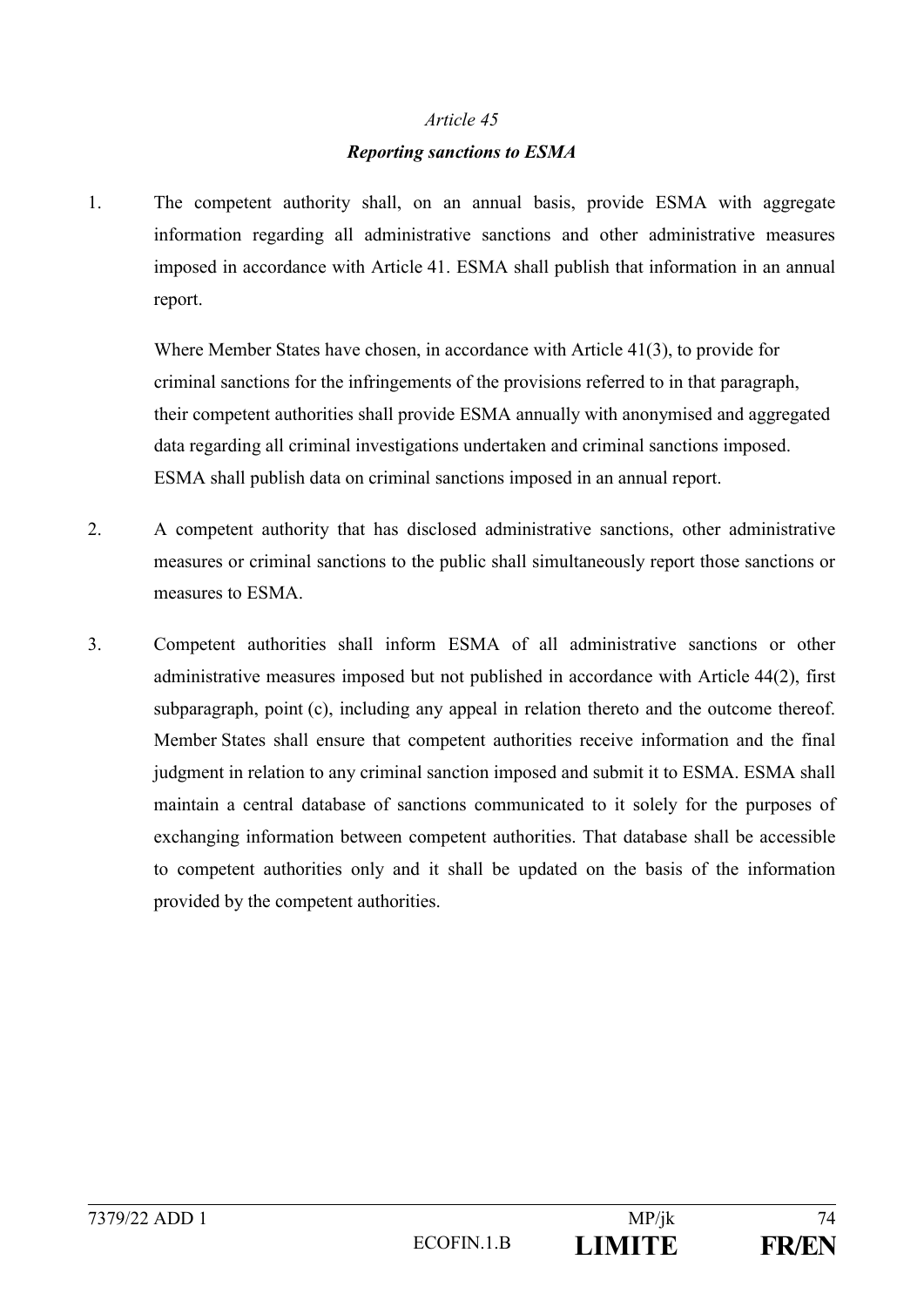*Article 45*

***Reporting sanctions to ESMA***

1. The competent authority shall, on an annual basis, provide ESMA with aggregate information regarding all administrative sanctions and other administrative measures imposed in accordance with Article 41. ESMA shall publish that information in an annual report.

   Where Member States have chosen, in accordance with Article 41(3), to provide for criminal sanctions for the infringements of the provisions referred to in that paragraph, their competent authorities shall provide ESMA annually with anonymised and aggregated data regarding all criminal investigations undertaken and criminal sanctions imposed. ESMA shall publish data on criminal sanctions imposed in an annual report.

2. A competent authority that has disclosed administrative sanctions, other administrative measures or criminal sanctions to the public shall simultaneously report those sanctions or measures to ESMA.

3. Competent authorities shall inform ESMA of all administrative sanctions or other administrative measures imposed but not published in accordance with Article 44(2), first subparagraph, point (c), including any appeal in relation thereto and the outcome thereof. Member States shall ensure that competent authorities receive information and the final judgment in relation to any criminal sanction imposed and submit it to ESMA. ESMA shall maintain a central database of sanctions communicated to it solely for the purposes of exchanging information between competent authorities. That database shall be accessible to competent authorities only and it shall be updated on the basis of the information provided by the competent authorities.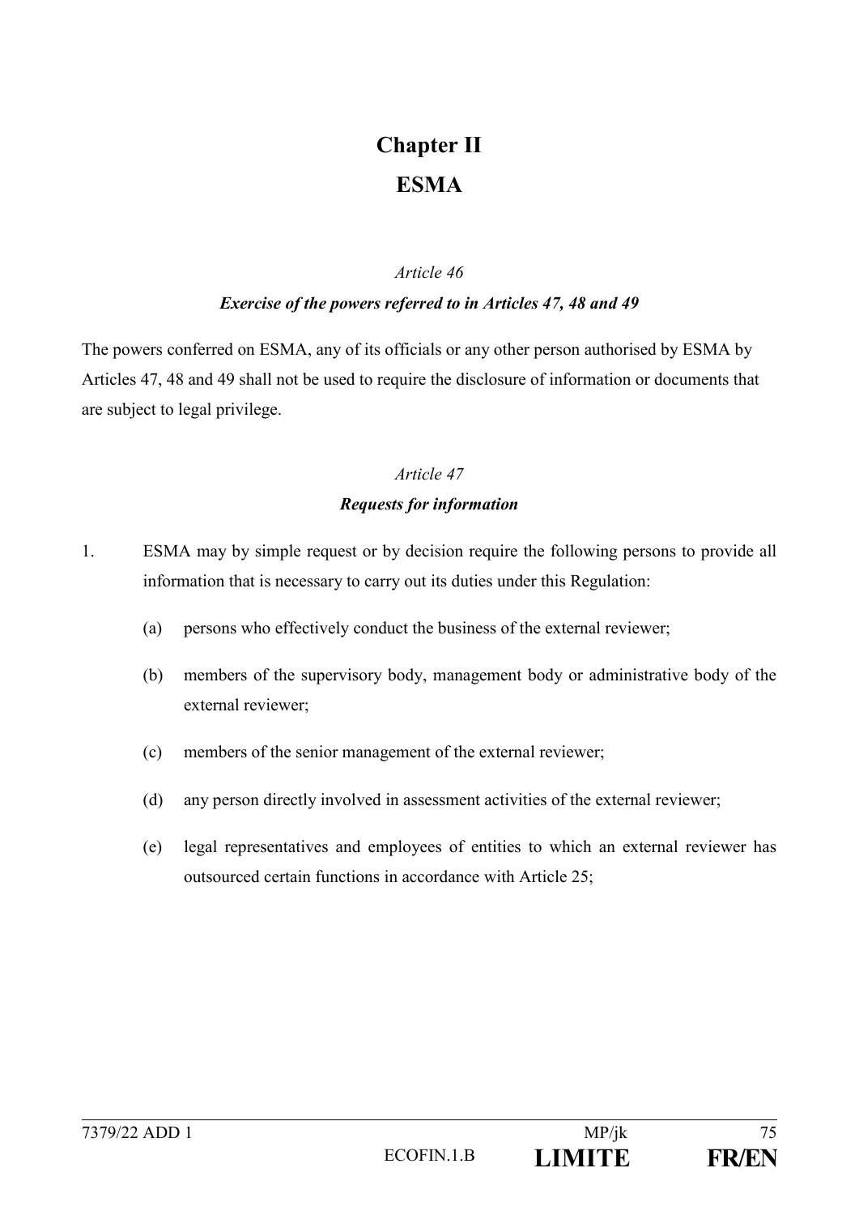# Chapter II
# ESMA

*Article 46*

***Exercise of the powers referred to in Articles 47, 48 and 49***

The powers conferred on ESMA, any of its officials or any other person authorised by ESMA by Articles 47, 48 and 49 shall not be used to require the disclosure of information or documents that are subject to legal privilege.

*Article 47*

***Requests for information***

1. ESMA may by simple request or by decision require the following persons to provide all information that is necessary to carry out its duties under this Regulation:

   (a) persons who effectively conduct the business of the external reviewer;

   (b) members of the supervisory body, management body or administrative body of the external reviewer;

   (c) members of the senior management of the external reviewer;

   (d) any person directly involved in assessment activities of the external reviewer;

   (e) legal representatives and employees of entities to which an external reviewer has outsourced certain functions in accordance with Article 25;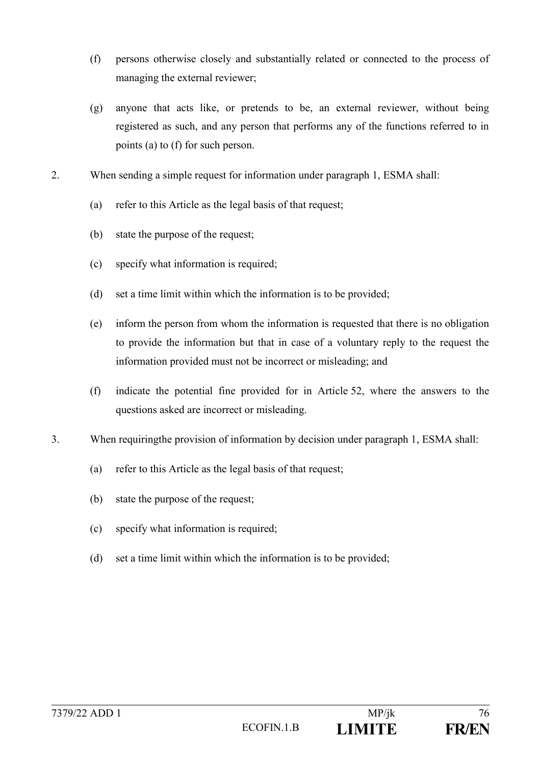(f) persons otherwise closely and substantially related or connected to the process of managing the external reviewer;

(g) anyone that acts like, or pretends to be, an external reviewer, without being registered as such, and any person that performs any of the functions referred to in points (a) to (f) for such person.

2. When sending a simple request for information under paragraph 1, ESMA shall:

(a) refer to this Article as the legal basis of that request;

(b) state the purpose of the request;

(c) specify what information is required;

(d) set a time limit within which the information is to be provided;

(e) inform the person from whom the information is requested that there is no obligation to provide the information but that in case of a voluntary reply to the request the information provided must not be incorrect or misleading; and

(f) indicate the potential fine provided for in Article 52, where the answers to the questions asked are incorrect or misleading.

3. When requiringthe provision of information by decision under paragraph 1, ESMA shall:

(a) refer to this Article as the legal basis of that request;

(b) state the purpose of the request;

(c) specify what information is required;

(d) set a time limit within which the information is to be provided;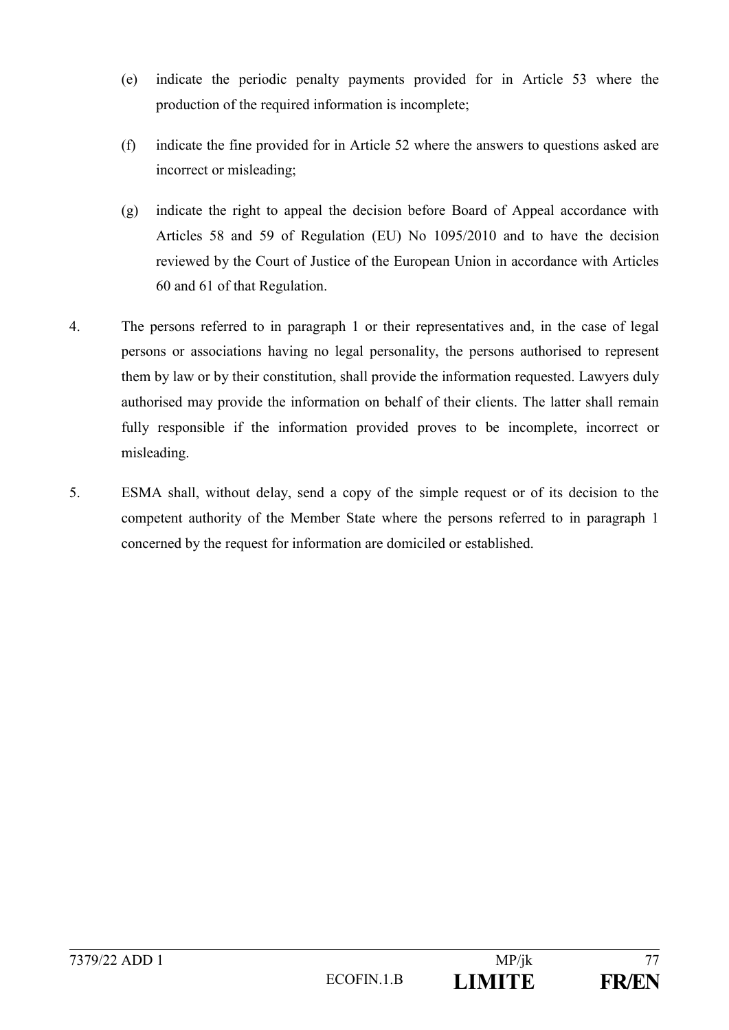(e) indicate the periodic penalty payments provided for in Article 53 where the production of the required information is incomplete;

(f) indicate the fine provided for in Article 52 where the answers to questions asked are incorrect or misleading;

(g) indicate the right to appeal the decision before Board of Appeal accordance with Articles 58 and 59 of Regulation (EU) No 1095/2010 and to have the decision reviewed by the Court of Justice of the European Union in accordance with Articles 60 and 61 of that Regulation.

4. The persons referred to in paragraph 1 or their representatives and, in the case of legal persons or associations having no legal personality, the persons authorised to represent them by law or by their constitution, shall provide the information requested. Lawyers duly authorised may provide the information on behalf of their clients. The latter shall remain fully responsible if the information provided proves to be incomplete, incorrect or misleading.

5. ESMA shall, without delay, send a copy of the simple request or of its decision to the competent authority of the Member State where the persons referred to in paragraph 1 concerned by the request for information are domiciled or established.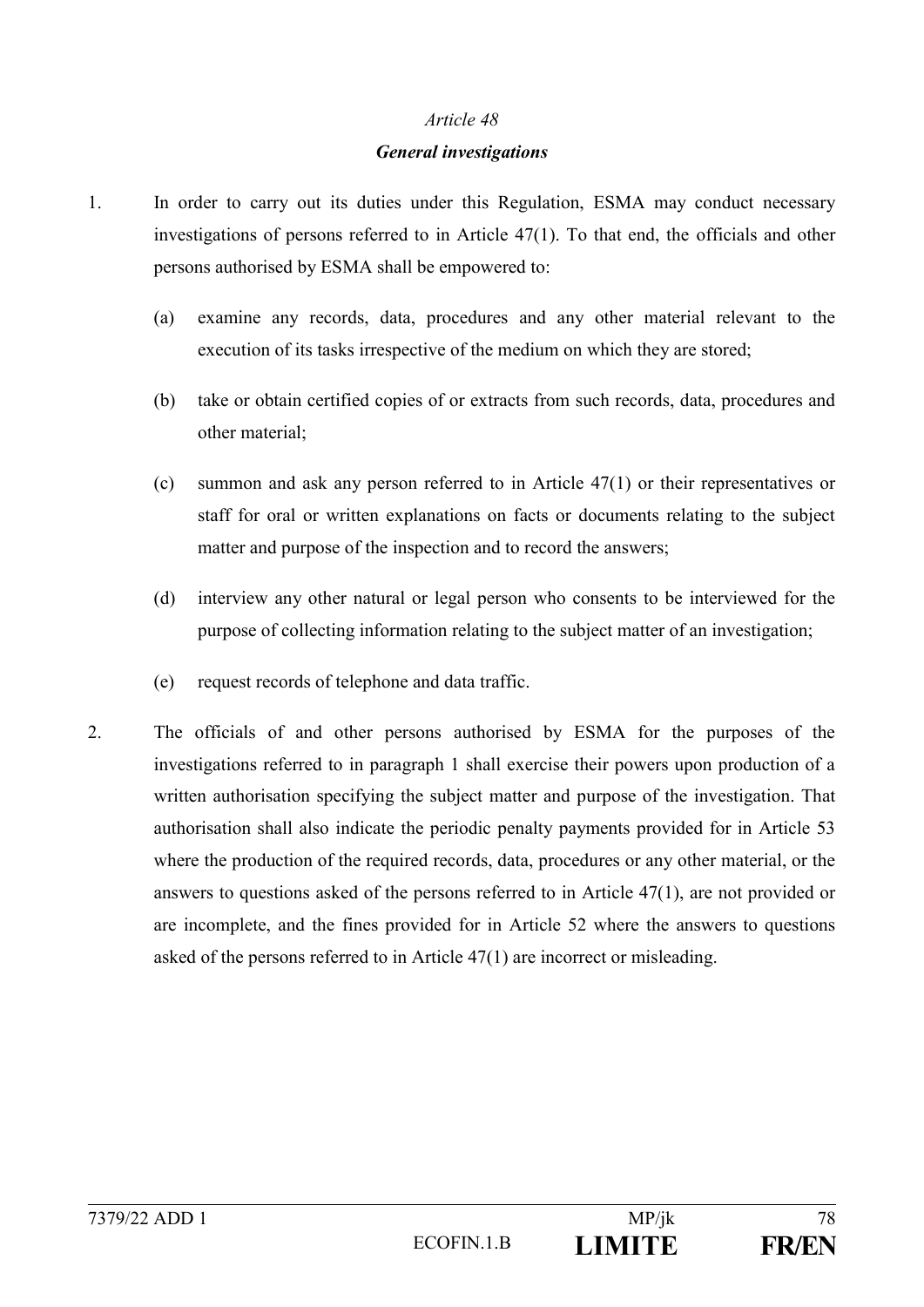*Article 48*

***General investigations***

1. In order to carry out its duties under this Regulation, ESMA may conduct necessary investigations of persons referred to in Article 47(1). To that end, the officials and other persons authorised by ESMA shall be empowered to:

   (a) examine any records, data, procedures and any other material relevant to the execution of its tasks irrespective of the medium on which they are stored;

   (b) take or obtain certified copies of or extracts from such records, data, procedures and other material;

   (c) summon and ask any person referred to in Article 47(1) or their representatives or staff for oral or written explanations on facts or documents relating to the subject matter and purpose of the inspection and to record the answers;

   (d) interview any other natural or legal person who consents to be interviewed for the purpose of collecting information relating to the subject matter of an investigation;

   (e) request records of telephone and data traffic.

2. The officials of and other persons authorised by ESMA for the purposes of the investigations referred to in paragraph 1 shall exercise their powers upon production of a written authorisation specifying the subject matter and purpose of the investigation. That authorisation shall also indicate the periodic penalty payments provided for in Article 53 where the production of the required records, data, procedures or any other material, or the answers to questions asked of the persons referred to in Article 47(1), are not provided or are incomplete, and the fines provided for in Article 52 where the answers to questions asked of the persons referred to in Article 47(1) are incorrect or misleading.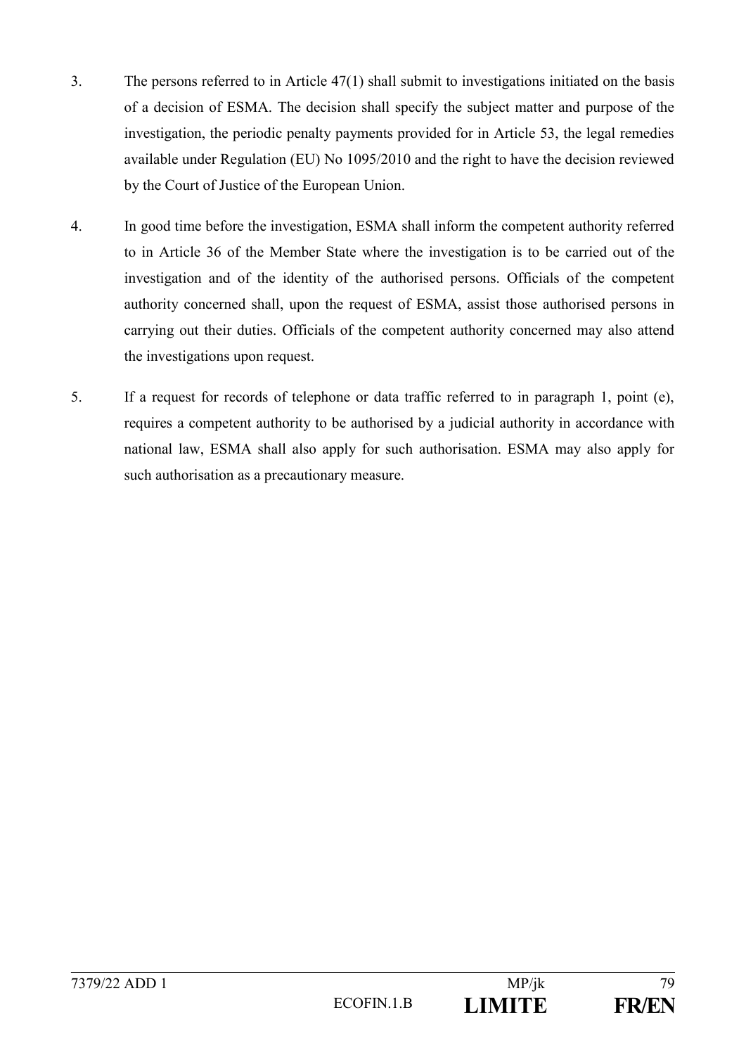3. The persons referred to in Article 47(1) shall submit to investigations initiated on the basis of a decision of ESMA. The decision shall specify the subject matter and purpose of the investigation, the periodic penalty payments provided for in Article 53, the legal remedies available under Regulation (EU) No 1095/2010 and the right to have the decision reviewed by the Court of Justice of the European Union.

4. In good time before the investigation, ESMA shall inform the competent authority referred to in Article 36 of the Member State where the investigation is to be carried out of the investigation and of the identity of the authorised persons. Officials of the competent authority concerned shall, upon the request of ESMA, assist those authorised persons in carrying out their duties. Officials of the competent authority concerned may also attend the investigations upon request.

5. If a request for records of telephone or data traffic referred to in paragraph 1, point (e), requires a competent authority to be authorised by a judicial authority in accordance with national law, ESMA shall also apply for such authorisation. ESMA may also apply for such authorisation as a precautionary measure.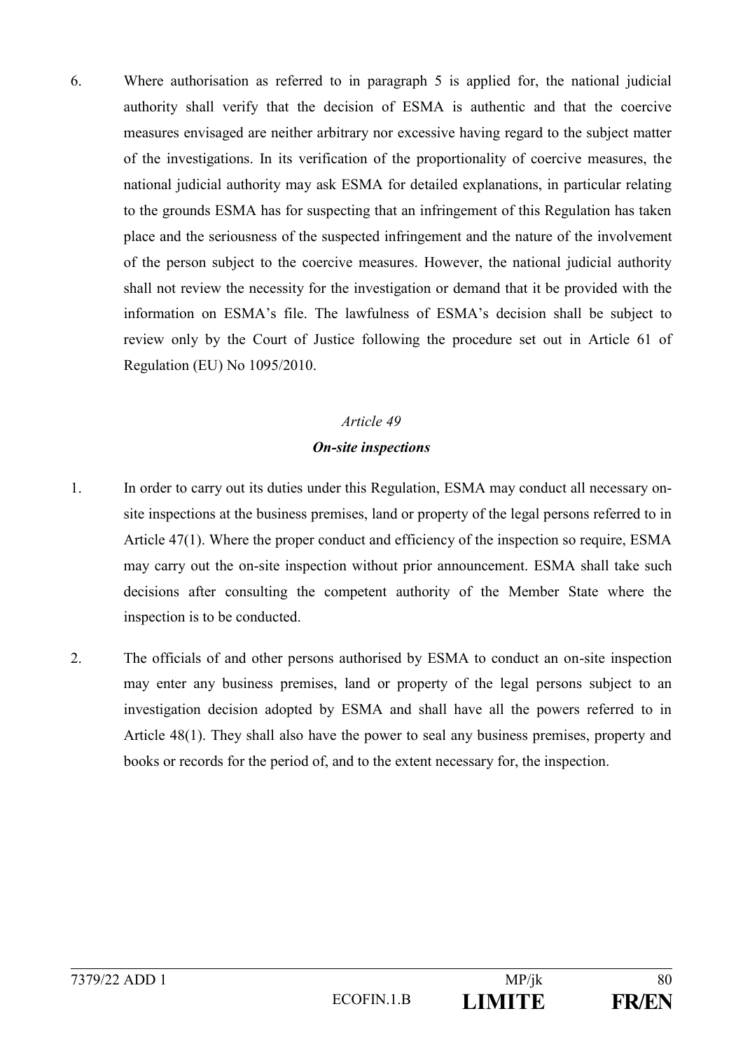6. Where authorisation as referred to in paragraph 5 is applied for, the national judicial authority shall verify that the decision of ESMA is authentic and that the coercive measures envisaged are neither arbitrary nor excessive having regard to the subject matter of the investigations. In its verification of the proportionality of coercive measures, the national judicial authority may ask ESMA for detailed explanations, in particular relating to the grounds ESMA has for suspecting that an infringement of this Regulation has taken place and the seriousness of the suspected infringement and the nature of the involvement of the person subject to the coercive measures. However, the national judicial authority shall not review the necessity for the investigation or demand that it be provided with the information on ESMA's file. The lawfulness of ESMA's decision shall be subject to review only by the Court of Justice following the procedure set out in Article 61 of Regulation (EU) No 1095/2010.

*Article 49*

***On-site inspections***

1. In order to carry out its duties under this Regulation, ESMA may conduct all necessary on-site inspections at the business premises, land or property of the legal persons referred to in Article 47(1). Where the proper conduct and efficiency of the inspection so require, ESMA may carry out the on-site inspection without prior announcement. ESMA shall take such decisions after consulting the competent authority of the Member State where the inspection is to be conducted.

2. The officials of and other persons authorised by ESMA to conduct an on-site inspection may enter any business premises, land or property of the legal persons subject to an investigation decision adopted by ESMA and shall have all the powers referred to in Article 48(1). They shall also have the power to seal any business premises, property and books or records for the period of, and to the extent necessary for, the inspection.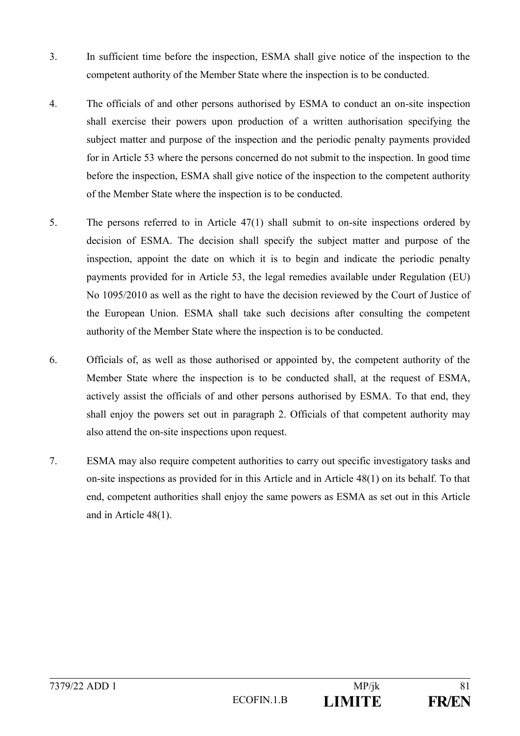3. In sufficient time before the inspection, ESMA shall give notice of the inspection to the competent authority of the Member State where the inspection is to be conducted.

4. The officials of and other persons authorised by ESMA to conduct an on-site inspection shall exercise their powers upon production of a written authorisation specifying the subject matter and purpose of the inspection and the periodic penalty payments provided for in Article 53 where the persons concerned do not submit to the inspection. In good time before the inspection, ESMA shall give notice of the inspection to the competent authority of the Member State where the inspection is to be conducted.

5. The persons referred to in Article 47(1) shall submit to on-site inspections ordered by decision of ESMA. The decision shall specify the subject matter and purpose of the inspection, appoint the date on which it is to begin and indicate the periodic penalty payments provided for in Article 53, the legal remedies available under Regulation (EU) No 1095/2010 as well as the right to have the decision reviewed by the Court of Justice of the European Union. ESMA shall take such decisions after consulting the competent authority of the Member State where the inspection is to be conducted.

6. Officials of, as well as those authorised or appointed by, the competent authority of the Member State where the inspection is to be conducted shall, at the request of ESMA, actively assist the officials of and other persons authorised by ESMA. To that end, they shall enjoy the powers set out in paragraph 2. Officials of that competent authority may also attend the on-site inspections upon request.

7. ESMA may also require competent authorities to carry out specific investigatory tasks and on-site inspections as provided for in this Article and in Article 48(1) on its behalf. To that end, competent authorities shall enjoy the same powers as ESMA as set out in this Article and in Article 48(1).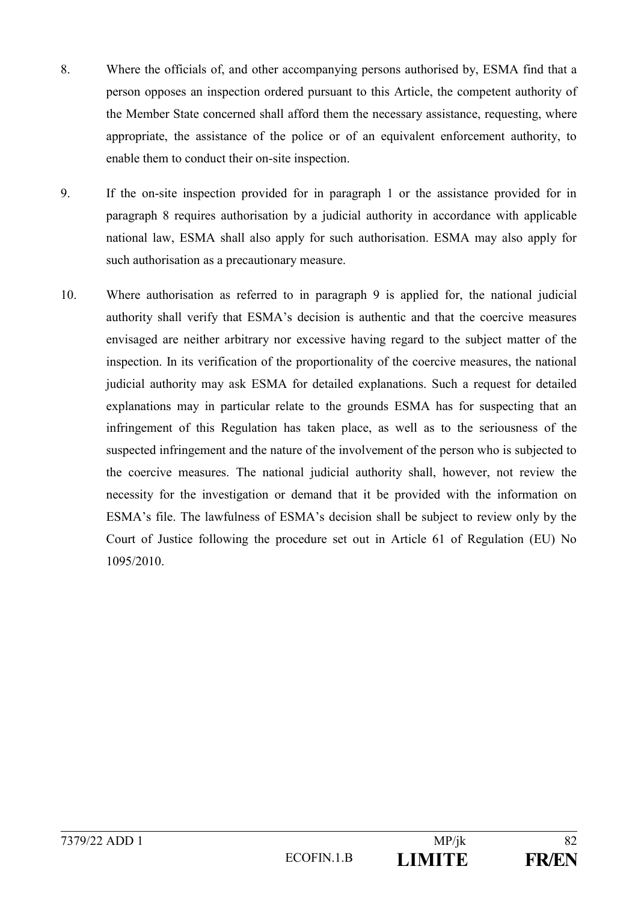8. Where the officials of, and other accompanying persons authorised by, ESMA find that a person opposes an inspection ordered pursuant to this Article, the competent authority of the Member State concerned shall afford them the necessary assistance, requesting, where appropriate, the assistance of the police or of an equivalent enforcement authority, to enable them to conduct their on-site inspection.

9. If the on-site inspection provided for in paragraph 1 or the assistance provided for in paragraph 8 requires authorisation by a judicial authority in accordance with applicable national law, ESMA shall also apply for such authorisation. ESMA may also apply for such authorisation as a precautionary measure.

10. Where authorisation as referred to in paragraph 9 is applied for, the national judicial authority shall verify that ESMA's decision is authentic and that the coercive measures envisaged are neither arbitrary nor excessive having regard to the subject matter of the inspection. In its verification of the proportionality of the coercive measures, the national judicial authority may ask ESMA for detailed explanations. Such a request for detailed explanations may in particular relate to the grounds ESMA has for suspecting that an infringement of this Regulation has taken place, as well as to the seriousness of the suspected infringement and the nature of the involvement of the person who is subjected to the coercive measures. The national judicial authority shall, however, not review the necessity for the investigation or demand that it be provided with the information on ESMA's file. The lawfulness of ESMA's decision shall be subject to review only by the Court of Justice following the procedure set out in Article 61 of Regulation (EU) No 1095/2010.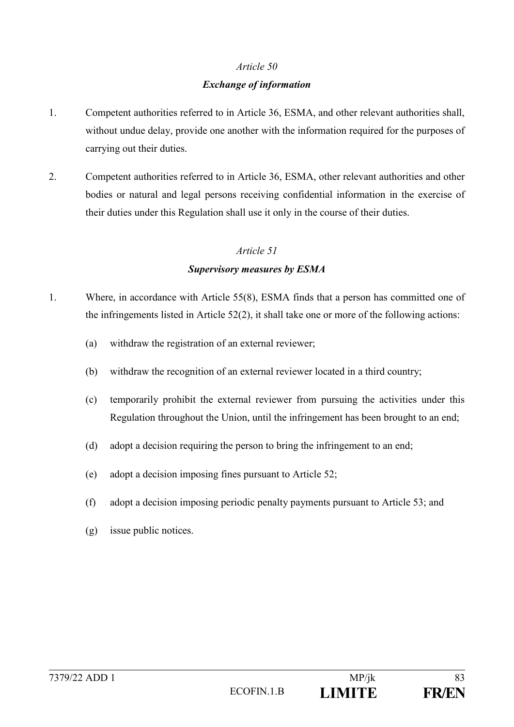*Article 50*

***Exchange of information***

1. Competent authorities referred to in Article 36, ESMA, and other relevant authorities shall, without undue delay, provide one another with the information required for the purposes of carrying out their duties.

2. Competent authorities referred to in Article 36, ESMA, other relevant authorities and other bodies or natural and legal persons receiving confidential information in the exercise of their duties under this Regulation shall use it only in the course of their duties.

*Article 51*

***Supervisory measures by ESMA***

1. Where, in accordance with Article 55(8), ESMA finds that a person has committed one of the infringements listed in Article 52(2), it shall take one or more of the following actions:

   (a) withdraw the registration of an external reviewer;

   (b) withdraw the recognition of an external reviewer located in a third country;

   (c) temporarily prohibit the external reviewer from pursuing the activities under this Regulation throughout the Union, until the infringement has been brought to an end;

   (d) adopt a decision requiring the person to bring the infringement to an end;

   (e) adopt a decision imposing fines pursuant to Article 52;

   (f) adopt a decision imposing periodic penalty payments pursuant to Article 53; and

   (g) issue public notices.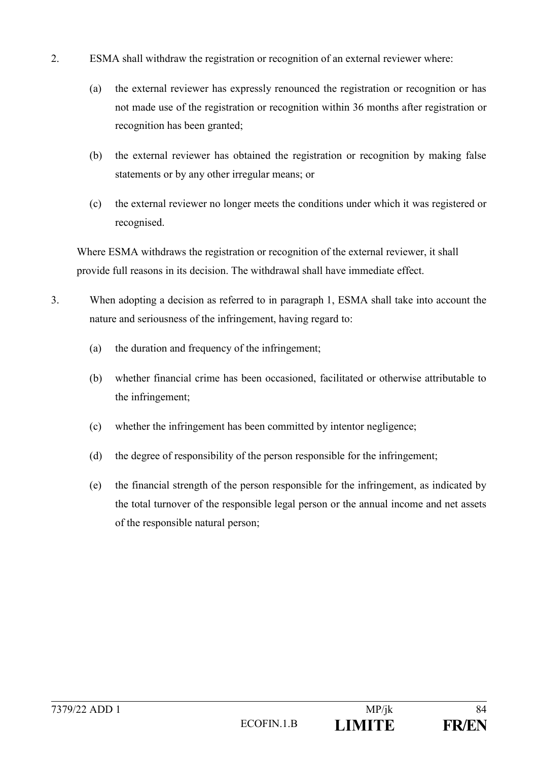2. ESMA shall withdraw the registration or recognition of an external reviewer where:

   (a) the external reviewer has expressly renounced the registration or recognition or has not made use of the registration or recognition within 36 months after registration or recognition has been granted;

   (b) the external reviewer has obtained the registration or recognition by making false statements or by any other irregular means; or

   (c) the external reviewer no longer meets the conditions under which it was registered or recognised.

   Where ESMA withdraws the registration or recognition of the external reviewer, it shall provide full reasons in its decision. The withdrawal shall have immediate effect.

3. When adopting a decision as referred to in paragraph 1, ESMA shall take into account the nature and seriousness of the infringement, having regard to:

   (a) the duration and frequency of the infringement;

   (b) whether financial crime has been occasioned, facilitated or otherwise attributable to the infringement;

   (c) whether the infringement has been committed by intentor negligence;

   (d) the degree of responsibility of the person responsible for the infringement;

   (e) the financial strength of the person responsible for the infringement, as indicated by the total turnover of the responsible legal person or the annual income and net assets of the responsible natural person;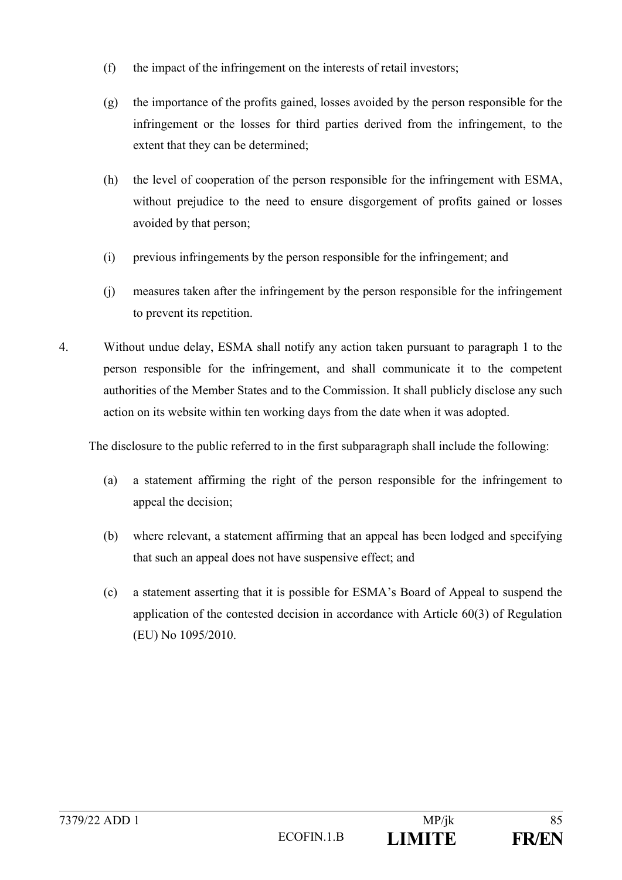(f) the impact of the infringement on the interests of retail investors;

(g) the importance of the profits gained, losses avoided by the person responsible for the infringement or the losses for third parties derived from the infringement, to the extent that they can be determined;

(h) the level of cooperation of the person responsible for the infringement with ESMA, without prejudice to the need to ensure disgorgement of profits gained or losses avoided by that person;

(i) previous infringements by the person responsible for the infringement; and

(j) measures taken after the infringement by the person responsible for the infringement to prevent its repetition.

4. Without undue delay, ESMA shall notify any action taken pursuant to paragraph 1 to the person responsible for the infringement, and shall communicate it to the competent authorities of the Member States and to the Commission. It shall publicly disclose any such action on its website within ten working days from the date when it was adopted.

The disclosure to the public referred to in the first subparagraph shall include the following:

(a) a statement affirming the right of the person responsible for the infringement to appeal the decision;

(b) where relevant, a statement affirming that an appeal has been lodged and specifying that such an appeal does not have suspensive effect; and

(c) a statement asserting that it is possible for ESMA's Board of Appeal to suspend the application of the contested decision in accordance with Article 60(3) of Regulation (EU) No 1095/2010.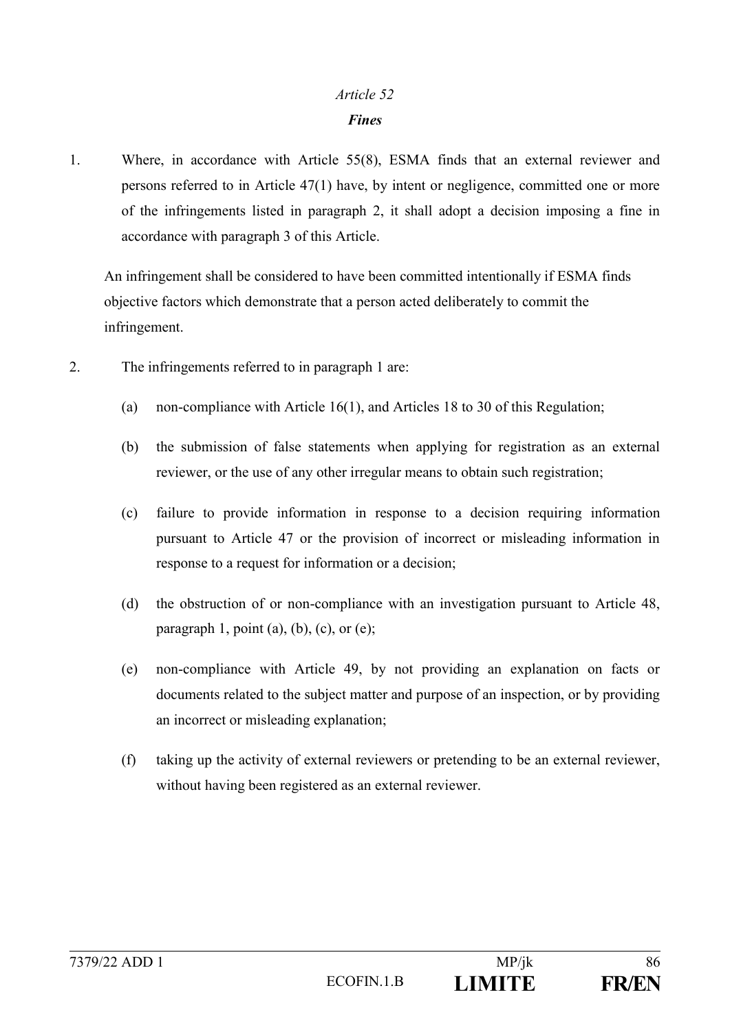*Article 52*

***Fines***

1. Where, in accordance with Article 55(8), ESMA finds that an external reviewer and persons referred to in Article 47(1) have, by intent or negligence, committed one or more of the infringements listed in paragraph 2, it shall adopt a decision imposing a fine in accordance with paragraph 3 of this Article.

   An infringement shall be considered to have been committed intentionally if ESMA finds objective factors which demonstrate that a person acted deliberately to commit the infringement.

2. The infringements referred to in paragraph 1 are:

   (a) non-compliance with Article 16(1), and Articles 18 to 30 of this Regulation;

   (b) the submission of false statements when applying for registration as an external reviewer, or the use of any other irregular means to obtain such registration;

   (c) failure to provide information in response to a decision requiring information pursuant to Article 47 or the provision of incorrect or misleading information in response to a request for information or a decision;

   (d) the obstruction of or non-compliance with an investigation pursuant to Article 48, paragraph 1, point (a), (b), (c), or (e);

   (e) non-compliance with Article 49, by not providing an explanation on facts or documents related to the subject matter and purpose of an inspection, or by providing an incorrect or misleading explanation;

   (f) taking up the activity of external reviewers or pretending to be an external reviewer, without having been registered as an external reviewer.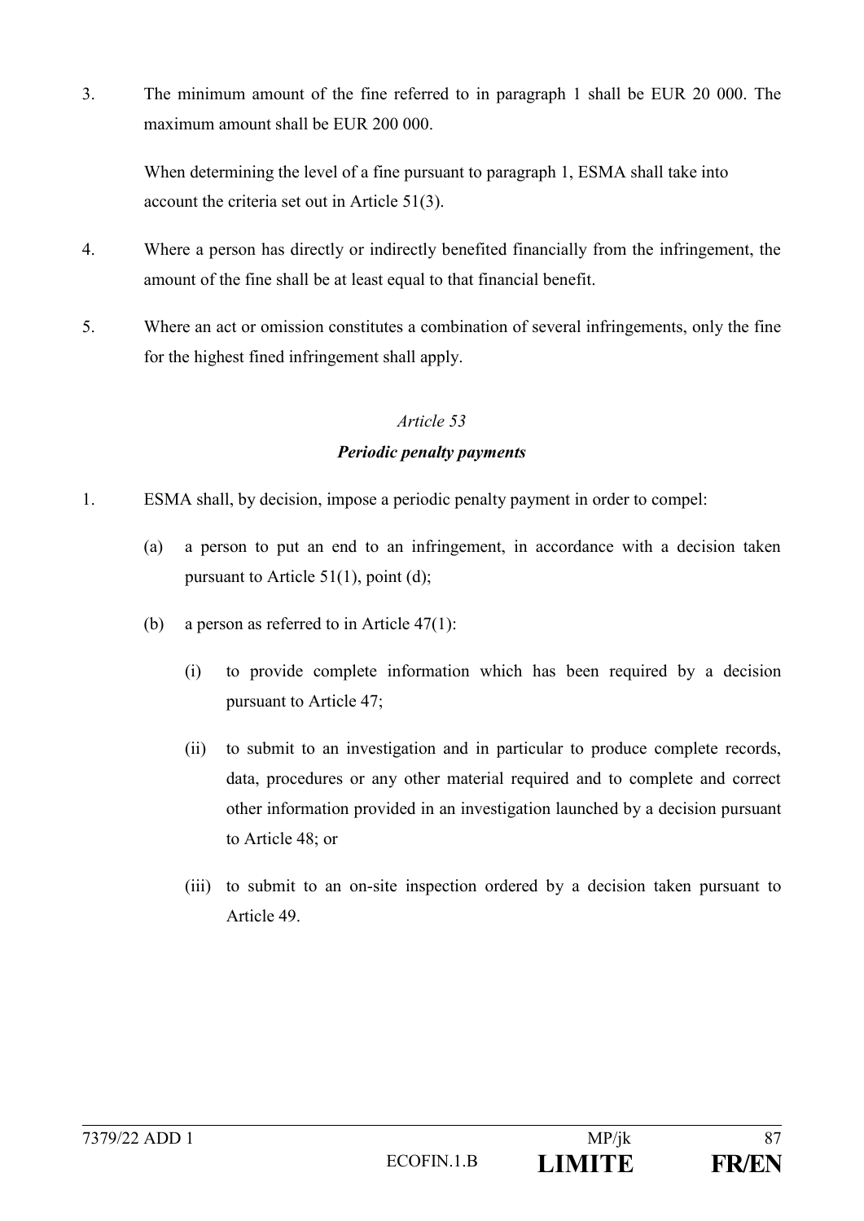3. The minimum amount of the fine referred to in paragraph 1 shall be EUR 20 000. The maximum amount shall be EUR 200 000.

   When determining the level of a fine pursuant to paragraph 1, ESMA shall take into account the criteria set out in Article 51(3).

4. Where a person has directly or indirectly benefited financially from the infringement, the amount of the fine shall be at least equal to that financial benefit.

5. Where an act or omission constitutes a combination of several infringements, only the fine for the highest fined infringement shall apply.

*Article 53*

***Periodic penalty payments***

1. ESMA shall, by decision, impose a periodic penalty payment in order to compel:

   (a) a person to put an end to an infringement, in accordance with a decision taken pursuant to Article 51(1), point (d);

   (b) a person as referred to in Article 47(1):

      (i) to provide complete information which has been required by a decision pursuant to Article 47;

      (ii) to submit to an investigation and in particular to produce complete records, data, procedures or any other material required and to complete and correct other information provided in an investigation launched by a decision pursuant to Article 48; or

      (iii) to submit to an on-site inspection ordered by a decision taken pursuant to Article 49.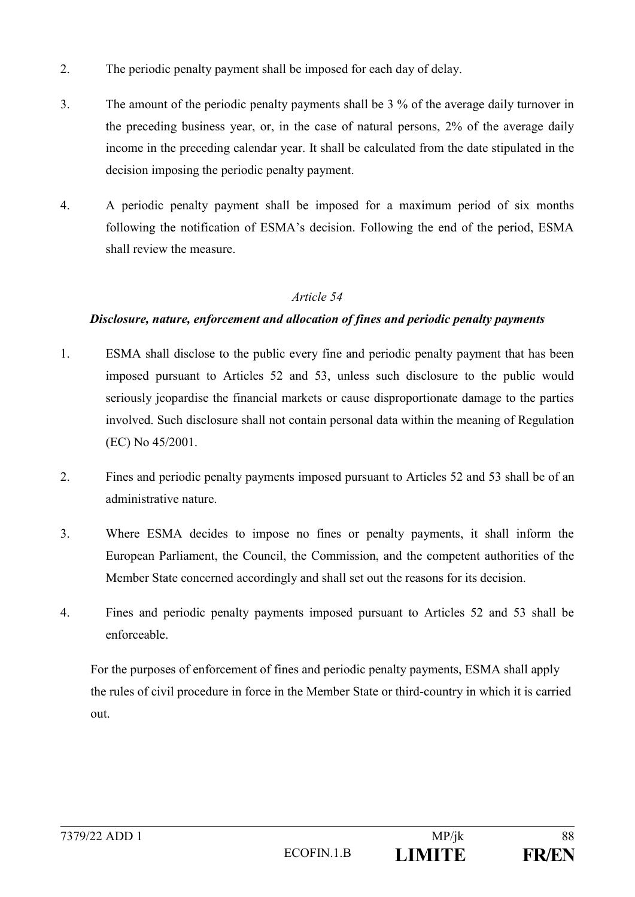2. The periodic penalty payment shall be imposed for each day of delay.

3. The amount of the periodic penalty payments shall be 3 % of the average daily turnover in the preceding business year, or, in the case of natural persons, 2% of the average daily income in the preceding calendar year. It shall be calculated from the date stipulated in the decision imposing the periodic penalty payment.

4. A periodic penalty payment shall be imposed for a maximum period of six months following the notification of ESMA's decision. Following the end of the period, ESMA shall review the measure.

*Article 54*

***Disclosure, nature, enforcement and allocation of fines and periodic penalty payments***

1. ESMA shall disclose to the public every fine and periodic penalty payment that has been imposed pursuant to Articles 52 and 53, unless such disclosure to the public would seriously jeopardise the financial markets or cause disproportionate damage to the parties involved. Such disclosure shall not contain personal data within the meaning of Regulation (EC) No 45/2001.

2. Fines and periodic penalty payments imposed pursuant to Articles 52 and 53 shall be of an administrative nature.

3. Where ESMA decides to impose no fines or penalty payments, it shall inform the European Parliament, the Council, the Commission, and the competent authorities of the Member State concerned accordingly and shall set out the reasons for its decision.

4. Fines and periodic penalty payments imposed pursuant to Articles 52 and 53 shall be enforceable.

   For the purposes of enforcement of fines and periodic penalty payments, ESMA shall apply the rules of civil procedure in force in the Member State or third-country in which it is carried out.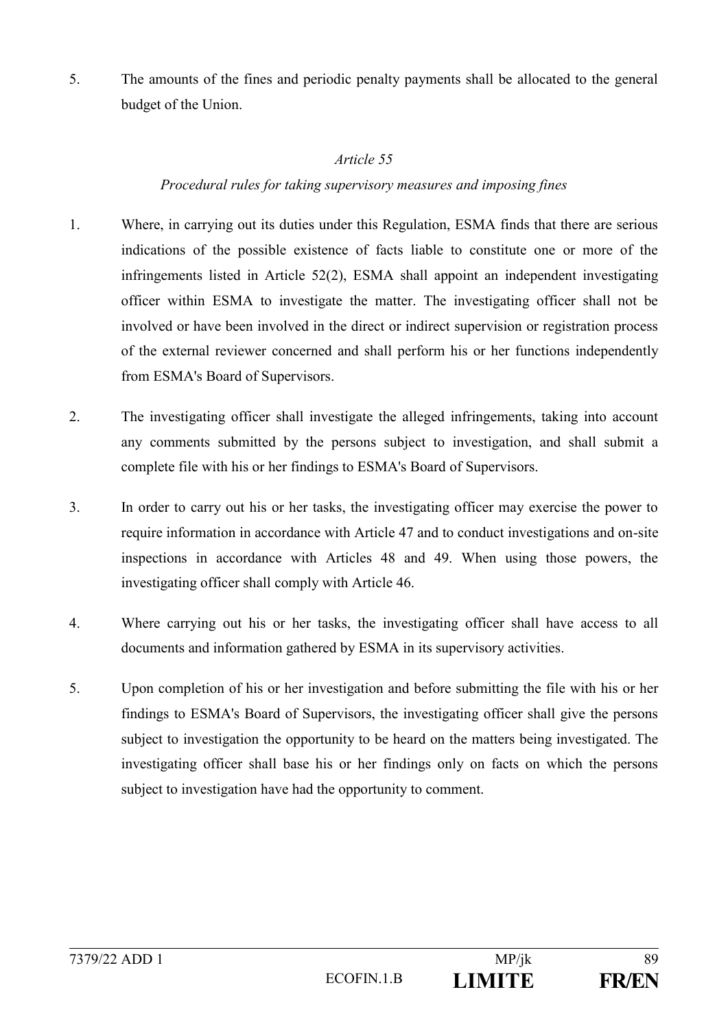5. The amounts of the fines and periodic penalty payments shall be allocated to the general budget of the Union.

*Article 55*

*Procedural rules for taking supervisory measures and imposing fines*

1. Where, in carrying out its duties under this Regulation, ESMA finds that there are serious indications of the possible existence of facts liable to constitute one or more of the infringements listed in Article 52(2), ESMA shall appoint an independent investigating officer within ESMA to investigate the matter. The investigating officer shall not be involved or have been involved in the direct or indirect supervision or registration process of the external reviewer concerned and shall perform his or her functions independently from ESMA's Board of Supervisors.

2. The investigating officer shall investigate the alleged infringements, taking into account any comments submitted by the persons subject to investigation, and shall submit a complete file with his or her findings to ESMA's Board of Supervisors.

3. In order to carry out his or her tasks, the investigating officer may exercise the power to require information in accordance with Article 47 and to conduct investigations and on-site inspections in accordance with Articles 48 and 49. When using those powers, the investigating officer shall comply with Article 46.

4. Where carrying out his or her tasks, the investigating officer shall have access to all documents and information gathered by ESMA in its supervisory activities.

5. Upon completion of his or her investigation and before submitting the file with his or her findings to ESMA's Board of Supervisors, the investigating officer shall give the persons subject to investigation the opportunity to be heard on the matters being investigated. The investigating officer shall base his or her findings only on facts on which the persons subject to investigation have had the opportunity to comment.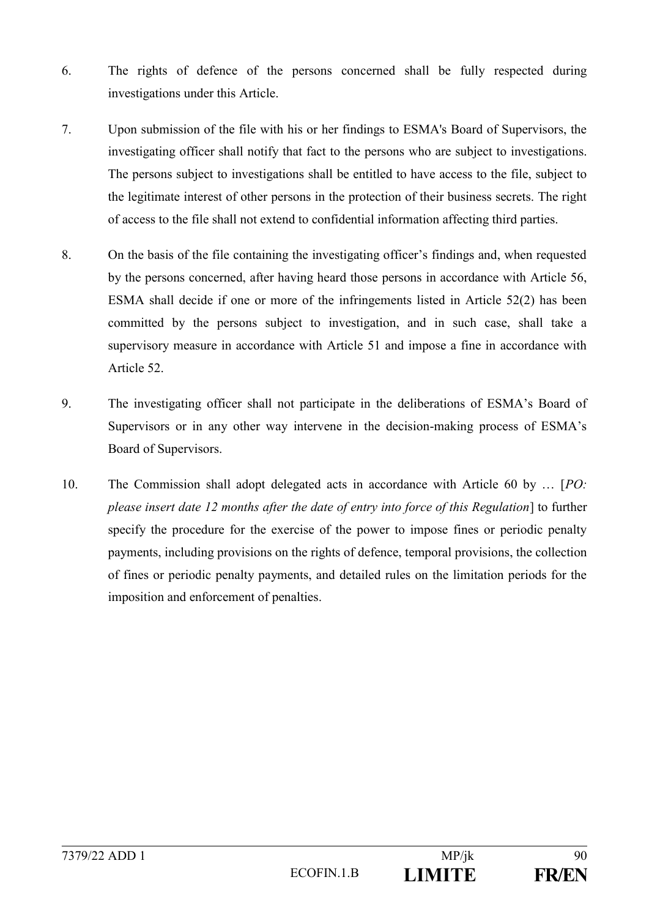6. The rights of defence of the persons concerned shall be fully respected during investigations under this Article.

7. Upon submission of the file with his or her findings to ESMA's Board of Supervisors, the investigating officer shall notify that fact to the persons who are subject to investigations. The persons subject to investigations shall be entitled to have access to the file, subject to the legitimate interest of other persons in the protection of their business secrets. The right of access to the file shall not extend to confidential information affecting third parties.

8. On the basis of the file containing the investigating officer's findings and, when requested by the persons concerned, after having heard those persons in accordance with Article 56, ESMA shall decide if one or more of the infringements listed in Article 52(2) has been committed by the persons subject to investigation, and in such case, shall take a supervisory measure in accordance with Article 51 and impose a fine in accordance with Article 52.

9. The investigating officer shall not participate in the deliberations of ESMA's Board of Supervisors or in any other way intervene in the decision-making process of ESMA's Board of Supervisors.

10. The Commission shall adopt delegated acts in accordance with Article 60 by … [*PO: please insert date 12 months after the date of entry into force of this Regulation*] to further specify the procedure for the exercise of the power to impose fines or periodic penalty payments, including provisions on the rights of defence, temporal provisions, the collection of fines or periodic penalty payments, and detailed rules on the limitation periods for the imposition and enforcement of penalties.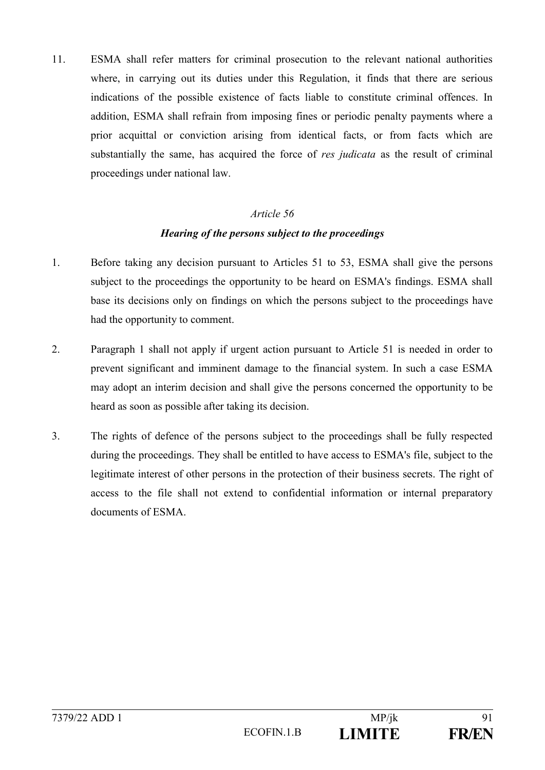11. ESMA shall refer matters for criminal prosecution to the relevant national authorities where, in carrying out its duties under this Regulation, it finds that there are serious indications of the possible existence of facts liable to constitute criminal offences. In addition, ESMA shall refrain from imposing fines or periodic penalty payments where a prior acquittal or conviction arising from identical facts, or from facts which are substantially the same, has acquired the force of *res judicata* as the result of criminal proceedings under national law.

*Article 56*

***Hearing of the persons subject to the proceedings***

1. Before taking any decision pursuant to Articles 51 to 53, ESMA shall give the persons subject to the proceedings the opportunity to be heard on ESMA's findings. ESMA shall base its decisions only on findings on which the persons subject to the proceedings have had the opportunity to comment.

2. Paragraph 1 shall not apply if urgent action pursuant to Article 51 is needed in order to prevent significant and imminent damage to the financial system. In such a case ESMA may adopt an interim decision and shall give the persons concerned the opportunity to be heard as soon as possible after taking its decision.

3. The rights of defence of the persons subject to the proceedings shall be fully respected during the proceedings. They shall be entitled to have access to ESMA's file, subject to the legitimate interest of other persons in the protection of their business secrets. The right of access to the file shall not extend to confidential information or internal preparatory documents of ESMA.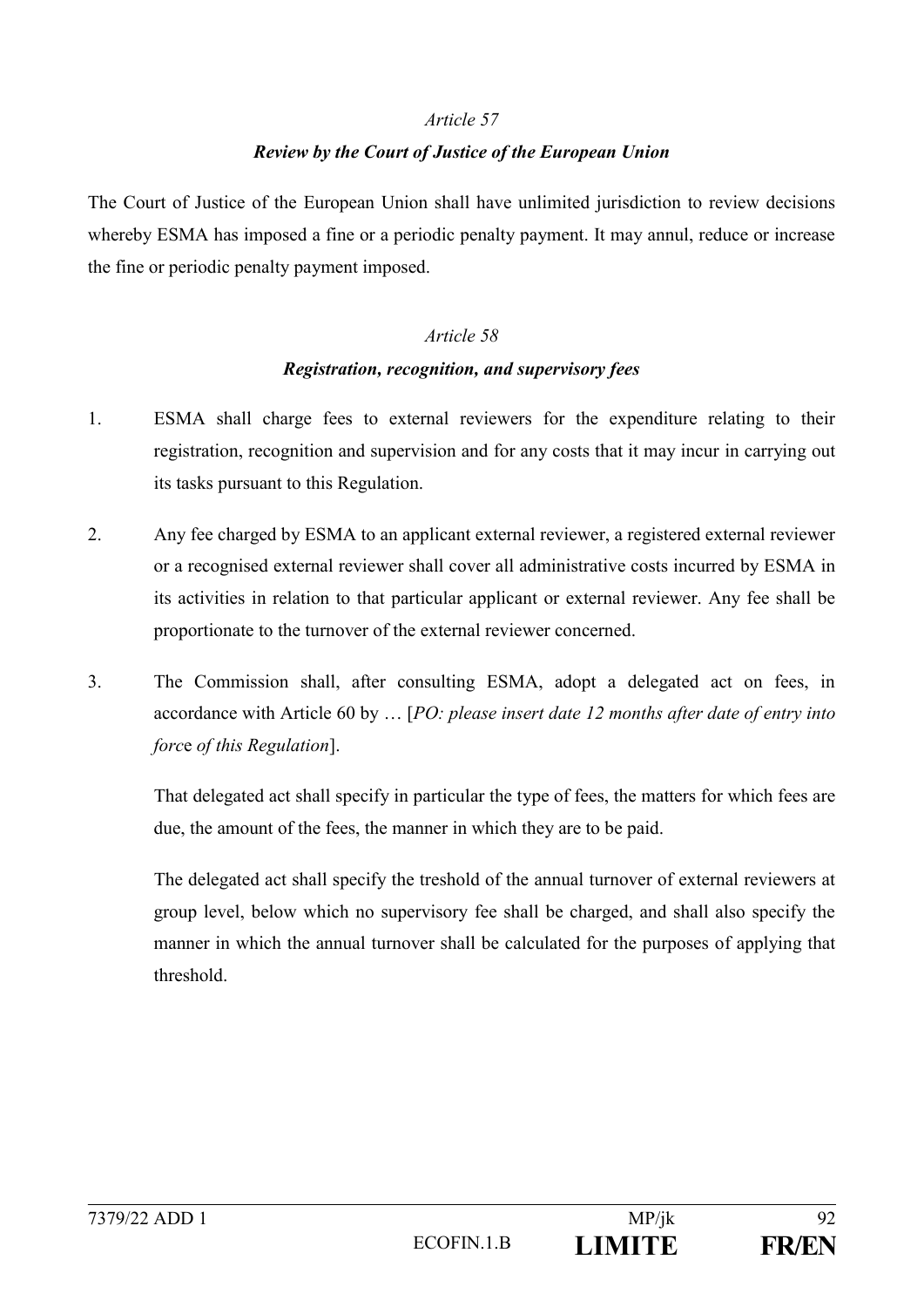*Article 57*

***Review by the Court of Justice of the European Union***

The Court of Justice of the European Union shall have unlimited jurisdiction to review decisions whereby ESMA has imposed a fine or a periodic penalty payment. It may annul, reduce or increase the fine or periodic penalty payment imposed.

*Article 58*

***Registration, recognition, and supervisory fees***

1. ESMA shall charge fees to external reviewers for the expenditure relating to their registration, recognition and supervision and for any costs that it may incur in carrying out its tasks pursuant to this Regulation.

2. Any fee charged by ESMA to an applicant external reviewer, a registered external reviewer or a recognised external reviewer shall cover all administrative costs incurred by ESMA in its activities in relation to that particular applicant or external reviewer. Any fee shall be proportionate to the turnover of the external reviewer concerned.

3. The Commission shall, after consulting ESMA, adopt a delegated act on fees, in accordance with Article 60 by … [*PO: please insert date 12 months after date of entry into force of this Regulation*].

   That delegated act shall specify in particular the type of fees, the matters for which fees are due, the amount of the fees, the manner in which they are to be paid.

   The delegated act shall specify the treshold of the annual turnover of external reviewers at group level, below which no supervisory fee shall be charged, and shall also specify the manner in which the annual turnover shall be calculated for the purposes of applying that threshold.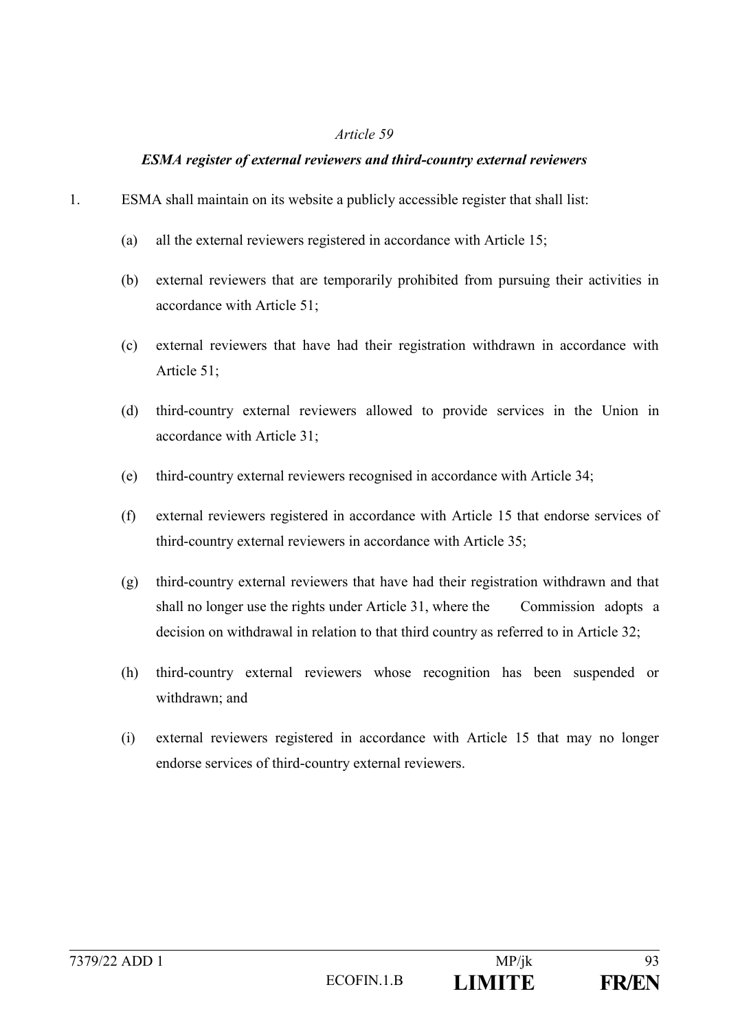*Article 59*

***ESMA register of external reviewers and third-country external reviewers***

1. ESMA shall maintain on its website a publicly accessible register that shall list:

   (a) all the external reviewers registered in accordance with Article 15;

   (b) external reviewers that are temporarily prohibited from pursuing their activities in accordance with Article 51;

   (c) external reviewers that have had their registration withdrawn in accordance with Article 51;

   (d) third-country external reviewers allowed to provide services in the Union in accordance with Article 31;

   (e) third-country external reviewers recognised in accordance with Article 34;

   (f) external reviewers registered in accordance with Article 15 that endorse services of third-country external reviewers in accordance with Article 35;

   (g) third-country external reviewers that have had their registration withdrawn and that shall no longer use the rights under Article 31, where the Commission adopts a decision on withdrawal in relation to that third country as referred to in Article 32;

   (h) third-country external reviewers whose recognition has been suspended or withdrawn; and

   (i) external reviewers registered in accordance with Article 15 that may no longer endorse services of third-country external reviewers.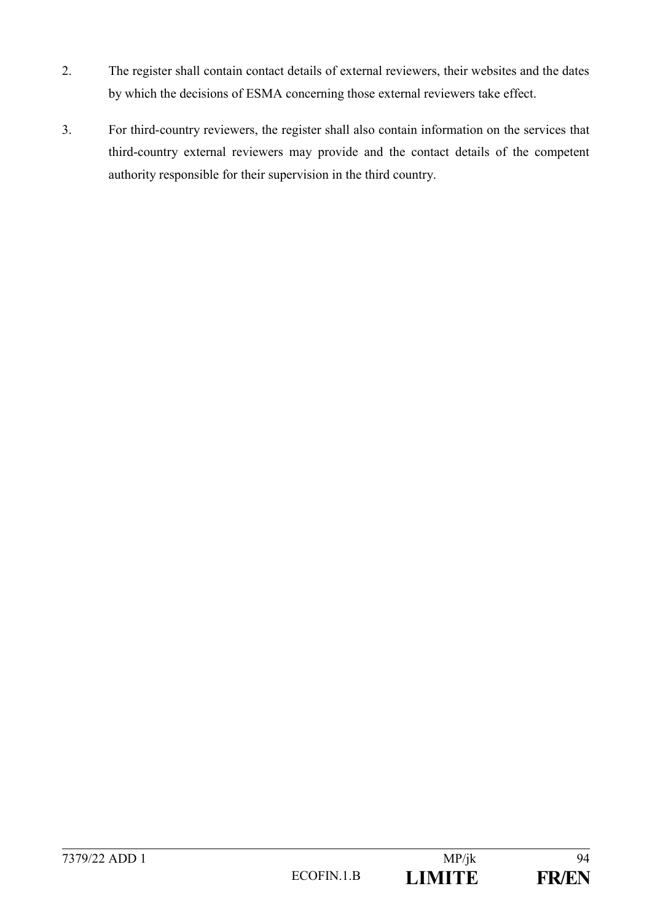2. The register shall contain contact details of external reviewers, their websites and the dates by which the decisions of ESMA concerning those external reviewers take effect.

3. For third-country reviewers, the register shall also contain information on the services that third-country external reviewers may provide and the contact details of the competent authority responsible for their supervision in the third country.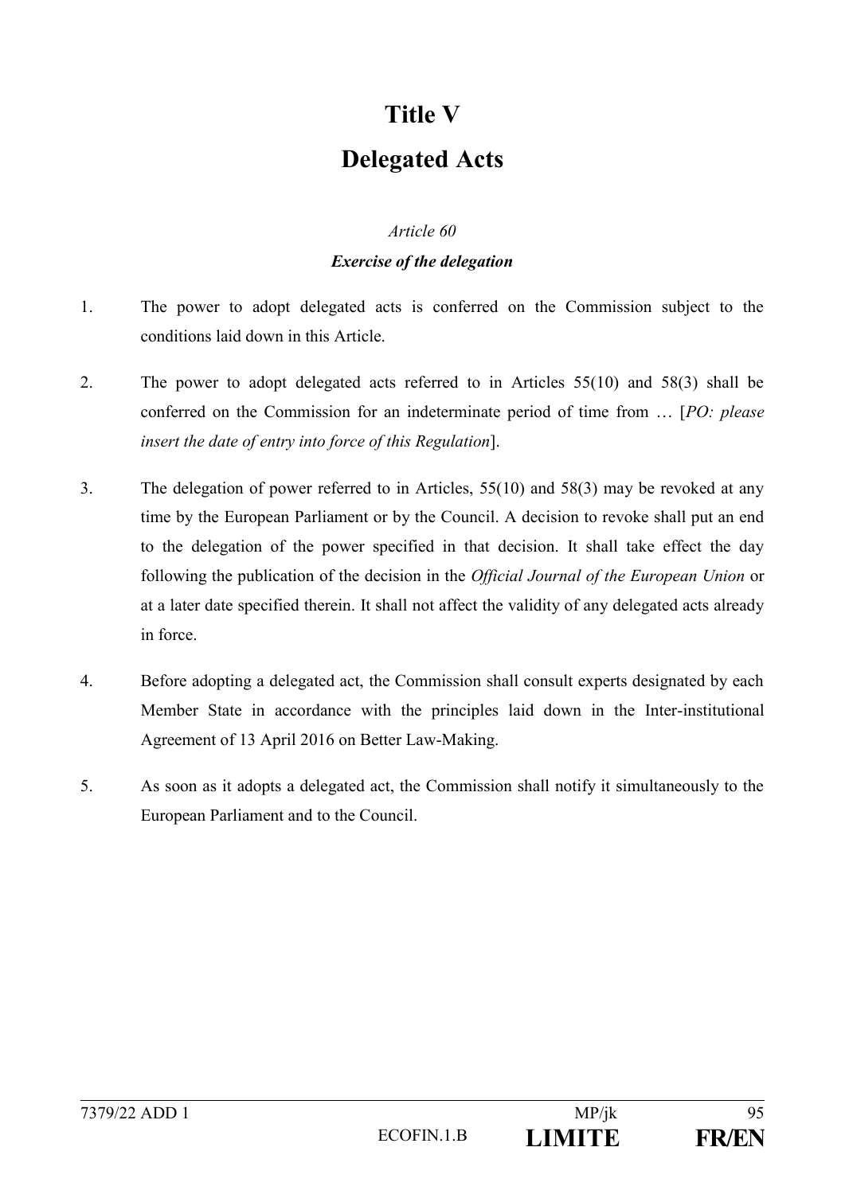# Title V

# Delegated Acts

*Article 60*

***Exercise of the delegation***

1. The power to adopt delegated acts is conferred on the Commission subject to the conditions laid down in this Article.

2. The power to adopt delegated acts referred to in Articles 55(10) and 58(3) shall be conferred on the Commission for an indeterminate period of time from … [*PO: please insert the date of entry into force of this Regulation*].

3. The delegation of power referred to in Articles, 55(10) and 58(3) may be revoked at any time by the European Parliament or by the Council. A decision to revoke shall put an end to the delegation of the power specified in that decision. It shall take effect the day following the publication of the decision in the *Official Journal of the European Union* or at a later date specified therein. It shall not affect the validity of any delegated acts already in force.

4. Before adopting a delegated act, the Commission shall consult experts designated by each Member State in accordance with the principles laid down in the Inter-institutional Agreement of 13 April 2016 on Better Law-Making.

5. As soon as it adopts a delegated act, the Commission shall notify it simultaneously to the European Parliament and to the Council.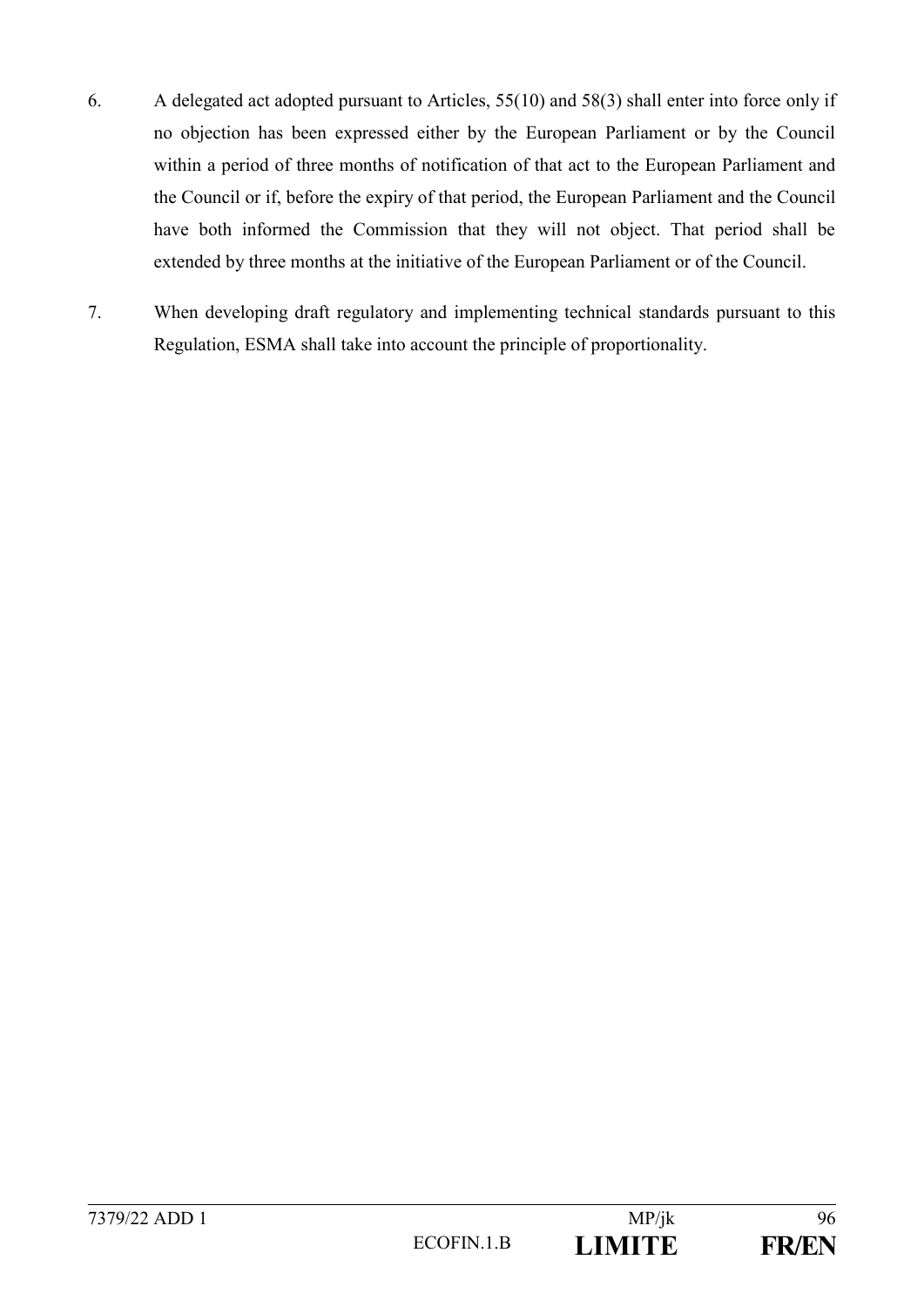6. A delegated act adopted pursuant to Articles, 55(10) and 58(3) shall enter into force only if no objection has been expressed either by the European Parliament or by the Council within a period of three months of notification of that act to the European Parliament and the Council or if, before the expiry of that period, the European Parliament and the Council have both informed the Commission that they will not object. That period shall be extended by three months at the initiative of the European Parliament or of the Council.

7. When developing draft regulatory and implementing technical standards pursuant to this Regulation, ESMA shall take into account the principle of proportionality.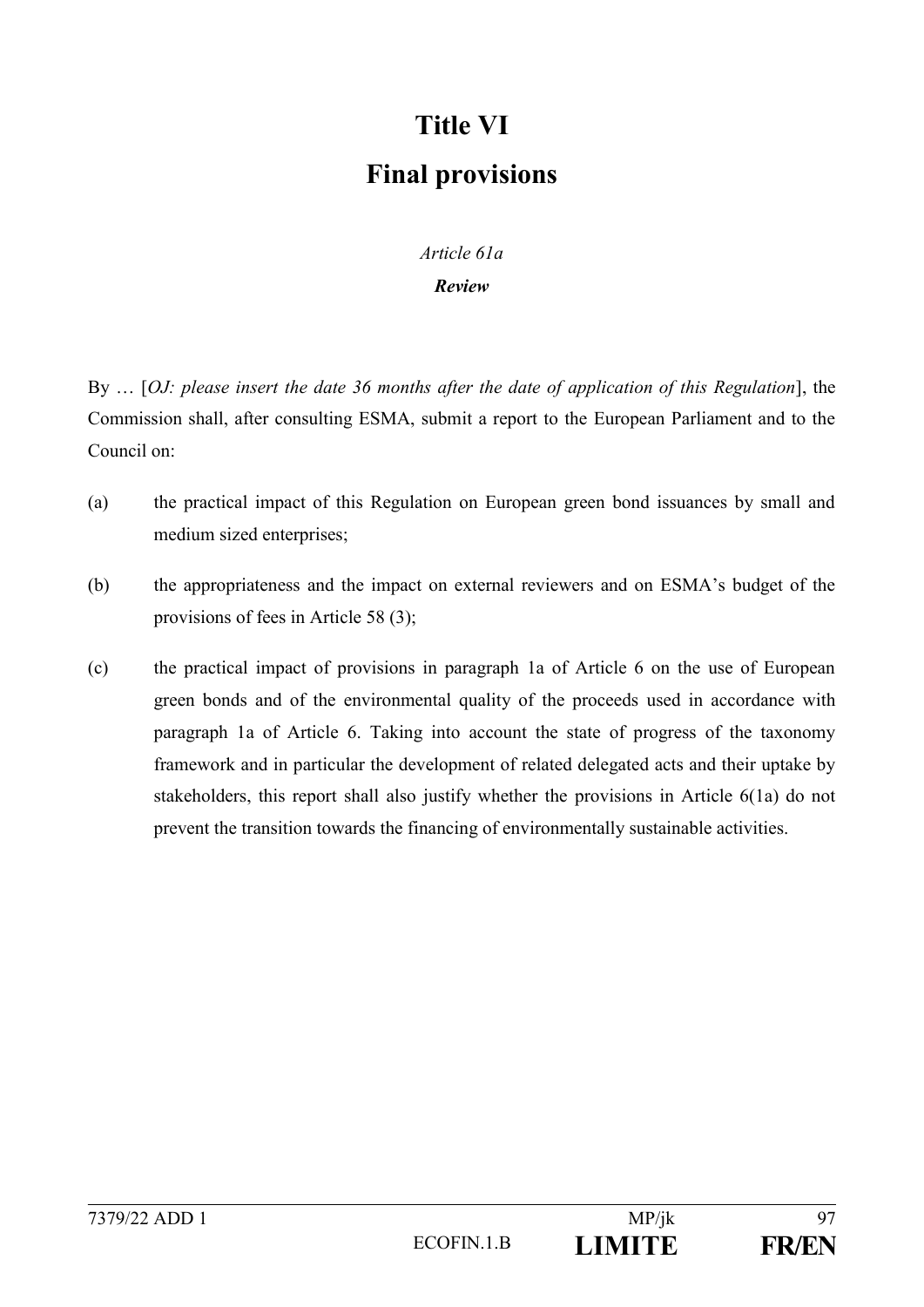# Title VI

# Final provisions

*Article 61a*

***Review***

By … [*OJ: please insert the date 36 months after the date of application of this Regulation*], the Commission shall, after consulting ESMA, submit a report to the European Parliament and to the Council on:

(a) the practical impact of this Regulation on European green bond issuances by small and medium sized enterprises;

(b) the appropriateness and the impact on external reviewers and on ESMA's budget of the provisions of fees in Article 58 (3);

(c) the practical impact of provisions in paragraph 1a of Article 6 on the use of European green bonds and of the environmental quality of the proceeds used in accordance with paragraph 1a of Article 6. Taking into account the state of progress of the taxonomy framework and in particular the development of related delegated acts and their uptake by stakeholders, this report shall also justify whether the provisions in Article 6(1a) do not prevent the transition towards the financing of environmentally sustainable activities.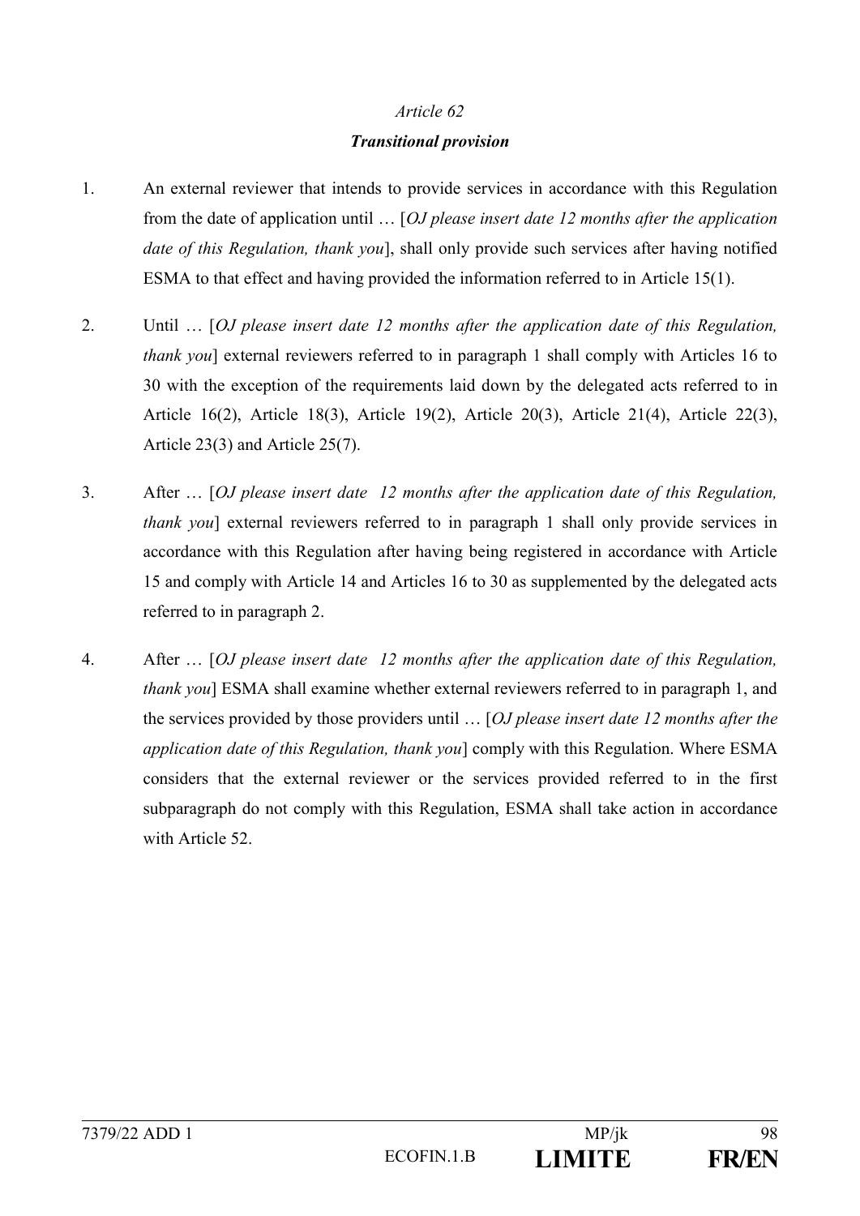*Article 62*

***Transitional provision***

1. An external reviewer that intends to provide services in accordance with this Regulation from the date of application until … [*OJ please insert date 12 months after the application date of this Regulation, thank you*], shall only provide such services after having notified ESMA to that effect and having provided the information referred to in Article 15(1).

2. Until … [*OJ please insert date 12 months after the application date of this Regulation, thank you*] external reviewers referred to in paragraph 1 shall comply with Articles 16 to 30 with the exception of the requirements laid down by the delegated acts referred to in Article 16(2), Article 18(3), Article 19(2), Article 20(3), Article 21(4), Article 22(3), Article 23(3) and Article 25(7).

3. After … [*OJ please insert date 12 months after the application date of this Regulation, thank you*] external reviewers referred to in paragraph 1 shall only provide services in accordance with this Regulation after having being registered in accordance with Article 15 and comply with Article 14 and Articles 16 to 30 as supplemented by the delegated acts referred to in paragraph 2.

4. After … [*OJ please insert date 12 months after the application date of this Regulation, thank you*] ESMA shall examine whether external reviewers referred to in paragraph 1, and the services provided by those providers until … [*OJ please insert date 12 months after the application date of this Regulation, thank you*] comply with this Regulation. Where ESMA considers that the external reviewer or the services provided referred to in the first subparagraph do not comply with this Regulation, ESMA shall take action in accordance with Article 52.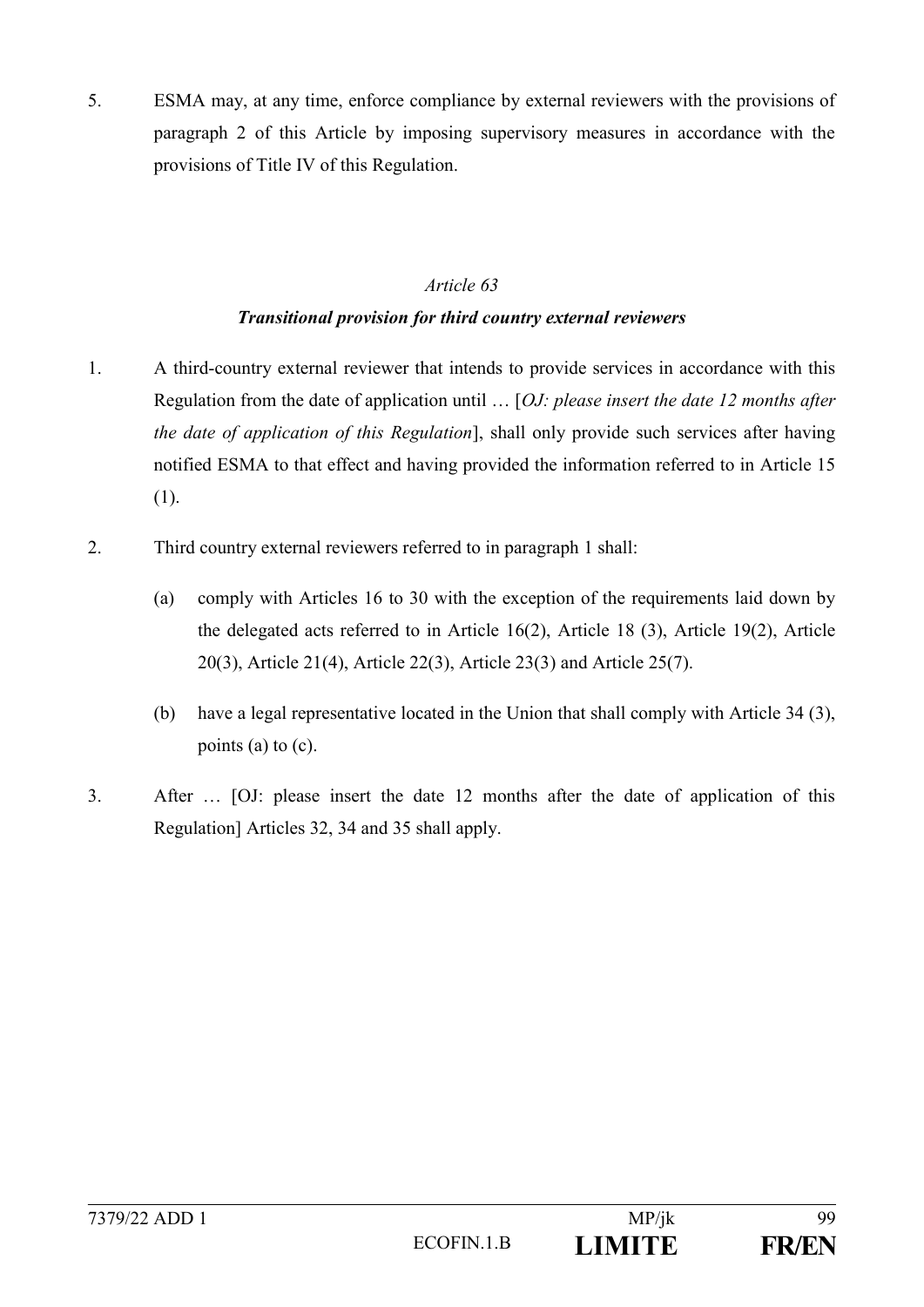5. ESMA may, at any time, enforce compliance by external reviewers with the provisions of paragraph 2 of this Article by imposing supervisory measures in accordance with the provisions of Title IV of this Regulation.

*Article 63*

***Transitional provision for third country external reviewers***

1. A third-country external reviewer that intends to provide services in accordance with this Regulation from the date of application until … [*OJ: please insert the date 12 months after the date of application of this Regulation*], shall only provide such services after having notified ESMA to that effect and having provided the information referred to in Article 15 (1).

2. Third country external reviewers referred to in paragraph 1 shall:

   (a) comply with Articles 16 to 30 with the exception of the requirements laid down by the delegated acts referred to in Article 16(2), Article 18 (3), Article 19(2), Article 20(3), Article 21(4), Article 22(3), Article 23(3) and Article 25(7).

   (b) have a legal representative located in the Union that shall comply with Article 34 (3), points (a) to (c).

3. After … [OJ: please insert the date 12 months after the date of application of this Regulation] Articles 32, 34 and 35 shall apply.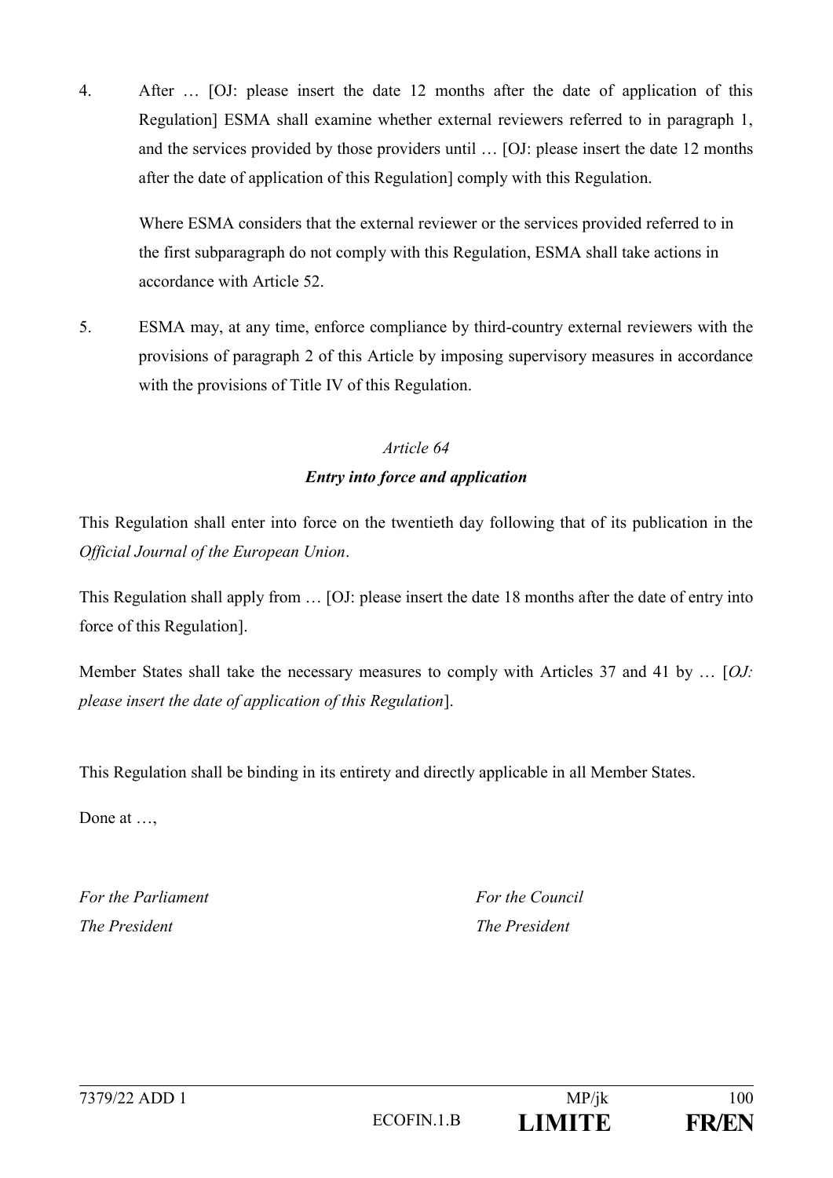4. After … [OJ: please insert the date 12 months after the date of application of this Regulation] ESMA shall examine whether external reviewers referred to in paragraph 1, and the services provided by those providers until … [OJ: please insert the date 12 months after the date of application of this Regulation] comply with this Regulation.

   Where ESMA considers that the external reviewer or the services provided referred to in the first subparagraph do not comply with this Regulation, ESMA shall take actions in accordance with Article 52.

5. ESMA may, at any time, enforce compliance by third-country external reviewers with the provisions of paragraph 2 of this Article by imposing supervisory measures in accordance with the provisions of Title IV of this Regulation.

*Article 64*

***Entry into force and application***

This Regulation shall enter into force on the twentieth day following that of its publication in the *Official Journal of the European Union*.

This Regulation shall apply from … [OJ: please insert the date 18 months after the date of entry into force of this Regulation].

Member States shall take the necessary measures to comply with Articles 37 and 41 by … [*OJ: please insert the date of application of this Regulation*].

This Regulation shall be binding in its entirety and directly applicable in all Member States.

Done at …,

*For the Parliament*
*The President*

*For the Council*
*The President*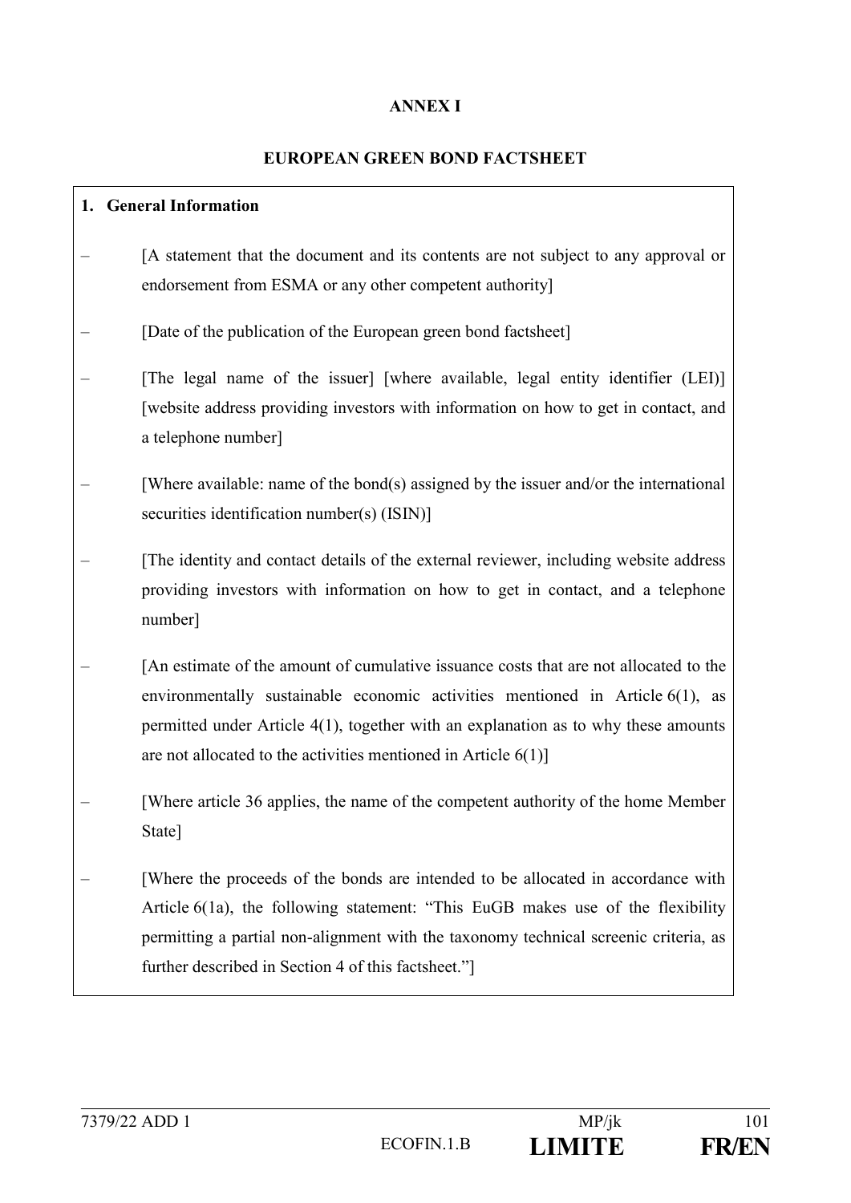**ANNEX I**

**EUROPEAN GREEN BOND FACTSHEET**

**1. General Information**

– [A statement that the document and its contents are not subject to any approval or endorsement from ESMA or any other competent authority]

– [Date of the publication of the European green bond factsheet]

– [The legal name of the issuer] [where available, legal entity identifier (LEI)] [website address providing investors with information on how to get in contact, and a telephone number]

– [Where available: name of the bond(s) assigned by the issuer and/or the international securities identification number(s) (ISIN)]

– [The identity and contact details of the external reviewer, including website address providing investors with information on how to get in contact, and a telephone number]

– [An estimate of the amount of cumulative issuance costs that are not allocated to the environmentally sustainable economic activities mentioned in Article 6(1), as permitted under Article 4(1), together with an explanation as to why these amounts are not allocated to the activities mentioned in Article 6(1)]

– [Where article 36 applies, the name of the competent authority of the home Member State]

– [Where the proceeds of the bonds are intended to be allocated in accordance with Article 6(1a), the following statement: "This EuGB makes use of the flexibility permitting a partial non-alignment with the taxonomy technical screenic criteria, as further described in Section 4 of this factsheet."]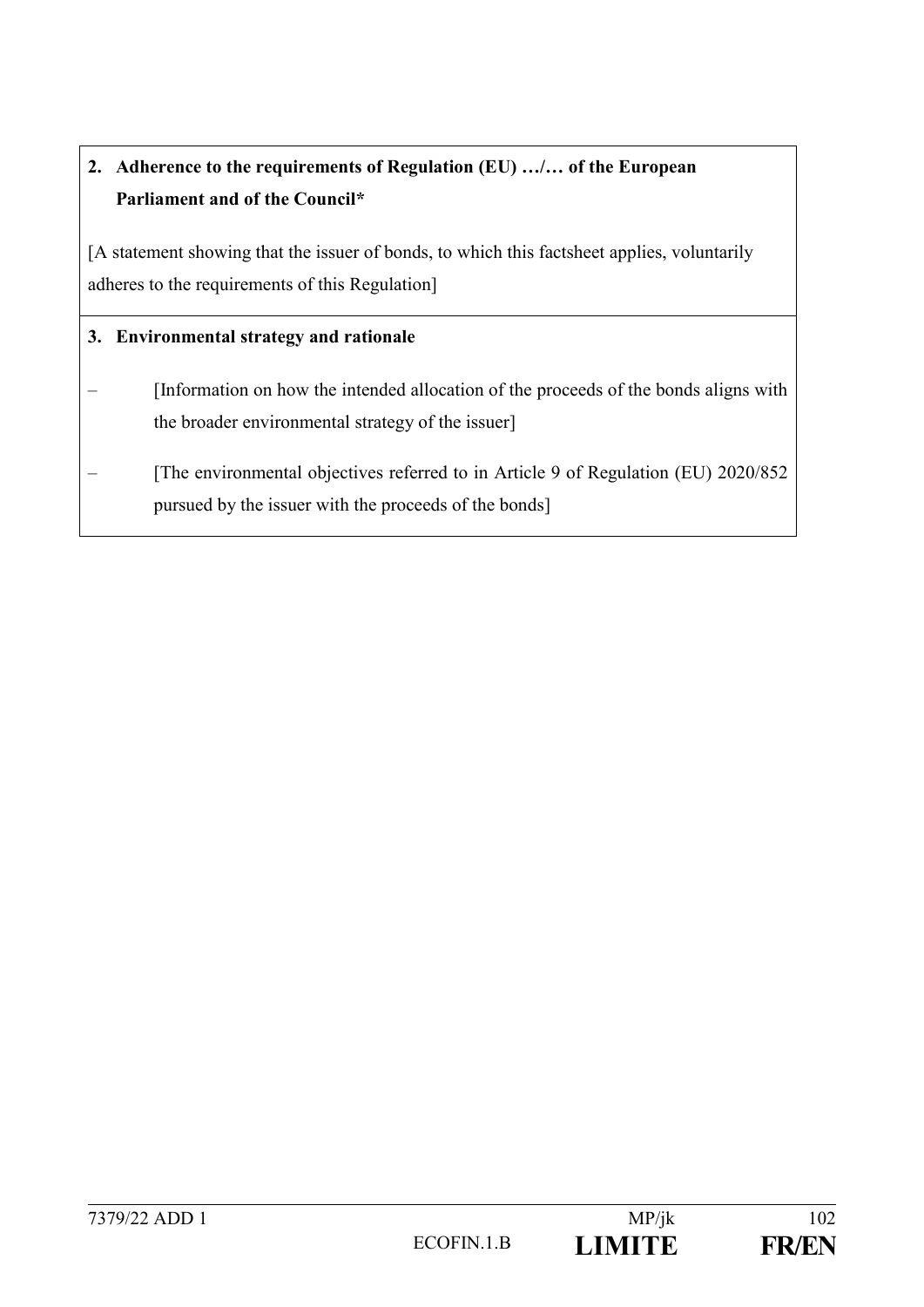**2. Adherence to the requirements of Regulation (EU) …/… of the European Parliament and of the Council***

[A statement showing that the issuer of bonds, to which this factsheet applies, voluntarily adheres to the requirements of this Regulation]

**3. Environmental strategy and rationale**

– [Information on how the intended allocation of the proceeds of the bonds aligns with the broader environmental strategy of the issuer]

– [The environmental objectives referred to in Article 9 of Regulation (EU) 2020/852 pursued by the issuer with the proceeds of the bonds]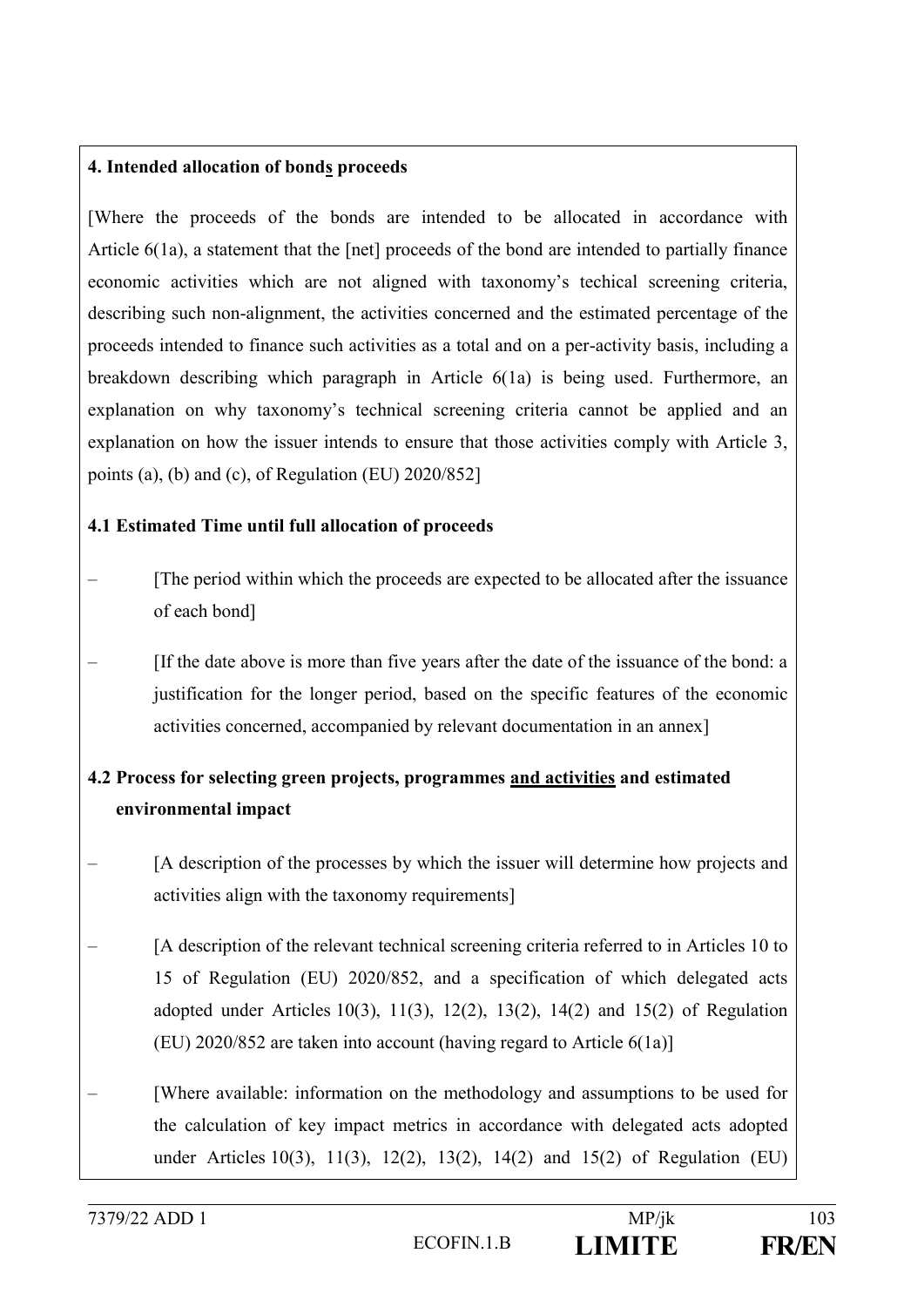**4. Intended allocation of bonds proceeds**

[Where the proceeds of the bonds are intended to be allocated in accordance with Article 6(1a), a statement that the [net] proceeds of the bond are intended to partially finance economic activities which are not aligned with taxonomy's techical screening criteria, describing such non-alignment, the activities concerned and the estimated percentage of the proceeds intended to finance such activities as a total and on a per-activity basis, including a breakdown describing which paragraph in Article 6(1a) is being used. Furthermore, an explanation on why taxonomy's technical screening criteria cannot be applied and an explanation on how the issuer intends to ensure that those activities comply with Article 3, points (a), (b) and (c), of Regulation (EU) 2020/852]

**4.1 Estimated Time until full allocation of proceeds**

– [The period within which the proceeds are expected to be allocated after the issuance of each bond]

– [If the date above is more than five years after the date of the issuance of the bond: a justification for the longer period, based on the specific features of the economic activities concerned, accompanied by relevant documentation in an annex]

**4.2 Process for selecting green projects, programmes <u>and activities</u> and estimated environmental impact**

– [A description of the processes by which the issuer will determine how projects and activities align with the taxonomy requirements]

– [A description of the relevant technical screening criteria referred to in Articles 10 to 15 of Regulation (EU) 2020/852, and a specification of which delegated acts adopted under Articles 10(3), 11(3), 12(2), 13(2), 14(2) and 15(2) of Regulation (EU) 2020/852 are taken into account (having regard to Article 6(1a)]

– [Where available: information on the methodology and assumptions to be used for the calculation of key impact metrics in accordance with delegated acts adopted under Articles 10(3), 11(3), 12(2), 13(2), 14(2) and 15(2) of Regulation (EU)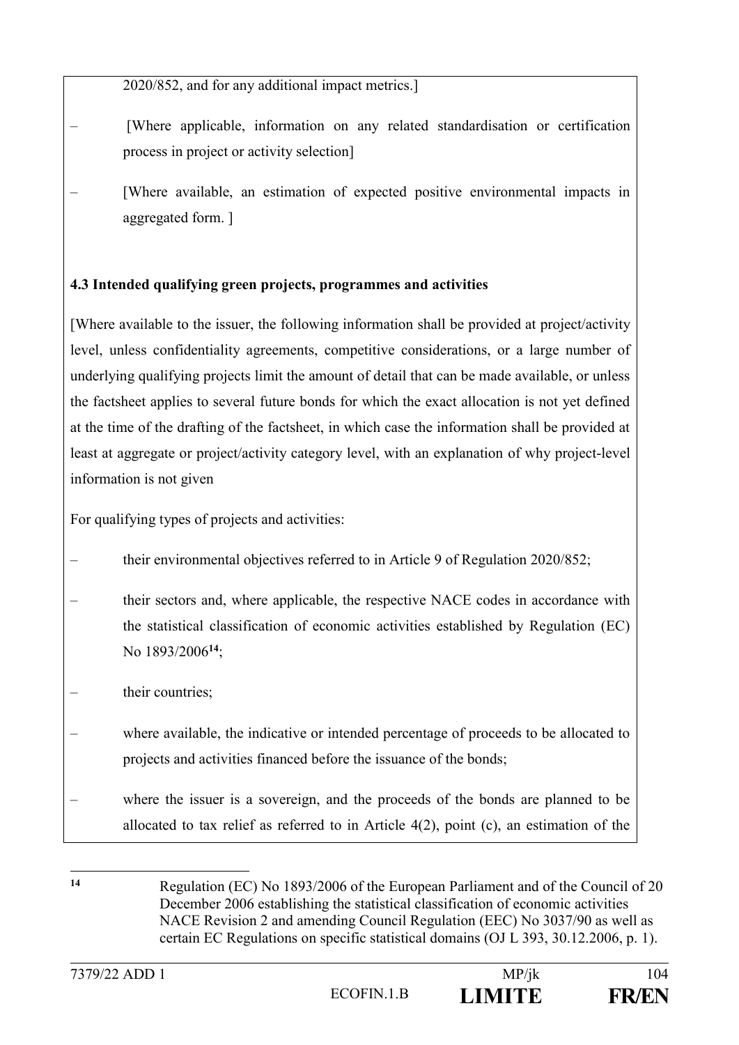2020/852, and for any additional impact metrics.]

– [Where applicable, information on any related standardisation or certification process in project or activity selection]

– [Where available, an estimation of expected positive environmental impacts in aggregated form. ]

**4.3 Intended qualifying green projects, programmes and activities**

[Where available to the issuer, the following information shall be provided at project/activity level, unless confidentiality agreements, competitive considerations, or a large number of underlying qualifying projects limit the amount of detail that can be made available, or unless the factsheet applies to several future bonds for which the exact allocation is not yet defined at the time of the drafting of the factsheet, in which case the information shall be provided at least at aggregate or project/activity category level, with an explanation of why project-level information is not given

For qualifying types of projects and activities:

– their environmental objectives referred to in Article 9 of Regulation 2020/852;

– their sectors and, where applicable, the respective NACE codes in accordance with the statistical classification of economic activities established by Regulation (EC) No 1893/2006[14];

– their countries;

– where available, the indicative or intended percentage of proceeds to be allocated to projects and activities financed before the issuance of the bonds;

– where the issuer is a sovereign, and the proceeds of the bonds are planned to be allocated to tax relief as referred to in Article 4(2), point (c), an estimation of the

[14] Regulation (EC) No 1893/2006 of the European Parliament and of the Council of 20 December 2006 establishing the statistical classification of economic activities NACE Revision 2 and amending Council Regulation (EEC) No 3037/90 as well as certain EC Regulations on specific statistical domains (OJ L 393, 30.12.2006, p. 1).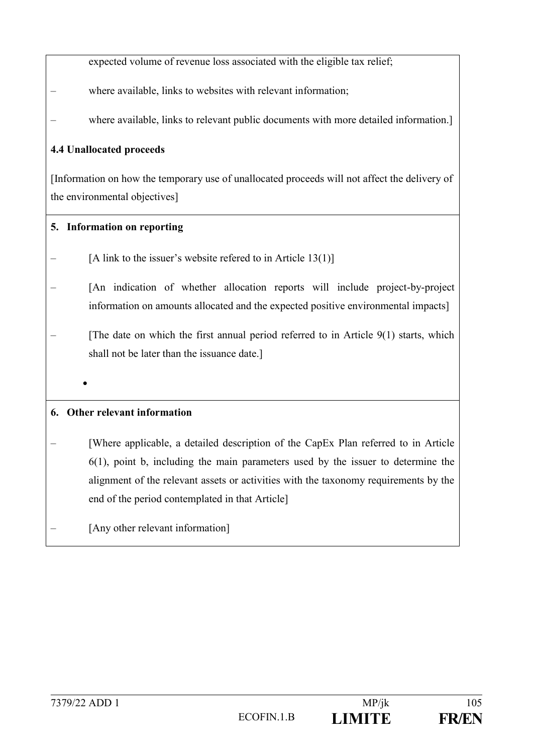expected volume of revenue loss associated with the eligible tax relief;

- where available, links to websites with relevant information;
- where available, links to relevant public documents with more detailed information.]

**4.4 Unallocated proceeds**

[Information on how the temporary use of unallocated proceeds will not affect the delivery of the environmental objectives]

**5. Information on reporting**

- [A link to the issuer's website refered to in Article 13(1)]
- [An indication of whether allocation reports will include project-by-project information on amounts allocated and the expected positive environmental impacts]
- [The date on which the first annual period referred to in Article 9(1) starts, which shall not be later than the issuance date.]

**6. Other relevant information**

- [Where applicable, a detailed description of the CapEx Plan referred to in Article 6(1), point b, including the main parameters used by the issuer to determine the alignment of the relevant assets or activities with the taxonomy requirements by the end of the period contemplated in that Article]
- [Any other relevant information]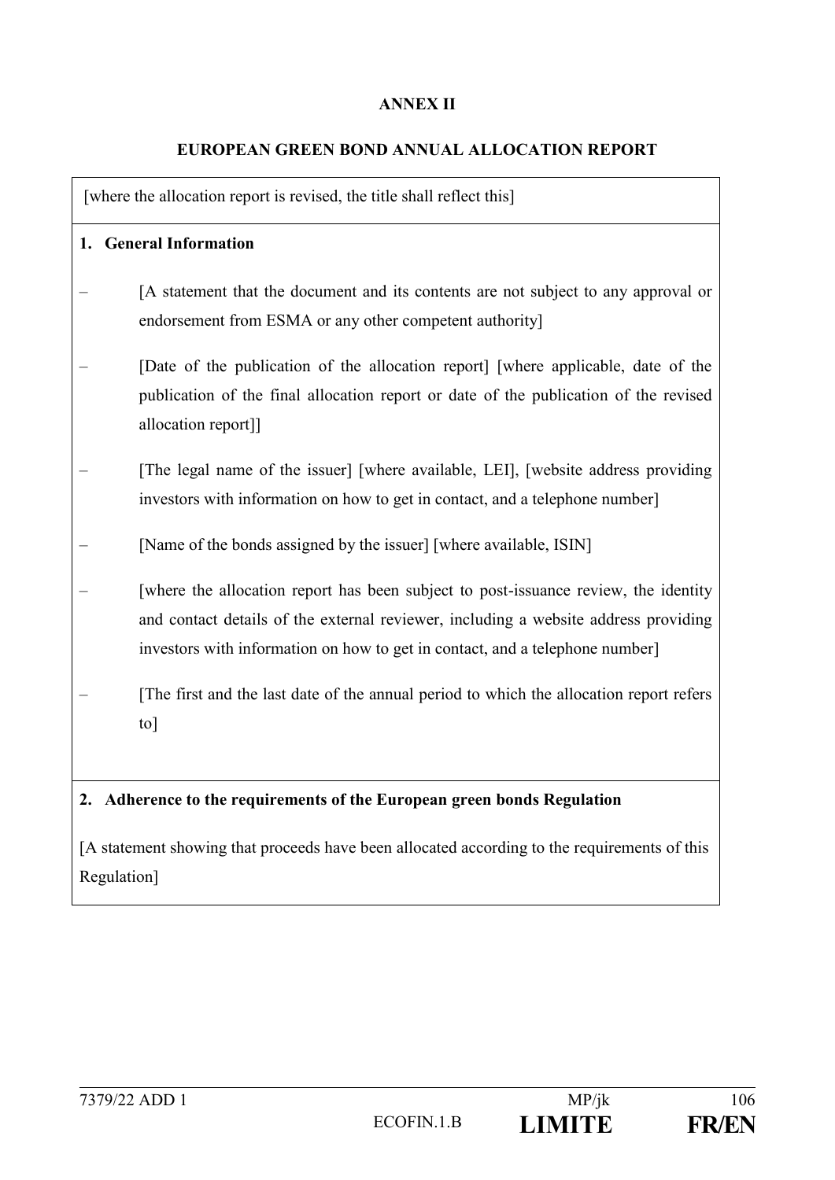**ANNEX II**

**EUROPEAN GREEN BOND ANNUAL ALLOCATION REPORT**

[where the allocation report is revised, the title shall reflect this]

**1. General Information**

– [A statement that the document and its contents are not subject to any approval or endorsement from ESMA or any other competent authority]

– [Date of the publication of the allocation report] [where applicable, date of the publication of the final allocation report or date of the publication of the revised allocation report]]

– [The legal name of the issuer] [where available, LEI], [website address providing investors with information on how to get in contact, and a telephone number]

– [Name of the bonds assigned by the issuer] [where available, ISIN]

– [where the allocation report has been subject to post-issuance review, the identity and contact details of the external reviewer, including a website address providing investors with information on how to get in contact, and a telephone number]

– [The first and the last date of the annual period to which the allocation report refers to]

**2. Adherence to the requirements of the European green bonds Regulation**

[A statement showing that proceeds have been allocated according to the requirements of this Regulation]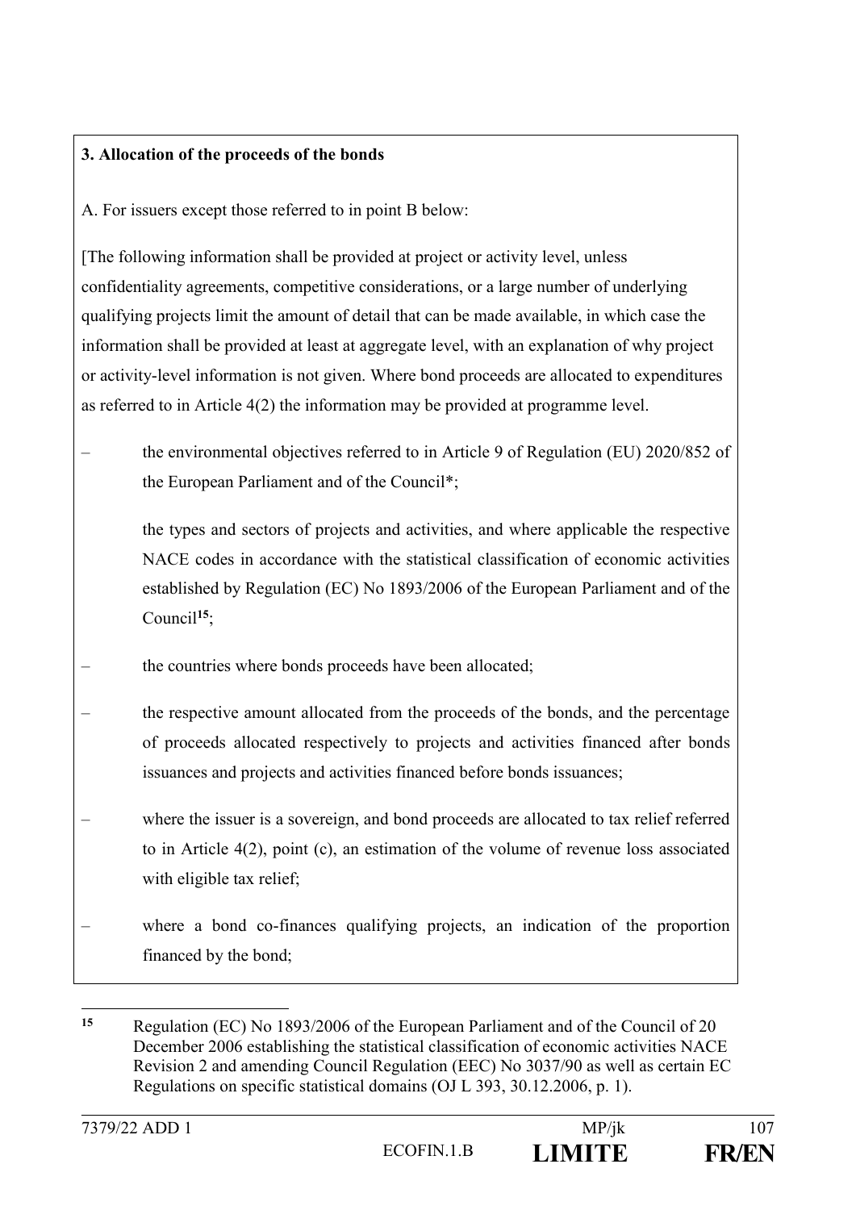**3. Allocation of the proceeds of the bonds**

A. For issuers except those referred to in point B below:

[The following information shall be provided at project or activity level, unless confidentiality agreements, competitive considerations, or a large number of underlying qualifying projects limit the amount of detail that can be made available, in which case the information shall be provided at least at aggregate level, with an explanation of why project or activity-level information is not given. Where bond proceeds are allocated to expenditures as referred to in Article 4(2) the information may be provided at programme level.

– the environmental objectives referred to in Article 9 of Regulation (EU) 2020/852 of the European Parliament and of the Council*;

the types and sectors of projects and activities, and where applicable the respective NACE codes in accordance with the statistical classification of economic activities established by Regulation (EC) No 1893/2006 of the European Parliament and of the Council[15];

– the countries where bonds proceeds have been allocated;

– the respective amount allocated from the proceeds of the bonds, and the percentage of proceeds allocated respectively to projects and activities financed after bonds issuances and projects and activities financed before bonds issuances;

– where the issuer is a sovereign, and bond proceeds are allocated to tax relief referred to in Article 4(2), point (c), an estimation of the volume of revenue loss associated with eligible tax relief;

– where a bond co-finances qualifying projects, an indication of the proportion financed by the bond;

---

[15] Regulation (EC) No 1893/2006 of the European Parliament and of the Council of 20 December 2006 establishing the statistical classification of economic activities NACE Revision 2 and amending Council Regulation (EEC) No 3037/90 as well as certain EC Regulations on specific statistical domains (OJ L 393, 30.12.2006, p. 1).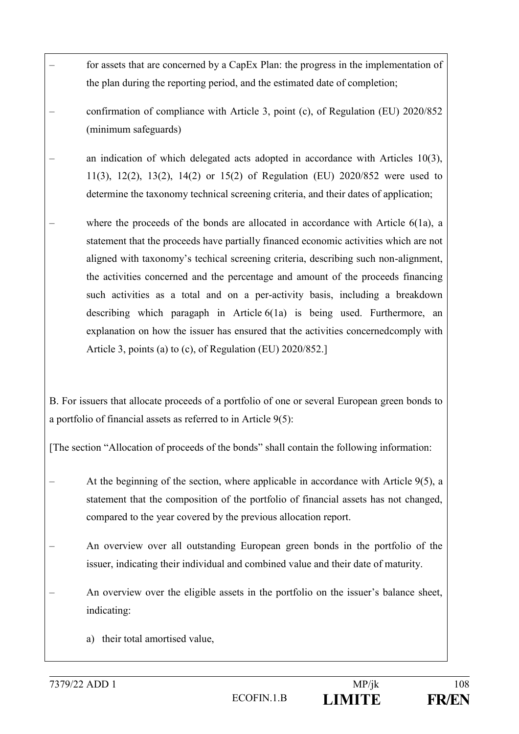- for assets that are concerned by a CapEx Plan: the progress in the implementation of the plan during the reporting period, and the estimated date of completion;
- confirmation of compliance with Article 3, point (c), of Regulation (EU) 2020/852 (minimum safeguards)
- an indication of which delegated acts adopted in accordance with Articles 10(3), 11(3), 12(2), 13(2), 14(2) or 15(2) of Regulation (EU) 2020/852 were used to determine the taxonomy technical screening criteria, and their dates of application;
- where the proceeds of the bonds are allocated in accordance with Article 6(1a), a statement that the proceeds have partially financed economic activities which are not aligned with taxonomy's techical screening criteria, describing such non-alignment, the activities concerned and the percentage and amount of the proceeds financing such activities as a total and on a per-activity basis, including a breakdown describing which paragaph in Article 6(1a) is being used. Furthermore, an explanation on how the issuer has ensured that the activities concernedcomply with Article 3, points (a) to (c), of Regulation (EU) 2020/852.]

B. For issuers that allocate proceeds of a portfolio of one or several European green bonds to a portfolio of financial assets as referred to in Article 9(5):

[The section "Allocation of proceeds of the bonds" shall contain the following information:

- At the beginning of the section, where applicable in accordance with Article 9(5), a statement that the composition of the portfolio of financial assets has not changed, compared to the year covered by the previous allocation report.
- An overview over all outstanding European green bonds in the portfolio of the issuer, indicating their individual and combined value and their date of maturity.
- An overview over the eligible assets in the portfolio on the issuer's balance sheet, indicating:

  a) their total amortised value,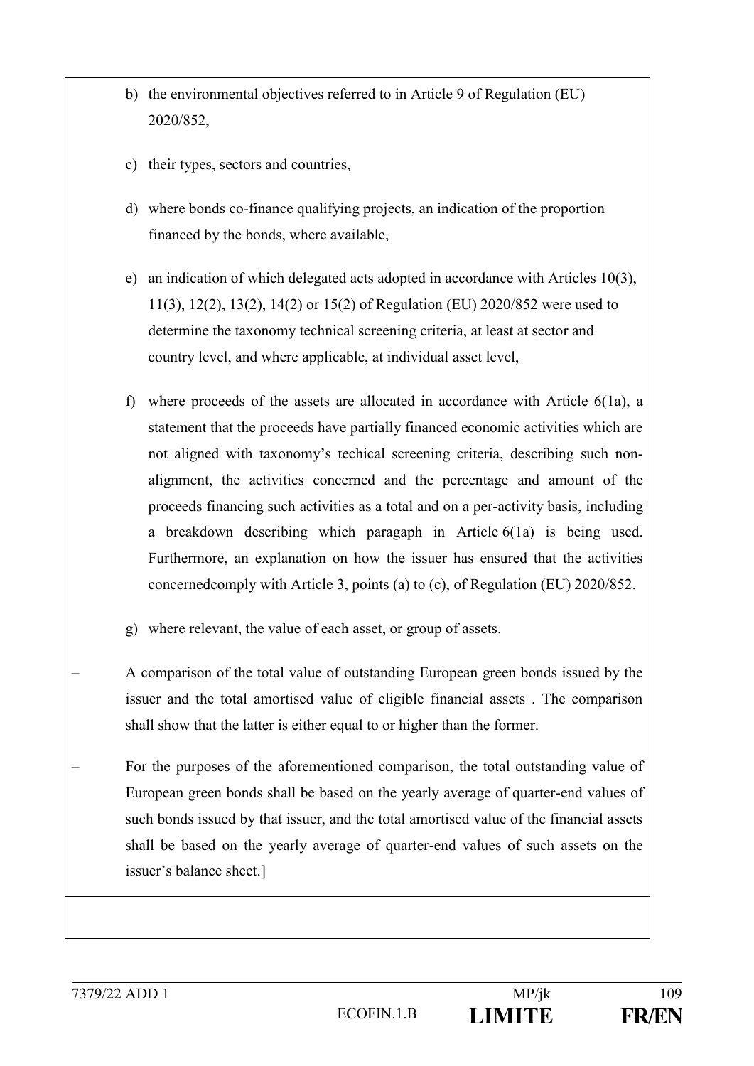b) the environmental objectives referred to in Article 9 of Regulation (EU) 2020/852,

c) their types, sectors and countries,

d) where bonds co-finance qualifying projects, an indication of the proportion financed by the bonds, where available,

e) an indication of which delegated acts adopted in accordance with Articles 10(3), 11(3), 12(2), 13(2), 14(2) or 15(2) of Regulation (EU) 2020/852 were used to determine the taxonomy technical screening criteria, at least at sector and country level, and where applicable, at individual asset level,

f) where proceeds of the assets are allocated in accordance with Article 6(1a), a statement that the proceeds have partially financed economic activities which are not aligned with taxonomy's techical screening criteria, describing such non-alignment, the activities concerned and the percentage and amount of the proceeds financing such activities as a total and on a per-activity basis, including a breakdown describing which paragaph in Article 6(1a) is being used. Furthermore, an explanation on how the issuer has ensured that the activities concernedcomply with Article 3, points (a) to (c), of Regulation (EU) 2020/852.

g) where relevant, the value of each asset, or group of assets.

– A comparison of the total value of outstanding European green bonds issued by the issuer and the total amortised value of eligible financial assets . The comparison shall show that the latter is either equal to or higher than the former.

– For the purposes of the aforementioned comparison, the total outstanding value of European green bonds shall be based on the yearly average of quarter-end values of such bonds issued by that issuer, and the total amortised value of the financial assets shall be based on the yearly average of quarter-end values of such assets on the issuer's balance sheet.]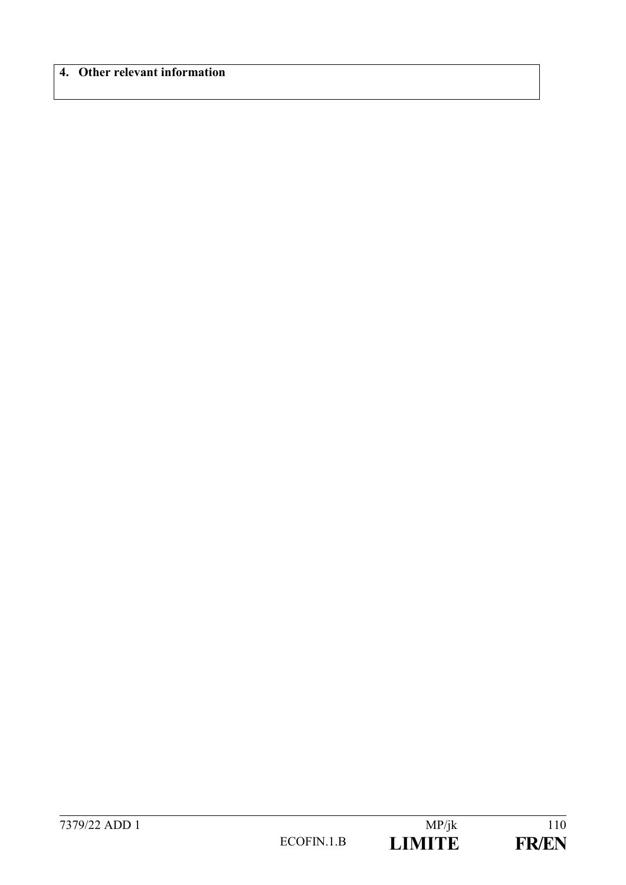| 4. Other relevant information |
|---|
| |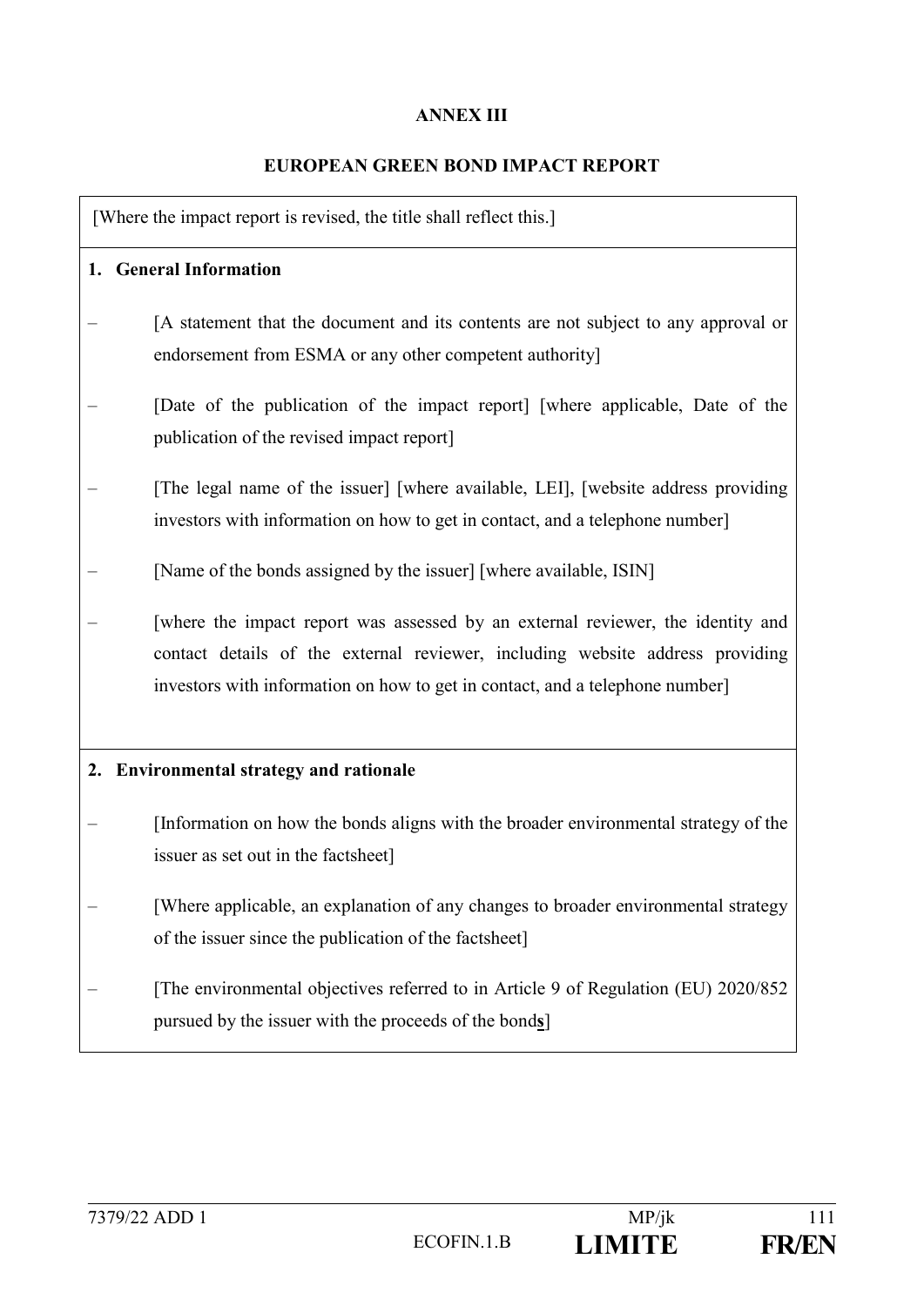**ANNEX III**

**EUROPEAN GREEN BOND IMPACT REPORT**

[Where the impact report is revised, the title shall reflect this.]

**1. General Information**

– [A statement that the document and its contents are not subject to any approval or endorsement from ESMA or any other competent authority]

– [Date of the publication of the impact report] [where applicable, Date of the publication of the revised impact report]

– [The legal name of the issuer] [where available, LEI], [website address providing investors with information on how to get in contact, and a telephone number]

– [Name of the bonds assigned by the issuer] [where available, ISIN]

– [where the impact report was assessed by an external reviewer, the identity and contact details of the external reviewer, including website address providing investors with information on how to get in contact, and a telephone number]

**2. Environmental strategy and rationale**

– [Information on how the bonds aligns with the broader environmental strategy of the issuer as set out in the factsheet]

– [Where applicable, an explanation of any changes to broader environmental strategy of the issuer since the publication of the factsheet]

– [The environmental objectives referred to in Article 9 of Regulation (EU) 2020/852 pursued by the issuer with the proceeds of the bond**s**]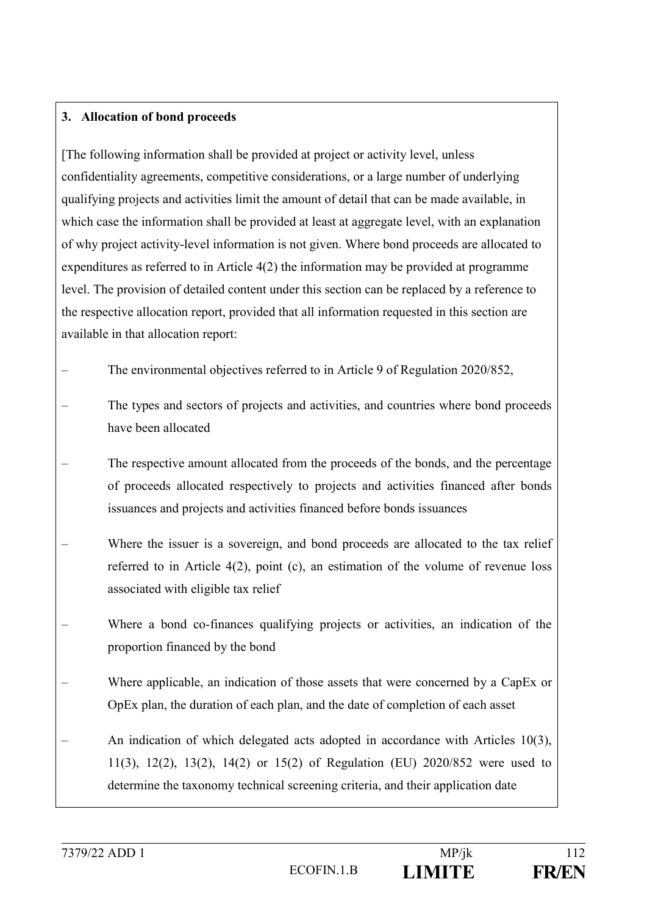**3. Allocation of bond proceeds**

[The following information shall be provided at project or activity level, unless confidentiality agreements, competitive considerations, or a large number of underlying qualifying projects and activities limit the amount of detail that can be made available, in which case the information shall be provided at least at aggregate level, with an explanation of why project activity-level information is not given. Where bond proceeds are allocated to expenditures as referred to in Article 4(2) the information may be provided at programme level. The provision of detailed content under this section can be replaced by a reference to the respective allocation report, provided that all information requested in this section are available in that allocation report:

- The environmental objectives referred to in Article 9 of Regulation 2020/852,
- The types and sectors of projects and activities, and countries where bond proceeds have been allocated
- The respective amount allocated from the proceeds of the bonds, and the percentage of proceeds allocated respectively to projects and activities financed after bonds issuances and projects and activities financed before bonds issuances
- Where the issuer is a sovereign, and bond proceeds are allocated to the tax relief referred to in Article 4(2), point (c), an estimation of the volume of revenue loss associated with eligible tax relief
- Where a bond co-finances qualifying projects or activities, an indication of the proportion financed by the bond
- Where applicable, an indication of those assets that were concerned by a CapEx or OpEx plan, the duration of each plan, and the date of completion of each asset
- An indication of which delegated acts adopted in accordance with Articles 10(3), 11(3), 12(2), 13(2), 14(2) or 15(2) of Regulation (EU) 2020/852 were used to determine the taxonomy technical screening criteria, and their application date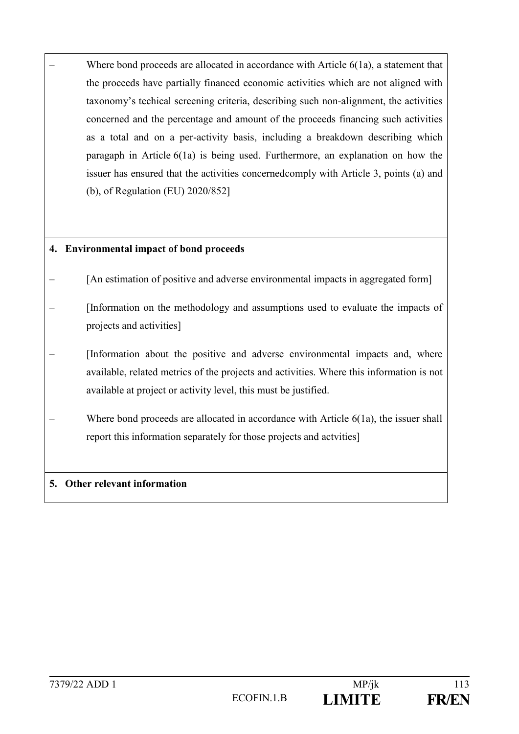– Where bond proceeds are allocated in accordance with Article 6(1a), a statement that the proceeds have partially financed economic activities which are not aligned with taxonomy's techical screening criteria, describing such non-alignment, the activities concerned and the percentage and amount of the proceeds financing such activities as a total and on a per-activity basis, including a breakdown describing which paragaph in Article 6(1a) is being used. Furthermore, an explanation on how the issuer has ensured that the activities concernedcomply with Article 3, points (a) and (b), of Regulation (EU) 2020/852]

**4. Environmental impact of bond proceeds**

– [An estimation of positive and adverse environmental impacts in aggregated form]

– [Information on the methodology and assumptions used to evaluate the impacts of projects and activities]

– [Information about the positive and adverse environmental impacts and, where available, related metrics of the projects and activities. Where this information is not available at project or activity level, this must be justified.

– Where bond proceeds are allocated in accordance with Article 6(1a), the issuer shall report this information separately for those projects and actvities]

**5. Other relevant information**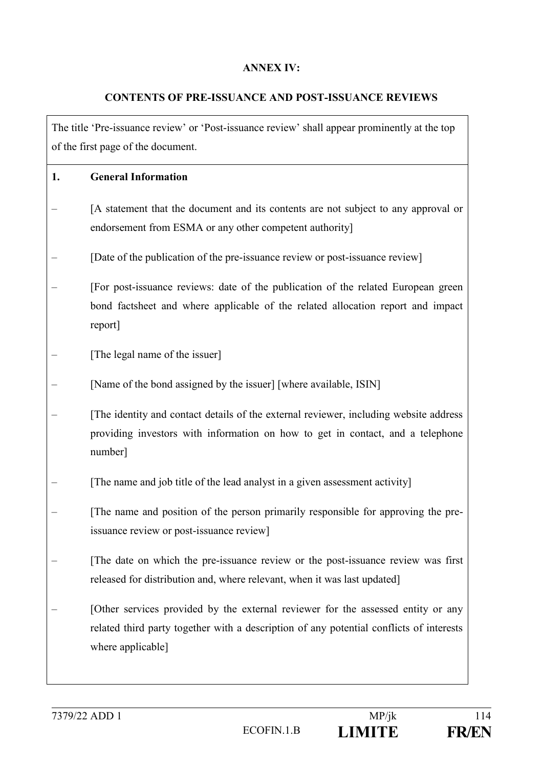**ANNEX IV:**

**CONTENTS OF PRE-ISSUANCE AND POST-ISSUANCE REVIEWS**

The title 'Pre-issuance review' or 'Post-issuance review' shall appear prominently at the top of the first page of the document.

**1. General Information**

– [A statement that the document and its contents are not subject to any approval or endorsement from ESMA or any other competent authority]

– [Date of the publication of the pre-issuance review or post-issuance review]

– [For post-issuance reviews: date of the publication of the related European green bond factsheet and where applicable of the related allocation report and impact report]

– [The legal name of the issuer]

– [Name of the bond assigned by the issuer] [where available, ISIN]

– [The identity and contact details of the external reviewer, including website address providing investors with information on how to get in contact, and a telephone number]

– [The name and job title of the lead analyst in a given assessment activity]

– [The name and position of the person primarily responsible for approving the pre-issuance review or post-issuance review]

– [The date on which the pre-issuance review or the post-issuance review was first released for distribution and, where relevant, when it was last updated]

– [Other services provided by the external reviewer for the assessed entity or any related third party together with a description of any potential conflicts of interests where applicable]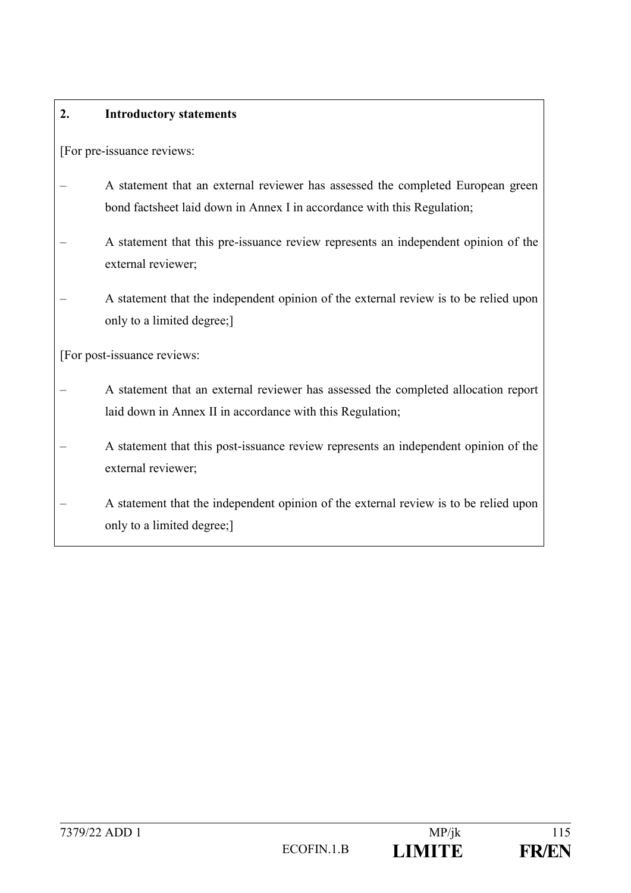**2. Introductory statements**

[For pre-issuance reviews:

- A statement that an external reviewer has assessed the completed European green bond factsheet laid down in Annex I in accordance with this Regulation;
- A statement that this pre-issuance review represents an independent opinion of the external reviewer;
- A statement that the independent opinion of the external review is to be relied upon only to a limited degree;]

[For post-issuance reviews:

- A statement that an external reviewer has assessed the completed allocation report laid down in Annex II in accordance with this Regulation;
- A statement that this post-issuance review represents an independent opinion of the external reviewer;
- A statement that the independent opinion of the external review is to be relied upon only to a limited degree;]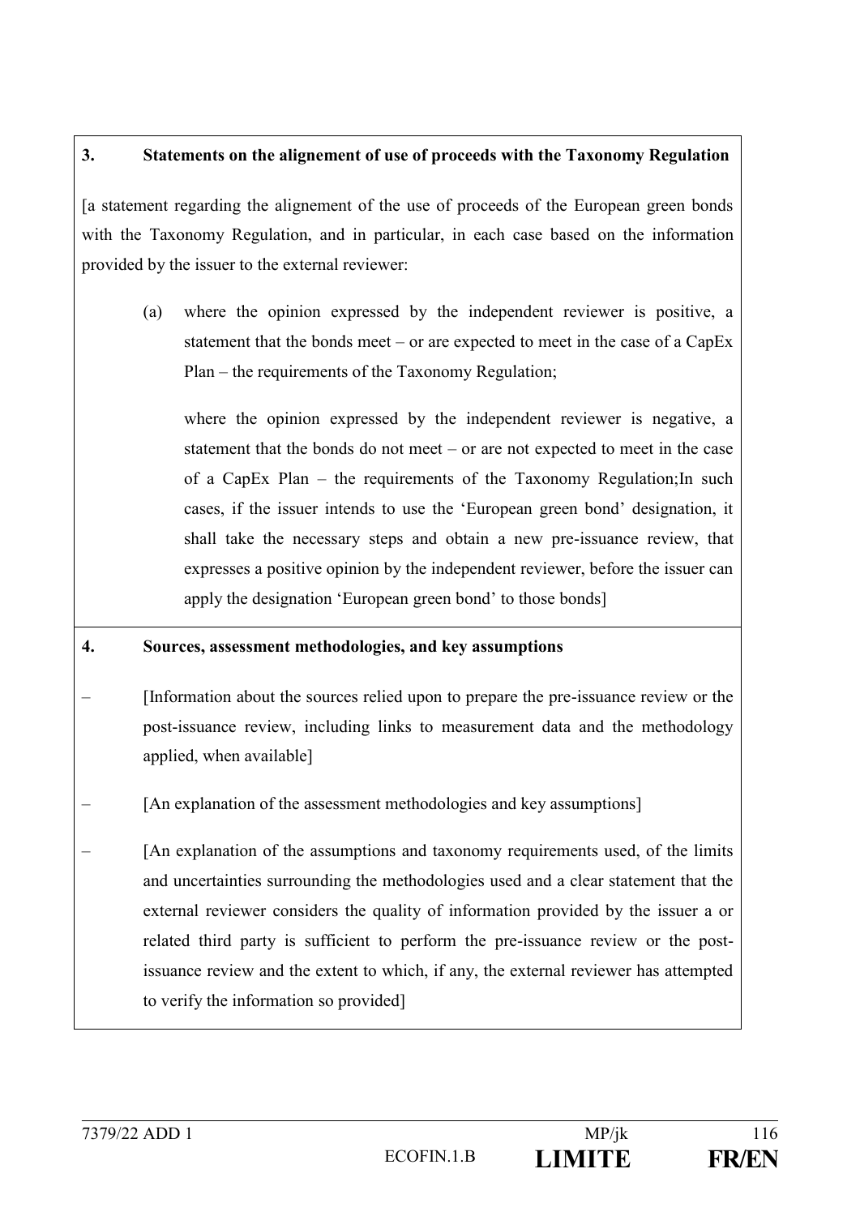**3. Statements on the alignement of use of proceeds with the Taxonomy Regulation**

[a statement regarding the alignement of the use of proceeds of the European green bonds with the Taxonomy Regulation, and in particular, in each case based on the information provided by the issuer to the external reviewer:

(a) where the opinion expressed by the independent reviewer is positive, a statement that the bonds meet – or are expected to meet in the case of a CapEx Plan – the requirements of the Taxonomy Regulation;

where the opinion expressed by the independent reviewer is negative, a statement that the bonds do not meet – or are not expected to meet in the case of a CapEx Plan – the requirements of the Taxonomy Regulation;In such cases, if the issuer intends to use the 'European green bond' designation, it shall take the necessary steps and obtain a new pre-issuance review, that expresses a positive opinion by the independent reviewer, before the issuer can apply the designation 'European green bond' to those bonds]

**4. Sources, assessment methodologies, and key assumptions**

– [Information about the sources relied upon to prepare the pre-issuance review or the post-issuance review, including links to measurement data and the methodology applied, when available]

– [An explanation of the assessment methodologies and key assumptions]

– [An explanation of the assumptions and taxonomy requirements used, of the limits and uncertainties surrounding the methodologies used and a clear statement that the external reviewer considers the quality of information provided by the issuer a or related third party is sufficient to perform the pre-issuance review or the post-issuance review and the extent to which, if any, the external reviewer has attempted to verify the information so provided]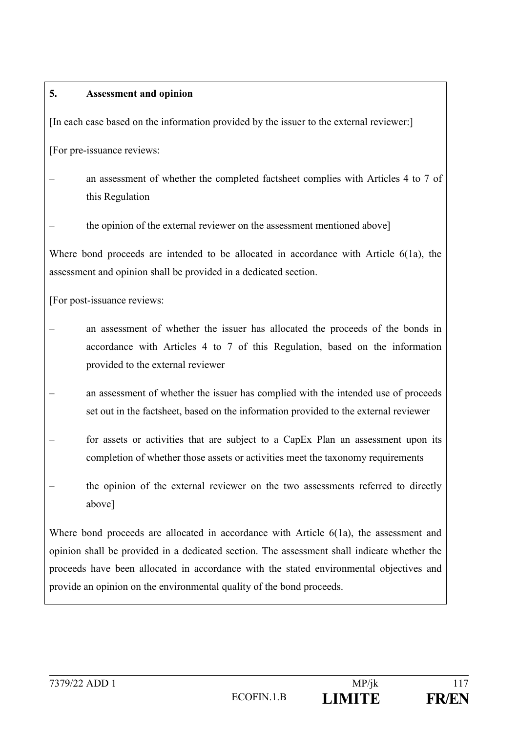**5. Assessment and opinion**

[In each case based on the information provided by the issuer to the external reviewer:]

[For pre-issuance reviews:

- an assessment of whether the completed factsheet complies with Articles 4 to 7 of this Regulation
- the opinion of the external reviewer on the assessment mentioned above]

Where bond proceeds are intended to be allocated in accordance with Article 6(1a), the assessment and opinion shall be provided in a dedicated section.

[For post-issuance reviews:

- an assessment of whether the issuer has allocated the proceeds of the bonds in accordance with Articles 4 to 7 of this Regulation, based on the information provided to the external reviewer
- an assessment of whether the issuer has complied with the intended use of proceeds set out in the factsheet, based on the information provided to the external reviewer
- for assets or activities that are subject to a CapEx Plan an assessment upon its completion of whether those assets or activities meet the taxonomy requirements
- the opinion of the external reviewer on the two assessments referred to directly above]

Where bond proceeds are allocated in accordance with Article 6(1a), the assessment and opinion shall be provided in a dedicated section. The assessment shall indicate whether the proceeds have been allocated in accordance with the stated environmental objectives and provide an opinion on the environmental quality of the bond proceeds.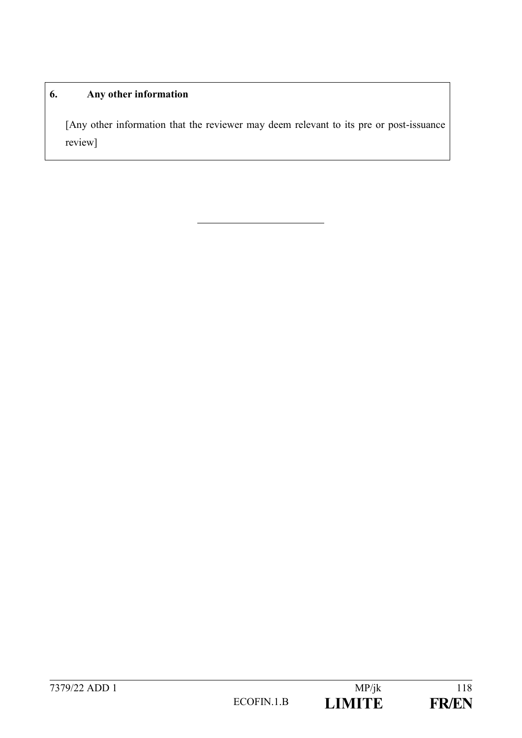**6. Any other information**

[Any other information that the reviewer may deem relevant to its pre or post-issuance review]